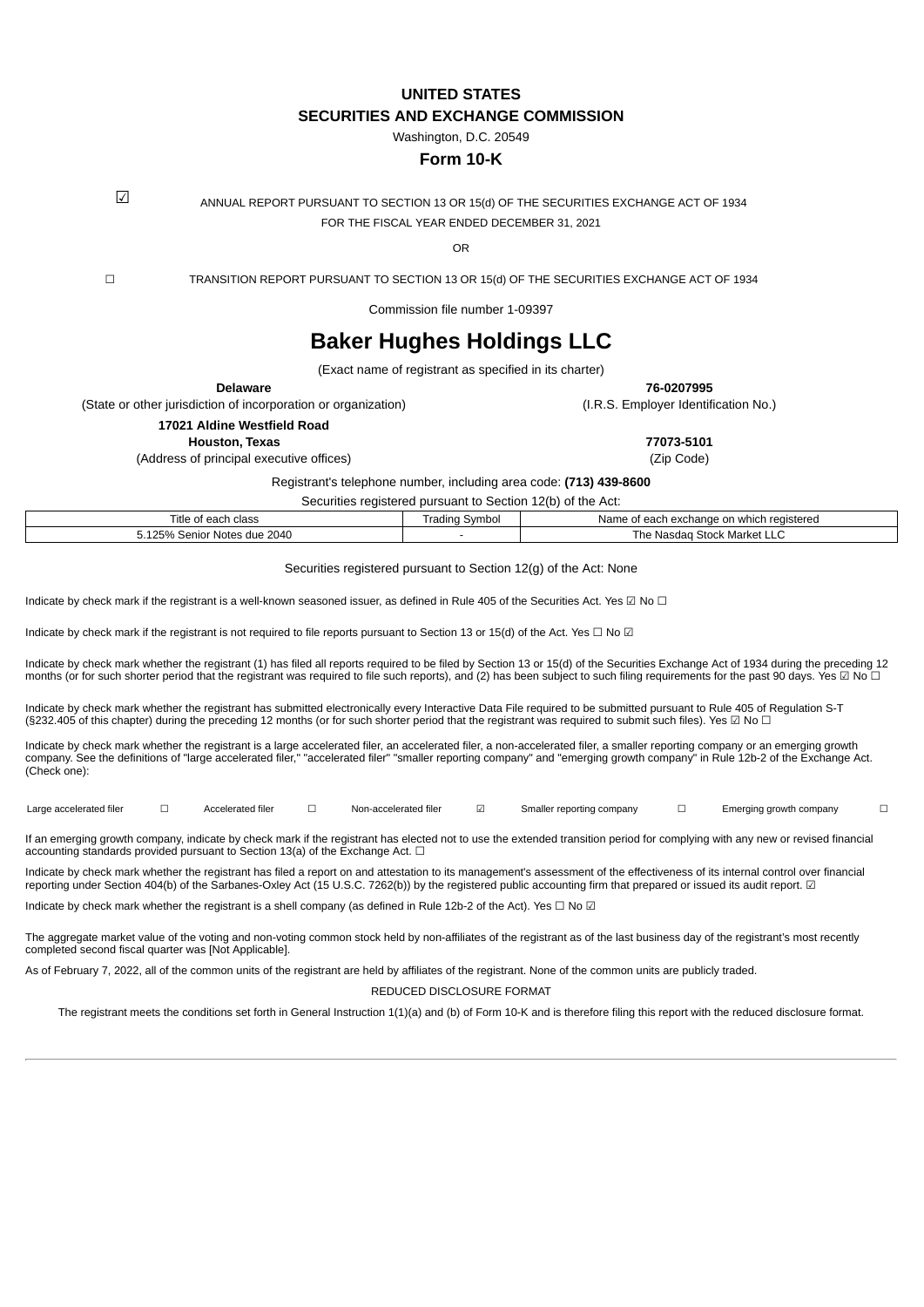**UNITED STATES**

**SECURITIES AND EXCHANGE COMMISSION**

Washington, D.C. 20549

**Form 10-K**

☑ ANNUAL REPORT PURSUANT TO SECTION 13 OR 15(d) OF THE SECURITIES EXCHANGE ACT OF 1934

FOR THE FISCAL YEAR ENDED DECEMBER 31, 2021

OR

☐ TRANSITION REPORT PURSUANT TO SECTION 13 OR 15(d) OF THE SECURITIES EXCHANGE ACT OF 1934

Commission file number 1-09397

# Baker Hughes Holdings LLC

(Exact name of registrant as specified in its charter)

| **Delaware** | **76-0207995** |
|---|---|
| (State or other jurisdiction of incorporation or organization) | (I.R.S. Employer Identification No.) |
| **17021 Aldine Westfield Road** **Houston, Texas** | **77073-5101** |
| (Address of principal executive offices) | (Zip Code) |

Registrant's telephone number, including area code: **(713) 439-8600**

Securities registered pursuant to Section 12(b) of the Act:

| Title of each class | Trading Symbol | Name of each exchange on which registered |
|---|---|---|
| 5.125% Senior Notes due 2040 | - | The Nasdaq Stock Market LLC |

Securities registered pursuant to Section 12(g) of the Act: None

Indicate by check mark if the registrant is a well-known seasoned issuer, as defined in Rule 405 of the Securities Act. Yes ☑ No ☐

Indicate by check mark if the registrant is not required to file reports pursuant to Section 13 or 15(d) of the Act. Yes ☐ No ☑

Indicate by check mark whether the registrant (1) has filed all reports required to be filed by Section 13 or 15(d) of the Securities Exchange Act of 1934 during the preceding 12 months (or for such shorter period that the registrant was required to file such reports), and (2) has been subject to such filing requirements for the past 90 days. Yes ☑ No ☐

Indicate by check mark whether the registrant has submitted electronically every Interactive Data File required to be submitted pursuant to Rule 405 of Regulation S-T (§232.405 of this chapter) during the preceding 12 months (or for such shorter period that the registrant was required to submit such files). Yes ☑ No ☐

Indicate by check mark whether the registrant is a large accelerated filer, an accelerated filer, a non-accelerated filer, a smaller reporting company or an emerging growth company. See the definitions of "large accelerated filer," "accelerated filer" "smaller reporting company" and "emerging growth company" in Rule 12b-2 of the Exchange Act. (Check one):

| Large accelerated filer | ☐ | Accelerated filer | ☐ | Non-accelerated filer | ☑ | Smaller reporting company | ☐ | Emerging growth company | ☐ |
|---|---|---|---|---|---|---|---|---|---|

If an emerging growth company, indicate by check mark if the registrant has elected not to use the extended transition period for complying with any new or revised financial accounting standards provided pursuant to Section 13(a) of the Exchange Act. ☐

Indicate by check mark whether the registrant has filed a report on and attestation to its management's assessment of the effectiveness of its internal control over financial reporting under Section 404(b) of the Sarbanes-Oxley Act (15 U.S.C. 7262(b)) by the registered public accounting firm that prepared or issued its audit report. ☑

Indicate by check mark whether the registrant is a shell company (as defined in Rule 12b-2 of the Act). Yes ☐ No ☑

The aggregate market value of the voting and non-voting common stock held by non-affiliates of the registrant as of the last business day of the registrant's most recently completed second fiscal quarter was [Not Applicable].

As of February 7, 2022, all of the common units of the registrant are held by affiliates of the registrant. None of the common units are publicly traded.

REDUCED DISCLOSURE FORMAT

The registrant meets the conditions set forth in General Instruction 1(1)(a) and (b) of Form 10-K and is therefore filing this report with the reduced disclosure format.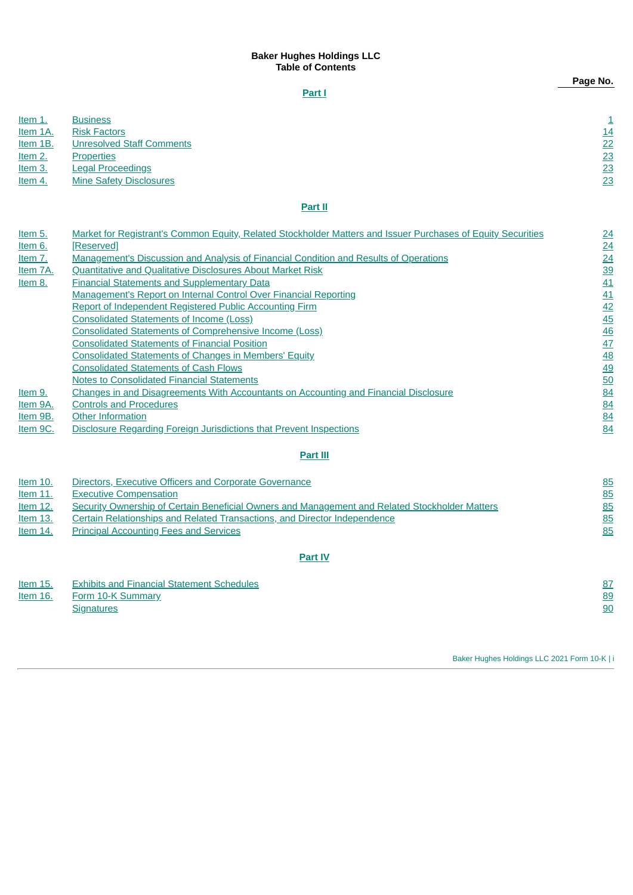**Baker Hughes Holdings LLC**
**Table of Contents**

| | | Page No. |
|---|---|---|
| | **Part I** | |
| Item 1. | Business | 1 |
| Item 1A. | Risk Factors | 14 |
| Item 1B. | Unresolved Staff Comments | 22 |
| Item 2. | Properties | 23 |
| Item 3. | Legal Proceedings | 23 |
| Item 4. | Mine Safety Disclosures | 23 |
| | **Part II** | |
| Item 5. | Market for Registrant's Common Equity, Related Stockholder Matters and Issuer Purchases of Equity Securities | 24 |
| Item 6. | [Reserved] | 24 |
| Item 7. | Management's Discussion and Analysis of Financial Condition and Results of Operations | 24 |
| Item 7A. | Quantitative and Qualitative Disclosures About Market Risk | 39 |
| Item 8. | Financial Statements and Supplementary Data | 41 |
| | Management's Report on Internal Control Over Financial Reporting | 41 |
| | Report of Independent Registered Public Accounting Firm | 42 |
| | Consolidated Statements of Income (Loss) | 45 |
| | Consolidated Statements of Comprehensive Income (Loss) | 46 |
| | Consolidated Statements of Financial Position | 47 |
| | Consolidated Statements of Changes in Members' Equity | 48 |
| | Consolidated Statements of Cash Flows | 49 |
| | Notes to Consolidated Financial Statements | 50 |
| Item 9. | Changes in and Disagreements With Accountants on Accounting and Financial Disclosure | 84 |
| Item 9A. | Controls and Procedures | 84 |
| Item 9B. | Other Information | 84 |
| Item 9C. | Disclosure Regarding Foreign Jurisdictions that Prevent Inspections | 84 |
| | **Part III** | |
| Item 10. | Directors, Executive Officers and Corporate Governance | 85 |
| Item 11. | Executive Compensation | 85 |
| Item 12. | Security Ownership of Certain Beneficial Owners and Management and Related Stockholder Matters | 85 |
| Item 13. | Certain Relationships and Related Transactions, and Director Independence | 85 |
| Item 14. | Principal Accounting Fees and Services | 85 |
| | **Part IV** | |
| Item 15. | Exhibits and Financial Statement Schedules | 87 |
| Item 16. | Form 10-K Summary | 89 |
| | Signatures | 90 |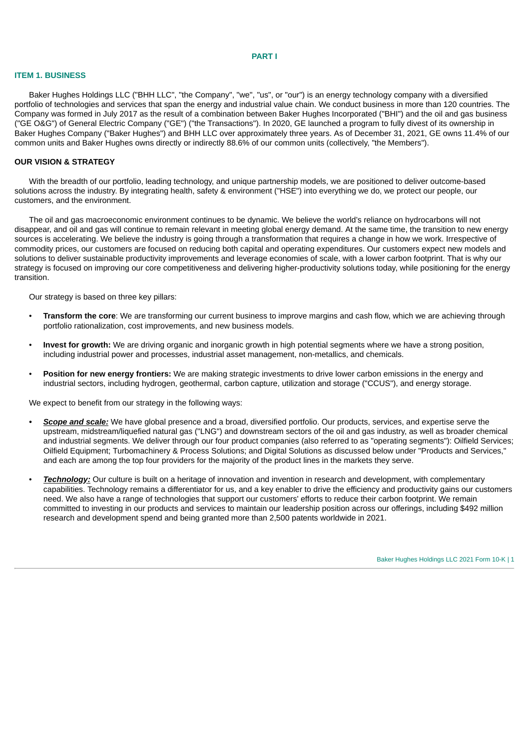# PART I

## ITEM 1. BUSINESS

Baker Hughes Holdings LLC ("BHH LLC", "the Company", "we", "us", or "our") is an energy technology company with a diversified portfolio of technologies and services that span the energy and industrial value chain. We conduct business in more than 120 countries. The Company was formed in July 2017 as the result of a combination between Baker Hughes Incorporated ("BHI") and the oil and gas business ("GE O&G") of General Electric Company ("GE") ("the Transactions"). In 2020, GE launched a program to fully divest of its ownership in Baker Hughes Company ("Baker Hughes") and BHH LLC over approximately three years. As of December 31, 2021, GE owns 11.4% of our common units and Baker Hughes owns directly or indirectly 88.6% of our common units (collectively, "the Members").

### OUR VISION & STRATEGY

With the breadth of our portfolio, leading technology, and unique partnership models, we are positioned to deliver outcome-based solutions across the industry. By integrating health, safety & environment ("HSE") into everything we do, we protect our people, our customers, and the environment.

The oil and gas macroeconomic environment continues to be dynamic. We believe the world's reliance on hydrocarbons will not disappear, and oil and gas will continue to remain relevant in meeting global energy demand. At the same time, the transition to new energy sources is accelerating. We believe the industry is going through a transformation that requires a change in how we work. Irrespective of commodity prices, our customers are focused on reducing both capital and operating expenditures. Our customers expect new models and solutions to deliver sustainable productivity improvements and leverage economies of scale, with a lower carbon footprint. That is why our strategy is focused on improving our core competitiveness and delivering higher-productivity solutions today, while positioning for the energy transition.

Our strategy is based on three key pillars:

- **Transform the core**: We are transforming our current business to improve margins and cash flow, which we are achieving through portfolio rationalization, cost improvements, and new business models.
- **Invest for growth:** We are driving organic and inorganic growth in high potential segments where we have a strong position, including industrial power and processes, industrial asset management, non-metallics, and chemicals.
- **Position for new energy frontiers:** We are making strategic investments to drive lower carbon emissions in the energy and industrial sectors, including hydrogen, geothermal, carbon capture, utilization and storage ("CCUS"), and energy storage.

We expect to benefit from our strategy in the following ways:

- ***Scope and scale:*** We have global presence and a broad, diversified portfolio. Our products, services, and expertise serve the upstream, midstream/liquefied natural gas ("LNG") and downstream sectors of the oil and gas industry, as well as broader chemical and industrial segments. We deliver through our four product companies (also referred to as "operating segments"): Oilfield Services; Oilfield Equipment; Turbomachinery & Process Solutions; and Digital Solutions as discussed below under "Products and Services," and each are among the top four providers for the majority of the product lines in the markets they serve.
- ***Technology:*** Our culture is built on a heritage of innovation and invention in research and development, with complementary capabilities. Technology remains a differentiator for us, and a key enabler to drive the efficiency and productivity gains our customers need. We also have a range of technologies that support our customers' efforts to reduce their carbon footprint. We remain committed to investing in our products and services to maintain our leadership position across our offerings, including $492 million research and development spend and being granted more than 2,500 patents worldwide in 2021.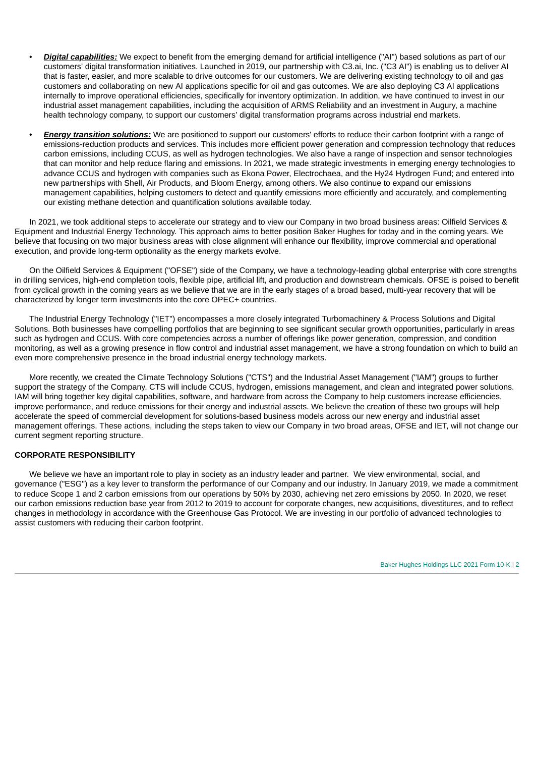- ***Digital capabilities:*** We expect to benefit from the emerging demand for artificial intelligence ("AI") based solutions as part of our customers' digital transformation initiatives. Launched in 2019, our partnership with C3.ai, Inc. ("C3 AI") is enabling us to deliver AI that is faster, easier, and more scalable to drive outcomes for our customers. We are delivering existing technology to oil and gas customers and collaborating on new AI applications specific for oil and gas outcomes. We are also deploying C3 AI applications internally to improve operational efficiencies, specifically for inventory optimization. In addition, we have continued to invest in our industrial asset management capabilities, including the acquisition of ARMS Reliability and an investment in Augury, a machine health technology company, to support our customers' digital transformation programs across industrial end markets.

- ***Energy transition solutions:*** We are positioned to support our customers' efforts to reduce their carbon footprint with a range of emissions-reduction products and services. This includes more efficient power generation and compression technology that reduces carbon emissions, including CCUS, as well as hydrogen technologies. We also have a range of inspection and sensor technologies that can monitor and help reduce flaring and emissions. In 2021, we made strategic investments in emerging energy technologies to advance CCUS and hydrogen with companies such as Ekona Power, Electrochaea, and the Hy24 Hydrogen Fund; and entered into new partnerships with Shell, Air Products, and Bloom Energy, among others. We also continue to expand our emissions management capabilities, helping customers to detect and quantify emissions more efficiently and accurately, and complementing our existing methane detection and quantification solutions available today.

In 2021, we took additional steps to accelerate our strategy and to view our Company in two broad business areas: Oilfield Services & Equipment and Industrial Energy Technology. This approach aims to better position Baker Hughes for today and in the coming years. We believe that focusing on two major business areas with close alignment will enhance our flexibility, improve commercial and operational execution, and provide long-term optionality as the energy markets evolve.

On the Oilfield Services & Equipment ("OFSE") side of the Company, we have a technology-leading global enterprise with core strengths in drilling services, high-end completion tools, flexible pipe, artificial lift, and production and downstream chemicals. OFSE is poised to benefit from cyclical growth in the coming years as we believe that we are in the early stages of a broad based, multi-year recovery that will be characterized by longer term investments into the core OPEC+ countries.

The Industrial Energy Technology ("IET") encompasses a more closely integrated Turbomachinery & Process Solutions and Digital Solutions. Both businesses have compelling portfolios that are beginning to see significant secular growth opportunities, particularly in areas such as hydrogen and CCUS. With core competencies across a number of offerings like power generation, compression, and condition monitoring, as well as a growing presence in flow control and industrial asset management, we have a strong foundation on which to build an even more comprehensive presence in the broad industrial energy technology markets.

More recently, we created the Climate Technology Solutions ("CTS") and the Industrial Asset Management ("IAM") groups to further support the strategy of the Company. CTS will include CCUS, hydrogen, emissions management, and clean and integrated power solutions. IAM will bring together key digital capabilities, software, and hardware from across the Company to help customers increase efficiencies, improve performance, and reduce emissions for their energy and industrial assets. We believe the creation of these two groups will help accelerate the speed of commercial development for solutions-based business models across our new energy and industrial asset management offerings. These actions, including the steps taken to view our Company in two broad areas, OFSE and IET, will not change our current segment reporting structure.

## CORPORATE RESPONSIBILITY

We believe we have an important role to play in society as an industry leader and partner. We view environmental, social, and governance ("ESG") as a key lever to transform the performance of our Company and our industry. In January 2019, we made a commitment to reduce Scope 1 and 2 carbon emissions from our operations by 50% by 2030, achieving net zero emissions by 2050. In 2020, we reset our carbon emissions reduction base year from 2012 to 2019 to account for corporate changes, new acquisitions, divestitures, and to reflect changes in methodology in accordance with the Greenhouse Gas Protocol. We are investing in our portfolio of advanced technologies to assist customers with reducing their carbon footprint.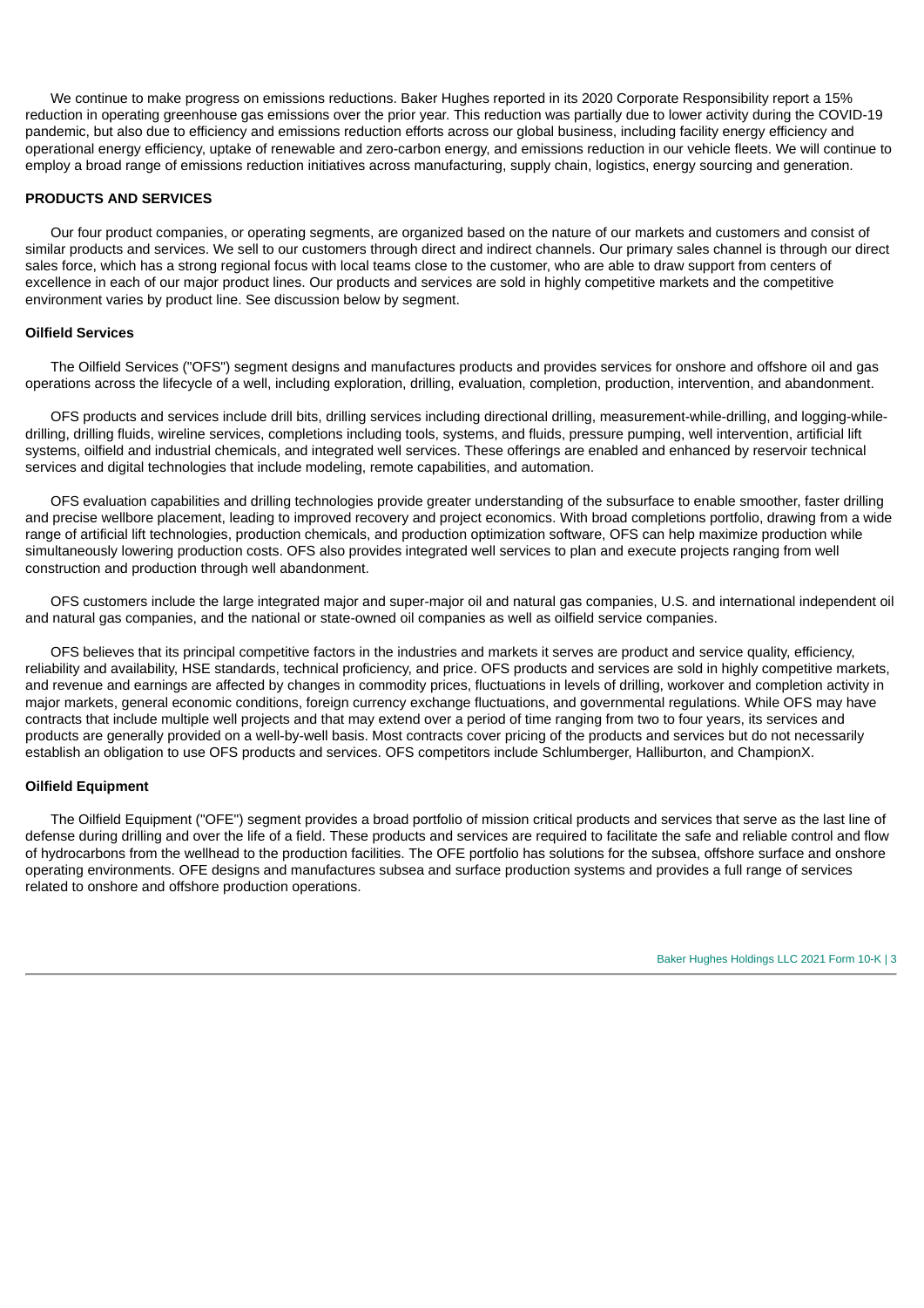We continue to make progress on emissions reductions. Baker Hughes reported in its 2020 Corporate Responsibility report a 15% reduction in operating greenhouse gas emissions over the prior year. This reduction was partially due to lower activity during the COVID-19 pandemic, but also due to efficiency and emissions reduction efforts across our global business, including facility energy efficiency and operational energy efficiency, uptake of renewable and zero-carbon energy, and emissions reduction in our vehicle fleets. We will continue to employ a broad range of emissions reduction initiatives across manufacturing, supply chain, logistics, energy sourcing and generation.

## PRODUCTS AND SERVICES

Our four product companies, or operating segments, are organized based on the nature of our markets and customers and consist of similar products and services. We sell to our customers through direct and indirect channels. Our primary sales channel is through our direct sales force, which has a strong regional focus with local teams close to the customer, who are able to draw support from centers of excellence in each of our major product lines. Our products and services are sold in highly competitive markets and the competitive environment varies by product line. See discussion below by segment.

### Oilfield Services

The Oilfield Services ("OFS") segment designs and manufactures products and provides services for onshore and offshore oil and gas operations across the lifecycle of a well, including exploration, drilling, evaluation, completion, production, intervention, and abandonment.

OFS products and services include drill bits, drilling services including directional drilling, measurement-while-drilling, and logging-while-drilling, drilling fluids, wireline services, completions including tools, systems, and fluids, pressure pumping, well intervention, artificial lift systems, oilfield and industrial chemicals, and integrated well services. These offerings are enabled and enhanced by reservoir technical services and digital technologies that include modeling, remote capabilities, and automation.

OFS evaluation capabilities and drilling technologies provide greater understanding of the subsurface to enable smoother, faster drilling and precise wellbore placement, leading to improved recovery and project economics. With broad completions portfolio, drawing from a wide range of artificial lift technologies, production chemicals, and production optimization software, OFS can help maximize production while simultaneously lowering production costs. OFS also provides integrated well services to plan and execute projects ranging from well construction and production through well abandonment.

OFS customers include the large integrated major and super-major oil and natural gas companies, U.S. and international independent oil and natural gas companies, and the national or state-owned oil companies as well as oilfield service companies.

OFS believes that its principal competitive factors in the industries and markets it serves are product and service quality, efficiency, reliability and availability, HSE standards, technical proficiency, and price. OFS products and services are sold in highly competitive markets, and revenue and earnings are affected by changes in commodity prices, fluctuations in levels of drilling, workover and completion activity in major markets, general economic conditions, foreign currency exchange fluctuations, and governmental regulations. While OFS may have contracts that include multiple well projects and that may extend over a period of time ranging from two to four years, its services and products are generally provided on a well-by-well basis. Most contracts cover pricing of the products and services but do not necessarily establish an obligation to use OFS products and services. OFS competitors include Schlumberger, Halliburton, and ChampionX.

### Oilfield Equipment

The Oilfield Equipment ("OFE") segment provides a broad portfolio of mission critical products and services that serve as the last line of defense during drilling and over the life of a field. These products and services are required to facilitate the safe and reliable control and flow of hydrocarbons from the wellhead to the production facilities. The OFE portfolio has solutions for the subsea, offshore surface and onshore operating environments. OFE designs and manufactures subsea and surface production systems and provides a full range of services related to onshore and offshore production operations.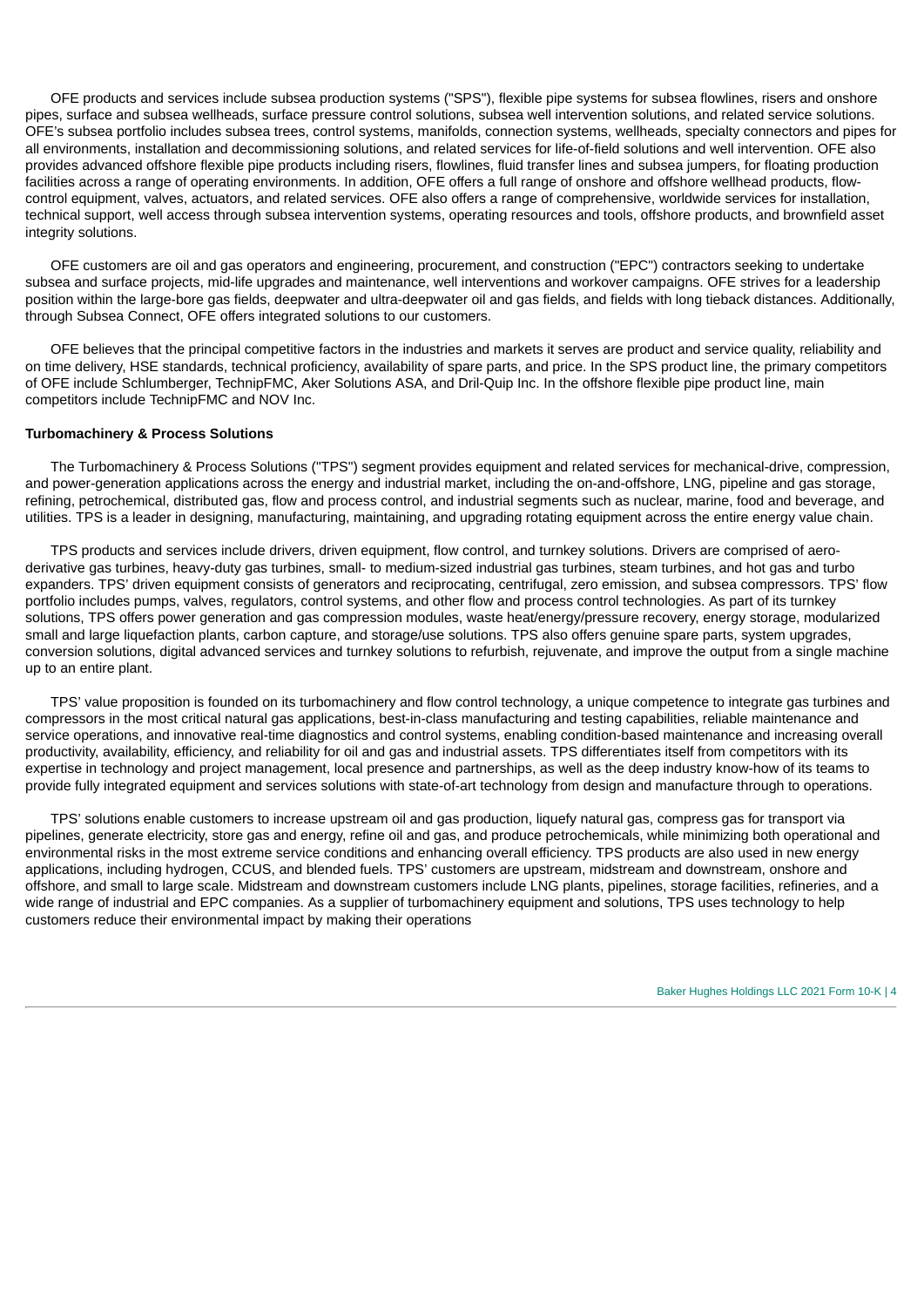OFE products and services include subsea production systems ("SPS"), flexible pipe systems for subsea flowlines, risers and onshore pipes, surface and subsea wellheads, surface pressure control solutions, subsea well intervention solutions, and related service solutions. OFE's subsea portfolio includes subsea trees, control systems, manifolds, connection systems, wellheads, specialty connectors and pipes for all environments, installation and decommissioning solutions, and related services for life-of-field solutions and well intervention. OFE also provides advanced offshore flexible pipe products including risers, flowlines, fluid transfer lines and subsea jumpers, for floating production facilities across a range of operating environments. In addition, OFE offers a full range of onshore and offshore wellhead products, flow-control equipment, valves, actuators, and related services. OFE also offers a range of comprehensive, worldwide services for installation, technical support, well access through subsea intervention systems, operating resources and tools, offshore products, and brownfield asset integrity solutions.

OFE customers are oil and gas operators and engineering, procurement, and construction ("EPC") contractors seeking to undertake subsea and surface projects, mid-life upgrades and maintenance, well interventions and workover campaigns. OFE strives for a leadership position within the large-bore gas fields, deepwater and ultra-deepwater oil and gas fields, and fields with long tieback distances. Additionally, through Subsea Connect, OFE offers integrated solutions to our customers.

OFE believes that the principal competitive factors in the industries and markets it serves are product and service quality, reliability and on time delivery, HSE standards, technical proficiency, availability of spare parts, and price. In the SPS product line, the primary competitors of OFE include Schlumberger, TechnipFMC, Aker Solutions ASA, and Dril-Quip Inc. In the offshore flexible pipe product line, main competitors include TechnipFMC and NOV Inc.

**Turbomachinery & Process Solutions**

The Turbomachinery & Process Solutions ("TPS") segment provides equipment and related services for mechanical-drive, compression, and power-generation applications across the energy and industrial market, including the on-and-offshore, LNG, pipeline and gas storage, refining, petrochemical, distributed gas, flow and process control, and industrial segments such as nuclear, marine, food and beverage, and utilities. TPS is a leader in designing, manufacturing, maintaining, and upgrading rotating equipment across the entire energy value chain.

TPS products and services include drivers, driven equipment, flow control, and turnkey solutions. Drivers are comprised of aero-derivative gas turbines, heavy-duty gas turbines, small- to medium-sized industrial gas turbines, steam turbines, and hot gas and turbo expanders. TPS' driven equipment consists of generators and reciprocating, centrifugal, zero emission, and subsea compressors. TPS' flow portfolio includes pumps, valves, regulators, control systems, and other flow and process control technologies. As part of its turnkey solutions, TPS offers power generation and gas compression modules, waste heat/energy/pressure recovery, energy storage, modularized small and large liquefaction plants, carbon capture, and storage/use solutions. TPS also offers genuine spare parts, system upgrades, conversion solutions, digital advanced services and turnkey solutions to refurbish, rejuvenate, and improve the output from a single machine up to an entire plant.

TPS' value proposition is founded on its turbomachinery and flow control technology, a unique competence to integrate gas turbines and compressors in the most critical natural gas applications, best-in-class manufacturing and testing capabilities, reliable maintenance and service operations, and innovative real-time diagnostics and control systems, enabling condition-based maintenance and increasing overall productivity, availability, efficiency, and reliability for oil and gas and industrial assets. TPS differentiates itself from competitors with its expertise in technology and project management, local presence and partnerships, as well as the deep industry know-how of its teams to provide fully integrated equipment and services solutions with state-of-art technology from design and manufacture through to operations.

TPS' solutions enable customers to increase upstream oil and gas production, liquefy natural gas, compress gas for transport via pipelines, generate electricity, store gas and energy, refine oil and gas, and produce petrochemicals, while minimizing both operational and environmental risks in the most extreme service conditions and enhancing overall efficiency. TPS products are also used in new energy applications, including hydrogen, CCUS, and blended fuels. TPS' customers are upstream, midstream and downstream, onshore and offshore, and small to large scale. Midstream and downstream customers include LNG plants, pipelines, storage facilities, refineries, and a wide range of industrial and EPC companies. As a supplier of turbomachinery equipment and solutions, TPS uses technology to help customers reduce their environmental impact by making their operations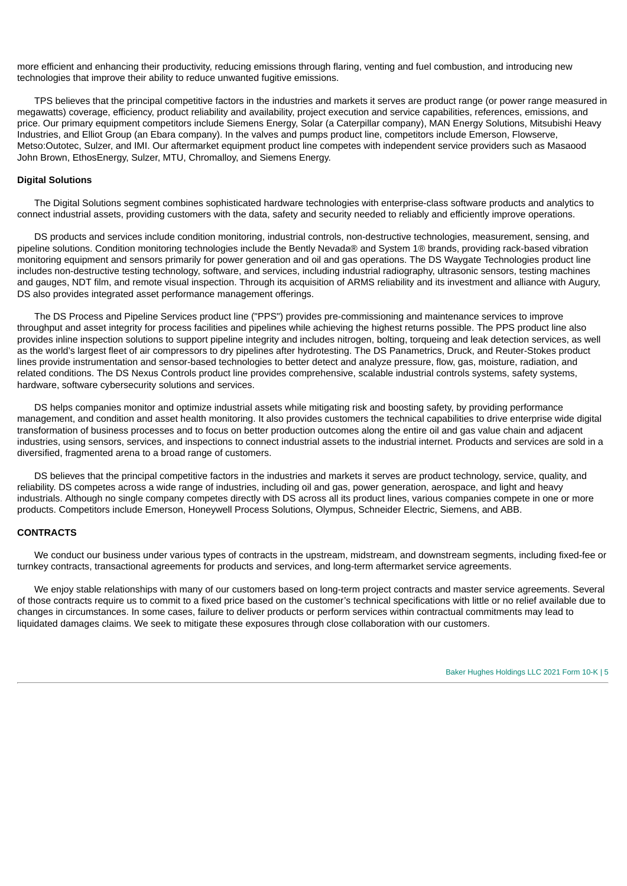more efficient and enhancing their productivity, reducing emissions through flaring, venting and fuel combustion, and introducing new technologies that improve their ability to reduce unwanted fugitive emissions.

TPS believes that the principal competitive factors in the industries and markets it serves are product range (or power range measured in megawatts) coverage, efficiency, product reliability and availability, project execution and service capabilities, references, emissions, and price. Our primary equipment competitors include Siemens Energy, Solar (a Caterpillar company), MAN Energy Solutions, Mitsubishi Heavy Industries, and Elliot Group (an Ebara company). In the valves and pumps product line, competitors include Emerson, Flowserve, Metso:Outotec, Sulzer, and IMI. Our aftermarket equipment product line competes with independent service providers such as Masaood John Brown, EthosEnergy, Sulzer, MTU, Chromalloy, and Siemens Energy.

**Digital Solutions**

The Digital Solutions segment combines sophisticated hardware technologies with enterprise-class software products and analytics to connect industrial assets, providing customers with the data, safety and security needed to reliably and efficiently improve operations.

DS products and services include condition monitoring, industrial controls, non-destructive technologies, measurement, sensing, and pipeline solutions. Condition monitoring technologies include the Bently Nevada® and System 1® brands, providing rack-based vibration monitoring equipment and sensors primarily for power generation and oil and gas operations. The DS Waygate Technologies product line includes non-destructive testing technology, software, and services, including industrial radiography, ultrasonic sensors, testing machines and gauges, NDT film, and remote visual inspection. Through its acquisition of ARMS reliability and its investment and alliance with Augury, DS also provides integrated asset performance management offerings.

The DS Process and Pipeline Services product line ("PPS") provides pre-commissioning and maintenance services to improve throughput and asset integrity for process facilities and pipelines while achieving the highest returns possible. The PPS product line also provides inline inspection solutions to support pipeline integrity and includes nitrogen, bolting, torqueing and leak detection services, as well as the world's largest fleet of air compressors to dry pipelines after hydrotesting. The DS Panametrics, Druck, and Reuter-Stokes product lines provide instrumentation and sensor-based technologies to better detect and analyze pressure, flow, gas, moisture, radiation, and related conditions. The DS Nexus Controls product line provides comprehensive, scalable industrial controls systems, safety systems, hardware, software cybersecurity solutions and services.

DS helps companies monitor and optimize industrial assets while mitigating risk and boosting safety, by providing performance management, and condition and asset health monitoring. It also provides customers the technical capabilities to drive enterprise wide digital transformation of business processes and to focus on better production outcomes along the entire oil and gas value chain and adjacent industries, using sensors, services, and inspections to connect industrial assets to the industrial internet. Products and services are sold in a diversified, fragmented arena to a broad range of customers.

DS believes that the principal competitive factors in the industries and markets it serves are product technology, service, quality, and reliability. DS competes across a wide range of industries, including oil and gas, power generation, aerospace, and light and heavy industrials. Although no single company competes directly with DS across all its product lines, various companies compete in one or more products. Competitors include Emerson, Honeywell Process Solutions, Olympus, Schneider Electric, Siemens, and ABB.

**CONTRACTS**

We conduct our business under various types of contracts in the upstream, midstream, and downstream segments, including fixed-fee or turnkey contracts, transactional agreements for products and services, and long-term aftermarket service agreements.

We enjoy stable relationships with many of our customers based on long-term project contracts and master service agreements. Several of those contracts require us to commit to a fixed price based on the customer's technical specifications with little or no relief available due to changes in circumstances. In some cases, failure to deliver products or perform services within contractual commitments may lead to liquidated damages claims. We seek to mitigate these exposures through close collaboration with our customers.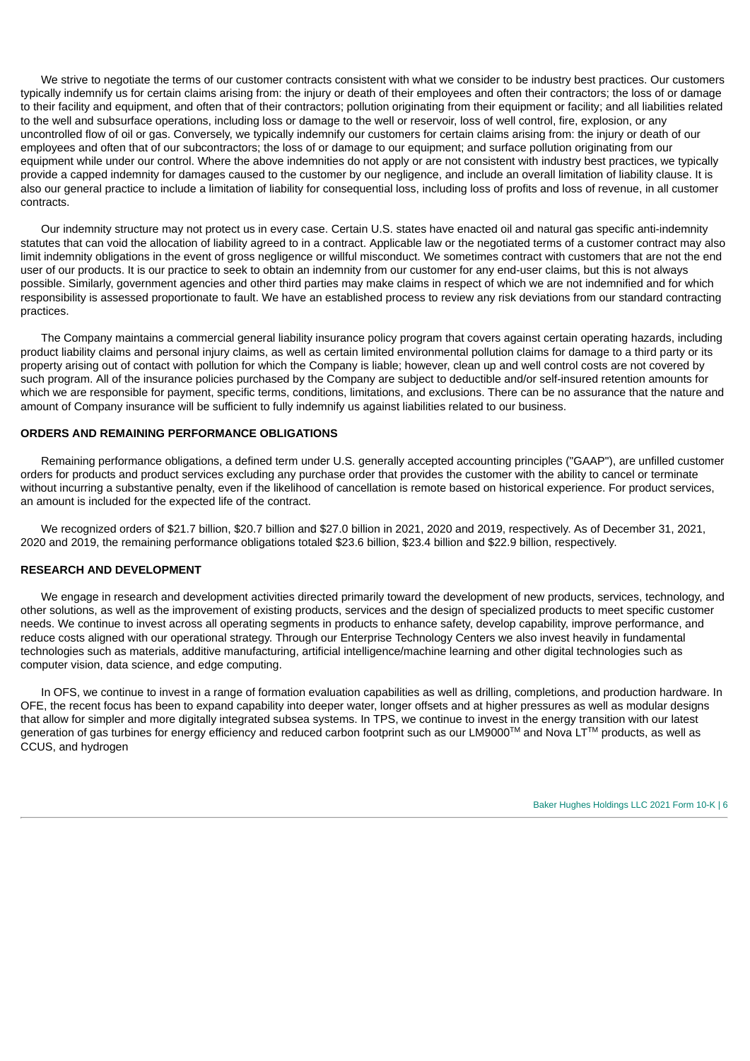We strive to negotiate the terms of our customer contracts consistent with what we consider to be industry best practices. Our customers typically indemnify us for certain claims arising from: the injury or death of their employees and often their contractors; the loss of or damage to their facility and equipment, and often that of their contractors; pollution originating from their equipment or facility; and all liabilities related to the well and subsurface operations, including loss or damage to the well or reservoir, loss of well control, fire, explosion, or any uncontrolled flow of oil or gas. Conversely, we typically indemnify our customers for certain claims arising from: the injury or death of our employees and often that of our subcontractors; the loss of or damage to our equipment; and surface pollution originating from our equipment while under our control. Where the above indemnities do not apply or are not consistent with industry best practices, we typically provide a capped indemnity for damages caused to the customer by our negligence, and include an overall limitation of liability clause. It is also our general practice to include a limitation of liability for consequential loss, including loss of profits and loss of revenue, in all customer contracts.

Our indemnity structure may not protect us in every case. Certain U.S. states have enacted oil and natural gas specific anti-indemnity statutes that can void the allocation of liability agreed to in a contract. Applicable law or the negotiated terms of a customer contract may also limit indemnity obligations in the event of gross negligence or willful misconduct. We sometimes contract with customers that are not the end user of our products. It is our practice to seek to obtain an indemnity from our customer for any end-user claims, but this is not always possible. Similarly, government agencies and other third parties may make claims in respect of which we are not indemnified and for which responsibility is assessed proportionate to fault. We have an established process to review any risk deviations from our standard contracting practices.

The Company maintains a commercial general liability insurance policy program that covers against certain operating hazards, including product liability claims and personal injury claims, as well as certain limited environmental pollution claims for damage to a third party or its property arising out of contact with pollution for which the Company is liable; however, clean up and well control costs are not covered by such program. All of the insurance policies purchased by the Company are subject to deductible and/or self-insured retention amounts for which we are responsible for payment, specific terms, conditions, limitations, and exclusions. There can be no assurance that the nature and amount of Company insurance will be sufficient to fully indemnify us against liabilities related to our business.

## ORDERS AND REMAINING PERFORMANCE OBLIGATIONS

Remaining performance obligations, a defined term under U.S. generally accepted accounting principles ("GAAP"), are unfilled customer orders for products and product services excluding any purchase order that provides the customer with the ability to cancel or terminate without incurring a substantive penalty, even if the likelihood of cancellation is remote based on historical experience. For product services, an amount is included for the expected life of the contract.

We recognized orders of $21.7 billion, $20.7 billion and $27.0 billion in 2021, 2020 and 2019, respectively. As of December 31, 2021, 2020 and 2019, the remaining performance obligations totaled $23.6 billion, $23.4 billion and $22.9 billion, respectively.

## RESEARCH AND DEVELOPMENT

We engage in research and development activities directed primarily toward the development of new products, services, technology, and other solutions, as well as the improvement of existing products, services and the design of specialized products to meet specific customer needs. We continue to invest across all operating segments in products to enhance safety, develop capability, improve performance, and reduce costs aligned with our operational strategy. Through our Enterprise Technology Centers we also invest heavily in fundamental technologies such as materials, additive manufacturing, artificial intelligence/machine learning and other digital technologies such as computer vision, data science, and edge computing.

In OFS, we continue to invest in a range of formation evaluation capabilities as well as drilling, completions, and production hardware. In OFE, the recent focus has been to expand capability into deeper water, longer offsets and at higher pressures as well as modular designs that allow for simpler and more digitally integrated subsea systems. In TPS, we continue to invest in the energy transition with our latest generation of gas turbines for energy efficiency and reduced carbon footprint such as our LM9000™ and Nova LT™ products, as well as CCUS, and hydrogen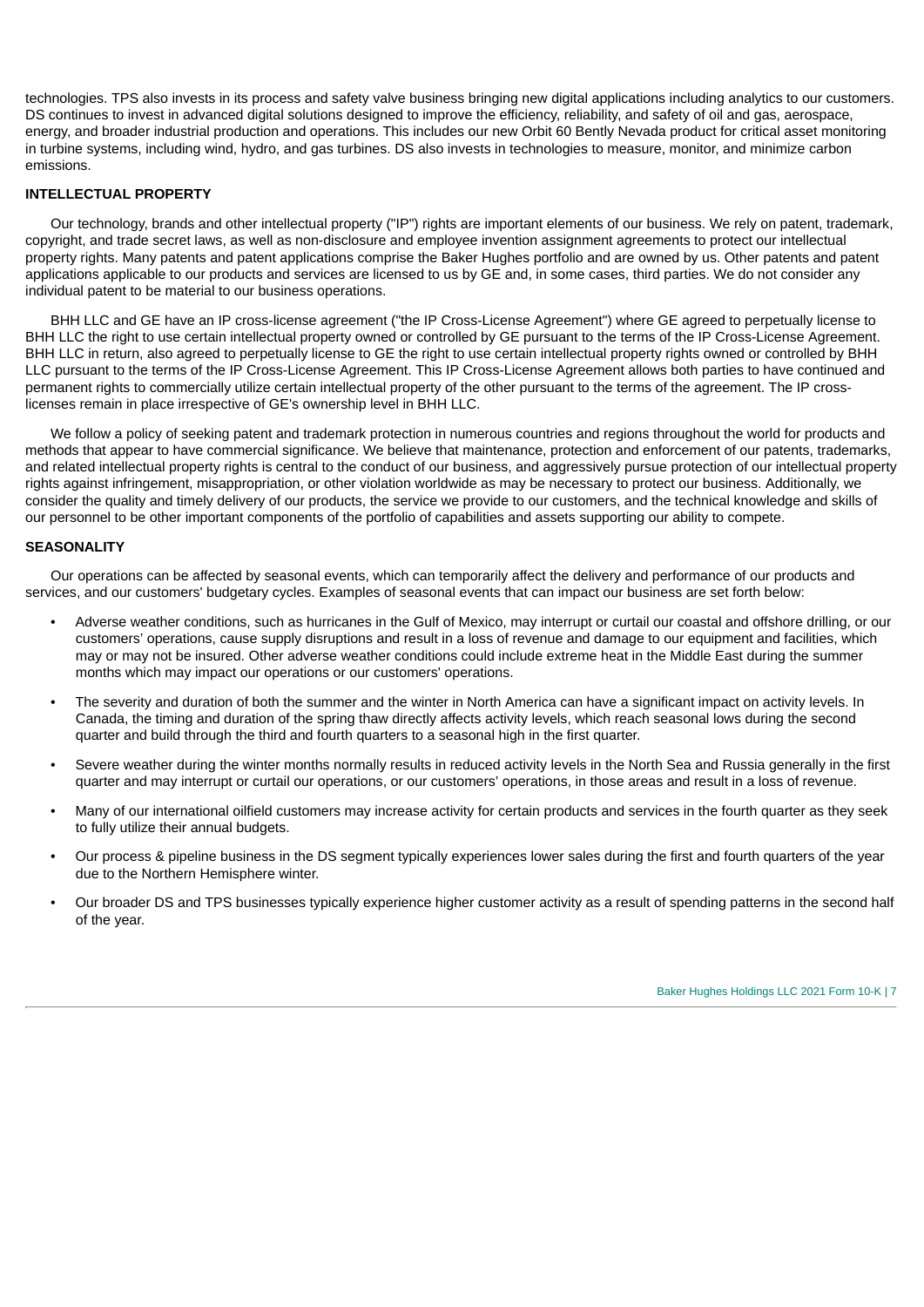technologies. TPS also invests in its process and safety valve business bringing new digital applications including analytics to our customers. DS continues to invest in advanced digital solutions designed to improve the efficiency, reliability, and safety of oil and gas, aerospace, energy, and broader industrial production and operations. This includes our new Orbit 60 Bently Nevada product for critical asset monitoring in turbine systems, including wind, hydro, and gas turbines. DS also invests in technologies to measure, monitor, and minimize carbon emissions.

## INTELLECTUAL PROPERTY

Our technology, brands and other intellectual property ("IP") rights are important elements of our business. We rely on patent, trademark, copyright, and trade secret laws, as well as non-disclosure and employee invention assignment agreements to protect our intellectual property rights. Many patents and patent applications comprise the Baker Hughes portfolio and are owned by us. Other patents and patent applications applicable to our products and services are licensed to us by GE and, in some cases, third parties. We do not consider any individual patent to be material to our business operations.

BHH LLC and GE have an IP cross-license agreement ("the IP Cross-License Agreement") where GE agreed to perpetually license to BHH LLC the right to use certain intellectual property owned or controlled by GE pursuant to the terms of the IP Cross-License Agreement. BHH LLC in return, also agreed to perpetually license to GE the right to use certain intellectual property rights owned or controlled by BHH LLC pursuant to the terms of the IP Cross-License Agreement. This IP Cross-License Agreement allows both parties to have continued and permanent rights to commercially utilize certain intellectual property of the other pursuant to the terms of the agreement. The IP cross-licenses remain in place irrespective of GE's ownership level in BHH LLC.

We follow a policy of seeking patent and trademark protection in numerous countries and regions throughout the world for products and methods that appear to have commercial significance. We believe that maintenance, protection and enforcement of our patents, trademarks, and related intellectual property rights is central to the conduct of our business, and aggressively pursue protection of our intellectual property rights against infringement, misappropriation, or other violation worldwide as may be necessary to protect our business. Additionally, we consider the quality and timely delivery of our products, the service we provide to our customers, and the technical knowledge and skills of our personnel to be other important components of the portfolio of capabilities and assets supporting our ability to compete.

## SEASONALITY

Our operations can be affected by seasonal events, which can temporarily affect the delivery and performance of our products and services, and our customers' budgetary cycles. Examples of seasonal events that can impact our business are set forth below:

- Adverse weather conditions, such as hurricanes in the Gulf of Mexico, may interrupt or curtail our coastal and offshore drilling, or our customers' operations, cause supply disruptions and result in a loss of revenue and damage to our equipment and facilities, which may or may not be insured. Other adverse weather conditions could include extreme heat in the Middle East during the summer months which may impact our operations or our customers' operations.
- The severity and duration of both the summer and the winter in North America can have a significant impact on activity levels. In Canada, the timing and duration of the spring thaw directly affects activity levels, which reach seasonal lows during the second quarter and build through the third and fourth quarters to a seasonal high in the first quarter.
- Severe weather during the winter months normally results in reduced activity levels in the North Sea and Russia generally in the first quarter and may interrupt or curtail our operations, or our customers' operations, in those areas and result in a loss of revenue.
- Many of our international oilfield customers may increase activity for certain products and services in the fourth quarter as they seek to fully utilize their annual budgets.
- Our process & pipeline business in the DS segment typically experiences lower sales during the first and fourth quarters of the year due to the Northern Hemisphere winter.
- Our broader DS and TPS businesses typically experience higher customer activity as a result of spending patterns in the second half of the year.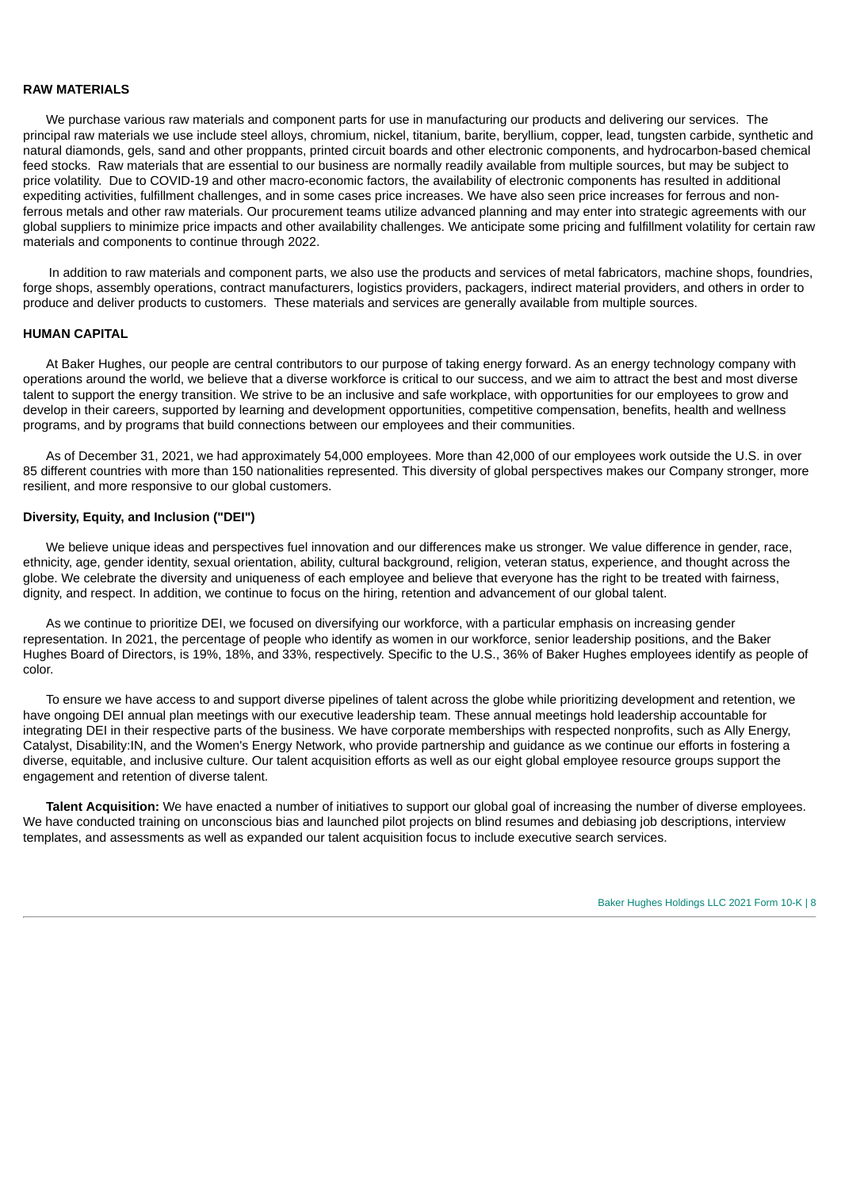## RAW MATERIALS

We purchase various raw materials and component parts for use in manufacturing our products and delivering our services. The principal raw materials we use include steel alloys, chromium, nickel, titanium, barite, beryllium, copper, lead, tungsten carbide, synthetic and natural diamonds, gels, sand and other proppants, printed circuit boards and other electronic components, and hydrocarbon-based chemical feed stocks. Raw materials that are essential to our business are normally readily available from multiple sources, but may be subject to price volatility. Due to COVID-19 and other macro-economic factors, the availability of electronic components has resulted in additional expediting activities, fulfillment challenges, and in some cases price increases. We have also seen price increases for ferrous and non-ferrous metals and other raw materials. Our procurement teams utilize advanced planning and may enter into strategic agreements with our global suppliers to minimize price impacts and other availability challenges. We anticipate some pricing and fulfillment volatility for certain raw materials and components to continue through 2022.

In addition to raw materials and component parts, we also use the products and services of metal fabricators, machine shops, foundries, forge shops, assembly operations, contract manufacturers, logistics providers, packagers, indirect material providers, and others in order to produce and deliver products to customers. These materials and services are generally available from multiple sources.

## HUMAN CAPITAL

At Baker Hughes, our people are central contributors to our purpose of taking energy forward. As an energy technology company with operations around the world, we believe that a diverse workforce is critical to our success, and we aim to attract the best and most diverse talent to support the energy transition. We strive to be an inclusive and safe workplace, with opportunities for our employees to grow and develop in their careers, supported by learning and development opportunities, competitive compensation, benefits, health and wellness programs, and by programs that build connections between our employees and their communities.

As of December 31, 2021, we had approximately 54,000 employees. More than 42,000 of our employees work outside the U.S. in over 85 different countries with more than 150 nationalities represented. This diversity of global perspectives makes our Company stronger, more resilient, and more responsive to our global customers.

### Diversity, Equity, and Inclusion ("DEI")

We believe unique ideas and perspectives fuel innovation and our differences make us stronger. We value difference in gender, race, ethnicity, age, gender identity, sexual orientation, ability, cultural background, religion, veteran status, experience, and thought across the globe. We celebrate the diversity and uniqueness of each employee and believe that everyone has the right to be treated with fairness, dignity, and respect. In addition, we continue to focus on the hiring, retention and advancement of our global talent.

As we continue to prioritize DEI, we focused on diversifying our workforce, with a particular emphasis on increasing gender representation. In 2021, the percentage of people who identify as women in our workforce, senior leadership positions, and the Baker Hughes Board of Directors, is 19%, 18%, and 33%, respectively. Specific to the U.S., 36% of Baker Hughes employees identify as people of color.

To ensure we have access to and support diverse pipelines of talent across the globe while prioritizing development and retention, we have ongoing DEI annual plan meetings with our executive leadership team. These annual meetings hold leadership accountable for integrating DEI in their respective parts of the business. We have corporate memberships with respected nonprofits, such as Ally Energy, Catalyst, Disability:IN, and the Women's Energy Network, who provide partnership and guidance as we continue our efforts in fostering a diverse, equitable, and inclusive culture. Our talent acquisition efforts as well as our eight global employee resource groups support the engagement and retention of diverse talent.

**Talent Acquisition:** We have enacted a number of initiatives to support our global goal of increasing the number of diverse employees. We have conducted training on unconscious bias and launched pilot projects on blind resumes and debiasing job descriptions, interview templates, and assessments as well as expanded our talent acquisition focus to include executive search services.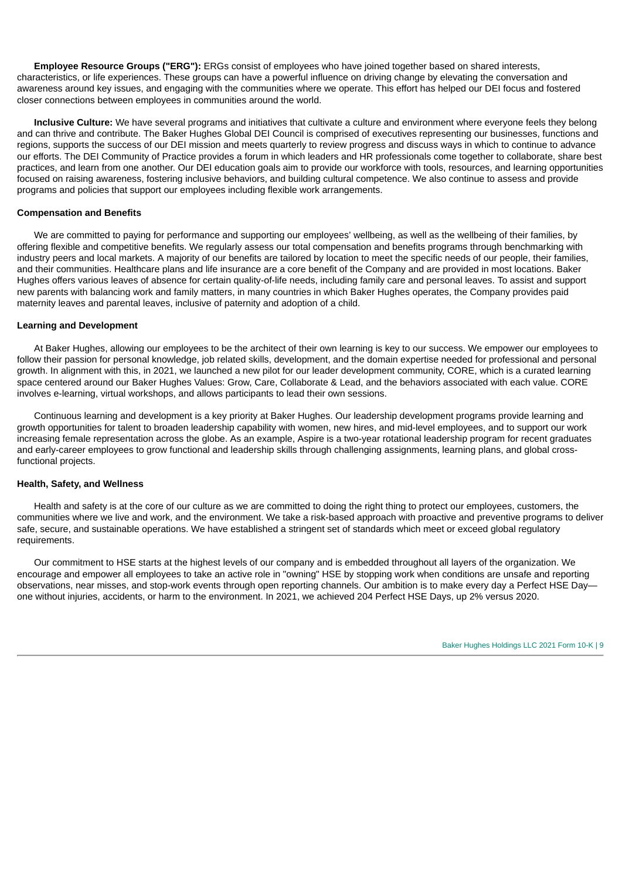**Employee Resource Groups ("ERG"):** ERGs consist of employees who have joined together based on shared interests, characteristics, or life experiences. These groups can have a powerful influence on driving change by elevating the conversation and awareness around key issues, and engaging with the communities where we operate. This effort has helped our DEI focus and fostered closer connections between employees in communities around the world.

**Inclusive Culture:** We have several programs and initiatives that cultivate a culture and environment where everyone feels they belong and can thrive and contribute. The Baker Hughes Global DEI Council is comprised of executives representing our businesses, functions and regions, supports the success of our DEI mission and meets quarterly to review progress and discuss ways in which to continue to advance our efforts. The DEI Community of Practice provides a forum in which leaders and HR professionals come together to collaborate, share best practices, and learn from one another. Our DEI education goals aim to provide our workforce with tools, resources, and learning opportunities focused on raising awareness, fostering inclusive behaviors, and building cultural competence. We also continue to assess and provide programs and policies that support our employees including flexible work arrangements.

**Compensation and Benefits**

We are committed to paying for performance and supporting our employees' wellbeing, as well as the wellbeing of their families, by offering flexible and competitive benefits. We regularly assess our total compensation and benefits programs through benchmarking with industry peers and local markets. A majority of our benefits are tailored by location to meet the specific needs of our people, their families, and their communities. Healthcare plans and life insurance are a core benefit of the Company and are provided in most locations. Baker Hughes offers various leaves of absence for certain quality-of-life needs, including family care and personal leaves. To assist and support new parents with balancing work and family matters, in many countries in which Baker Hughes operates, the Company provides paid maternity leaves and parental leaves, inclusive of paternity and adoption of a child.

**Learning and Development**

At Baker Hughes, allowing our employees to be the architect of their own learning is key to our success. We empower our employees to follow their passion for personal knowledge, job related skills, development, and the domain expertise needed for professional and personal growth. In alignment with this, in 2021, we launched a new pilot for our leader development community, CORE, which is a curated learning space centered around our Baker Hughes Values: Grow, Care, Collaborate & Lead, and the behaviors associated with each value. CORE involves e-learning, virtual workshops, and allows participants to lead their own sessions.

Continuous learning and development is a key priority at Baker Hughes. Our leadership development programs provide learning and growth opportunities for talent to broaden leadership capability with women, new hires, and mid-level employees, and to support our work increasing female representation across the globe. As an example, Aspire is a two-year rotational leadership program for recent graduates and early-career employees to grow functional and leadership skills through challenging assignments, learning plans, and global cross-functional projects.

**Health, Safety, and Wellness**

Health and safety is at the core of our culture as we are committed to doing the right thing to protect our employees, customers, the communities where we live and work, and the environment. We take a risk-based approach with proactive and preventive programs to deliver safe, secure, and sustainable operations. We have established a stringent set of standards which meet or exceed global regulatory requirements.

Our commitment to HSE starts at the highest levels of our company and is embedded throughout all layers of the organization. We encourage and empower all employees to take an active role in "owning" HSE by stopping work when conditions are unsafe and reporting observations, near misses, and stop-work events through open reporting channels. Our ambition is to make every day a Perfect HSE Day—one without injuries, accidents, or harm to the environment. In 2021, we achieved 204 Perfect HSE Days, up 2% versus 2020.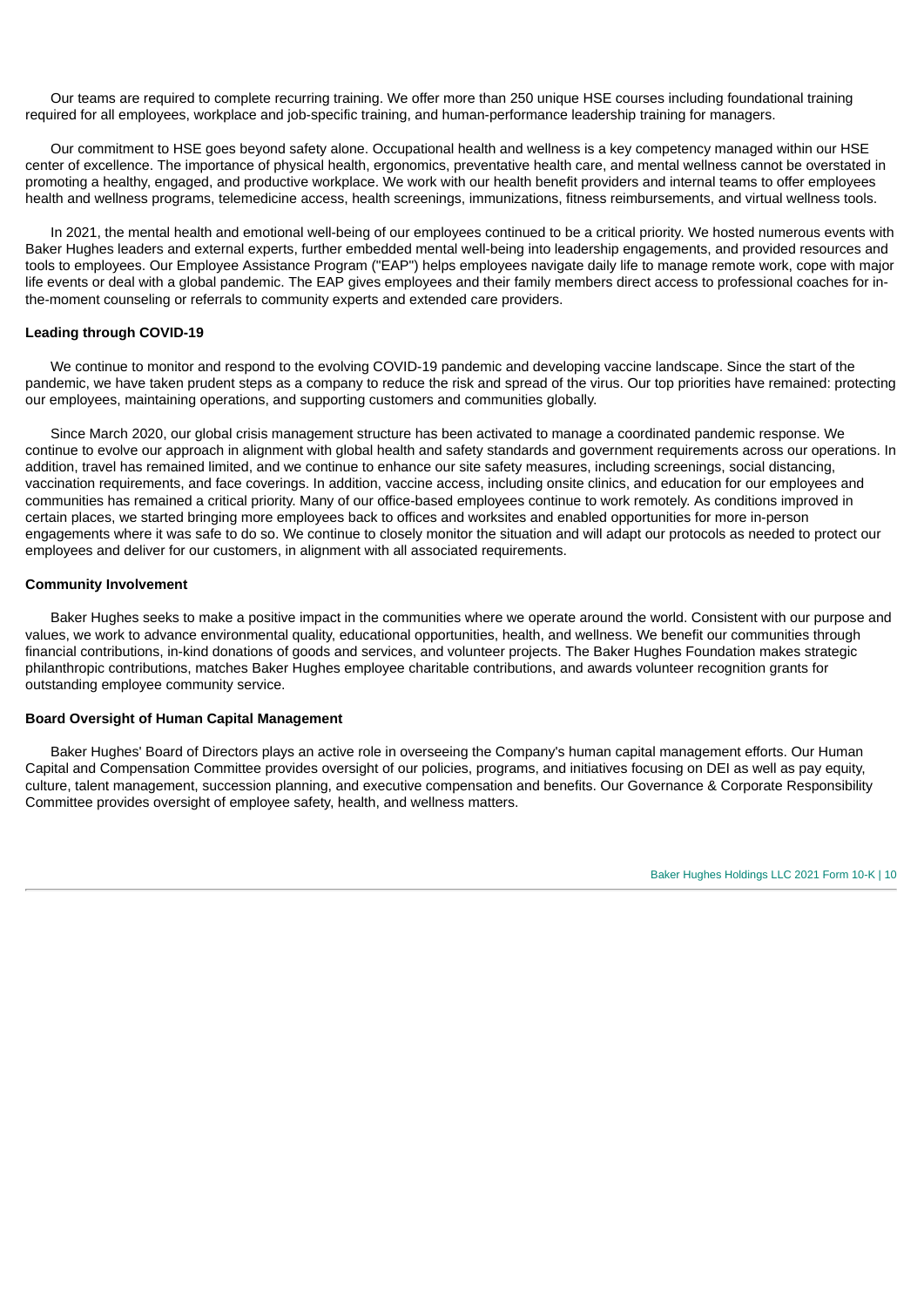Our teams are required to complete recurring training. We offer more than 250 unique HSE courses including foundational training required for all employees, workplace and job-specific training, and human-performance leadership training for managers.

Our commitment to HSE goes beyond safety alone. Occupational health and wellness is a key competency managed within our HSE center of excellence. The importance of physical health, ergonomics, preventative health care, and mental wellness cannot be overstated in promoting a healthy, engaged, and productive workplace. We work with our health benefit providers and internal teams to offer employees health and wellness programs, telemedicine access, health screenings, immunizations, fitness reimbursements, and virtual wellness tools.

In 2021, the mental health and emotional well-being of our employees continued to be a critical priority. We hosted numerous events with Baker Hughes leaders and external experts, further embedded mental well-being into leadership engagements, and provided resources and tools to employees. Our Employee Assistance Program ("EAP") helps employees navigate daily life to manage remote work, cope with major life events or deal with a global pandemic. The EAP gives employees and their family members direct access to professional coaches for in-the-moment counseling or referrals to community experts and extended care providers.

**Leading through COVID-19**

We continue to monitor and respond to the evolving COVID-19 pandemic and developing vaccine landscape. Since the start of the pandemic, we have taken prudent steps as a company to reduce the risk and spread of the virus. Our top priorities have remained: protecting our employees, maintaining operations, and supporting customers and communities globally.

Since March 2020, our global crisis management structure has been activated to manage a coordinated pandemic response. We continue to evolve our approach in alignment with global health and safety standards and government requirements across our operations. In addition, travel has remained limited, and we continue to enhance our site safety measures, including screenings, social distancing, vaccination requirements, and face coverings. In addition, vaccine access, including onsite clinics, and education for our employees and communities has remained a critical priority. Many of our office-based employees continue to work remotely. As conditions improved in certain places, we started bringing more employees back to offices and worksites and enabled opportunities for more in-person engagements where it was safe to do so. We continue to closely monitor the situation and will adapt our protocols as needed to protect our employees and deliver for our customers, in alignment with all associated requirements.

**Community Involvement**

Baker Hughes seeks to make a positive impact in the communities where we operate around the world. Consistent with our purpose and values, we work to advance environmental quality, educational opportunities, health, and wellness. We benefit our communities through financial contributions, in-kind donations of goods and services, and volunteer projects. The Baker Hughes Foundation makes strategic philanthropic contributions, matches Baker Hughes employee charitable contributions, and awards volunteer recognition grants for outstanding employee community service.

**Board Oversight of Human Capital Management**

Baker Hughes' Board of Directors plays an active role in overseeing the Company's human capital management efforts. Our Human Capital and Compensation Committee provides oversight of our policies, programs, and initiatives focusing on DEI as well as pay equity, culture, talent management, succession planning, and executive compensation and benefits. Our Governance & Corporate Responsibility Committee provides oversight of employee safety, health, and wellness matters.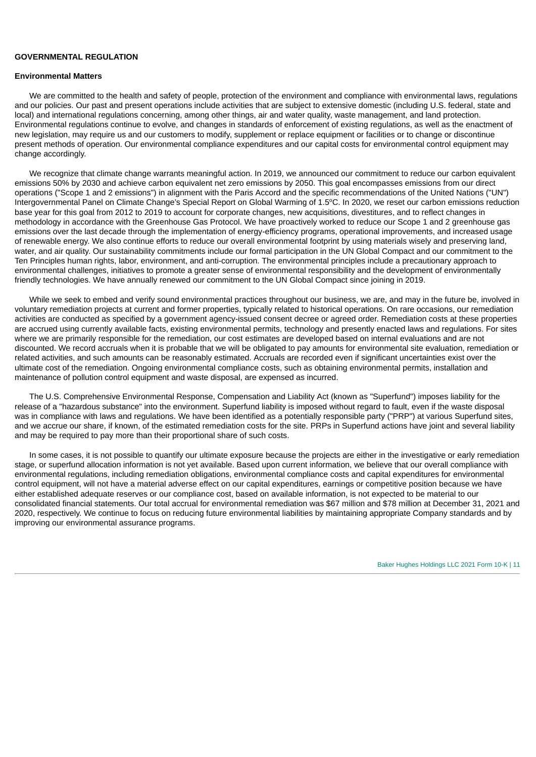## GOVERNMENTAL REGULATION

### Environmental Matters

We are committed to the health and safety of people, protection of the environment and compliance with environmental laws, regulations and our policies. Our past and present operations include activities that are subject to extensive domestic (including U.S. federal, state and local) and international regulations concerning, among other things, air and water quality, waste management, and land protection. Environmental regulations continue to evolve, and changes in standards of enforcement of existing regulations, as well as the enactment of new legislation, may require us and our customers to modify, supplement or replace equipment or facilities or to change or discontinue present methods of operation. Our environmental compliance expenditures and our capital costs for environmental control equipment may change accordingly.

We recognize that climate change warrants meaningful action. In 2019, we announced our commitment to reduce our carbon equivalent emissions 50% by 2030 and achieve carbon equivalent net zero emissions by 2050. This goal encompasses emissions from our direct operations ("Scope 1 and 2 emissions") in alignment with the Paris Accord and the specific recommendations of the United Nations ("UN") Intergovernmental Panel on Climate Change's Special Report on Global Warming of 1.5°C. In 2020, we reset our carbon emissions reduction base year for this goal from 2012 to 2019 to account for corporate changes, new acquisitions, divestitures, and to reflect changes in methodology in accordance with the Greenhouse Gas Protocol. We have proactively worked to reduce our Scope 1 and 2 greenhouse gas emissions over the last decade through the implementation of energy-efficiency programs, operational improvements, and increased usage of renewable energy. We also continue efforts to reduce our overall environmental footprint by using materials wisely and preserving land, water, and air quality. Our sustainability commitments include our formal participation in the UN Global Compact and our commitment to the Ten Principles human rights, labor, environment, and anti-corruption. The environmental principles include a precautionary approach to environmental challenges, initiatives to promote a greater sense of environmental responsibility and the development of environmentally friendly technologies. We have annually renewed our commitment to the UN Global Compact since joining in 2019.

While we seek to embed and verify sound environmental practices throughout our business, we are, and may in the future be, involved in voluntary remediation projects at current and former properties, typically related to historical operations. On rare occasions, our remediation activities are conducted as specified by a government agency-issued consent decree or agreed order. Remediation costs at these properties are accrued using currently available facts, existing environmental permits, technology and presently enacted laws and regulations. For sites where we are primarily responsible for the remediation, our cost estimates are developed based on internal evaluations and are not discounted. We record accruals when it is probable that we will be obligated to pay amounts for environmental site evaluation, remediation or related activities, and such amounts can be reasonably estimated. Accruals are recorded even if significant uncertainties exist over the ultimate cost of the remediation. Ongoing environmental compliance costs, such as obtaining environmental permits, installation and maintenance of pollution control equipment and waste disposal, are expensed as incurred.

The U.S. Comprehensive Environmental Response, Compensation and Liability Act (known as "Superfund") imposes liability for the release of a "hazardous substance" into the environment. Superfund liability is imposed without regard to fault, even if the waste disposal was in compliance with laws and regulations. We have been identified as a potentially responsible party ("PRP") at various Superfund sites, and we accrue our share, if known, of the estimated remediation costs for the site. PRPs in Superfund actions have joint and several liability and may be required to pay more than their proportional share of such costs.

In some cases, it is not possible to quantify our ultimate exposure because the projects are either in the investigative or early remediation stage, or superfund allocation information is not yet available. Based upon current information, we believe that our overall compliance with environmental regulations, including remediation obligations, environmental compliance costs and capital expenditures for environmental control equipment, will not have a material adverse effect on our capital expenditures, earnings or competitive position because we have either established adequate reserves or our compliance cost, based on available information, is not expected to be material to our consolidated financial statements. Our total accrual for environmental remediation was $67 million and $78 million at December 31, 2021 and 2020, respectively. We continue to focus on reducing future environmental liabilities by maintaining appropriate Company standards and by improving our environmental assurance programs.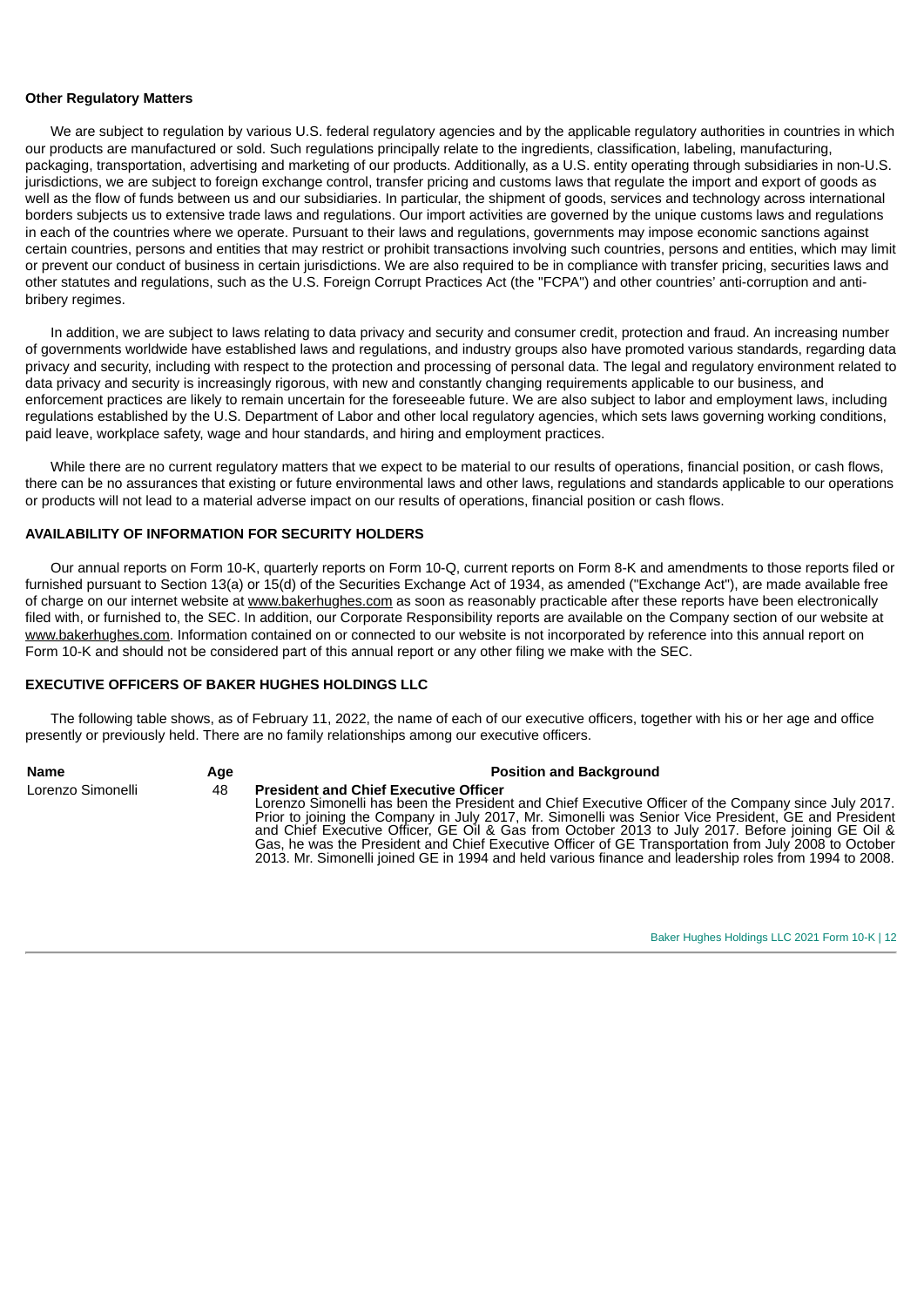**Other Regulatory Matters**

We are subject to regulation by various U.S. federal regulatory agencies and by the applicable regulatory authorities in countries in which our products are manufactured or sold. Such regulations principally relate to the ingredients, classification, labeling, manufacturing, packaging, transportation, advertising and marketing of our products. Additionally, as a U.S. entity operating through subsidiaries in non-U.S. jurisdictions, we are subject to foreign exchange control, transfer pricing and customs laws that regulate the import and export of goods as well as the flow of funds between us and our subsidiaries. In particular, the shipment of goods, services and technology across international borders subjects us to extensive trade laws and regulations. Our import activities are governed by the unique customs laws and regulations in each of the countries where we operate. Pursuant to their laws and regulations, governments may impose economic sanctions against certain countries, persons and entities that may restrict or prohibit transactions involving such countries, persons and entities, which may limit or prevent our conduct of business in certain jurisdictions. We are also required to be in compliance with transfer pricing, securities laws and other statutes and regulations, such as the U.S. Foreign Corrupt Practices Act (the "FCPA") and other countries' anti-corruption and anti-bribery regimes.

In addition, we are subject to laws relating to data privacy and security and consumer credit, protection and fraud. An increasing number of governments worldwide have established laws and regulations, and industry groups also have promoted various standards, regarding data privacy and security, including with respect to the protection and processing of personal data. The legal and regulatory environment related to data privacy and security is increasingly rigorous, with new and constantly changing requirements applicable to our business, and enforcement practices are likely to remain uncertain for the foreseeable future. We are also subject to labor and employment laws, including regulations established by the U.S. Department of Labor and other local regulatory agencies, which sets laws governing working conditions, paid leave, workplace safety, wage and hour standards, and hiring and employment practices.

While there are no current regulatory matters that we expect to be material to our results of operations, financial position, or cash flows, there can be no assurances that existing or future environmental laws and other laws, regulations and standards applicable to our operations or products will not lead to a material adverse impact on our results of operations, financial position or cash flows.

## AVAILABILITY OF INFORMATION FOR SECURITY HOLDERS

Our annual reports on Form 10-K, quarterly reports on Form 10-Q, current reports on Form 8-K and amendments to those reports filed or furnished pursuant to Section 13(a) or 15(d) of the Securities Exchange Act of 1934, as amended ("Exchange Act"), are made available free of charge on our internet website at www.bakerhughes.com as soon as reasonably practicable after these reports have been electronically filed with, or furnished to, the SEC. In addition, our Corporate Responsibility reports are available on the Company section of our website at www.bakerhughes.com. Information contained on or connected to our website is not incorporated by reference into this annual report on Form 10-K and should not be considered part of this annual report or any other filing we make with the SEC.

## EXECUTIVE OFFICERS OF BAKER HUGHES HOLDINGS LLC

The following table shows, as of February 11, 2022, the name of each of our executive officers, together with his or her age and office presently or previously held. There are no family relationships among our executive officers.

| Name | Age | Position and Background |
|---|---|---|
| Lorenzo Simonelli | 48 | **President and Chief Executive Officer** Lorenzo Simonelli has been the President and Chief Executive Officer of the Company since July 2017. Prior to joining the Company in July 2017, Mr. Simonelli was Senior Vice President, GE and President and Chief Executive Officer, GE Oil & Gas from October 2013 to July 2017. Before joining GE Oil & Gas, he was the President and Chief Executive Officer of GE Transportation from July 2008 to October 2013. Mr. Simonelli joined GE in 1994 and held various finance and leadership roles from 1994 to 2008. |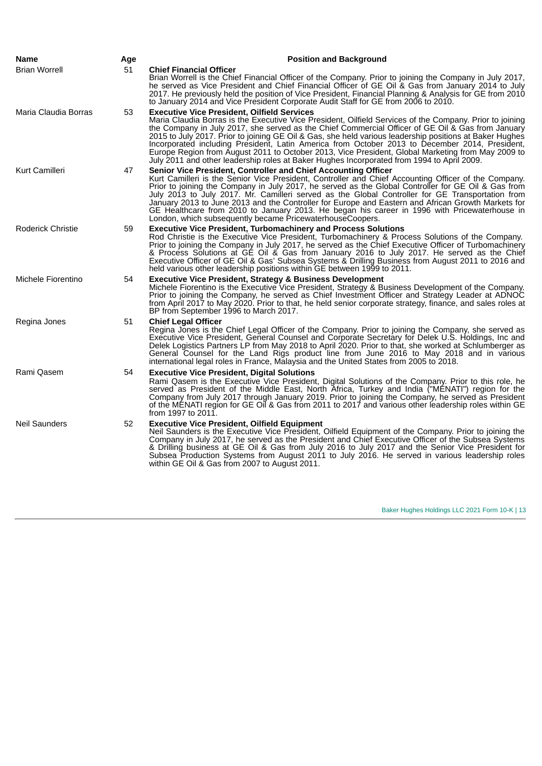| Name | Age | Position and Background |
|---|---|---|
| Brian Worrell | 51 | **Chief Financial Officer**<br>Brian Worrell is the Chief Financial Officer of the Company. Prior to joining the Company in July 2017, he served as Vice President and Chief Financial Officer of GE Oil & Gas from January 2014 to July 2017. He previously held the position of Vice President, Financial Planning & Analysis for GE from 2010 to January 2014 and Vice President Corporate Audit Staff for GE from 2006 to 2010. |
| Maria Claudia Borras | 53 | **Executive Vice President, Oilfield Services**<br>Maria Claudia Borras is the Executive Vice President, Oilfield Services of the Company. Prior to joining the Company in July 2017, she served as the Chief Commercial Officer of GE Oil & Gas from January 2015 to July 2017. Prior to joining GE Oil & Gas, she held various leadership positions at Baker Hughes Incorporated including President, Latin America from October 2013 to December 2014, President, Europe Region from August 2011 to October 2013, Vice President, Global Marketing from May 2009 to July 2011 and other leadership roles at Baker Hughes Incorporated from 1994 to April 2009. |
| Kurt Camilleri | 47 | **Senior Vice President, Controller and Chief Accounting Officer**<br>Kurt Camilleri is the Senior Vice President, Controller and Chief Accounting Officer of the Company. Prior to joining the Company in July 2017, he served as the Global Controller for GE Oil & Gas from July 2013 to July 2017. Mr. Camilleri served as the Global Controller for GE Transportation from January 2013 to June 2013 and the Controller for Europe and Eastern and African Growth Markets for GE Healthcare from 2010 to January 2013. He began his career in 1996 with Pricewaterhouse in London, which subsequently became PricewaterhouseCoopers. |
| Roderick Christie | 59 | **Executive Vice President, Turbomachinery and Process Solutions**<br>Rod Christie is the Executive Vice President, Turbomachinery & Process Solutions of the Company. Prior to joining the Company in July 2017, he served as the Chief Executive Officer of Turbomachinery & Process Solutions at GE Oil & Gas from January 2016 to July 2017. He served as the Chief Executive Officer of GE Oil & Gas' Subsea Systems & Drilling Business from August 2011 to 2016 and held various other leadership positions within GE between 1999 to 2011. |
| Michele Fiorentino | 54 | **Executive Vice President, Strategy & Business Development**<br>Michele Fiorentino is the Executive Vice President, Strategy & Business Development of the Company. Prior to joining the Company, he served as Chief Investment Officer and Strategy Leader at ADNOC from April 2017 to May 2020. Prior to that, he held senior corporate strategy, finance, and sales roles at BP from September 1996 to March 2017. |
| Regina Jones | 51 | **Chief Legal Officer**<br>Regina Jones is the Chief Legal Officer of the Company. Prior to joining the Company, she served as Executive Vice President, General Counsel and Corporate Secretary for Delek U.S. Holdings, Inc and Delek Logistics Partners LP from May 2018 to April 2020. Prior to that, she worked at Schlumberger as General Counsel for the Land Rigs product line from June 2016 to May 2018 and in various international legal roles in France, Malaysia and the United States from 2005 to 2018. |
| Rami Qasem | 54 | **Executive Vice President, Digital Solutions**<br>Rami Qasem is the Executive Vice President, Digital Solutions of the Company. Prior to this role, he served as President of the Middle East, North Africa, Turkey and India ("MENATI") region for the Company from July 2017 through January 2019. Prior to joining the Company, he served as President of the MENATI region for GE Oil & Gas from 2011 to 2017 and various other leadership roles within GE from 1997 to 2011. |
| Neil Saunders | 52 | **Executive Vice President, Oilfield Equipment**<br>Neil Saunders is the Executive Vice President, Oilfield Equipment of the Company. Prior to joining the Company in July 2017, he served as the President and Chief Executive Officer of the Subsea Systems & Drilling business at GE Oil & Gas from July 2016 to July 2017 and the Senior Vice President for Subsea Production Systems from August 2011 to July 2016. He served in various leadership roles within GE Oil & Gas from 2007 to August 2011. |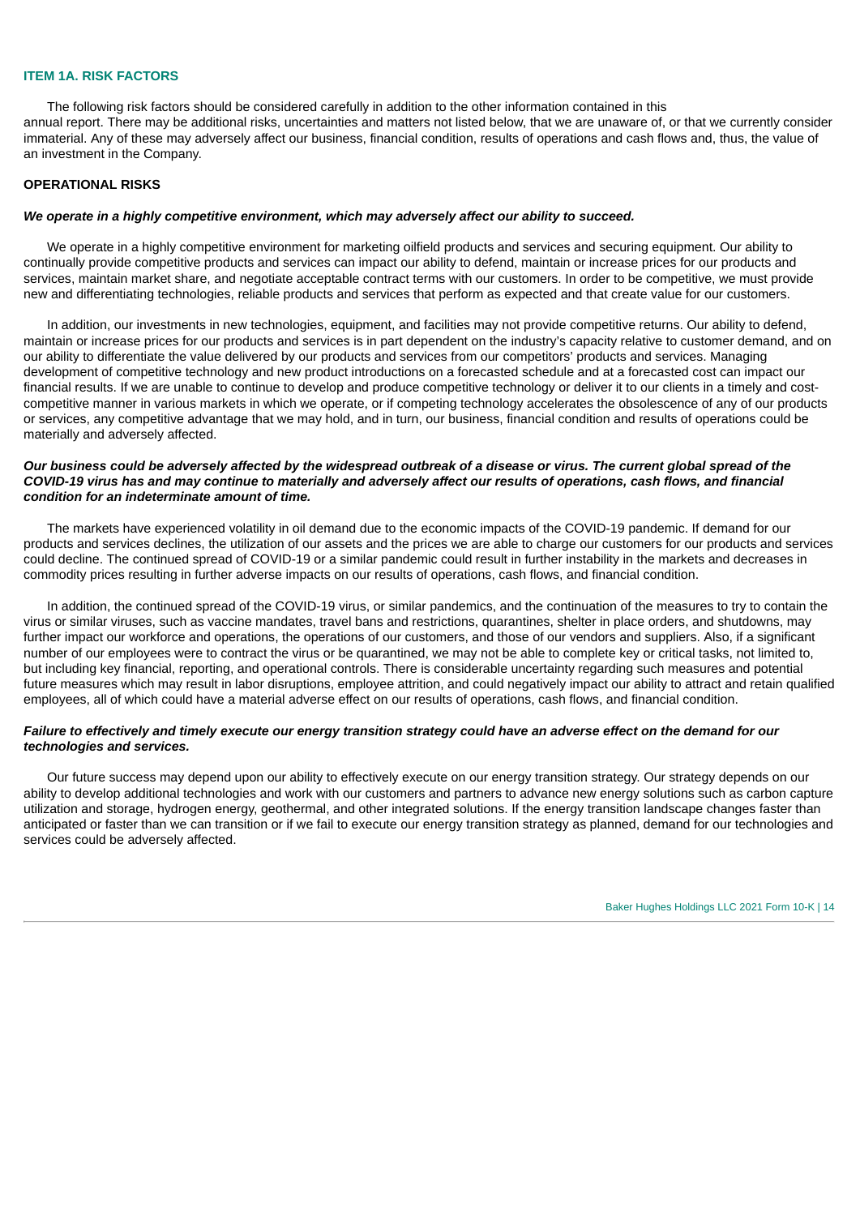## ITEM 1A. RISK FACTORS

The following risk factors should be considered carefully in addition to the other information contained in this annual report. There may be additional risks, uncertainties and matters not listed below, that we are unaware of, or that we currently consider immaterial. Any of these may adversely affect our business, financial condition, results of operations and cash flows and, thus, the value of an investment in the Company.

### OPERATIONAL RISKS

***We operate in a highly competitive environment, which may adversely affect our ability to succeed.***

We operate in a highly competitive environment for marketing oilfield products and services and securing equipment. Our ability to continually provide competitive products and services can impact our ability to defend, maintain or increase prices for our products and services, maintain market share, and negotiate acceptable contract terms with our customers. In order to be competitive, we must provide new and differentiating technologies, reliable products and services that perform as expected and that create value for our customers.

In addition, our investments in new technologies, equipment, and facilities may not provide competitive returns. Our ability to defend, maintain or increase prices for our products and services is in part dependent on the industry's capacity relative to customer demand, and on our ability to differentiate the value delivered by our products and services from our competitors' products and services. Managing development of competitive technology and new product introductions on a forecasted schedule and at a forecasted cost can impact our financial results. If we are unable to continue to develop and produce competitive technology or deliver it to our clients in a timely and cost-competitive manner in various markets in which we operate, or if competing technology accelerates the obsolescence of any of our products or services, any competitive advantage that we may hold, and in turn, our business, financial condition and results of operations could be materially and adversely affected.

***Our business could be adversely affected by the widespread outbreak of a disease or virus. The current global spread of the COVID-19 virus has and may continue to materially and adversely affect our results of operations, cash flows, and financial condition for an indeterminate amount of time.***

The markets have experienced volatility in oil demand due to the economic impacts of the COVID-19 pandemic. If demand for our products and services declines, the utilization of our assets and the prices we are able to charge our customers for our products and services could decline. The continued spread of COVID-19 or a similar pandemic could result in further instability in the markets and decreases in commodity prices resulting in further adverse impacts on our results of operations, cash flows, and financial condition.

In addition, the continued spread of the COVID-19 virus, or similar pandemics, and the continuation of the measures to try to contain the virus or similar viruses, such as vaccine mandates, travel bans and restrictions, quarantines, shelter in place orders, and shutdowns, may further impact our workforce and operations, the operations of our customers, and those of our vendors and suppliers. Also, if a significant number of our employees were to contract the virus or be quarantined, we may not be able to complete key or critical tasks, not limited to, but including key financial, reporting, and operational controls. There is considerable uncertainty regarding such measures and potential future measures which may result in labor disruptions, employee attrition, and could negatively impact our ability to attract and retain qualified employees, all of which could have a material adverse effect on our results of operations, cash flows, and financial condition.

***Failure to effectively and timely execute our energy transition strategy could have an adverse effect on the demand for our technologies and services.***

Our future success may depend upon our ability to effectively execute on our energy transition strategy. Our strategy depends on our ability to develop additional technologies and work with our customers and partners to advance new energy solutions such as carbon capture utilization and storage, hydrogen energy, geothermal, and other integrated solutions. If the energy transition landscape changes faster than anticipated or faster than we can transition or if we fail to execute our energy transition strategy as planned, demand for our technologies and services could be adversely affected.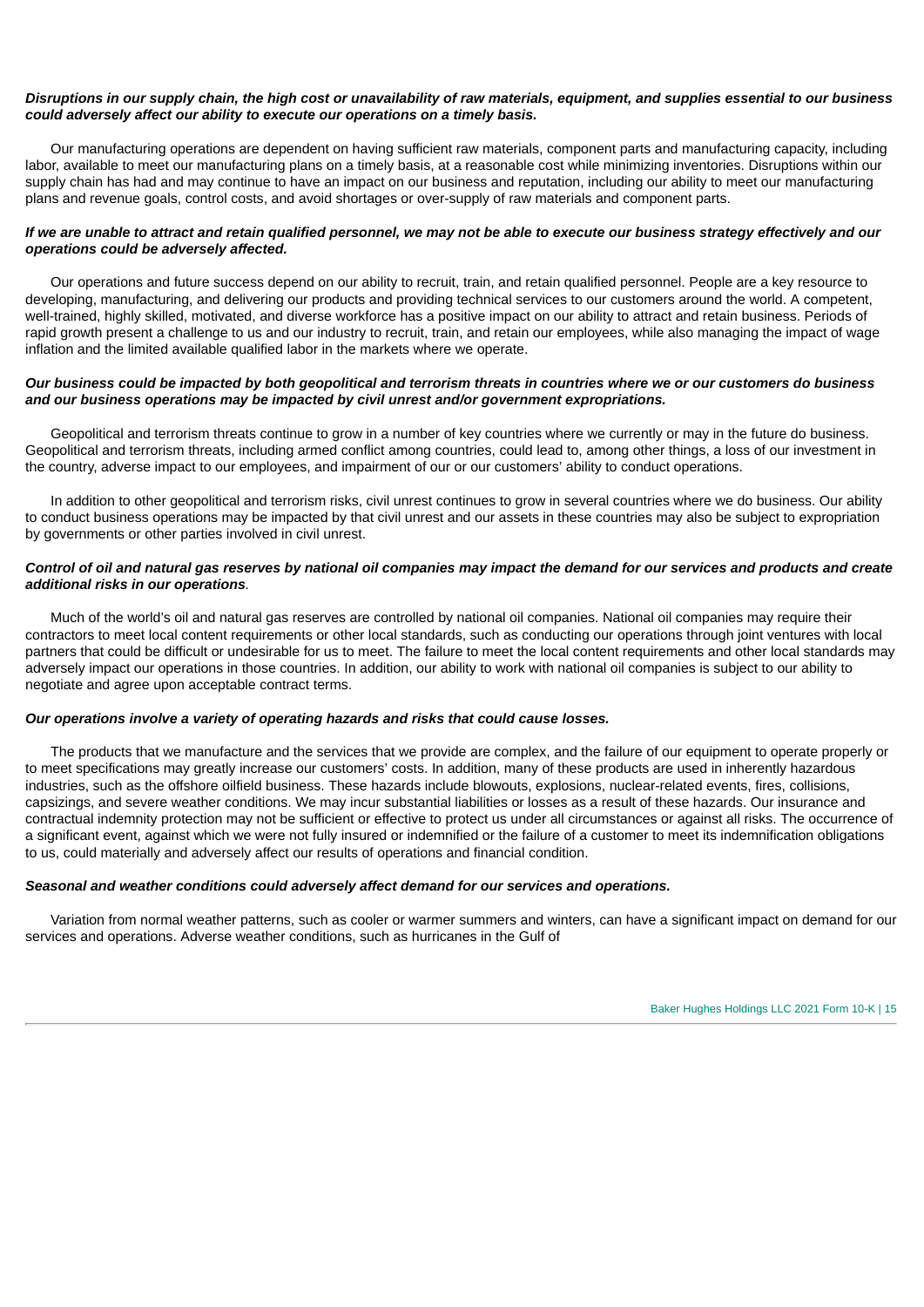***Disruptions in our supply chain, the high cost or unavailability of raw materials, equipment, and supplies essential to our business could adversely affect our ability to execute our operations on a timely basis.***

Our manufacturing operations are dependent on having sufficient raw materials, component parts and manufacturing capacity, including labor, available to meet our manufacturing plans on a timely basis, at a reasonable cost while minimizing inventories. Disruptions within our supply chain has had and may continue to have an impact on our business and reputation, including our ability to meet our manufacturing plans and revenue goals, control costs, and avoid shortages or over-supply of raw materials and component parts.

***If we are unable to attract and retain qualified personnel, we may not be able to execute our business strategy effectively and our operations could be adversely affected.***

Our operations and future success depend on our ability to recruit, train, and retain qualified personnel. People are a key resource to developing, manufacturing, and delivering our products and providing technical services to our customers around the world. A competent, well-trained, highly skilled, motivated, and diverse workforce has a positive impact on our ability to attract and retain business. Periods of rapid growth present a challenge to us and our industry to recruit, train, and retain our employees, while also managing the impact of wage inflation and the limited available qualified labor in the markets where we operate.

***Our business could be impacted by both geopolitical and terrorism threats in countries where we or our customers do business and our business operations may be impacted by civil unrest and/or government expropriations.***

Geopolitical and terrorism threats continue to grow in a number of key countries where we currently or may in the future do business. Geopolitical and terrorism threats, including armed conflict among countries, could lead to, among other things, a loss of our investment in the country, adverse impact to our employees, and impairment of our or our customers' ability to conduct operations.

In addition to other geopolitical and terrorism risks, civil unrest continues to grow in several countries where we do business. Our ability to conduct business operations may be impacted by that civil unrest and our assets in these countries may also be subject to expropriation by governments or other parties involved in civil unrest.

***Control of oil and natural gas reserves by national oil companies may impact the demand for our services and products and create additional risks in our operations.***

Much of the world's oil and natural gas reserves are controlled by national oil companies. National oil companies may require their contractors to meet local content requirements or other local standards, such as conducting our operations through joint ventures with local partners that could be difficult or undesirable for us to meet. The failure to meet the local content requirements and other local standards may adversely impact our operations in those countries. In addition, our ability to work with national oil companies is subject to our ability to negotiate and agree upon acceptable contract terms.

***Our operations involve a variety of operating hazards and risks that could cause losses.***

The products that we manufacture and the services that we provide are complex, and the failure of our equipment to operate properly or to meet specifications may greatly increase our customers' costs. In addition, many of these products are used in inherently hazardous industries, such as the offshore oilfield business. These hazards include blowouts, explosions, nuclear-related events, fires, collisions, capsizings, and severe weather conditions. We may incur substantial liabilities or losses as a result of these hazards. Our insurance and contractual indemnity protection may not be sufficient or effective to protect us under all circumstances or against all risks. The occurrence of a significant event, against which we were not fully insured or indemnified or the failure of a customer to meet its indemnification obligations to us, could materially and adversely affect our results of operations and financial condition.

***Seasonal and weather conditions could adversely affect demand for our services and operations.***

Variation from normal weather patterns, such as cooler or warmer summers and winters, can have a significant impact on demand for our services and operations. Adverse weather conditions, such as hurricanes in the Gulf of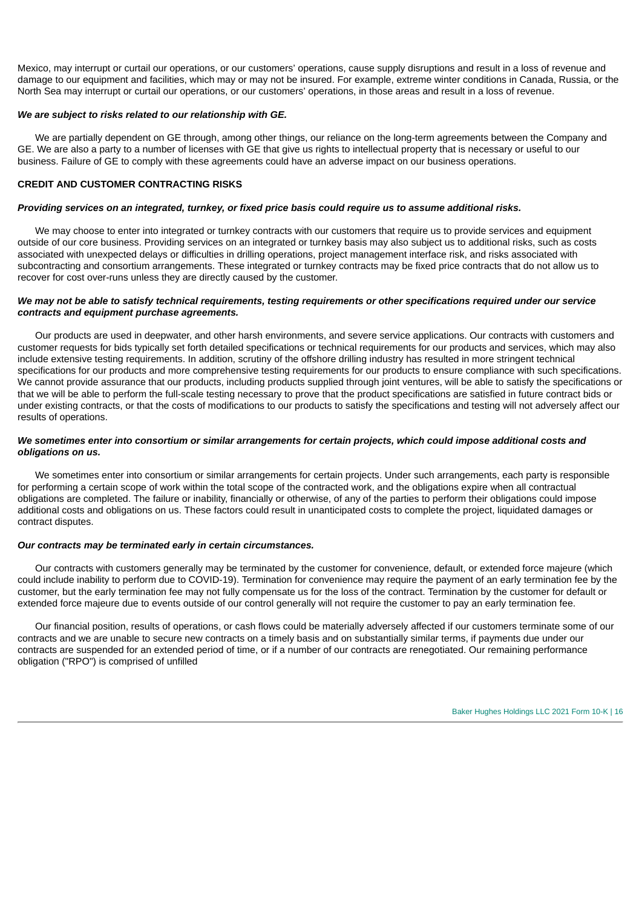Mexico, may interrupt or curtail our operations, or our customers' operations, cause supply disruptions and result in a loss of revenue and damage to our equipment and facilities, which may or may not be insured. For example, extreme winter conditions in Canada, Russia, or the North Sea may interrupt or curtail our operations, or our customers' operations, in those areas and result in a loss of revenue.

***We are subject to risks related to our relationship with GE.***

We are partially dependent on GE through, among other things, our reliance on the long-term agreements between the Company and GE. We are also a party to a number of licenses with GE that give us rights to intellectual property that is necessary or useful to our business. Failure of GE to comply with these agreements could have an adverse impact on our business operations.

**CREDIT AND CUSTOMER CONTRACTING RISKS**

***Providing services on an integrated, turnkey, or fixed price basis could require us to assume additional risks.***

We may choose to enter into integrated or turnkey contracts with our customers that require us to provide services and equipment outside of our core business. Providing services on an integrated or turnkey basis may also subject us to additional risks, such as costs associated with unexpected delays or difficulties in drilling operations, project management interface risk, and risks associated with subcontracting and consortium arrangements. These integrated or turnkey contracts may be fixed price contracts that do not allow us to recover for cost over-runs unless they are directly caused by the customer.

***We may not be able to satisfy technical requirements, testing requirements or other specifications required under our service contracts and equipment purchase agreements.***

Our products are used in deepwater, and other harsh environments, and severe service applications. Our contracts with customers and customer requests for bids typically set forth detailed specifications or technical requirements for our products and services, which may also include extensive testing requirements. In addition, scrutiny of the offshore drilling industry has resulted in more stringent technical specifications for our products and more comprehensive testing requirements for our products to ensure compliance with such specifications. We cannot provide assurance that our products, including products supplied through joint ventures, will be able to satisfy the specifications or that we will be able to perform the full-scale testing necessary to prove that the product specifications are satisfied in future contract bids or under existing contracts, or that the costs of modifications to our products to satisfy the specifications and testing will not adversely affect our results of operations.

***We sometimes enter into consortium or similar arrangements for certain projects, which could impose additional costs and obligations on us.***

We sometimes enter into consortium or similar arrangements for certain projects. Under such arrangements, each party is responsible for performing a certain scope of work within the total scope of the contracted work, and the obligations expire when all contractual obligations are completed. The failure or inability, financially or otherwise, of any of the parties to perform their obligations could impose additional costs and obligations on us. These factors could result in unanticipated costs to complete the project, liquidated damages or contract disputes.

***Our contracts may be terminated early in certain circumstances.***

Our contracts with customers generally may be terminated by the customer for convenience, default, or extended force majeure (which could include inability to perform due to COVID-19). Termination for convenience may require the payment of an early termination fee by the customer, but the early termination fee may not fully compensate us for the loss of the contract. Termination by the customer for default or extended force majeure due to events outside of our control generally will not require the customer to pay an early termination fee.

Our financial position, results of operations, or cash flows could be materially adversely affected if our customers terminate some of our contracts and we are unable to secure new contracts on a timely basis and on substantially similar terms, if payments due under our contracts are suspended for an extended period of time, or if a number of our contracts are renegotiated. Our remaining performance obligation ("RPO") is comprised of unfilled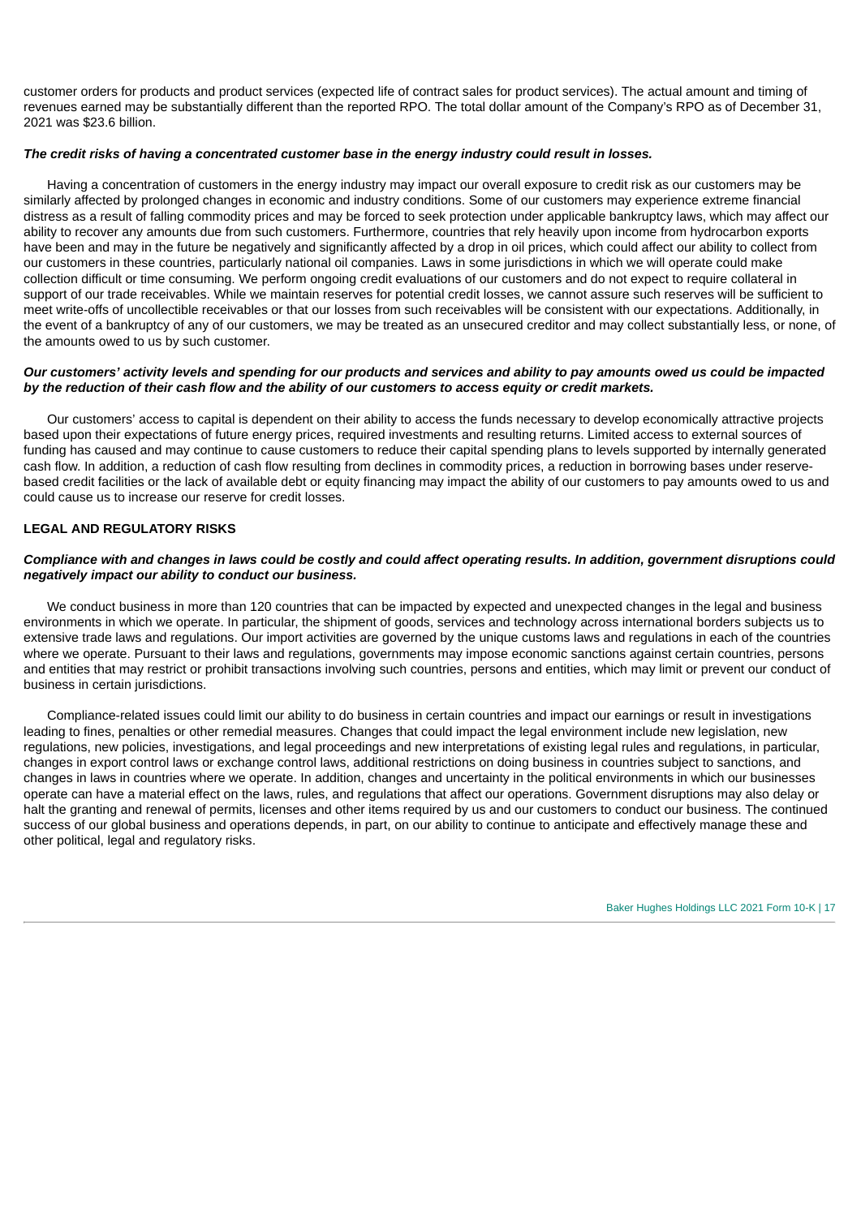customer orders for products and product services (expected life of contract sales for product services). The actual amount and timing of revenues earned may be substantially different than the reported RPO. The total dollar amount of the Company's RPO as of December 31, 2021 was $23.6 billion.

***The credit risks of having a concentrated customer base in the energy industry could result in losses.***

Having a concentration of customers in the energy industry may impact our overall exposure to credit risk as our customers may be similarly affected by prolonged changes in economic and industry conditions. Some of our customers may experience extreme financial distress as a result of falling commodity prices and may be forced to seek protection under applicable bankruptcy laws, which may affect our ability to recover any amounts due from such customers. Furthermore, countries that rely heavily upon income from hydrocarbon exports have been and may in the future be negatively and significantly affected by a drop in oil prices, which could affect our ability to collect from our customers in these countries, particularly national oil companies. Laws in some jurisdictions in which we will operate could make collection difficult or time consuming. We perform ongoing credit evaluations of our customers and do not expect to require collateral in support of our trade receivables. While we maintain reserves for potential credit losses, we cannot assure such reserves will be sufficient to meet write-offs of uncollectible receivables or that our losses from such receivables will be consistent with our expectations. Additionally, in the event of a bankruptcy of any of our customers, we may be treated as an unsecured creditor and may collect substantially less, or none, of the amounts owed to us by such customer.

***Our customers' activity levels and spending for our products and services and ability to pay amounts owed us could be impacted by the reduction of their cash flow and the ability of our customers to access equity or credit markets.***

Our customers' access to capital is dependent on their ability to access the funds necessary to develop economically attractive projects based upon their expectations of future energy prices, required investments and resulting returns. Limited access to external sources of funding has caused and may continue to cause customers to reduce their capital spending plans to levels supported by internally generated cash flow. In addition, a reduction of cash flow resulting from declines in commodity prices, a reduction in borrowing bases under reserve-based credit facilities or the lack of available debt or equity financing may impact the ability of our customers to pay amounts owed to us and could cause us to increase our reserve for credit losses.

**LEGAL AND REGULATORY RISKS**

***Compliance with and changes in laws could be costly and could affect operating results. In addition, government disruptions could negatively impact our ability to conduct our business.***

We conduct business in more than 120 countries that can be impacted by expected and unexpected changes in the legal and business environments in which we operate. In particular, the shipment of goods, services and technology across international borders subjects us to extensive trade laws and regulations. Our import activities are governed by the unique customs laws and regulations in each of the countries where we operate. Pursuant to their laws and regulations, governments may impose economic sanctions against certain countries, persons and entities that may restrict or prohibit transactions involving such countries, persons and entities, which may limit or prevent our conduct of business in certain jurisdictions.

Compliance-related issues could limit our ability to do business in certain countries and impact our earnings or result in investigations leading to fines, penalties or other remedial measures. Changes that could impact the legal environment include new legislation, new regulations, new policies, investigations, and legal proceedings and new interpretations of existing legal rules and regulations, in particular, changes in export control laws or exchange control laws, additional restrictions on doing business in countries subject to sanctions, and changes in laws in countries where we operate. In addition, changes and uncertainty in the political environments in which our businesses operate can have a material effect on the laws, rules, and regulations that affect our operations. Government disruptions may also delay or halt the granting and renewal of permits, licenses and other items required by us and our customers to conduct our business. The continued success of our global business and operations depends, in part, on our ability to continue to anticipate and effectively manage these and other political, legal and regulatory risks.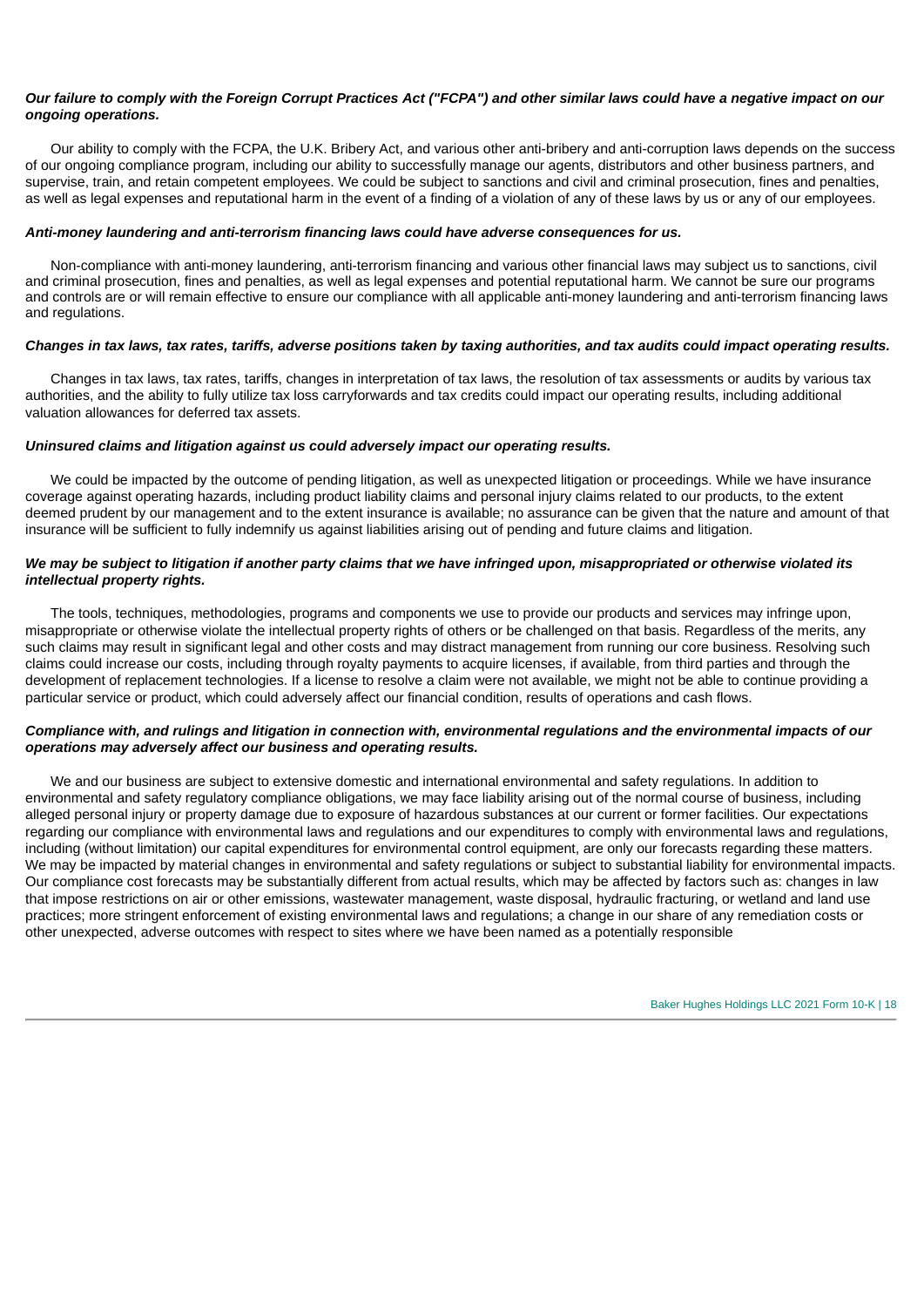***Our failure to comply with the Foreign Corrupt Practices Act ("FCPA") and other similar laws could have a negative impact on our ongoing operations.***

Our ability to comply with the FCPA, the U.K. Bribery Act, and various other anti-bribery and anti-corruption laws depends on the success of our ongoing compliance program, including our ability to successfully manage our agents, distributors and other business partners, and supervise, train, and retain competent employees. We could be subject to sanctions and civil and criminal prosecution, fines and penalties, as well as legal expenses and reputational harm in the event of a finding of a violation of any of these laws by us or any of our employees.

***Anti-money laundering and anti-terrorism financing laws could have adverse consequences for us.***

Non-compliance with anti-money laundering, anti-terrorism financing and various other financial laws may subject us to sanctions, civil and criminal prosecution, fines and penalties, as well as legal expenses and potential reputational harm. We cannot be sure our programs and controls are or will remain effective to ensure our compliance with all applicable anti-money laundering and anti-terrorism financing laws and regulations.

***Changes in tax laws, tax rates, tariffs, adverse positions taken by taxing authorities, and tax audits could impact operating results.***

Changes in tax laws, tax rates, tariffs, changes in interpretation of tax laws, the resolution of tax assessments or audits by various tax authorities, and the ability to fully utilize tax loss carryforwards and tax credits could impact our operating results, including additional valuation allowances for deferred tax assets.

***Uninsured claims and litigation against us could adversely impact our operating results.***

We could be impacted by the outcome of pending litigation, as well as unexpected litigation or proceedings. While we have insurance coverage against operating hazards, including product liability claims and personal injury claims related to our products, to the extent deemed prudent by our management and to the extent insurance is available; no assurance can be given that the nature and amount of that insurance will be sufficient to fully indemnify us against liabilities arising out of pending and future claims and litigation.

***We may be subject to litigation if another party claims that we have infringed upon, misappropriated or otherwise violated its intellectual property rights.***

The tools, techniques, methodologies, programs and components we use to provide our products and services may infringe upon, misappropriate or otherwise violate the intellectual property rights of others or be challenged on that basis. Regardless of the merits, any such claims may result in significant legal and other costs and may distract management from running our core business. Resolving such claims could increase our costs, including through royalty payments to acquire licenses, if available, from third parties and through the development of replacement technologies. If a license to resolve a claim were not available, we might not be able to continue providing a particular service or product, which could adversely affect our financial condition, results of operations and cash flows.

***Compliance with, and rulings and litigation in connection with, environmental regulations and the environmental impacts of our operations may adversely affect our business and operating results.***

We and our business are subject to extensive domestic and international environmental and safety regulations. In addition to environmental and safety regulatory compliance obligations, we may face liability arising out of the normal course of business, including alleged personal injury or property damage due to exposure of hazardous substances at our current or former facilities. Our expectations regarding our compliance with environmental laws and regulations and our expenditures to comply with environmental laws and regulations, including (without limitation) our capital expenditures for environmental control equipment, are only our forecasts regarding these matters. We may be impacted by material changes in environmental and safety regulations or subject to substantial liability for environmental impacts. Our compliance cost forecasts may be substantially different from actual results, which may be affected by factors such as: changes in law that impose restrictions on air or other emissions, wastewater management, waste disposal, hydraulic fracturing, or wetland and land use practices; more stringent enforcement of existing environmental laws and regulations; a change in our share of any remediation costs or other unexpected, adverse outcomes with respect to sites where we have been named as a potentially responsible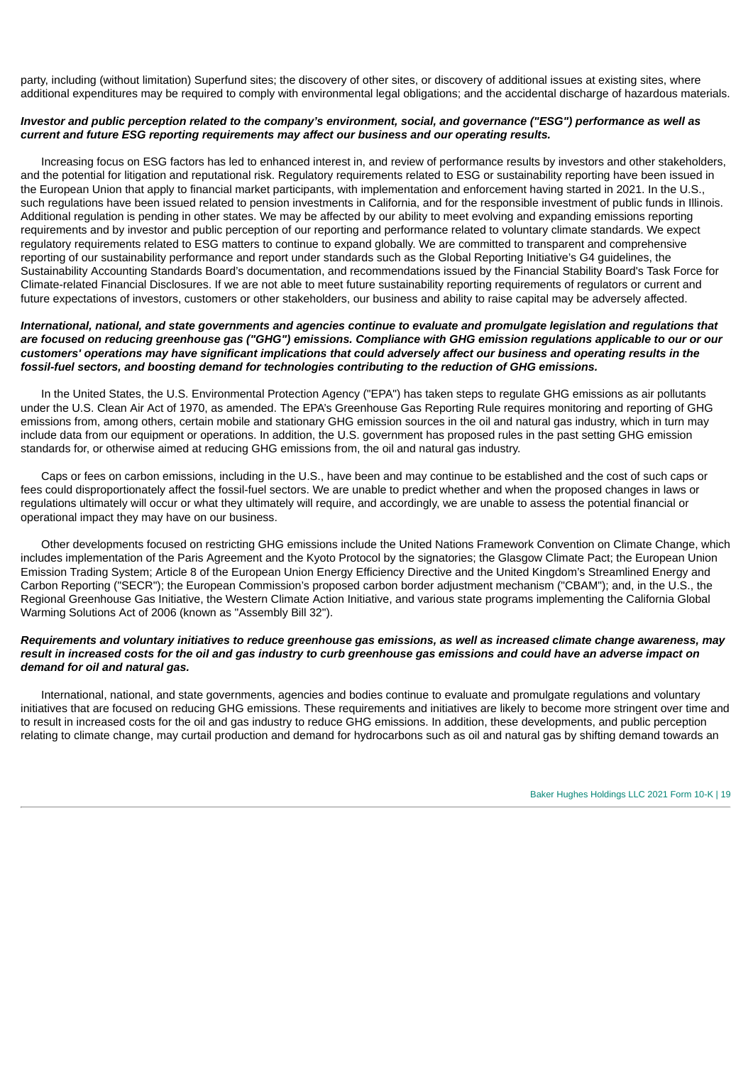party, including (without limitation) Superfund sites; the discovery of other sites, or discovery of additional issues at existing sites, where additional expenditures may be required to comply with environmental legal obligations; and the accidental discharge of hazardous materials.

***Investor and public perception related to the company's environment, social, and governance ("ESG") performance as well as current and future ESG reporting requirements may affect our business and our operating results.***

Increasing focus on ESG factors has led to enhanced interest in, and review of performance results by investors and other stakeholders, and the potential for litigation and reputational risk. Regulatory requirements related to ESG or sustainability reporting have been issued in the European Union that apply to financial market participants, with implementation and enforcement having started in 2021. In the U.S., such regulations have been issued related to pension investments in California, and for the responsible investment of public funds in Illinois. Additional regulation is pending in other states. We may be affected by our ability to meet evolving and expanding emissions reporting requirements and by investor and public perception of our reporting and performance related to voluntary climate standards. We expect regulatory requirements related to ESG matters to continue to expand globally. We are committed to transparent and comprehensive reporting of our sustainability performance and report under standards such as the Global Reporting Initiative's G4 guidelines, the Sustainability Accounting Standards Board's documentation, and recommendations issued by the Financial Stability Board's Task Force for Climate-related Financial Disclosures. If we are not able to meet future sustainability reporting requirements of regulators or current and future expectations of investors, customers or other stakeholders, our business and ability to raise capital may be adversely affected.

***International, national, and state governments and agencies continue to evaluate and promulgate legislation and regulations that are focused on reducing greenhouse gas ("GHG") emissions. Compliance with GHG emission regulations applicable to our or our customers' operations may have significant implications that could adversely affect our business and operating results in the fossil-fuel sectors, and boosting demand for technologies contributing to the reduction of GHG emissions.***

In the United States, the U.S. Environmental Protection Agency ("EPA") has taken steps to regulate GHG emissions as air pollutants under the U.S. Clean Air Act of 1970, as amended. The EPA's Greenhouse Gas Reporting Rule requires monitoring and reporting of GHG emissions from, among others, certain mobile and stationary GHG emission sources in the oil and natural gas industry, which in turn may include data from our equipment or operations. In addition, the U.S. government has proposed rules in the past setting GHG emission standards for, or otherwise aimed at reducing GHG emissions from, the oil and natural gas industry.

Caps or fees on carbon emissions, including in the U.S., have been and may continue to be established and the cost of such caps or fees could disproportionately affect the fossil-fuel sectors. We are unable to predict whether and when the proposed changes in laws or regulations ultimately will occur or what they ultimately will require, and accordingly, we are unable to assess the potential financial or operational impact they may have on our business.

Other developments focused on restricting GHG emissions include the United Nations Framework Convention on Climate Change, which includes implementation of the Paris Agreement and the Kyoto Protocol by the signatories; the Glasgow Climate Pact; the European Union Emission Trading System; Article 8 of the European Union Energy Efficiency Directive and the United Kingdom's Streamlined Energy and Carbon Reporting ("SECR"); the European Commission's proposed carbon border adjustment mechanism ("CBAM"); and, in the U.S., the Regional Greenhouse Gas Initiative, the Western Climate Action Initiative, and various state programs implementing the California Global Warming Solutions Act of 2006 (known as "Assembly Bill 32").

***Requirements and voluntary initiatives to reduce greenhouse gas emissions, as well as increased climate change awareness, may result in increased costs for the oil and gas industry to curb greenhouse gas emissions and could have an adverse impact on demand for oil and natural gas.***

International, national, and state governments, agencies and bodies continue to evaluate and promulgate regulations and voluntary initiatives that are focused on reducing GHG emissions. These requirements and initiatives are likely to become more stringent over time and to result in increased costs for the oil and gas industry to reduce GHG emissions. In addition, these developments, and public perception relating to climate change, may curtail production and demand for hydrocarbons such as oil and natural gas by shifting demand towards an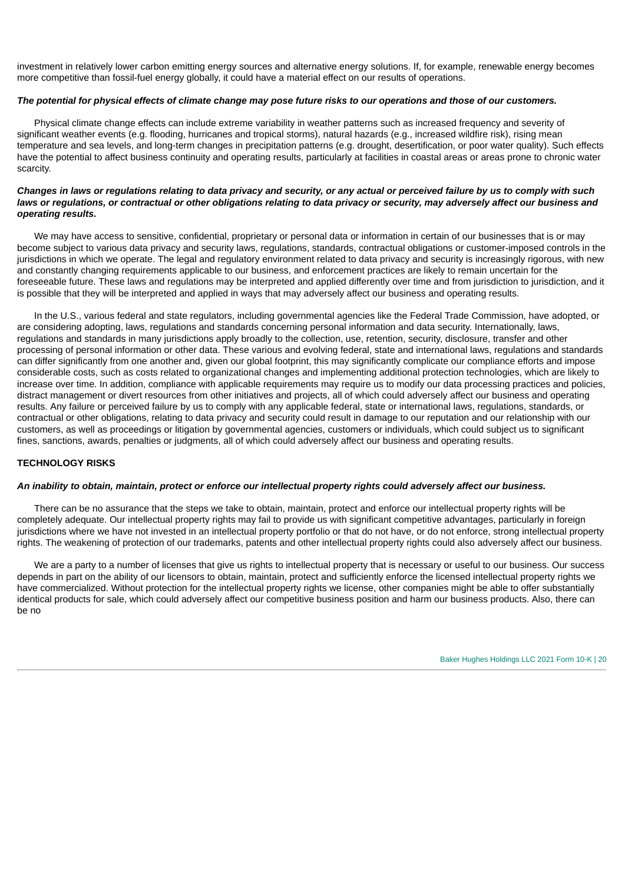investment in relatively lower carbon emitting energy sources and alternative energy solutions. If, for example, renewable energy becomes more competitive than fossil-fuel energy globally, it could have a material effect on our results of operations.

***The potential for physical effects of climate change may pose future risks to our operations and those of our customers.***

Physical climate change effects can include extreme variability in weather patterns such as increased frequency and severity of significant weather events (e.g. flooding, hurricanes and tropical storms), natural hazards (e.g., increased wildfire risk), rising mean temperature and sea levels, and long-term changes in precipitation patterns (e.g. drought, desertification, or poor water quality). Such effects have the potential to affect business continuity and operating results, particularly at facilities in coastal areas or areas prone to chronic water scarcity.

***Changes in laws or regulations relating to data privacy and security, or any actual or perceived failure by us to comply with such laws or regulations, or contractual or other obligations relating to data privacy or security, may adversely affect our business and operating results.***

We may have access to sensitive, confidential, proprietary or personal data or information in certain of our businesses that is or may become subject to various data privacy and security laws, regulations, standards, contractual obligations or customer-imposed controls in the jurisdictions in which we operate. The legal and regulatory environment related to data privacy and security is increasingly rigorous, with new and constantly changing requirements applicable to our business, and enforcement practices are likely to remain uncertain for the foreseeable future. These laws and regulations may be interpreted and applied differently over time and from jurisdiction to jurisdiction, and it is possible that they will be interpreted and applied in ways that may adversely affect our business and operating results.

In the U.S., various federal and state regulators, including governmental agencies like the Federal Trade Commission, have adopted, or are considering adopting, laws, regulations and standards concerning personal information and data security. Internationally, laws, regulations and standards in many jurisdictions apply broadly to the collection, use, retention, security, disclosure, transfer and other processing of personal information or other data. These various and evolving federal, state and international laws, regulations and standards can differ significantly from one another and, given our global footprint, this may significantly complicate our compliance efforts and impose considerable costs, such as costs related to organizational changes and implementing additional protection technologies, which are likely to increase over time. In addition, compliance with applicable requirements may require us to modify our data processing practices and policies, distract management or divert resources from other initiatives and projects, all of which could adversely affect our business and operating results. Any failure or perceived failure by us to comply with any applicable federal, state or international laws, regulations, standards, or contractual or other obligations, relating to data privacy and security could result in damage to our reputation and our relationship with our customers, as well as proceedings or litigation by governmental agencies, customers or individuals, which could subject us to significant fines, sanctions, awards, penalties or judgments, all of which could adversely affect our business and operating results.

## TECHNOLOGY RISKS

***An inability to obtain, maintain, protect or enforce our intellectual property rights could adversely affect our business.***

There can be no assurance that the steps we take to obtain, maintain, protect and enforce our intellectual property rights will be completely adequate. Our intellectual property rights may fail to provide us with significant competitive advantages, particularly in foreign jurisdictions where we have not invested in an intellectual property portfolio or that do not have, or do not enforce, strong intellectual property rights. The weakening of protection of our trademarks, patents and other intellectual property rights could also adversely affect our business.

We are a party to a number of licenses that give us rights to intellectual property that is necessary or useful to our business. Our success depends in part on the ability of our licensors to obtain, maintain, protect and sufficiently enforce the licensed intellectual property rights we have commercialized. Without protection for the intellectual property rights we license, other companies might be able to offer substantially identical products for sale, which could adversely affect our competitive business position and harm our business products. Also, there can be no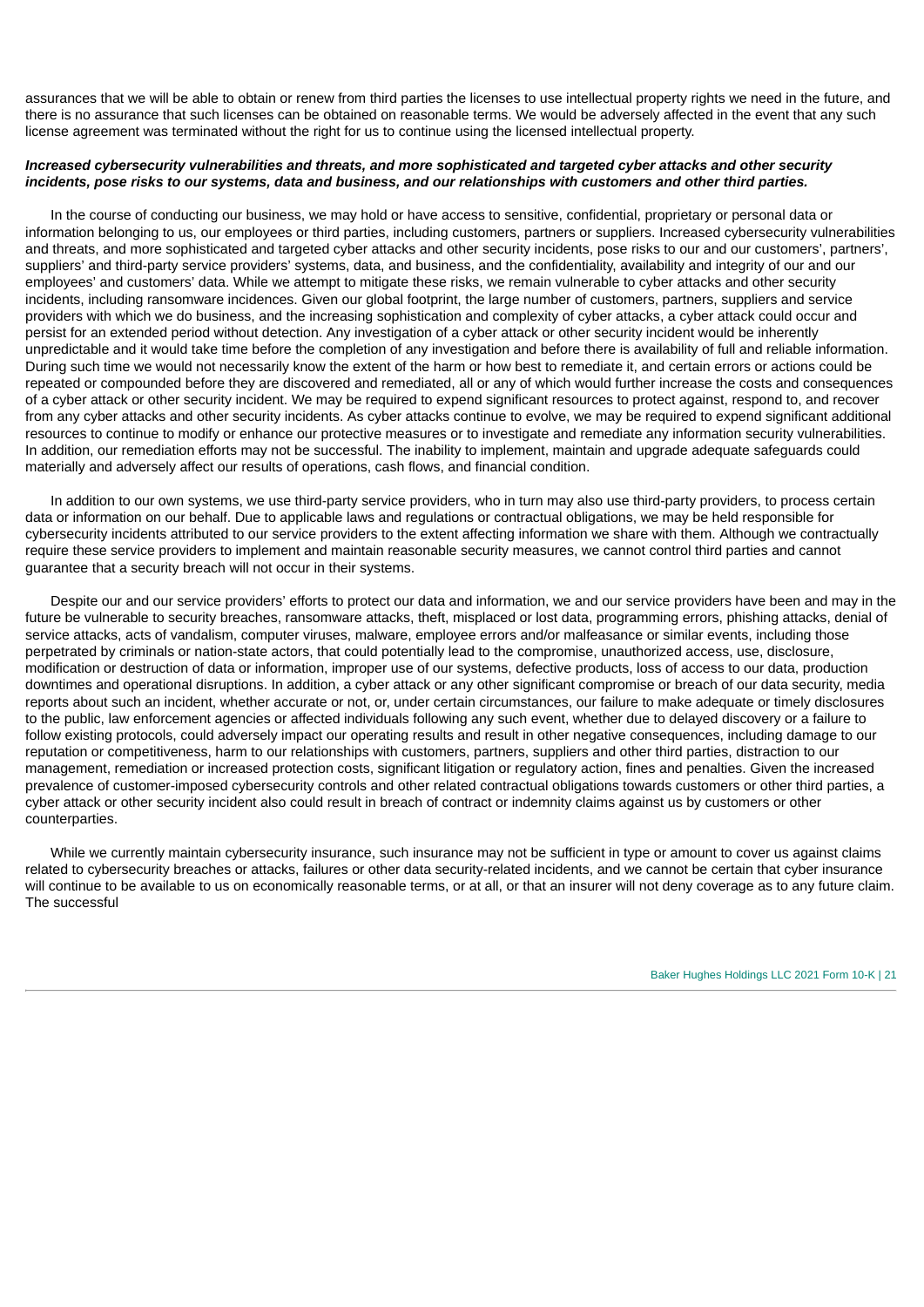assurances that we will be able to obtain or renew from third parties the licenses to use intellectual property rights we need in the future, and there is no assurance that such licenses can be obtained on reasonable terms. We would be adversely affected in the event that any such license agreement was terminated without the right for us to continue using the licensed intellectual property.

***Increased cybersecurity vulnerabilities and threats, and more sophisticated and targeted cyber attacks and other security incidents, pose risks to our systems, data and business, and our relationships with customers and other third parties.***

In the course of conducting our business, we may hold or have access to sensitive, confidential, proprietary or personal data or information belonging to us, our employees or third parties, including customers, partners or suppliers. Increased cybersecurity vulnerabilities and threats, and more sophisticated and targeted cyber attacks and other security incidents, pose risks to our and our customers', partners', suppliers' and third-party service providers' systems, data, and business, and the confidentiality, availability and integrity of our and our employees' and customers' data. While we attempt to mitigate these risks, we remain vulnerable to cyber attacks and other security incidents, including ransomware incidences. Given our global footprint, the large number of customers, partners, suppliers and service providers with which we do business, and the increasing sophistication and complexity of cyber attacks, a cyber attack could occur and persist for an extended period without detection. Any investigation of a cyber attack or other security incident would be inherently unpredictable and it would take time before the completion of any investigation and before there is availability of full and reliable information. During such time we would not necessarily know the extent of the harm or how best to remediate it, and certain errors or actions could be repeated or compounded before they are discovered and remediated, all or any of which would further increase the costs and consequences of a cyber attack or other security incident. We may be required to expend significant resources to protect against, respond to, and recover from any cyber attacks and other security incidents. As cyber attacks continue to evolve, we may be required to expend significant additional resources to continue to modify or enhance our protective measures or to investigate and remediate any information security vulnerabilities. In addition, our remediation efforts may not be successful. The inability to implement, maintain and upgrade adequate safeguards could materially and adversely affect our results of operations, cash flows, and financial condition.

In addition to our own systems, we use third-party service providers, who in turn may also use third-party providers, to process certain data or information on our behalf. Due to applicable laws and regulations or contractual obligations, we may be held responsible for cybersecurity incidents attributed to our service providers to the extent affecting information we share with them. Although we contractually require these service providers to implement and maintain reasonable security measures, we cannot control third parties and cannot guarantee that a security breach will not occur in their systems.

Despite our and our service providers' efforts to protect our data and information, we and our service providers have been and may in the future be vulnerable to security breaches, ransomware attacks, theft, misplaced or lost data, programming errors, phishing attacks, denial of service attacks, acts of vandalism, computer viruses, malware, employee errors and/or malfeasance or similar events, including those perpetrated by criminals or nation-state actors, that could potentially lead to the compromise, unauthorized access, use, disclosure, modification or destruction of data or information, improper use of our systems, defective products, loss of access to our data, production downtimes and operational disruptions. In addition, a cyber attack or any other significant compromise or breach of our data security, media reports about such an incident, whether accurate or not, or, under certain circumstances, our failure to make adequate or timely disclosures to the public, law enforcement agencies or affected individuals following any such event, whether due to delayed discovery or a failure to follow existing protocols, could adversely impact our operating results and result in other negative consequences, including damage to our reputation or competitiveness, harm to our relationships with customers, partners, suppliers and other third parties, distraction to our management, remediation or increased protection costs, significant litigation or regulatory action, fines and penalties. Given the increased prevalence of customer-imposed cybersecurity controls and other related contractual obligations towards customers or other third parties, a cyber attack or other security incident also could result in breach of contract or indemnity claims against us by customers or other counterparties.

While we currently maintain cybersecurity insurance, such insurance may not be sufficient in type or amount to cover us against claims related to cybersecurity breaches or attacks, failures or other data security-related incidents, and we cannot be certain that cyber insurance will continue to be available to us on economically reasonable terms, or at all, or that an insurer will not deny coverage as to any future claim. The successful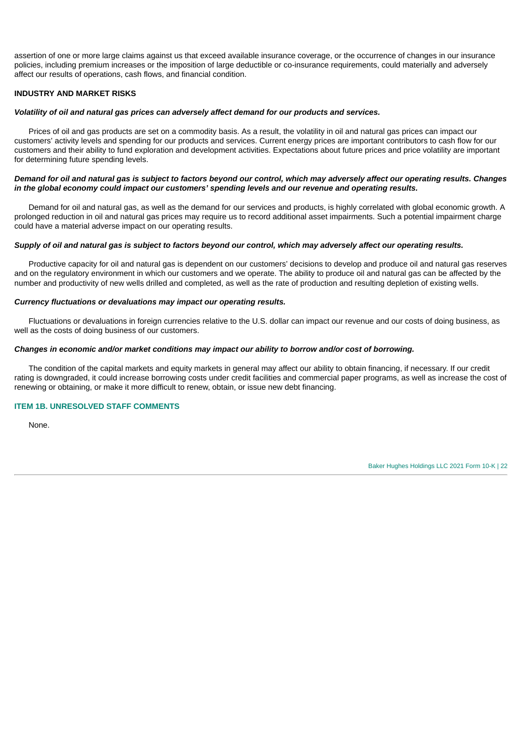assertion of one or more large claims against us that exceed available insurance coverage, or the occurrence of changes in our insurance policies, including premium increases or the imposition of large deductible or co-insurance requirements, could materially and adversely affect our results of operations, cash flows, and financial condition.

**INDUSTRY AND MARKET RISKS**

***Volatility of oil and natural gas prices can adversely affect demand for our products and services.***

Prices of oil and gas products are set on a commodity basis. As a result, the volatility in oil and natural gas prices can impact our customers' activity levels and spending for our products and services. Current energy prices are important contributors to cash flow for our customers and their ability to fund exploration and development activities. Expectations about future prices and price volatility are important for determining future spending levels.

***Demand for oil and natural gas is subject to factors beyond our control, which may adversely affect our operating results. Changes in the global economy could impact our customers' spending levels and our revenue and operating results.***

Demand for oil and natural gas, as well as the demand for our services and products, is highly correlated with global economic growth. A prolonged reduction in oil and natural gas prices may require us to record additional asset impairments. Such a potential impairment charge could have a material adverse impact on our operating results.

***Supply of oil and natural gas is subject to factors beyond our control, which may adversely affect our operating results.***

Productive capacity for oil and natural gas is dependent on our customers' decisions to develop and produce oil and natural gas reserves and on the regulatory environment in which our customers and we operate. The ability to produce oil and natural gas can be affected by the number and productivity of new wells drilled and completed, as well as the rate of production and resulting depletion of existing wells.

***Currency fluctuations or devaluations may impact our operating results.***

Fluctuations or devaluations in foreign currencies relative to the U.S. dollar can impact our revenue and our costs of doing business, as well as the costs of doing business of our customers.

***Changes in economic and/or market conditions may impact our ability to borrow and/or cost of borrowing.***

The condition of the capital markets and equity markets in general may affect our ability to obtain financing, if necessary. If our credit rating is downgraded, it could increase borrowing costs under credit facilities and commercial paper programs, as well as increase the cost of renewing or obtaining, or make it more difficult to renew, obtain, or issue new debt financing.

## ITEM 1B. UNRESOLVED STAFF COMMENTS

None.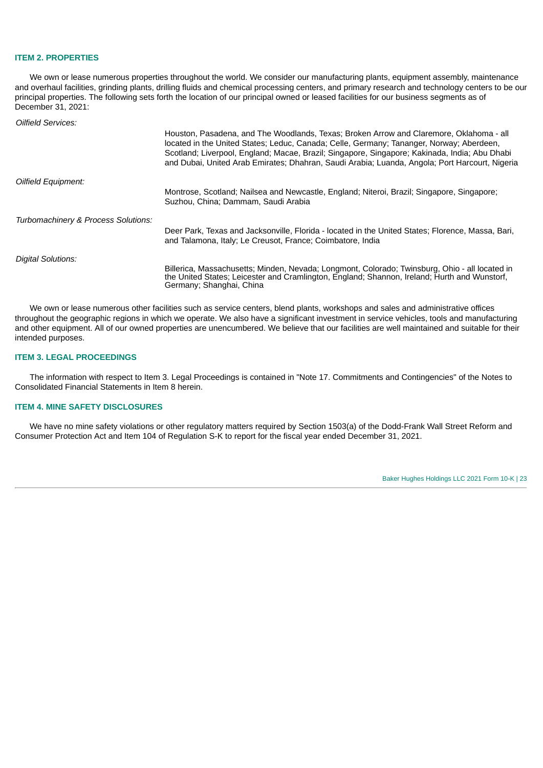## ITEM 2. PROPERTIES

We own or lease numerous properties throughout the world. We consider our manufacturing plants, equipment assembly, maintenance and overhaul facilities, grinding plants, drilling fluids and chemical processing centers, and primary research and technology centers to be our principal properties. The following sets forth the location of our principal owned or leased facilities for our business segments as of December 31, 2021:

| | |
|---|---|
| *Oilfield Services:* | |
| | Houston, Pasadena, and The Woodlands, Texas; Broken Arrow and Claremore, Oklahoma - all located in the United States; Leduc, Canada; Celle, Germany; Tananger, Norway; Aberdeen, Scotland; Liverpool, England; Macae, Brazil; Singapore, Singapore; Kakinada, India; Abu Dhabi and Dubai, United Arab Emirates; Dhahran, Saudi Arabia; Luanda, Angola; Port Harcourt, Nigeria |
| *Oilfield Equipment:* | |
| | Montrose, Scotland; Nailsea and Newcastle, England; Niteroi, Brazil; Singapore, Singapore; Suzhou, China; Dammam, Saudi Arabia |
| *Turbomachinery & Process Solutions:* | |
| | Deer Park, Texas and Jacksonville, Florida - located in the United States; Florence, Massa, Bari, and Talamona, Italy; Le Creusot, France; Coimbatore, India |
| *Digital Solutions:* | |
| | Billerica, Massachusetts; Minden, Nevada; Longmont, Colorado; Twinsburg, Ohio - all located in the United States; Leicester and Cramlington, England; Shannon, Ireland; Hurth and Wunstorf, Germany; Shanghai, China |

We own or lease numerous other facilities such as service centers, blend plants, workshops and sales and administrative offices throughout the geographic regions in which we operate. We also have a significant investment in service vehicles, tools and manufacturing and other equipment. All of our owned properties are unencumbered. We believe that our facilities are well maintained and suitable for their intended purposes.

## ITEM 3. LEGAL PROCEEDINGS

The information with respect to Item 3. Legal Proceedings is contained in "Note 17. Commitments and Contingencies" of the Notes to Consolidated Financial Statements in Item 8 herein.

## ITEM 4. MINE SAFETY DISCLOSURES

We have no mine safety violations or other regulatory matters required by Section 1503(a) of the Dodd-Frank Wall Street Reform and Consumer Protection Act and Item 104 of Regulation S-K to report for the fiscal year ended December 31, 2021.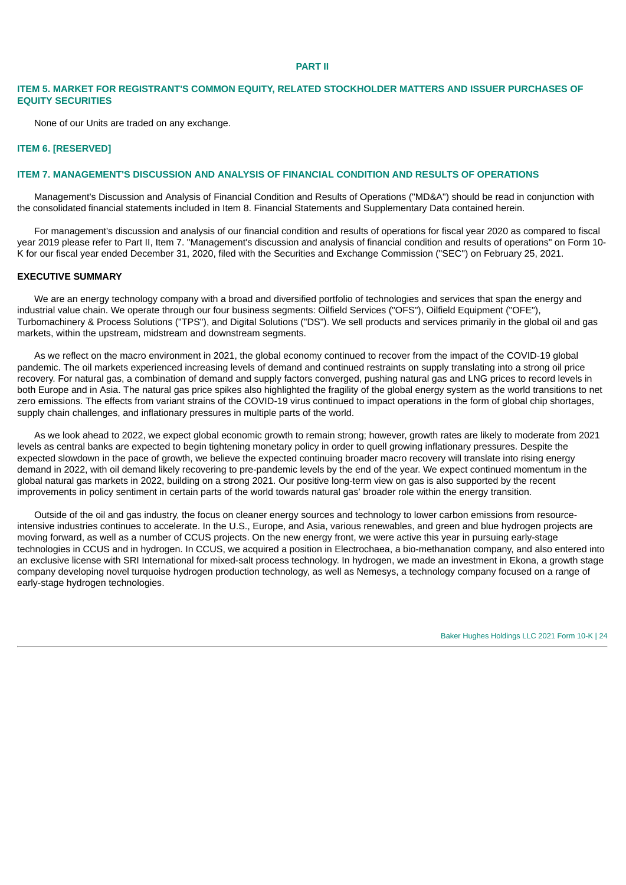# PART II

## ITEM 5. MARKET FOR REGISTRANT'S COMMON EQUITY, RELATED STOCKHOLDER MATTERS AND ISSUER PURCHASES OF EQUITY SECURITIES

None of our Units are traded on any exchange.

## ITEM 6. [RESERVED]

## ITEM 7. MANAGEMENT'S DISCUSSION AND ANALYSIS OF FINANCIAL CONDITION AND RESULTS OF OPERATIONS

Management's Discussion and Analysis of Financial Condition and Results of Operations ("MD&A") should be read in conjunction with the consolidated financial statements included in Item 8. Financial Statements and Supplementary Data contained herein.

For management's discussion and analysis of our financial condition and results of operations for fiscal year 2020 as compared to fiscal year 2019 please refer to Part II, Item 7. "Management's discussion and analysis of financial condition and results of operations" on Form 10-K for our fiscal year ended December 31, 2020, filed with the Securities and Exchange Commission ("SEC") on February 25, 2021.

### EXECUTIVE SUMMARY

We are an energy technology company with a broad and diversified portfolio of technologies and services that span the energy and industrial value chain. We operate through our four business segments: Oilfield Services ("OFS"), Oilfield Equipment ("OFE"), Turbomachinery & Process Solutions ("TPS"), and Digital Solutions ("DS"). We sell products and services primarily in the global oil and gas markets, within the upstream, midstream and downstream segments.

As we reflect on the macro environment in 2021, the global economy continued to recover from the impact of the COVID-19 global pandemic. The oil markets experienced increasing levels of demand and continued restraints on supply translating into a strong oil price recovery. For natural gas, a combination of demand and supply factors converged, pushing natural gas and LNG prices to record levels in both Europe and in Asia. The natural gas price spikes also highlighted the fragility of the global energy system as the world transitions to net zero emissions. The effects from variant strains of the COVID-19 virus continued to impact operations in the form of global chip shortages, supply chain challenges, and inflationary pressures in multiple parts of the world.

As we look ahead to 2022, we expect global economic growth to remain strong; however, growth rates are likely to moderate from 2021 levels as central banks are expected to begin tightening monetary policy in order to quell growing inflationary pressures. Despite the expected slowdown in the pace of growth, we believe the expected continuing broader macro recovery will translate into rising energy demand in 2022, with oil demand likely recovering to pre-pandemic levels by the end of the year. We expect continued momentum in the global natural gas markets in 2022, building on a strong 2021. Our positive long-term view on gas is also supported by the recent improvements in policy sentiment in certain parts of the world towards natural gas' broader role within the energy transition.

Outside of the oil and gas industry, the focus on cleaner energy sources and technology to lower carbon emissions from resource-intensive industries continues to accelerate. In the U.S., Europe, and Asia, various renewables, and green and blue hydrogen projects are moving forward, as well as a number of CCUS projects. On the new energy front, we were active this year in pursuing early-stage technologies in CCUS and in hydrogen. In CCUS, we acquired a position in Electrochaea, a bio-methanation company, and also entered into an exclusive license with SRI International for mixed-salt process technology. In hydrogen, we made an investment in Ekona, a growth stage company developing novel turquoise hydrogen production technology, as well as Nemesys, a technology company focused on a range of early-stage hydrogen technologies.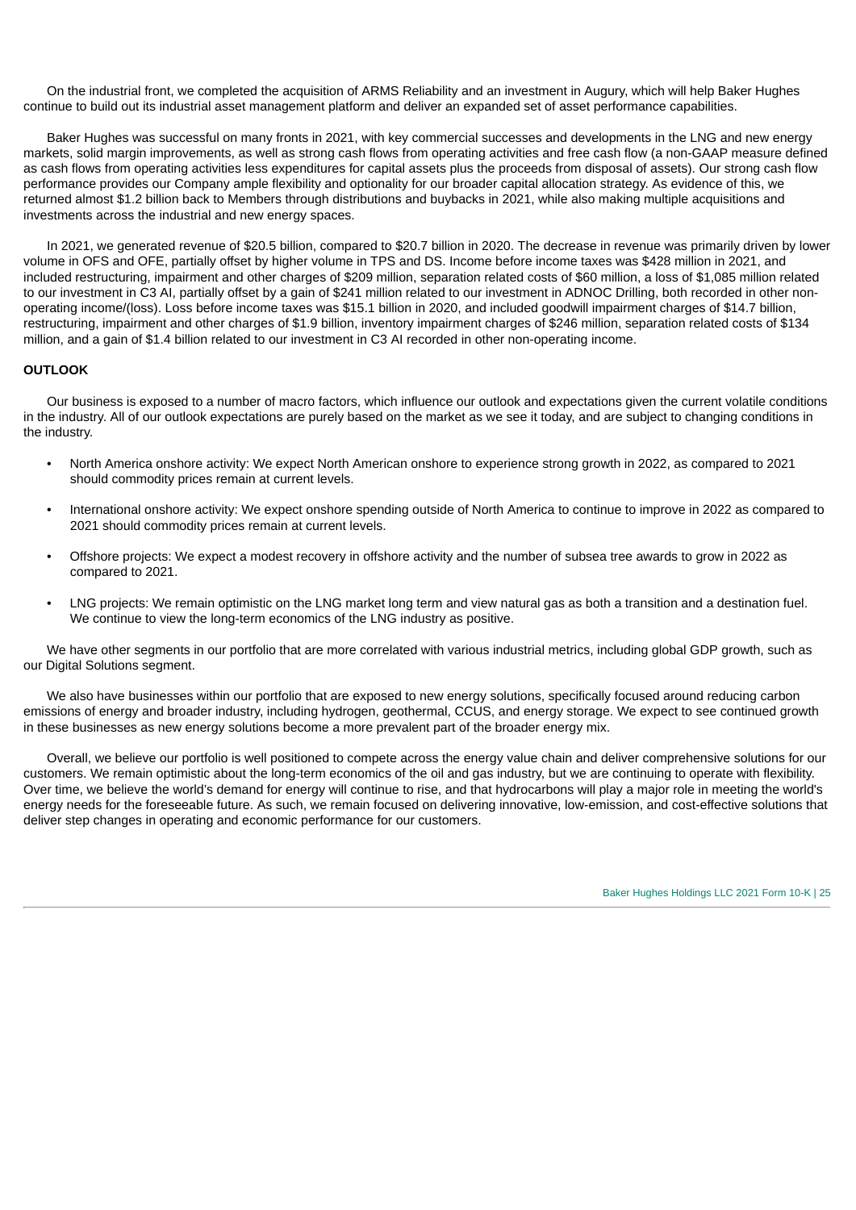On the industrial front, we completed the acquisition of ARMS Reliability and an investment in Augury, which will help Baker Hughes continue to build out its industrial asset management platform and deliver an expanded set of asset performance capabilities.

Baker Hughes was successful on many fronts in 2021, with key commercial successes and developments in the LNG and new energy markets, solid margin improvements, as well as strong cash flows from operating activities and free cash flow (a non-GAAP measure defined as cash flows from operating activities less expenditures for capital assets plus the proceeds from disposal of assets). Our strong cash flow performance provides our Company ample flexibility and optionality for our broader capital allocation strategy. As evidence of this, we returned almost $1.2 billion back to Members through distributions and buybacks in 2021, while also making multiple acquisitions and investments across the industrial and new energy spaces.

In 2021, we generated revenue of $20.5 billion, compared to $20.7 billion in 2020. The decrease in revenue was primarily driven by lower volume in OFS and OFE, partially offset by higher volume in TPS and DS. Income before income taxes was $428 million in 2021, and included restructuring, impairment and other charges of $209 million, separation related costs of $60 million, a loss of $1,085 million related to our investment in C3 AI, partially offset by a gain of $241 million related to our investment in ADNOC Drilling, both recorded in other non-operating income/(loss). Loss before income taxes was $15.1 billion in 2020, and included goodwill impairment charges of $14.7 billion, restructuring, impairment and other charges of $1.9 billion, inventory impairment charges of $246 million, separation related costs of $134 million, and a gain of $1.4 billion related to our investment in C3 AI recorded in other non-operating income.

## OUTLOOK

Our business is exposed to a number of macro factors, which influence our outlook and expectations given the current volatile conditions in the industry. All of our outlook expectations are purely based on the market as we see it today, and are subject to changing conditions in the industry.

- North America onshore activity: We expect North American onshore to experience strong growth in 2022, as compared to 2021 should commodity prices remain at current levels.
- International onshore activity: We expect onshore spending outside of North America to continue to improve in 2022 as compared to 2021 should commodity prices remain at current levels.
- Offshore projects: We expect a modest recovery in offshore activity and the number of subsea tree awards to grow in 2022 as compared to 2021.
- LNG projects: We remain optimistic on the LNG market long term and view natural gas as both a transition and a destination fuel. We continue to view the long-term economics of the LNG industry as positive.

We have other segments in our portfolio that are more correlated with various industrial metrics, including global GDP growth, such as our Digital Solutions segment.

We also have businesses within our portfolio that are exposed to new energy solutions, specifically focused around reducing carbon emissions of energy and broader industry, including hydrogen, geothermal, CCUS, and energy storage. We expect to see continued growth in these businesses as new energy solutions become a more prevalent part of the broader energy mix.

Overall, we believe our portfolio is well positioned to compete across the energy value chain and deliver comprehensive solutions for our customers. We remain optimistic about the long-term economics of the oil and gas industry, but we are continuing to operate with flexibility. Over time, we believe the world's demand for energy will continue to rise, and that hydrocarbons will play a major role in meeting the world's energy needs for the foreseeable future. As such, we remain focused on delivering innovative, low-emission, and cost-effective solutions that deliver step changes in operating and economic performance for our customers.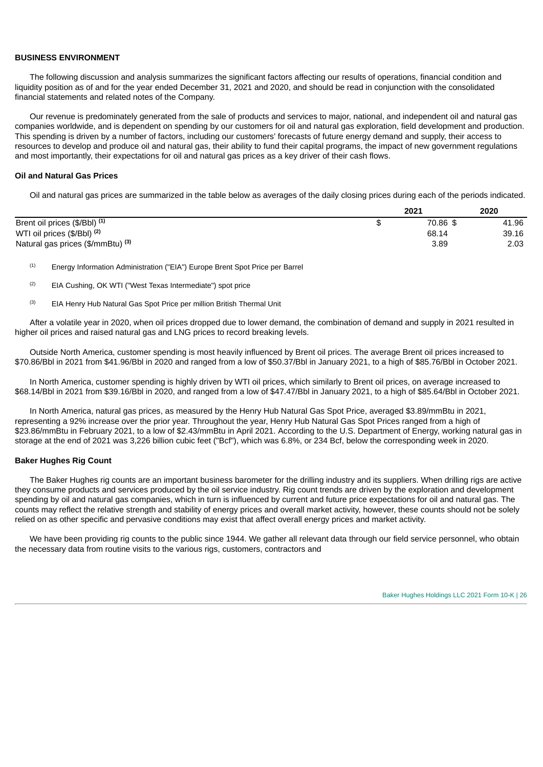## BUSINESS ENVIRONMENT

The following discussion and analysis summarizes the significant factors affecting our results of operations, financial condition and liquidity position as of and for the year ended December 31, 2021 and 2020, and should be read in conjunction with the consolidated financial statements and related notes of the Company.

Our revenue is predominately generated from the sale of products and services to major, national, and independent oil and natural gas companies worldwide, and is dependent on spending by our customers for oil and natural gas exploration, field development and production. This spending is driven by a number of factors, including our customers' forecasts of future energy demand and supply, their access to resources to develop and produce oil and natural gas, their ability to fund their capital programs, the impact of new government regulations and most importantly, their expectations for oil and natural gas prices as a key driver of their cash flows.

### Oil and Natural Gas Prices

Oil and natural gas prices are summarized in the table below as averages of the daily closing prices during each of the periods indicated.

| | 2021 | 2020 |
|---|---|---|
| Brent oil prices ($/Bbl) [(1)] | $ 70.86 | $ 41.96 |
| WTI oil prices ($/Bbl) [(2)] | 68.14 | 39.16 |
| Natural gas prices ($/mmBtu) [(3)] | 3.89 | 2.03 |

(1) Energy Information Administration ("EIA") Europe Brent Spot Price per Barrel

(2) EIA Cushing, OK WTI ("West Texas Intermediate") spot price

(3) EIA Henry Hub Natural Gas Spot Price per million British Thermal Unit

After a volatile year in 2020, when oil prices dropped due to lower demand, the combination of demand and supply in 2021 resulted in higher oil prices and raised natural gas and LNG prices to record breaking levels.

Outside North America, customer spending is most heavily influenced by Brent oil prices. The average Brent oil prices increased to $70.86/Bbl in 2021 from $41.96/Bbl in 2020 and ranged from a low of $50.37/Bbl in January 2021, to a high of $85.76/Bbl in October 2021.

In North America, customer spending is highly driven by WTI oil prices, which similarly to Brent oil prices, on average increased to $68.14/Bbl in 2021 from $39.16/Bbl in 2020, and ranged from a low of $47.47/Bbl in January 2021, to a high of $85.64/Bbl in October 2021.

In North America, natural gas prices, as measured by the Henry Hub Natural Gas Spot Price, averaged $3.89/mmBtu in 2021, representing a 92% increase over the prior year. Throughout the year, Henry Hub Natural Gas Spot Prices ranged from a high of $23.86/mmBtu in February 2021, to a low of $2.43/mmBtu in April 2021. According to the U.S. Department of Energy, working natural gas in storage at the end of 2021 was 3,226 billion cubic feet ("Bcf"), which was 6.8%, or 234 Bcf, below the corresponding week in 2020.

### Baker Hughes Rig Count

The Baker Hughes rig counts are an important business barometer for the drilling industry and its suppliers. When drilling rigs are active they consume products and services produced by the oil service industry. Rig count trends are driven by the exploration and development spending by oil and natural gas companies, which in turn is influenced by current and future price expectations for oil and natural gas. The counts may reflect the relative strength and stability of energy prices and overall market activity, however, these counts should not be solely relied on as other specific and pervasive conditions may exist that affect overall energy prices and market activity.

We have been providing rig counts to the public since 1944. We gather all relevant data through our field service personnel, who obtain the necessary data from routine visits to the various rigs, customers, contractors and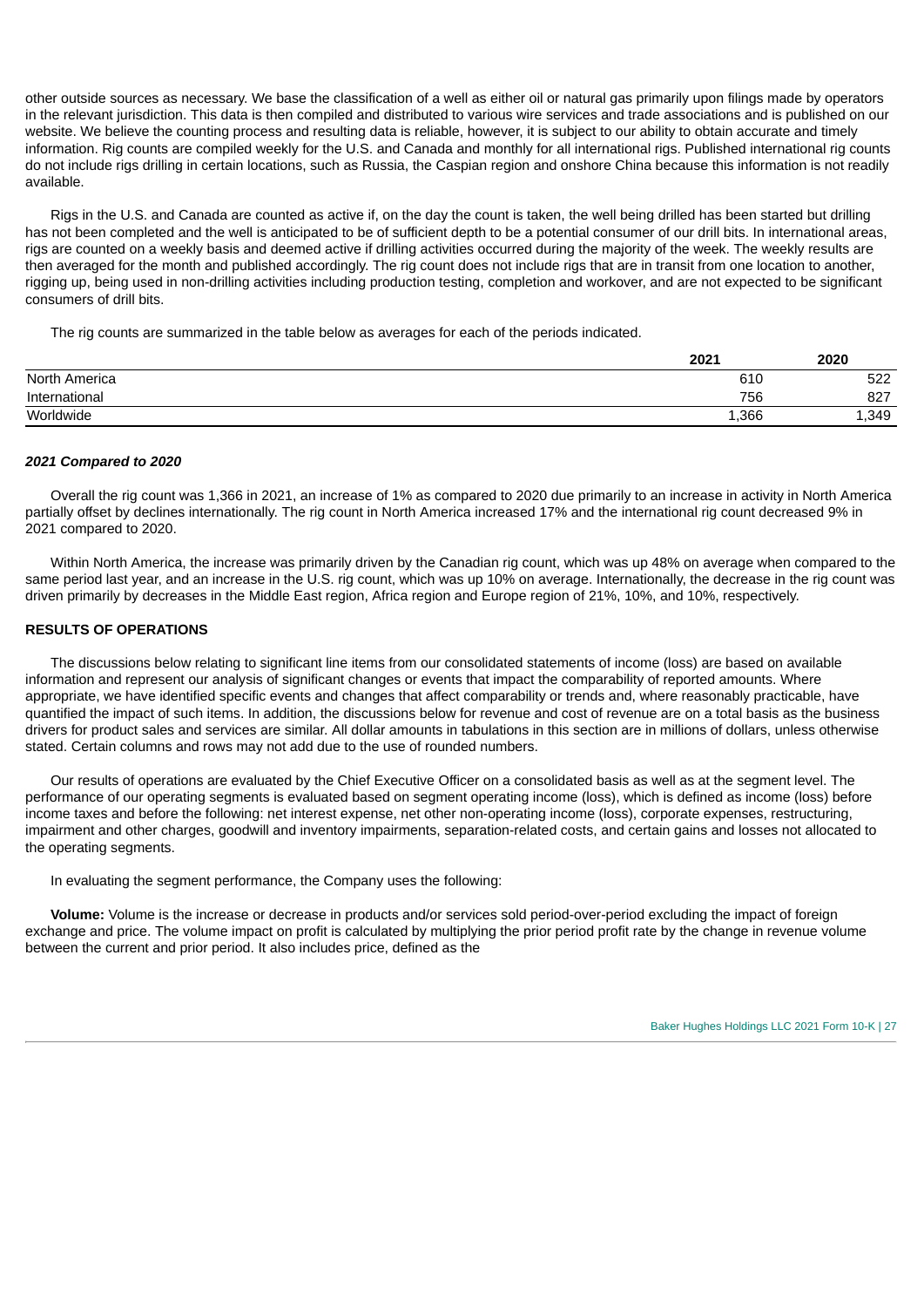other outside sources as necessary. We base the classification of a well as either oil or natural gas primarily upon filings made by operators in the relevant jurisdiction. This data is then compiled and distributed to various wire services and trade associations and is published on our website. We believe the counting process and resulting data is reliable, however, it is subject to our ability to obtain accurate and timely information. Rig counts are compiled weekly for the U.S. and Canada and monthly for all international rigs. Published international rig counts do not include rigs drilling in certain locations, such as Russia, the Caspian region and onshore China because this information is not readily available.

Rigs in the U.S. and Canada are counted as active if, on the day the count is taken, the well being drilled has been started but drilling has not been completed and the well is anticipated to be of sufficient depth to be a potential consumer of our drill bits. In international areas, rigs are counted on a weekly basis and deemed active if drilling activities occurred during the majority of the week. The weekly results are then averaged for the month and published accordingly. The rig count does not include rigs that are in transit from one location to another, rigging up, being used in non-drilling activities including production testing, completion and workover, and are not expected to be significant consumers of drill bits.

The rig counts are summarized in the table below as averages for each of the periods indicated.

| | 2021 | 2020 |
|---|---|---|
| North America | 610 | 522 |
| International | 756 | 827 |
| Worldwide | 1,366 | 1,349 |

***2021 Compared to 2020***

Overall the rig count was 1,366 in 2021, an increase of 1% as compared to 2020 due primarily to an increase in activity in North America partially offset by declines internationally. The rig count in North America increased 17% and the international rig count decreased 9% in 2021 compared to 2020.

Within North America, the increase was primarily driven by the Canadian rig count, which was up 48% on average when compared to the same period last year, and an increase in the U.S. rig count, which was up 10% on average. Internationally, the decrease in the rig count was driven primarily by decreases in the Middle East region, Africa region and Europe region of 21%, 10%, and 10%, respectively.

## RESULTS OF OPERATIONS

The discussions below relating to significant line items from our consolidated statements of income (loss) are based on available information and represent our analysis of significant changes or events that impact the comparability of reported amounts. Where appropriate, we have identified specific events and changes that affect comparability or trends and, where reasonably practicable, have quantified the impact of such items. In addition, the discussions below for revenue and cost of revenue are on a total basis as the business drivers for product sales and services are similar. All dollar amounts in tabulations in this section are in millions of dollars, unless otherwise stated. Certain columns and rows may not add due to the use of rounded numbers.

Our results of operations are evaluated by the Chief Executive Officer on a consolidated basis as well as at the segment level. The performance of our operating segments is evaluated based on segment operating income (loss), which is defined as income (loss) before income taxes and before the following: net interest expense, net other non-operating income (loss), corporate expenses, restructuring, impairment and other charges, goodwill and inventory impairments, separation-related costs, and certain gains and losses not allocated to the operating segments.

In evaluating the segment performance, the Company uses the following:

**Volume:** Volume is the increase or decrease in products and/or services sold period-over-period excluding the impact of foreign exchange and price. The volume impact on profit is calculated by multiplying the prior period profit rate by the change in revenue volume between the current and prior period. It also includes price, defined as the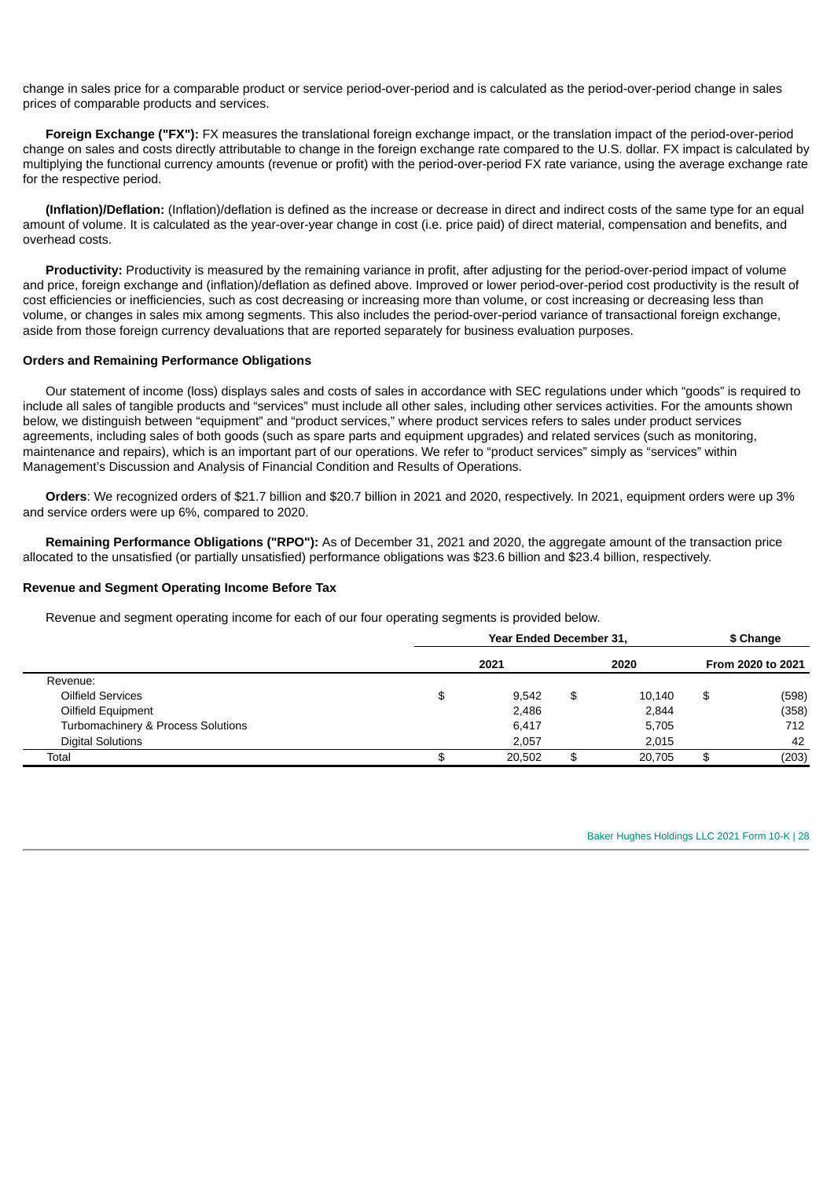change in sales price for a comparable product or service period-over-period and is calculated as the period-over-period change in sales prices of comparable products and services.

**Foreign Exchange ("FX"):** FX measures the translational foreign exchange impact, or the translation impact of the period-over-period change on sales and costs directly attributable to change in the foreign exchange rate compared to the U.S. dollar. FX impact is calculated by multiplying the functional currency amounts (revenue or profit) with the period-over-period FX rate variance, using the average exchange rate for the respective period.

**(Inflation)/Deflation:** (Inflation)/deflation is defined as the increase or decrease in direct and indirect costs of the same type for an equal amount of volume. It is calculated as the year-over-year change in cost (i.e. price paid) of direct material, compensation and benefits, and overhead costs.

**Productivity:** Productivity is measured by the remaining variance in profit, after adjusting for the period-over-period impact of volume and price, foreign exchange and (inflation)/deflation as defined above. Improved or lower period-over-period cost productivity is the result of cost efficiencies or inefficiencies, such as cost decreasing or increasing more than volume, or cost increasing or decreasing less than volume, or changes in sales mix among segments. This also includes the period-over-period variance of transactional foreign exchange, aside from those foreign currency devaluations that are reported separately for business evaluation purposes.

### Orders and Remaining Performance Obligations

Our statement of income (loss) displays sales and costs of sales in accordance with SEC regulations under which "goods" is required to include all sales of tangible products and "services" must include all other sales, including other services activities. For the amounts shown below, we distinguish between "equipment" and "product services," where product services refers to sales under product services agreements, including sales of both goods (such as spare parts and equipment upgrades) and related services (such as monitoring, maintenance and repairs), which is an important part of our operations. We refer to "product services" simply as "services" within Management's Discussion and Analysis of Financial Condition and Results of Operations.

**Orders**: We recognized orders of $21.7 billion and $20.7 billion in 2021 and 2020, respectively. In 2021, equipment orders were up 3% and service orders were up 6%, compared to 2020.

**Remaining Performance Obligations ("RPO"):** As of December 31, 2021 and 2020, the aggregate amount of the transaction price allocated to the unsatisfied (or partially unsatisfied) performance obligations was $23.6 billion and $23.4 billion, respectively.

### Revenue and Segment Operating Income Before Tax

Revenue and segment operating income for each of our four operating segments is provided below.

| | Year Ended December 31, | | $ Change |
|---|---|---|---|
| | 2021 | 2020 | From 2020 to 2021 |
| Revenue: | | | |
| Oilfield Services | $ 9,542 | $ 10,140 | $ (598) |
| Oilfield Equipment | 2,486 | 2,844 | (358) |
| Turbomachinery & Process Solutions | 6,417 | 5,705 | 712 |
| Digital Solutions | 2,057 | 2,015 | 42 |
| Total | $ 20,502 | $ 20,705 | $ (203) |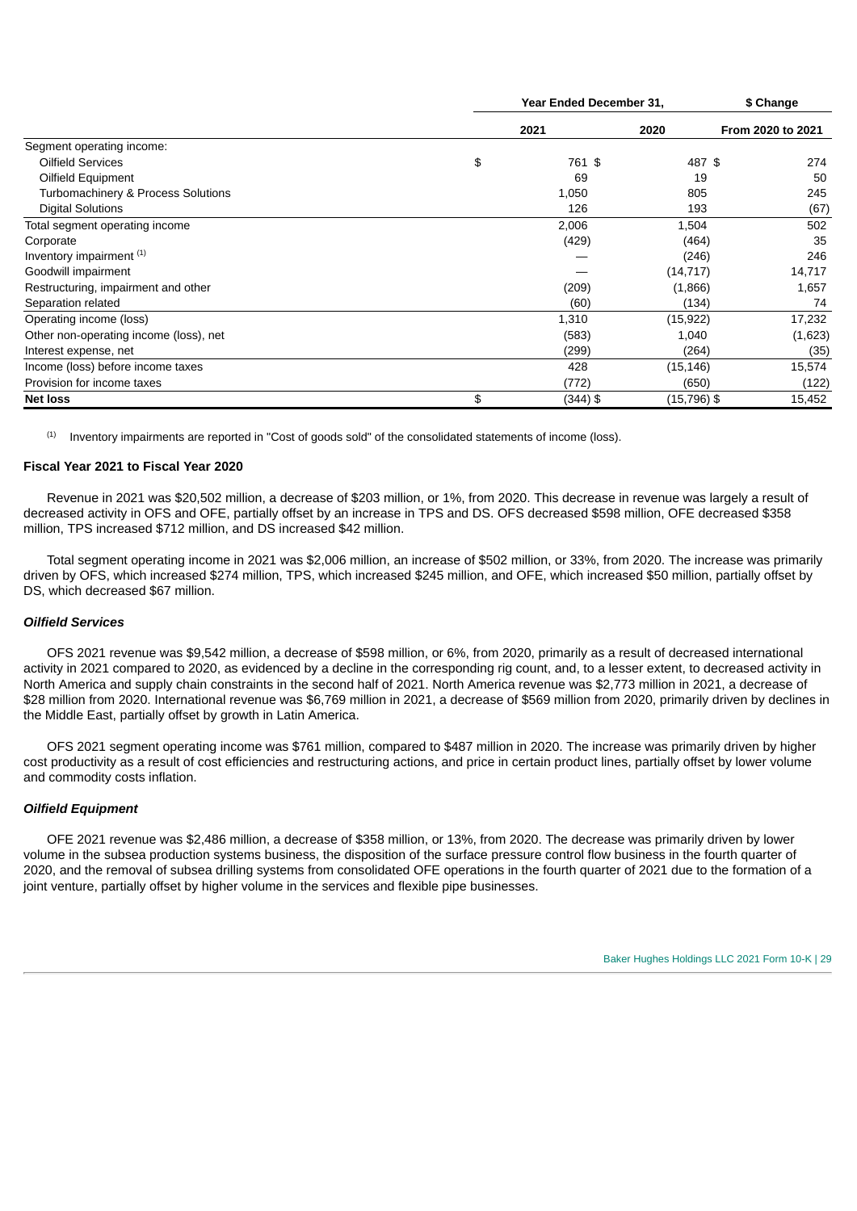| | Year Ended December 31, | | $ Change |
|---|---|---|---|
| | 2021 | 2020 | From 2020 to 2021 |
| Segment operating income: | | | |
| Oilfield Services | $ 761 | $ 487 | $ 274 |
| Oilfield Equipment | 69 | 19 | 50 |
| Turbomachinery & Process Solutions | 1,050 | 805 | 245 |
| Digital Solutions | 126 | 193 | (67) |
| Total segment operating income | 2,006 | 1,504 | 502 |
| Corporate | (429) | (464) | 35 |
| Inventory impairment [1] | — | (246) | 246 |
| Goodwill impairment | — | (14,717) | 14,717 |
| Restructuring, impairment and other | (209) | (1,866) | 1,657 |
| Separation related | (60) | (134) | 74 |
| Operating income (loss) | 1,310 | (15,922) | 17,232 |
| Other non-operating income (loss), net | (583) | 1,040 | (1,623) |
| Interest expense, net | (299) | (264) | (35) |
| Income (loss) before income taxes | 428 | (15,146) | 15,574 |
| Provision for income taxes | (772) | (650) | (122) |
| **Net loss** | $ (344) | $ (15,796) | $ 15,452 |

[1] Inventory impairments are reported in "Cost of goods sold" of the consolidated statements of income (loss).

### Fiscal Year 2021 to Fiscal Year 2020

Revenue in 2021 was $20,502 million, a decrease of $203 million, or 1%, from 2020. This decrease in revenue was largely a result of decreased activity in OFS and OFE, partially offset by an increase in TPS and DS. OFS decreased $598 million, OFE decreased $358 million, TPS increased $712 million, and DS increased $42 million.

Total segment operating income in 2021 was $2,006 million, an increase of $502 million, or 33%, from 2020. The increase was primarily driven by OFS, which increased $274 million, TPS, which increased $245 million, and OFE, which increased $50 million, partially offset by DS, which decreased $67 million.

#### *Oilfield Services*

OFS 2021 revenue was $9,542 million, a decrease of $598 million, or 6%, from 2020, primarily as a result of decreased international activity in 2021 compared to 2020, as evidenced by a decline in the corresponding rig count, and, to a lesser extent, to decreased activity in North America and supply chain constraints in the second half of 2021. North America revenue was $2,773 million in 2021, a decrease of $28 million from 2020. International revenue was $6,769 million in 2021, a decrease of $569 million from 2020, primarily driven by declines in the Middle East, partially offset by growth in Latin America.

OFS 2021 segment operating income was $761 million, compared to $487 million in 2020. The increase was primarily driven by higher cost productivity as a result of cost efficiencies and restructuring actions, and price in certain product lines, partially offset by lower volume and commodity costs inflation.

#### *Oilfield Equipment*

OFE 2021 revenue was $2,486 million, a decrease of $358 million, or 13%, from 2020. The decrease was primarily driven by lower volume in the subsea production systems business, the disposition of the surface pressure control flow business in the fourth quarter of 2020, and the removal of subsea drilling systems from consolidated OFE operations in the fourth quarter of 2021 due to the formation of a joint venture, partially offset by higher volume in the services and flexible pipe businesses.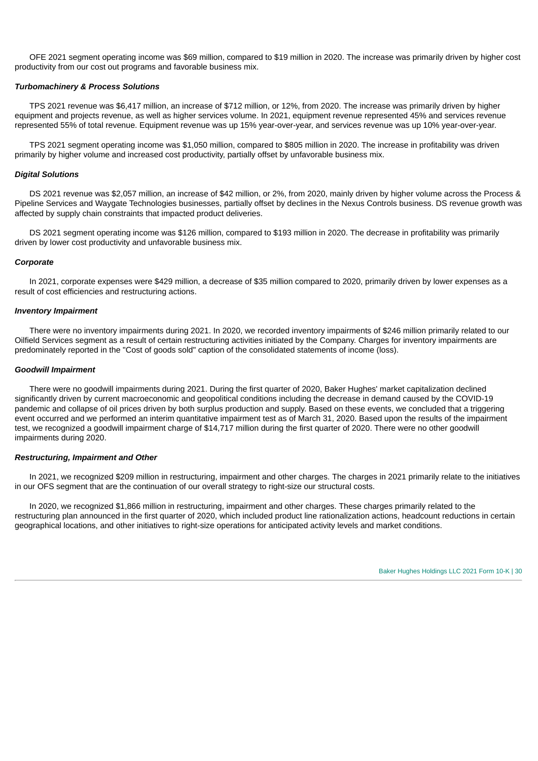OFE 2021 segment operating income was $69 million, compared to $19 million in 2020. The increase was primarily driven by higher cost productivity from our cost out programs and favorable business mix.

***Turbomachinery & Process Solutions***

TPS 2021 revenue was $6,417 million, an increase of $712 million, or 12%, from 2020. The increase was primarily driven by higher equipment and projects revenue, as well as higher services volume. In 2021, equipment revenue represented 45% and services revenue represented 55% of total revenue. Equipment revenue was up 15% year-over-year, and services revenue was up 10% year-over-year.

TPS 2021 segment operating income was $1,050 million, compared to $805 million in 2020. The increase in profitability was driven primarily by higher volume and increased cost productivity, partially offset by unfavorable business mix.

***Digital Solutions***

DS 2021 revenue was $2,057 million, an increase of $42 million, or 2%, from 2020, mainly driven by higher volume across the Process & Pipeline Services and Waygate Technologies businesses, partially offset by declines in the Nexus Controls business. DS revenue growth was affected by supply chain constraints that impacted product deliveries.

DS 2021 segment operating income was $126 million, compared to $193 million in 2020. The decrease in profitability was primarily driven by lower cost productivity and unfavorable business mix.

***Corporate***

In 2021, corporate expenses were $429 million, a decrease of $35 million compared to 2020, primarily driven by lower expenses as a result of cost efficiencies and restructuring actions.

***Inventory Impairment***

There were no inventory impairments during 2021. In 2020, we recorded inventory impairments of $246 million primarily related to our Oilfield Services segment as a result of certain restructuring activities initiated by the Company. Charges for inventory impairments are predominately reported in the "Cost of goods sold" caption of the consolidated statements of income (loss).

***Goodwill Impairment***

There were no goodwill impairments during 2021. During the first quarter of 2020, Baker Hughes' market capitalization declined significantly driven by current macroeconomic and geopolitical conditions including the decrease in demand caused by the COVID-19 pandemic and collapse of oil prices driven by both surplus production and supply. Based on these events, we concluded that a triggering event occurred and we performed an interim quantitative impairment test as of March 31, 2020. Based upon the results of the impairment test, we recognized a goodwill impairment charge of $14,717 million during the first quarter of 2020. There were no other goodwill impairments during 2020.

***Restructuring, Impairment and Other***

In 2021, we recognized $209 million in restructuring, impairment and other charges. The charges in 2021 primarily relate to the initiatives in our OFS segment that are the continuation of our overall strategy to right-size our structural costs.

In 2020, we recognized $1,866 million in restructuring, impairment and other charges. These charges primarily related to the restructuring plan announced in the first quarter of 2020, which included product line rationalization actions, headcount reductions in certain geographical locations, and other initiatives to right-size operations for anticipated activity levels and market conditions.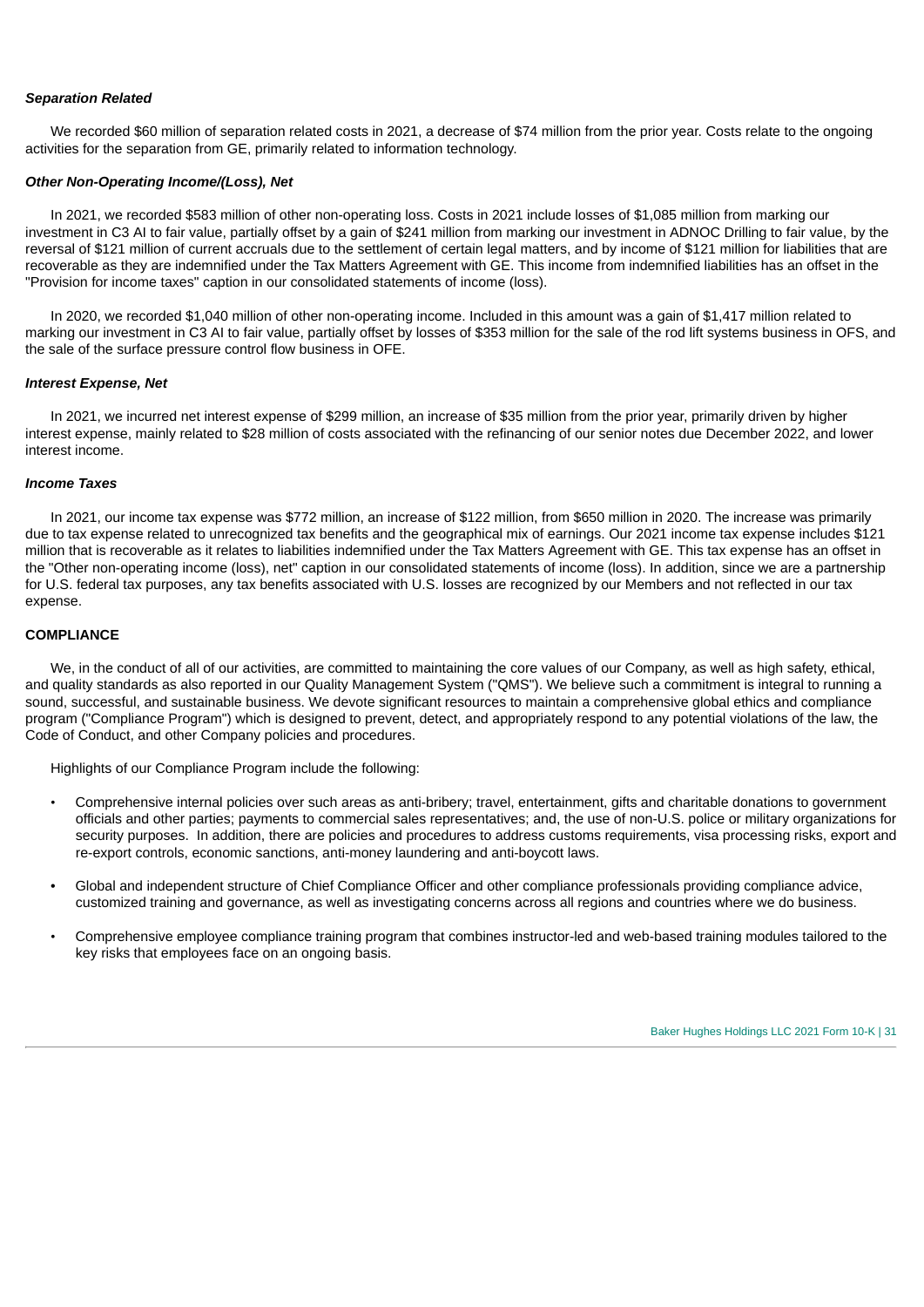***Separation Related***

We recorded $60 million of separation related costs in 2021, a decrease of $74 million from the prior year. Costs relate to the ongoing activities for the separation from GE, primarily related to information technology.

***Other Non-Operating Income/(Loss), Net***

In 2021, we recorded $583 million of other non-operating loss. Costs in 2021 include losses of $1,085 million from marking our investment in C3 AI to fair value, partially offset by a gain of $241 million from marking our investment in ADNOC Drilling to fair value, by the reversal of $121 million of current accruals due to the settlement of certain legal matters, and by income of $121 million for liabilities that are recoverable as they are indemnified under the Tax Matters Agreement with GE. This income from indemnified liabilities has an offset in the "Provision for income taxes" caption in our consolidated statements of income (loss).

In 2020, we recorded $1,040 million of other non-operating income. Included in this amount was a gain of $1,417 million related to marking our investment in C3 AI to fair value, partially offset by losses of $353 million for the sale of the rod lift systems business in OFS, and the sale of the surface pressure control flow business in OFE.

***Interest Expense, Net***

In 2021, we incurred net interest expense of $299 million, an increase of $35 million from the prior year, primarily driven by higher interest expense, mainly related to $28 million of costs associated with the refinancing of our senior notes due December 2022, and lower interest income.

***Income Taxes***

In 2021, our income tax expense was $772 million, an increase of $122 million, from $650 million in 2020. The increase was primarily due to tax expense related to unrecognized tax benefits and the geographical mix of earnings. Our 2021 income tax expense includes $121 million that is recoverable as it relates to liabilities indemnified under the Tax Matters Agreement with GE. This tax expense has an offset in the "Other non-operating income (loss), net" caption in our consolidated statements of income (loss). In addition, since we are a partnership for U.S. federal tax purposes, any tax benefits associated with U.S. losses are recognized by our Members and not reflected in our tax expense.

**COMPLIANCE**

We, in the conduct of all of our activities, are committed to maintaining the core values of our Company, as well as high safety, ethical, and quality standards as also reported in our Quality Management System ("QMS"). We believe such a commitment is integral to running a sound, successful, and sustainable business. We devote significant resources to maintain a comprehensive global ethics and compliance program ("Compliance Program") which is designed to prevent, detect, and appropriately respond to any potential violations of the law, the Code of Conduct, and other Company policies and procedures.

Highlights of our Compliance Program include the following:

- Comprehensive internal policies over such areas as anti-bribery; travel, entertainment, gifts and charitable donations to government officials and other parties; payments to commercial sales representatives; and, the use of non-U.S. police or military organizations for security purposes. In addition, there are policies and procedures to address customs requirements, visa processing risks, export and re-export controls, economic sanctions, anti-money laundering and anti-boycott laws.
- Global and independent structure of Chief Compliance Officer and other compliance professionals providing compliance advice, customized training and governance, as well as investigating concerns across all regions and countries where we do business.
- Comprehensive employee compliance training program that combines instructor-led and web-based training modules tailored to the key risks that employees face on an ongoing basis.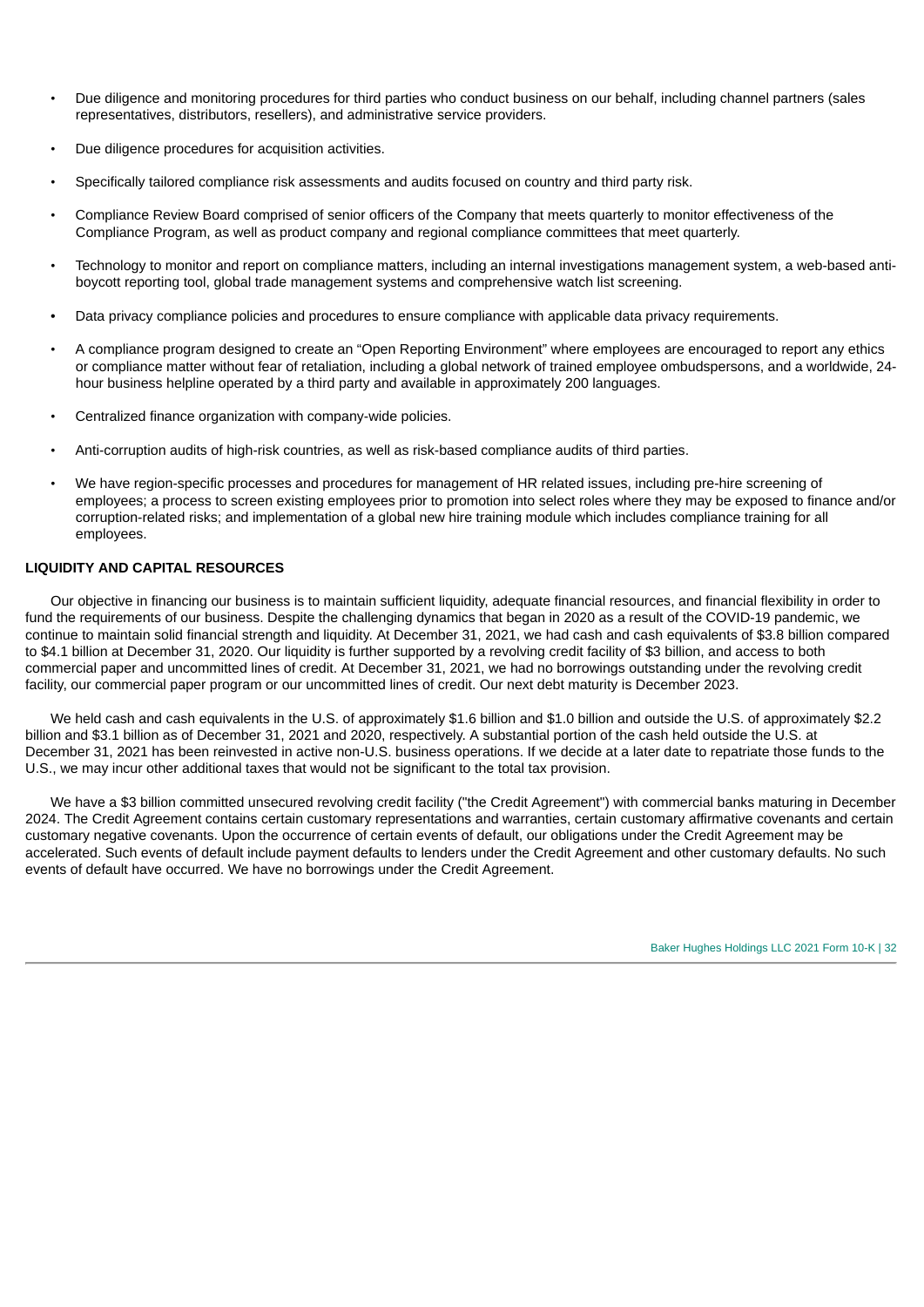- Due diligence and monitoring procedures for third parties who conduct business on our behalf, including channel partners (sales representatives, distributors, resellers), and administrative service providers.
- Due diligence procedures for acquisition activities.
- Specifically tailored compliance risk assessments and audits focused on country and third party risk.
- Compliance Review Board comprised of senior officers of the Company that meets quarterly to monitor effectiveness of the Compliance Program, as well as product company and regional compliance committees that meet quarterly.
- Technology to monitor and report on compliance matters, including an internal investigations management system, a web-based anti-boycott reporting tool, global trade management systems and comprehensive watch list screening.
- Data privacy compliance policies and procedures to ensure compliance with applicable data privacy requirements.
- A compliance program designed to create an "Open Reporting Environment" where employees are encouraged to report any ethics or compliance matter without fear of retaliation, including a global network of trained employee ombudspersons, and a worldwide, 24-hour business helpline operated by a third party and available in approximately 200 languages.
- Centralized finance organization with company-wide policies.
- Anti-corruption audits of high-risk countries, as well as risk-based compliance audits of third parties.
- We have region-specific processes and procedures for management of HR related issues, including pre-hire screening of employees; a process to screen existing employees prior to promotion into select roles where they may be exposed to finance and/or corruption-related risks; and implementation of a global new hire training module which includes compliance training for all employees.

**LIQUIDITY AND CAPITAL RESOURCES**

Our objective in financing our business is to maintain sufficient liquidity, adequate financial resources, and financial flexibility in order to fund the requirements of our business. Despite the challenging dynamics that began in 2020 as a result of the COVID-19 pandemic, we continue to maintain solid financial strength and liquidity. At December 31, 2021, we had cash and cash equivalents of $3.8 billion compared to $4.1 billion at December 31, 2020. Our liquidity is further supported by a revolving credit facility of $3 billion, and access to both commercial paper and uncommitted lines of credit. At December 31, 2021, we had no borrowings outstanding under the revolving credit facility, our commercial paper program or our uncommitted lines of credit. Our next debt maturity is December 2023.

We held cash and cash equivalents in the U.S. of approximately $1.6 billion and $1.0 billion and outside the U.S. of approximately $2.2 billion and $3.1 billion as of December 31, 2021 and 2020, respectively. A substantial portion of the cash held outside the U.S. at December 31, 2021 has been reinvested in active non-U.S. business operations. If we decide at a later date to repatriate those funds to the U.S., we may incur other additional taxes that would not be significant to the total tax provision.

We have a $3 billion committed unsecured revolving credit facility ("the Credit Agreement") with commercial banks maturing in December 2024. The Credit Agreement contains certain customary representations and warranties, certain customary affirmative covenants and certain customary negative covenants. Upon the occurrence of certain events of default, our obligations under the Credit Agreement may be accelerated. Such events of default include payment defaults to lenders under the Credit Agreement and other customary defaults. No such events of default have occurred. We have no borrowings under the Credit Agreement.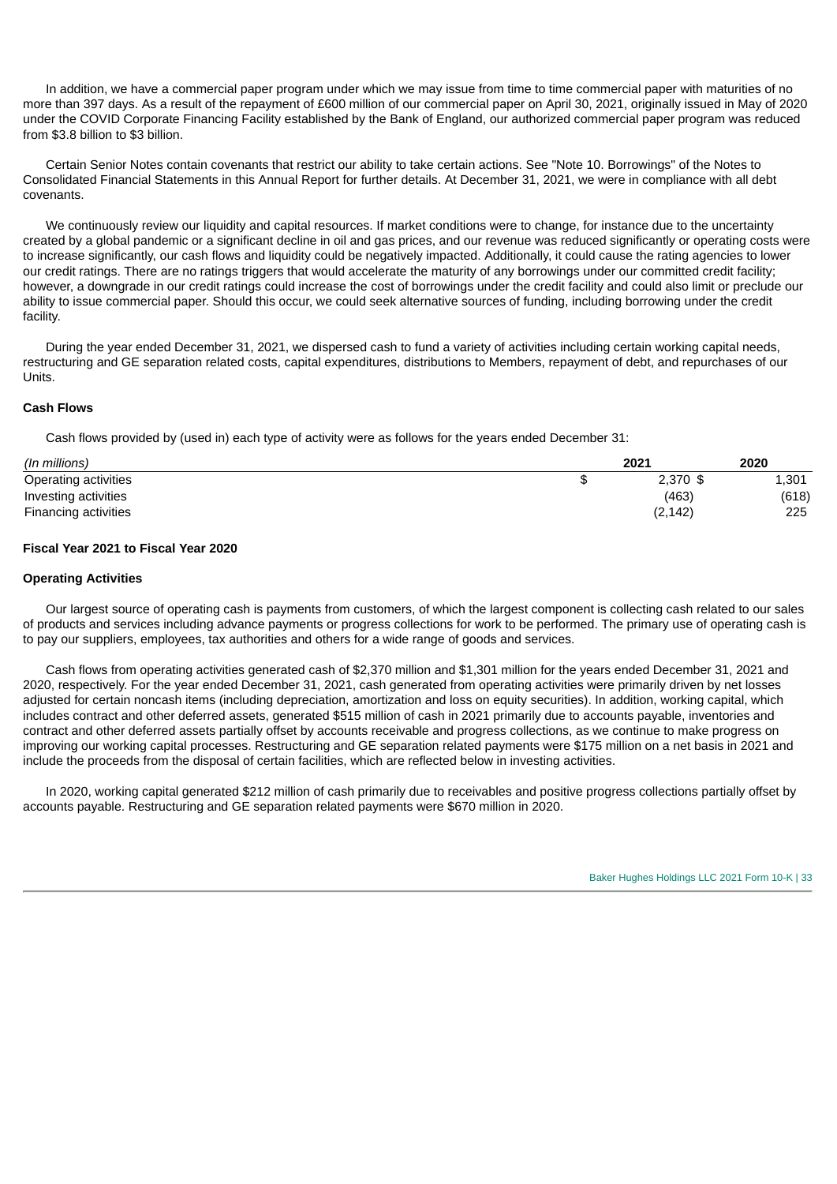In addition, we have a commercial paper program under which we may issue from time to time commercial paper with maturities of no more than 397 days. As a result of the repayment of £600 million of our commercial paper on April 30, 2021, originally issued in May of 2020 under the COVID Corporate Financing Facility established by the Bank of England, our authorized commercial paper program was reduced from $3.8 billion to $3 billion.

Certain Senior Notes contain covenants that restrict our ability to take certain actions. See "Note 10. Borrowings" of the Notes to Consolidated Financial Statements in this Annual Report for further details. At December 31, 2021, we were in compliance with all debt covenants.

We continuously review our liquidity and capital resources. If market conditions were to change, for instance due to the uncertainty created by a global pandemic or a significant decline in oil and gas prices, and our revenue was reduced significantly or operating costs were to increase significantly, our cash flows and liquidity could be negatively impacted. Additionally, it could cause the rating agencies to lower our credit ratings. There are no ratings triggers that would accelerate the maturity of any borrowings under our committed credit facility; however, a downgrade in our credit ratings could increase the cost of borrowings under the credit facility and could also limit or preclude our ability to issue commercial paper. Should this occur, we could seek alternative sources of funding, including borrowing under the credit facility.

During the year ended December 31, 2021, we dispersed cash to fund a variety of activities including certain working capital needs, restructuring and GE separation related costs, capital expenditures, distributions to Members, repayment of debt, and repurchases of our Units.

**Cash Flows**

Cash flows provided by (used in) each type of activity were as follows for the years ended December 31:

| *(In millions)* | 2021 | 2020 |
|---|---|---|
| Operating activities | $ 2,370 | $ 1,301 |
| Investing activities | (463) | (618) |
| Financing activities | (2,142) | 225 |

**Fiscal Year 2021 to Fiscal Year 2020**

**Operating Activities**

Our largest source of operating cash is payments from customers, of which the largest component is collecting cash related to our sales of products and services including advance payments or progress collections for work to be performed. The primary use of operating cash is to pay our suppliers, employees, tax authorities and others for a wide range of goods and services.

Cash flows from operating activities generated cash of $2,370 million and $1,301 million for the years ended December 31, 2021 and 2020, respectively. For the year ended December 31, 2021, cash generated from operating activities were primarily driven by net losses adjusted for certain noncash items (including depreciation, amortization and loss on equity securities). In addition, working capital, which includes contract and other deferred assets, generated $515 million of cash in 2021 primarily due to accounts payable, inventories and contract and other deferred assets partially offset by accounts receivable and progress collections, as we continue to make progress on improving our working capital processes. Restructuring and GE separation related payments were $175 million on a net basis in 2021 and include the proceeds from the disposal of certain facilities, which are reflected below in investing activities.

In 2020, working capital generated $212 million of cash primarily due to receivables and positive progress collections partially offset by accounts payable. Restructuring and GE separation related payments were $670 million in 2020.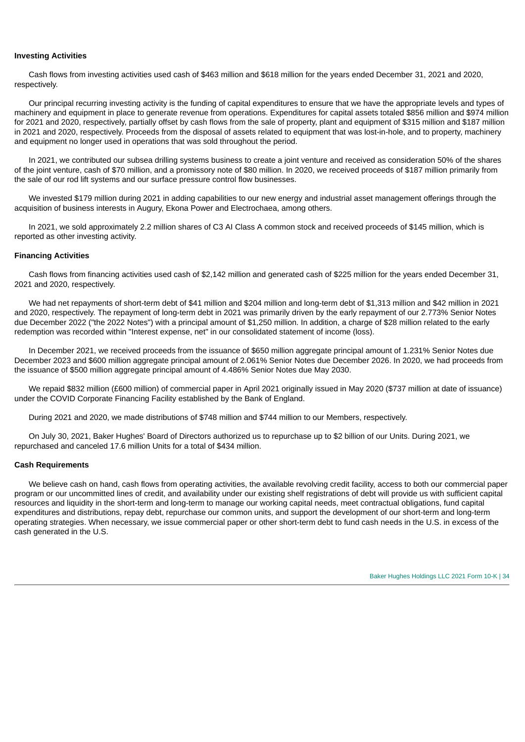**Investing Activities**

Cash flows from investing activities used cash of $463 million and $618 million for the years ended December 31, 2021 and 2020, respectively.

Our principal recurring investing activity is the funding of capital expenditures to ensure that we have the appropriate levels and types of machinery and equipment in place to generate revenue from operations. Expenditures for capital assets totaled $856 million and $974 million for 2021 and 2020, respectively, partially offset by cash flows from the sale of property, plant and equipment of $315 million and $187 million in 2021 and 2020, respectively. Proceeds from the disposal of assets related to equipment that was lost-in-hole, and to property, machinery and equipment no longer used in operations that was sold throughout the period.

In 2021, we contributed our subsea drilling systems business to create a joint venture and received as consideration 50% of the shares of the joint venture, cash of $70 million, and a promissory note of $80 million. In 2020, we received proceeds of $187 million primarily from the sale of our rod lift systems and our surface pressure control flow businesses.

We invested $179 million during 2021 in adding capabilities to our new energy and industrial asset management offerings through the acquisition of business interests in Augury, Ekona Power and Electrochaea, among others.

In 2021, we sold approximately 2.2 million shares of C3 AI Class A common stock and received proceeds of $145 million, which is reported as other investing activity.

**Financing Activities**

Cash flows from financing activities used cash of $2,142 million and generated cash of $225 million for the years ended December 31, 2021 and 2020, respectively.

We had net repayments of short-term debt of $41 million and $204 million and long-term debt of $1,313 million and $42 million in 2021 and 2020, respectively. The repayment of long-term debt in 2021 was primarily driven by the early repayment of our 2.773% Senior Notes due December 2022 ("the 2022 Notes") with a principal amount of $1,250 million. In addition, a charge of $28 million related to the early redemption was recorded within "Interest expense, net" in our consolidated statement of income (loss).

In December 2021, we received proceeds from the issuance of $650 million aggregate principal amount of 1.231% Senior Notes due December 2023 and $600 million aggregate principal amount of 2.061% Senior Notes due December 2026. In 2020, we had proceeds from the issuance of $500 million aggregate principal amount of 4.486% Senior Notes due May 2030.

We repaid $832 million (£600 million) of commercial paper in April 2021 originally issued in May 2020 ($737 million at date of issuance) under the COVID Corporate Financing Facility established by the Bank of England.

During 2021 and 2020, we made distributions of $748 million and $744 million to our Members, respectively.

On July 30, 2021, Baker Hughes' Board of Directors authorized us to repurchase up to $2 billion of our Units. During 2021, we repurchased and canceled 17.6 million Units for a total of $434 million.

**Cash Requirements**

We believe cash on hand, cash flows from operating activities, the available revolving credit facility, access to both our commercial paper program or our uncommitted lines of credit, and availability under our existing shelf registrations of debt will provide us with sufficient capital resources and liquidity in the short-term and long-term to manage our working capital needs, meet contractual obligations, fund capital expenditures and distributions, repay debt, repurchase our common units, and support the development of our short-term and long-term operating strategies. When necessary, we issue commercial paper or other short-term debt to fund cash needs in the U.S. in excess of the cash generated in the U.S.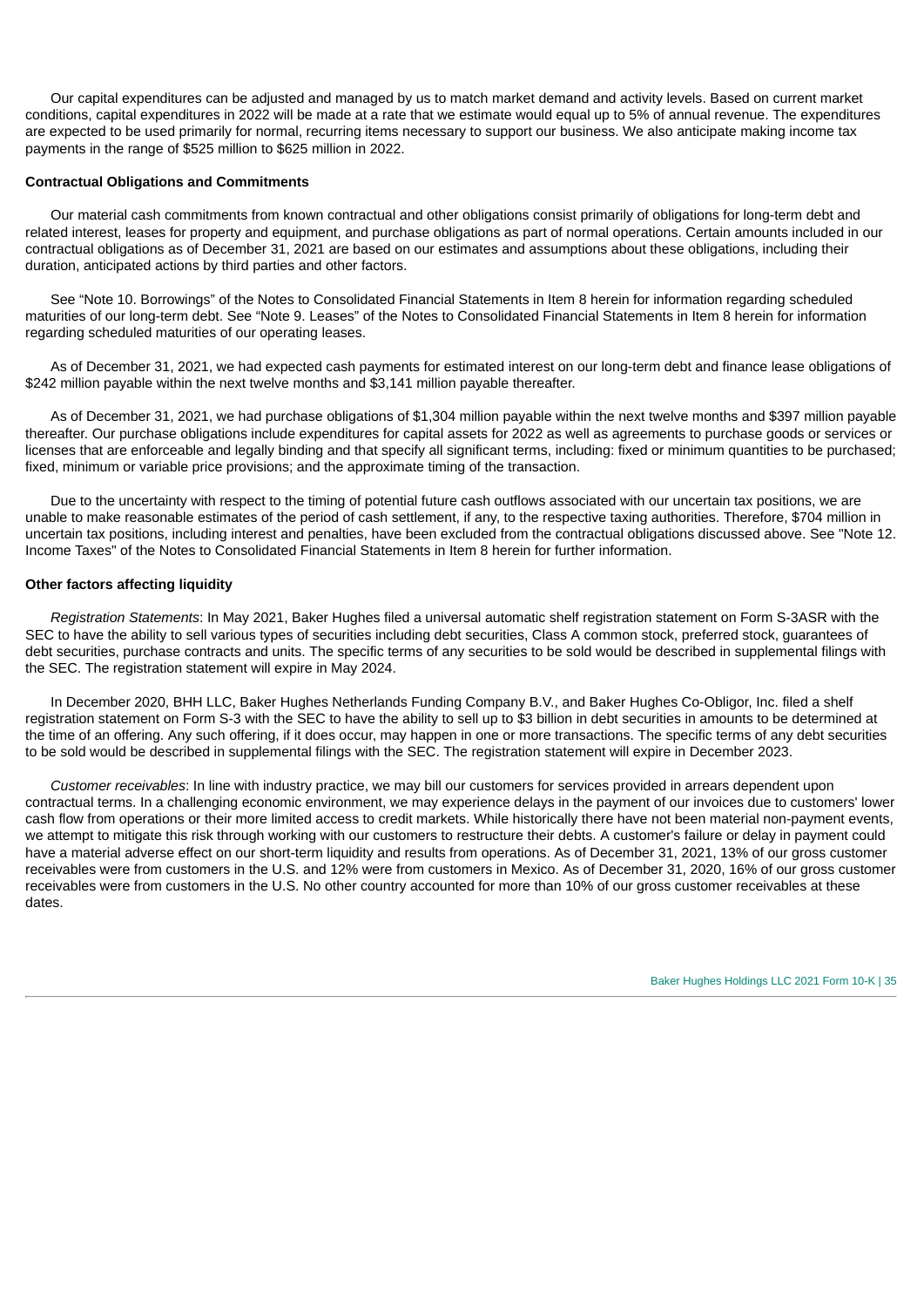Our capital expenditures can be adjusted and managed by us to match market demand and activity levels. Based on current market conditions, capital expenditures in 2022 will be made at a rate that we estimate would equal up to 5% of annual revenue. The expenditures are expected to be used primarily for normal, recurring items necessary to support our business. We also anticipate making income tax payments in the range of $525 million to $625 million in 2022.

**Contractual Obligations and Commitments**

Our material cash commitments from known contractual and other obligations consist primarily of obligations for long-term debt and related interest, leases for property and equipment, and purchase obligations as part of normal operations. Certain amounts included in our contractual obligations as of December 31, 2021 are based on our estimates and assumptions about these obligations, including their duration, anticipated actions by third parties and other factors.

See "Note 10. Borrowings" of the Notes to Consolidated Financial Statements in Item 8 herein for information regarding scheduled maturities of our long-term debt. See "Note 9. Leases" of the Notes to Consolidated Financial Statements in Item 8 herein for information regarding scheduled maturities of our operating leases.

As of December 31, 2021, we had expected cash payments for estimated interest on our long-term debt and finance lease obligations of $242 million payable within the next twelve months and $3,141 million payable thereafter.

As of December 31, 2021, we had purchase obligations of $1,304 million payable within the next twelve months and $397 million payable thereafter. Our purchase obligations include expenditures for capital assets for 2022 as well as agreements to purchase goods or services or licenses that are enforceable and legally binding and that specify all significant terms, including: fixed or minimum quantities to be purchased; fixed, minimum or variable price provisions; and the approximate timing of the transaction.

Due to the uncertainty with respect to the timing of potential future cash outflows associated with our uncertain tax positions, we are unable to make reasonable estimates of the period of cash settlement, if any, to the respective taxing authorities. Therefore, $704 million in uncertain tax positions, including interest and penalties, have been excluded from the contractual obligations discussed above. See "Note 12. Income Taxes" of the Notes to Consolidated Financial Statements in Item 8 herein for further information.

**Other factors affecting liquidity**

*Registration Statements*: In May 2021, Baker Hughes filed a universal automatic shelf registration statement on Form S-3ASR with the SEC to have the ability to sell various types of securities including debt securities, Class A common stock, preferred stock, guarantees of debt securities, purchase contracts and units. The specific terms of any securities to be sold would be described in supplemental filings with the SEC. The registration statement will expire in May 2024.

In December 2020, BHH LLC, Baker Hughes Netherlands Funding Company B.V., and Baker Hughes Co-Obligor, Inc. filed a shelf registration statement on Form S-3 with the SEC to have the ability to sell up to $3 billion in debt securities in amounts to be determined at the time of an offering. Any such offering, if it does occur, may happen in one or more transactions. The specific terms of any debt securities to be sold would be described in supplemental filings with the SEC. The registration statement will expire in December 2023.

*Customer receivables*: In line with industry practice, we may bill our customers for services provided in arrears dependent upon contractual terms. In a challenging economic environment, we may experience delays in the payment of our invoices due to customers' lower cash flow from operations or their more limited access to credit markets. While historically there have not been material non-payment events, we attempt to mitigate this risk through working with our customers to restructure their debts. A customer's failure or delay in payment could have a material adverse effect on our short-term liquidity and results from operations. As of December 31, 2021, 13% of our gross customer receivables were from customers in the U.S. and 12% were from customers in Mexico. As of December 31, 2020, 16% of our gross customer receivables were from customers in the U.S. No other country accounted for more than 10% of our gross customer receivables at these dates.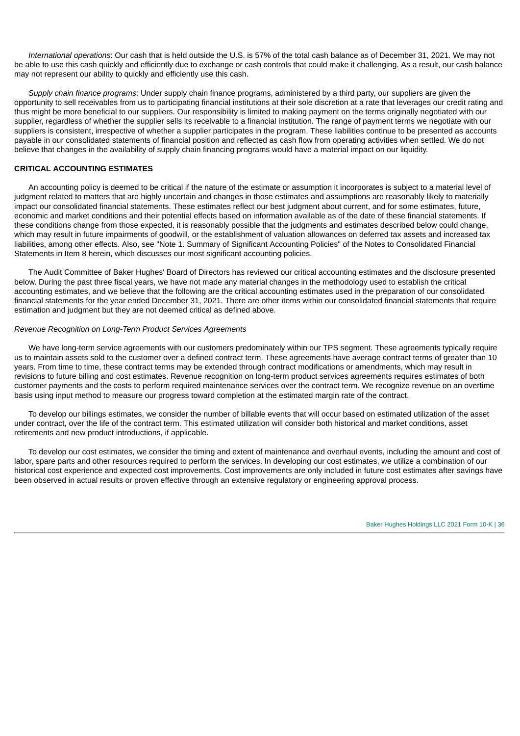*International operations*: Our cash that is held outside the U.S. is 57% of the total cash balance as of December 31, 2021. We may not be able to use this cash quickly and efficiently due to exchange or cash controls that could make it challenging. As a result, our cash balance may not represent our ability to quickly and efficiently use this cash.

*Supply chain finance programs*: Under supply chain finance programs, administered by a third party, our suppliers are given the opportunity to sell receivables from us to participating financial institutions at their sole discretion at a rate that leverages our credit rating and thus might be more beneficial to our suppliers. Our responsibility is limited to making payment on the terms originally negotiated with our supplier, regardless of whether the supplier sells its receivable to a financial institution. The range of payment terms we negotiate with our suppliers is consistent, irrespective of whether a supplier participates in the program. These liabilities continue to be presented as accounts payable in our consolidated statements of financial position and reflected as cash flow from operating activities when settled. We do not believe that changes in the availability of supply chain financing programs would have a material impact on our liquidity.

## CRITICAL ACCOUNTING ESTIMATES

An accounting policy is deemed to be critical if the nature of the estimate or assumption it incorporates is subject to a material level of judgment related to matters that are highly uncertain and changes in those estimates and assumptions are reasonably likely to materially impact our consolidated financial statements. These estimates reflect our best judgment about current, and for some estimates, future, economic and market conditions and their potential effects based on information available as of the date of these financial statements. If these conditions change from those expected, it is reasonably possible that the judgments and estimates described below could change, which may result in future impairments of goodwill, or the establishment of valuation allowances on deferred tax assets and increased tax liabilities, among other effects. Also, see "Note 1. Summary of Significant Accounting Policies" of the Notes to Consolidated Financial Statements in Item 8 herein, which discusses our most significant accounting policies.

The Audit Committee of Baker Hughes' Board of Directors has reviewed our critical accounting estimates and the disclosure presented below. During the past three fiscal years, we have not made any material changes in the methodology used to establish the critical accounting estimates, and we believe that the following are the critical accounting estimates used in the preparation of our consolidated financial statements for the year ended December 31, 2021. There are other items within our consolidated financial statements that require estimation and judgment but they are not deemed critical as defined above.

*Revenue Recognition on Long-Term Product Services Agreements*

We have long-term service agreements with our customers predominately within our TPS segment. These agreements typically require us to maintain assets sold to the customer over a defined contract term. These agreements have average contract terms of greater than 10 years. From time to time, these contract terms may be extended through contract modifications or amendments, which may result in revisions to future billing and cost estimates. Revenue recognition on long-term product services agreements requires estimates of both customer payments and the costs to perform required maintenance services over the contract term. We recognize revenue on an overtime basis using input method to measure our progress toward completion at the estimated margin rate of the contract.

To develop our billings estimates, we consider the number of billable events that will occur based on estimated utilization of the asset under contract, over the life of the contract term. This estimated utilization will consider both historical and market conditions, asset retirements and new product introductions, if applicable.

To develop our cost estimates, we consider the timing and extent of maintenance and overhaul events, including the amount and cost of labor, spare parts and other resources required to perform the services. In developing our cost estimates, we utilize a combination of our historical cost experience and expected cost improvements. Cost improvements are only included in future cost estimates after savings have been observed in actual results or proven effective through an extensive regulatory or engineering approval process.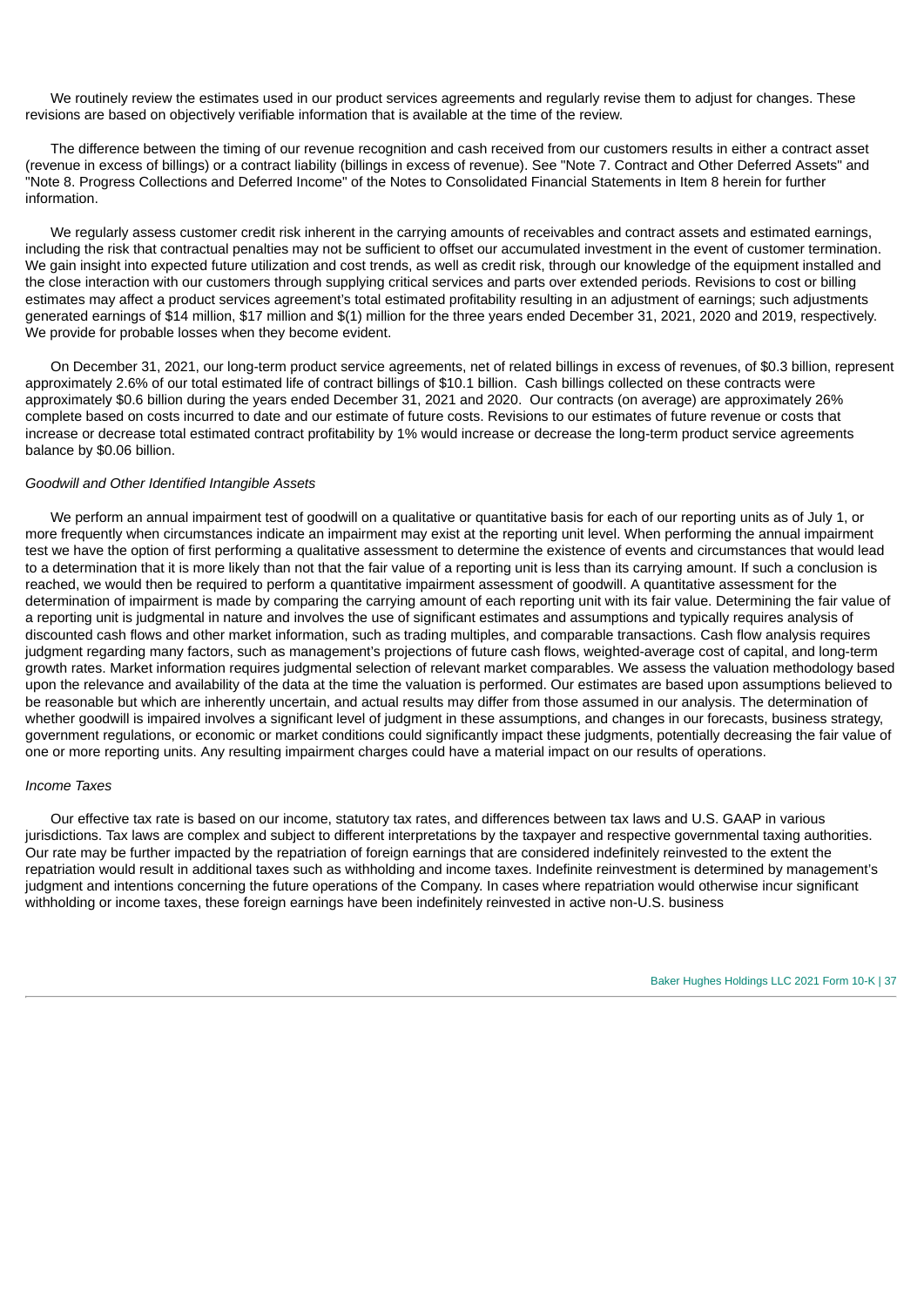We routinely review the estimates used in our product services agreements and regularly revise them to adjust for changes. These revisions are based on objectively verifiable information that is available at the time of the review.

The difference between the timing of our revenue recognition and cash received from our customers results in either a contract asset (revenue in excess of billings) or a contract liability (billings in excess of revenue). See "Note 7. Contract and Other Deferred Assets" and "Note 8. Progress Collections and Deferred Income" of the Notes to Consolidated Financial Statements in Item 8 herein for further information.

We regularly assess customer credit risk inherent in the carrying amounts of receivables and contract assets and estimated earnings, including the risk that contractual penalties may not be sufficient to offset our accumulated investment in the event of customer termination. We gain insight into expected future utilization and cost trends, as well as credit risk, through our knowledge of the equipment installed and the close interaction with our customers through supplying critical services and parts over extended periods. Revisions to cost or billing estimates may affect a product services agreement's total estimated profitability resulting in an adjustment of earnings; such adjustments generated earnings of $14 million, $17 million and $(1) million for the three years ended December 31, 2021, 2020 and 2019, respectively. We provide for probable losses when they become evident.

On December 31, 2021, our long-term product service agreements, net of related billings in excess of revenues, of $0.3 billion, represent approximately 2.6% of our total estimated life of contract billings of $10.1 billion. Cash billings collected on these contracts were approximately $0.6 billion during the years ended December 31, 2021 and 2020. Our contracts (on average) are approximately 26% complete based on costs incurred to date and our estimate of future costs. Revisions to our estimates of future revenue or costs that increase or decrease total estimated contract profitability by 1% would increase or decrease the long-term product service agreements balance by $0.06 billion.

*Goodwill and Other Identified Intangible Assets*

We perform an annual impairment test of goodwill on a qualitative or quantitative basis for each of our reporting units as of July 1, or more frequently when circumstances indicate an impairment may exist at the reporting unit level. When performing the annual impairment test we have the option of first performing a qualitative assessment to determine the existence of events and circumstances that would lead to a determination that it is more likely than not that the fair value of a reporting unit is less than its carrying amount. If such a conclusion is reached, we would then be required to perform a quantitative impairment assessment of goodwill. A quantitative assessment for the determination of impairment is made by comparing the carrying amount of each reporting unit with its fair value. Determining the fair value of a reporting unit is judgmental in nature and involves the use of significant estimates and assumptions and typically requires analysis of discounted cash flows and other market information, such as trading multiples, and comparable transactions. Cash flow analysis requires judgment regarding many factors, such as management's projections of future cash flows, weighted-average cost of capital, and long-term growth rates. Market information requires judgmental selection of relevant market comparables. We assess the valuation methodology based upon the relevance and availability of the data at the time the valuation is performed. Our estimates are based upon assumptions believed to be reasonable but which are inherently uncertain, and actual results may differ from those assumed in our analysis. The determination of whether goodwill is impaired involves a significant level of judgment in these assumptions, and changes in our forecasts, business strategy, government regulations, or economic or market conditions could significantly impact these judgments, potentially decreasing the fair value of one or more reporting units. Any resulting impairment charges could have a material impact on our results of operations.

*Income Taxes*

Our effective tax rate is based on our income, statutory tax rates, and differences between tax laws and U.S. GAAP in various jurisdictions. Tax laws are complex and subject to different interpretations by the taxpayer and respective governmental taxing authorities. Our rate may be further impacted by the repatriation of foreign earnings that are considered indefinitely reinvested to the extent the repatriation would result in additional taxes such as withholding and income taxes. Indefinite reinvestment is determined by management's judgment and intentions concerning the future operations of the Company. In cases where repatriation would otherwise incur significant withholding or income taxes, these foreign earnings have been indefinitely reinvested in active non-U.S. business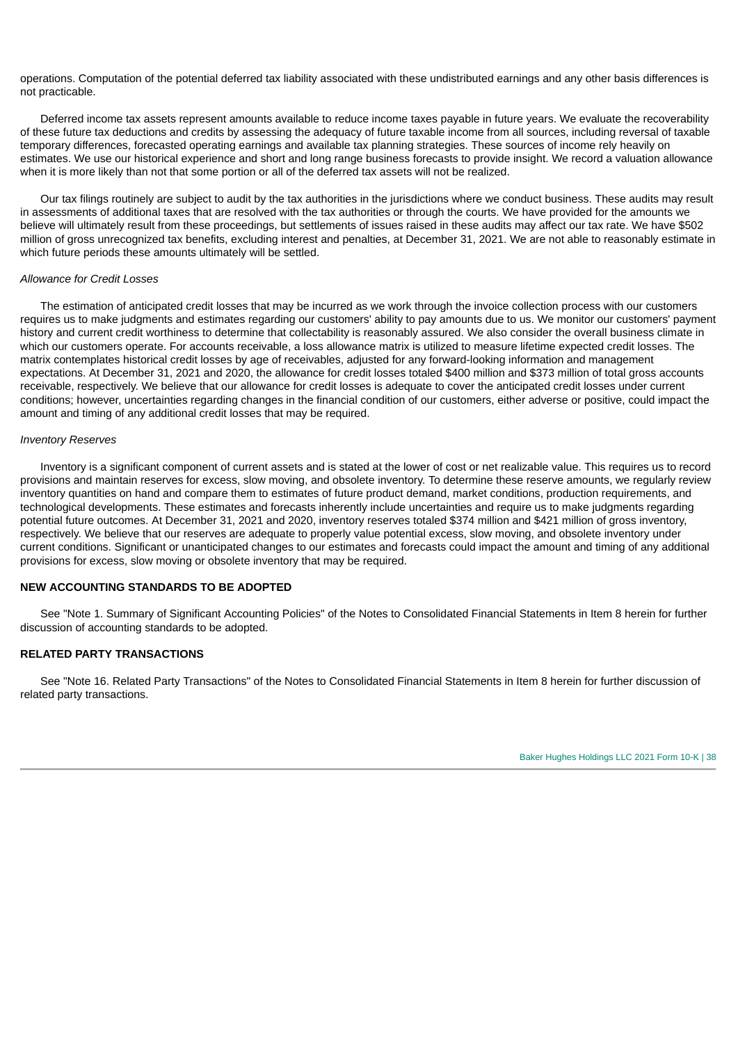operations. Computation of the potential deferred tax liability associated with these undistributed earnings and any other basis differences is not practicable.

Deferred income tax assets represent amounts available to reduce income taxes payable in future years. We evaluate the recoverability of these future tax deductions and credits by assessing the adequacy of future taxable income from all sources, including reversal of taxable temporary differences, forecasted operating earnings and available tax planning strategies. These sources of income rely heavily on estimates. We use our historical experience and short and long range business forecasts to provide insight. We record a valuation allowance when it is more likely than not that some portion or all of the deferred tax assets will not be realized.

Our tax filings routinely are subject to audit by the tax authorities in the jurisdictions where we conduct business. These audits may result in assessments of additional taxes that are resolved with the tax authorities or through the courts. We have provided for the amounts we believe will ultimately result from these proceedings, but settlements of issues raised in these audits may affect our tax rate. We have $502 million of gross unrecognized tax benefits, excluding interest and penalties, at December 31, 2021. We are not able to reasonably estimate in which future periods these amounts ultimately will be settled.

*Allowance for Credit Losses*

The estimation of anticipated credit losses that may be incurred as we work through the invoice collection process with our customers requires us to make judgments and estimates regarding our customers' ability to pay amounts due to us. We monitor our customers' payment history and current credit worthiness to determine that collectability is reasonably assured. We also consider the overall business climate in which our customers operate. For accounts receivable, a loss allowance matrix is utilized to measure lifetime expected credit losses. The matrix contemplates historical credit losses by age of receivables, adjusted for any forward-looking information and management expectations. At December 31, 2021 and 2020, the allowance for credit losses totaled $400 million and $373 million of total gross accounts receivable, respectively. We believe that our allowance for credit losses is adequate to cover the anticipated credit losses under current conditions; however, uncertainties regarding changes in the financial condition of our customers, either adverse or positive, could impact the amount and timing of any additional credit losses that may be required.

*Inventory Reserves*

Inventory is a significant component of current assets and is stated at the lower of cost or net realizable value. This requires us to record provisions and maintain reserves for excess, slow moving, and obsolete inventory. To determine these reserve amounts, we regularly review inventory quantities on hand and compare them to estimates of future product demand, market conditions, production requirements, and technological developments. These estimates and forecasts inherently include uncertainties and require us to make judgments regarding potential future outcomes. At December 31, 2021 and 2020, inventory reserves totaled $374 million and $421 million of gross inventory, respectively. We believe that our reserves are adequate to properly value potential excess, slow moving, and obsolete inventory under current conditions. Significant or unanticipated changes to our estimates and forecasts could impact the amount and timing of any additional provisions for excess, slow moving or obsolete inventory that may be required.

## NEW ACCOUNTING STANDARDS TO BE ADOPTED

See "Note 1. Summary of Significant Accounting Policies" of the Notes to Consolidated Financial Statements in Item 8 herein for further discussion of accounting standards to be adopted.

## RELATED PARTY TRANSACTIONS

See "Note 16. Related Party Transactions" of the Notes to Consolidated Financial Statements in Item 8 herein for further discussion of related party transactions.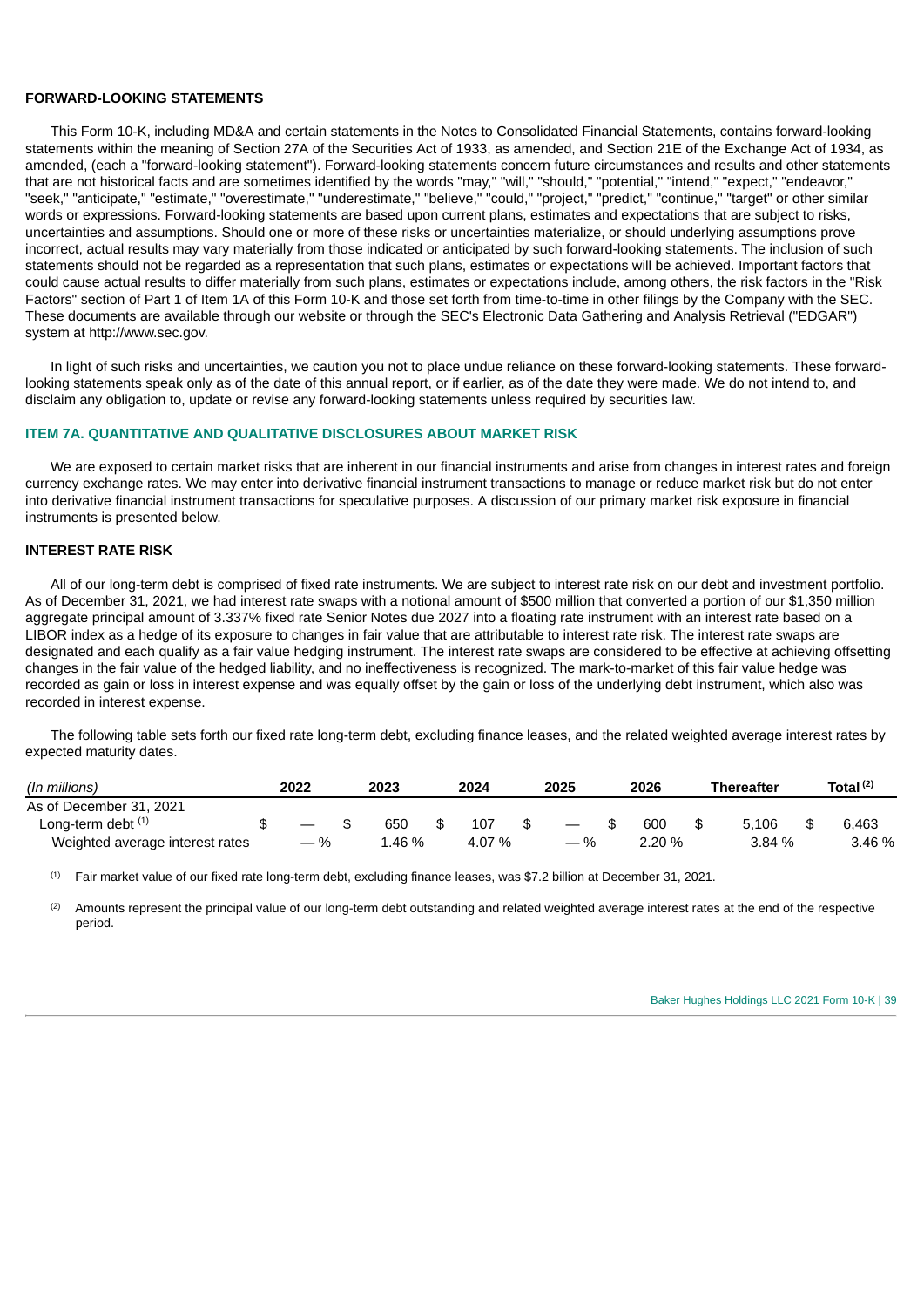## FORWARD-LOOKING STATEMENTS

This Form 10-K, including MD&A and certain statements in the Notes to Consolidated Financial Statements, contains forward-looking statements within the meaning of Section 27A of the Securities Act of 1933, as amended, and Section 21E of the Exchange Act of 1934, as amended, (each a "forward-looking statement"). Forward-looking statements concern future circumstances and results and other statements that are not historical facts and are sometimes identified by the words "may," "will," "should," "potential," "intend," "expect," "endeavor," "seek," "anticipate," "estimate," "overestimate," "underestimate," "believe," "could," "project," "predict," "continue," "target" or other similar words or expressions. Forward-looking statements are based upon current plans, estimates and expectations that are subject to risks, uncertainties and assumptions. Should one or more of these risks or uncertainties materialize, or should underlying assumptions prove incorrect, actual results may vary materially from those indicated or anticipated by such forward-looking statements. The inclusion of such statements should not be regarded as a representation that such plans, estimates or expectations will be achieved. Important factors that could cause actual results to differ materially from such plans, estimates or expectations include, among others, the risk factors in the "Risk Factors" section of Part 1 of Item 1A of this Form 10-K and those set forth from time-to-time in other filings by the Company with the SEC. These documents are available through our website or through the SEC's Electronic Data Gathering and Analysis Retrieval ("EDGAR") system at http://www.sec.gov.

In light of such risks and uncertainties, we caution you not to place undue reliance on these forward-looking statements. These forward-looking statements speak only as of the date of this annual report, or if earlier, as of the date they were made. We do not intend to, and disclaim any obligation to, update or revise any forward-looking statements unless required by securities law.

## ITEM 7A. QUANTITATIVE AND QUALITATIVE DISCLOSURES ABOUT MARKET RISK

We are exposed to certain market risks that are inherent in our financial instruments and arise from changes in interest rates and foreign currency exchange rates. We may enter into derivative financial instrument transactions to manage or reduce market risk but do not enter into derivative financial instrument transactions for speculative purposes. A discussion of our primary market risk exposure in financial instruments is presented below.

### INTEREST RATE RISK

All of our long-term debt is comprised of fixed rate instruments. We are subject to interest rate risk on our debt and investment portfolio. As of December 31, 2021, we had interest rate swaps with a notional amount of $500 million that converted a portion of our $1,350 million aggregate principal amount of 3.337% fixed rate Senior Notes due 2027 into a floating rate instrument with an interest rate based on a LIBOR index as a hedge of its exposure to changes in fair value that are attributable to interest rate risk. The interest rate swaps are designated and each qualify as a fair value hedging instrument. The interest rate swaps are considered to be effective at achieving offsetting changes in the fair value of the hedged liability, and no ineffectiveness is recognized. The mark-to-market of this fair value hedge was recorded as gain or loss in interest expense and was equally offset by the gain or loss of the underlying debt instrument, which also was recorded in interest expense.

The following table sets forth our fixed rate long-term debt, excluding finance leases, and the related weighted average interest rates by expected maturity dates.

| *(In millions)* | 2022 | 2023 | 2024 | 2025 | 2026 | Thereafter | Total [2] |
|---|---|---|---|---|---|---|---|
| As of December 31, 2021 | | | | | | | |
| Long-term debt [1] | $ — | $ 650 | $ 107 | $ — | $ 600 | $ 5,106 | $ 6,463 |
| Weighted average interest rates | — % | 1.46 % | 4.07 % | — % | 2.20 % | 3.84 % | 3.46 % |

[1] Fair market value of our fixed rate long-term debt, excluding finance leases, was $7.2 billion at December 31, 2021.

[2] Amounts represent the principal value of our long-term debt outstanding and related weighted average interest rates at the end of the respective period.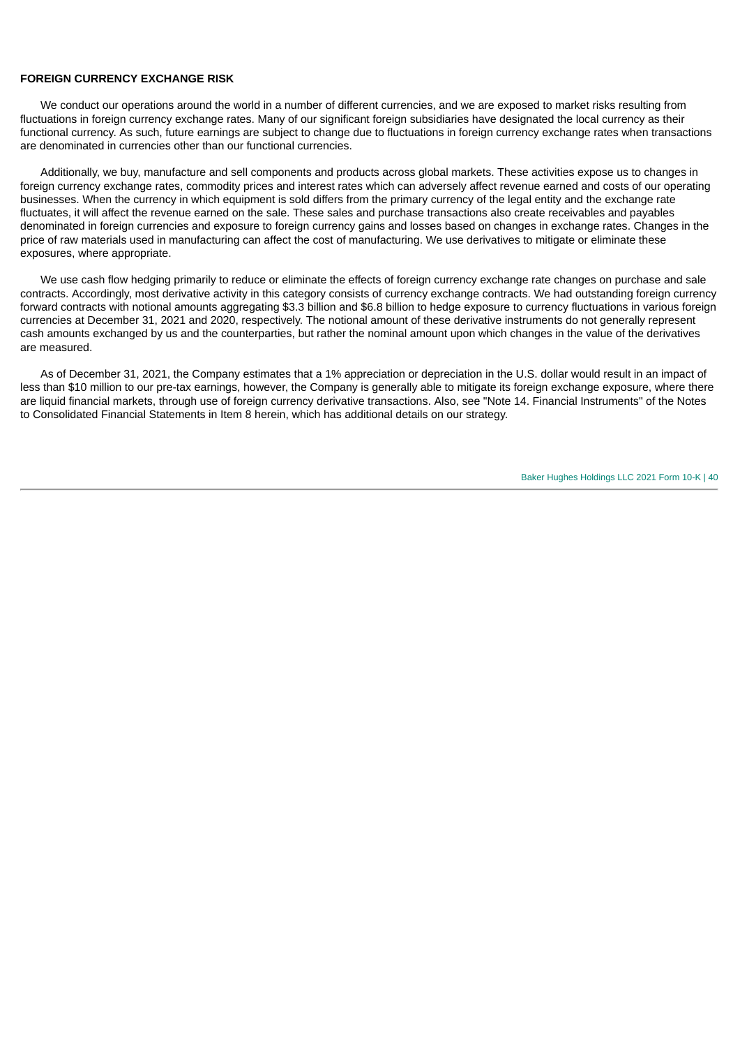**FOREIGN CURRENCY EXCHANGE RISK**

We conduct our operations around the world in a number of different currencies, and we are exposed to market risks resulting from fluctuations in foreign currency exchange rates. Many of our significant foreign subsidiaries have designated the local currency as their functional currency. As such, future earnings are subject to change due to fluctuations in foreign currency exchange rates when transactions are denominated in currencies other than our functional currencies.

Additionally, we buy, manufacture and sell components and products across global markets. These activities expose us to changes in foreign currency exchange rates, commodity prices and interest rates which can adversely affect revenue earned and costs of our operating businesses. When the currency in which equipment is sold differs from the primary currency of the legal entity and the exchange rate fluctuates, it will affect the revenue earned on the sale. These sales and purchase transactions also create receivables and payables denominated in foreign currencies and exposure to foreign currency gains and losses based on changes in exchange rates. Changes in the price of raw materials used in manufacturing can affect the cost of manufacturing. We use derivatives to mitigate or eliminate these exposures, where appropriate.

We use cash flow hedging primarily to reduce or eliminate the effects of foreign currency exchange rate changes on purchase and sale contracts. Accordingly, most derivative activity in this category consists of currency exchange contracts. We had outstanding foreign currency forward contracts with notional amounts aggregating $3.3 billion and $6.8 billion to hedge exposure to currency fluctuations in various foreign currencies at December 31, 2021 and 2020, respectively. The notional amount of these derivative instruments do not generally represent cash amounts exchanged by us and the counterparties, but rather the nominal amount upon which changes in the value of the derivatives are measured.

As of December 31, 2021, the Company estimates that a 1% appreciation or depreciation in the U.S. dollar would result in an impact of less than $10 million to our pre-tax earnings, however, the Company is generally able to mitigate its foreign exchange exposure, where there are liquid financial markets, through use of foreign currency derivative transactions. Also, see "Note 14. Financial Instruments" of the Notes to Consolidated Financial Statements in Item 8 herein, which has additional details on our strategy.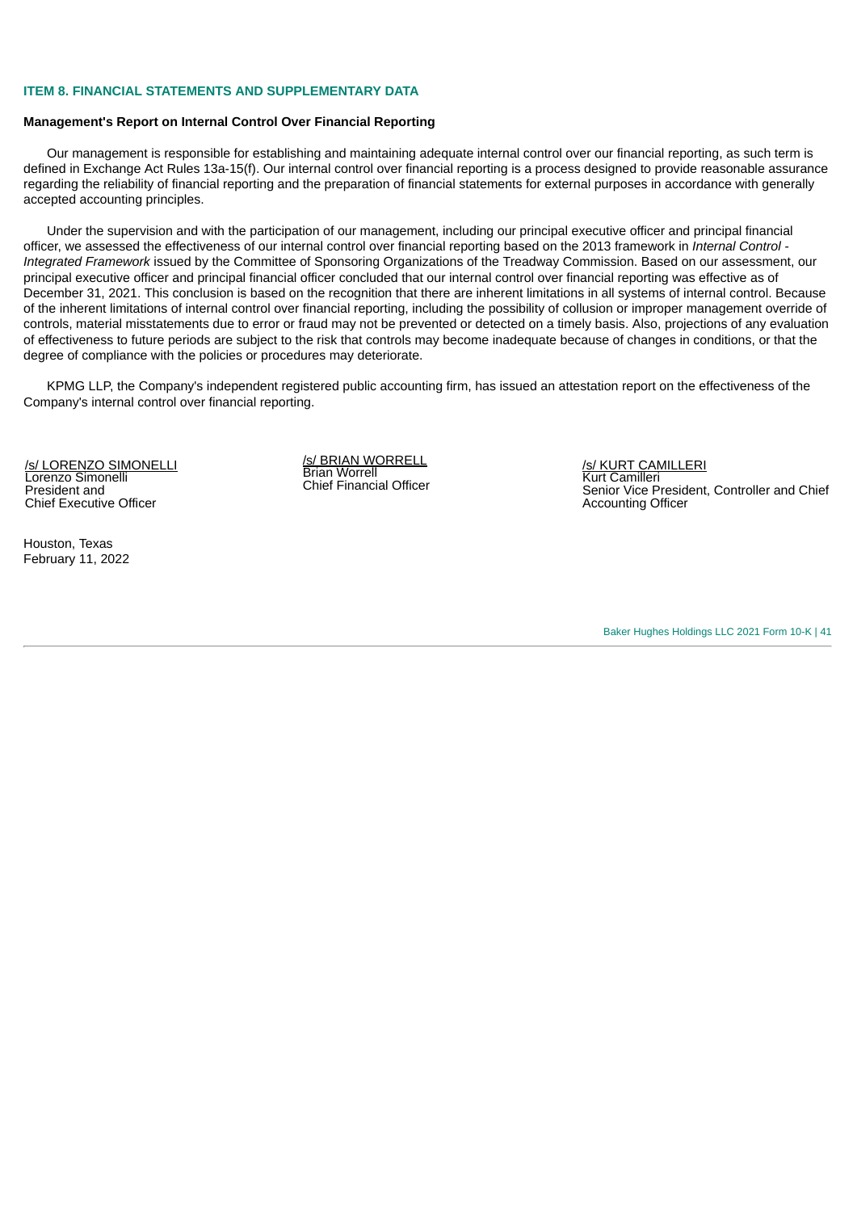## ITEM 8. FINANCIAL STATEMENTS AND SUPPLEMENTARY DATA

**Management's Report on Internal Control Over Financial Reporting**

Our management is responsible for establishing and maintaining adequate internal control over our financial reporting, as such term is defined in Exchange Act Rules 13a-15(f). Our internal control over financial reporting is a process designed to provide reasonable assurance regarding the reliability of financial reporting and the preparation of financial statements for external purposes in accordance with generally accepted accounting principles.

Under the supervision and with the participation of our management, including our principal executive officer and principal financial officer, we assessed the effectiveness of our internal control over financial reporting based on the 2013 framework in *Internal Control - Integrated Framework* issued by the Committee of Sponsoring Organizations of the Treadway Commission. Based on our assessment, our principal executive officer and principal financial officer concluded that our internal control over financial reporting was effective as of December 31, 2021. This conclusion is based on the recognition that there are inherent limitations in all systems of internal control. Because of the inherent limitations of internal control over financial reporting, including the possibility of collusion or improper management override of controls, material misstatements due to error or fraud may not be prevented or detected on a timely basis. Also, projections of any evaluation of effectiveness to future periods are subject to the risk that controls may become inadequate because of changes in conditions, or that the degree of compliance with the policies or procedures may deteriorate.

KPMG LLP, the Company's independent registered public accounting firm, has issued an attestation report on the effectiveness of the Company's internal control over financial reporting.

/s/ LORENZO SIMONELLI
Lorenzo Simonelli
President and
Chief Executive Officer

/s/ BRIAN WORRELL
Brian Worrell
Chief Financial Officer

/s/ KURT CAMILLERI
Kurt Camilleri
Senior Vice President, Controller and Chief Accounting Officer

Houston, Texas
February 11, 2022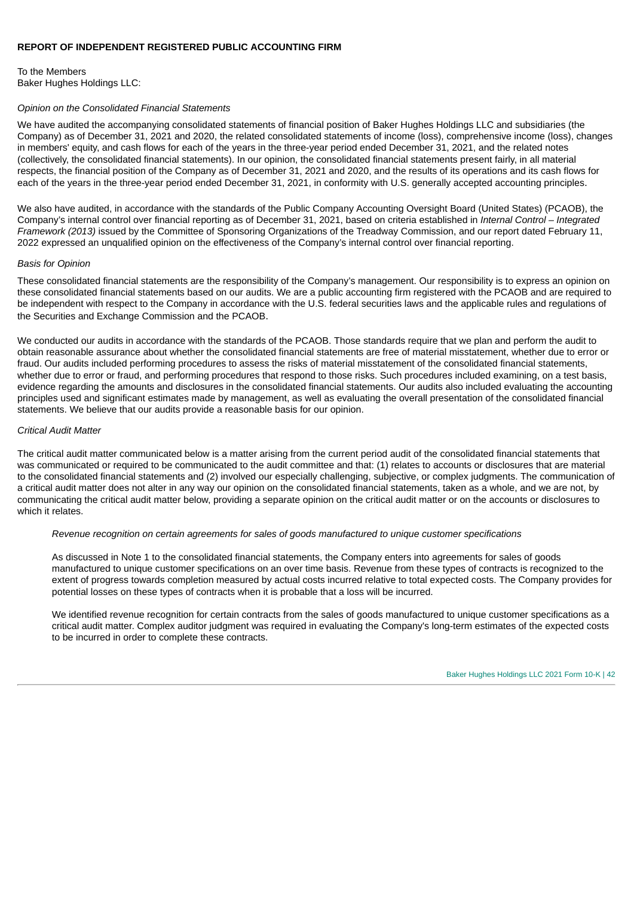## REPORT OF INDEPENDENT REGISTERED PUBLIC ACCOUNTING FIRM

To the Members
Baker Hughes Holdings LLC:

*Opinion on the Consolidated Financial Statements*

We have audited the accompanying consolidated statements of financial position of Baker Hughes Holdings LLC and subsidiaries (the Company) as of December 31, 2021 and 2020, the related consolidated statements of income (loss), comprehensive income (loss), changes in members' equity, and cash flows for each of the years in the three-year period ended December 31, 2021, and the related notes (collectively, the consolidated financial statements). In our opinion, the consolidated financial statements present fairly, in all material respects, the financial position of the Company as of December 31, 2021 and 2020, and the results of its operations and its cash flows for each of the years in the three-year period ended December 31, 2021, in conformity with U.S. generally accepted accounting principles.

We also have audited, in accordance with the standards of the Public Company Accounting Oversight Board (United States) (PCAOB), the Company's internal control over financial reporting as of December 31, 2021, based on criteria established in *Internal Control – Integrated Framework (2013)* issued by the Committee of Sponsoring Organizations of the Treadway Commission, and our report dated February 11, 2022 expressed an unqualified opinion on the effectiveness of the Company's internal control over financial reporting.

*Basis for Opinion*

These consolidated financial statements are the responsibility of the Company's management. Our responsibility is to express an opinion on these consolidated financial statements based on our audits. We are a public accounting firm registered with the PCAOB and are required to be independent with respect to the Company in accordance with the U.S. federal securities laws and the applicable rules and regulations of the Securities and Exchange Commission and the PCAOB.

We conducted our audits in accordance with the standards of the PCAOB. Those standards require that we plan and perform the audit to obtain reasonable assurance about whether the consolidated financial statements are free of material misstatement, whether due to error or fraud. Our audits included performing procedures to assess the risks of material misstatement of the consolidated financial statements, whether due to error or fraud, and performing procedures that respond to those risks. Such procedures included examining, on a test basis, evidence regarding the amounts and disclosures in the consolidated financial statements. Our audits also included evaluating the accounting principles used and significant estimates made by management, as well as evaluating the overall presentation of the consolidated financial statements. We believe that our audits provide a reasonable basis for our opinion.

*Critical Audit Matter*

The critical audit matter communicated below is a matter arising from the current period audit of the consolidated financial statements that was communicated or required to be communicated to the audit committee and that: (1) relates to accounts or disclosures that are material to the consolidated financial statements and (2) involved our especially challenging, subjective, or complex judgments. The communication of a critical audit matter does not alter in any way our opinion on the consolidated financial statements, taken as a whole, and we are not, by communicating the critical audit matter below, providing a separate opinion on the critical audit matter or on the accounts or disclosures to which it relates.

*Revenue recognition on certain agreements for sales of goods manufactured to unique customer specifications*

As discussed in Note 1 to the consolidated financial statements, the Company enters into agreements for sales of goods manufactured to unique customer specifications on an over time basis. Revenue from these types of contracts is recognized to the extent of progress towards completion measured by actual costs incurred relative to total expected costs. The Company provides for potential losses on these types of contracts when it is probable that a loss will be incurred.

We identified revenue recognition for certain contracts from the sales of goods manufactured to unique customer specifications as a critical audit matter. Complex auditor judgment was required in evaluating the Company's long-term estimates of the expected costs to be incurred in order to complete these contracts.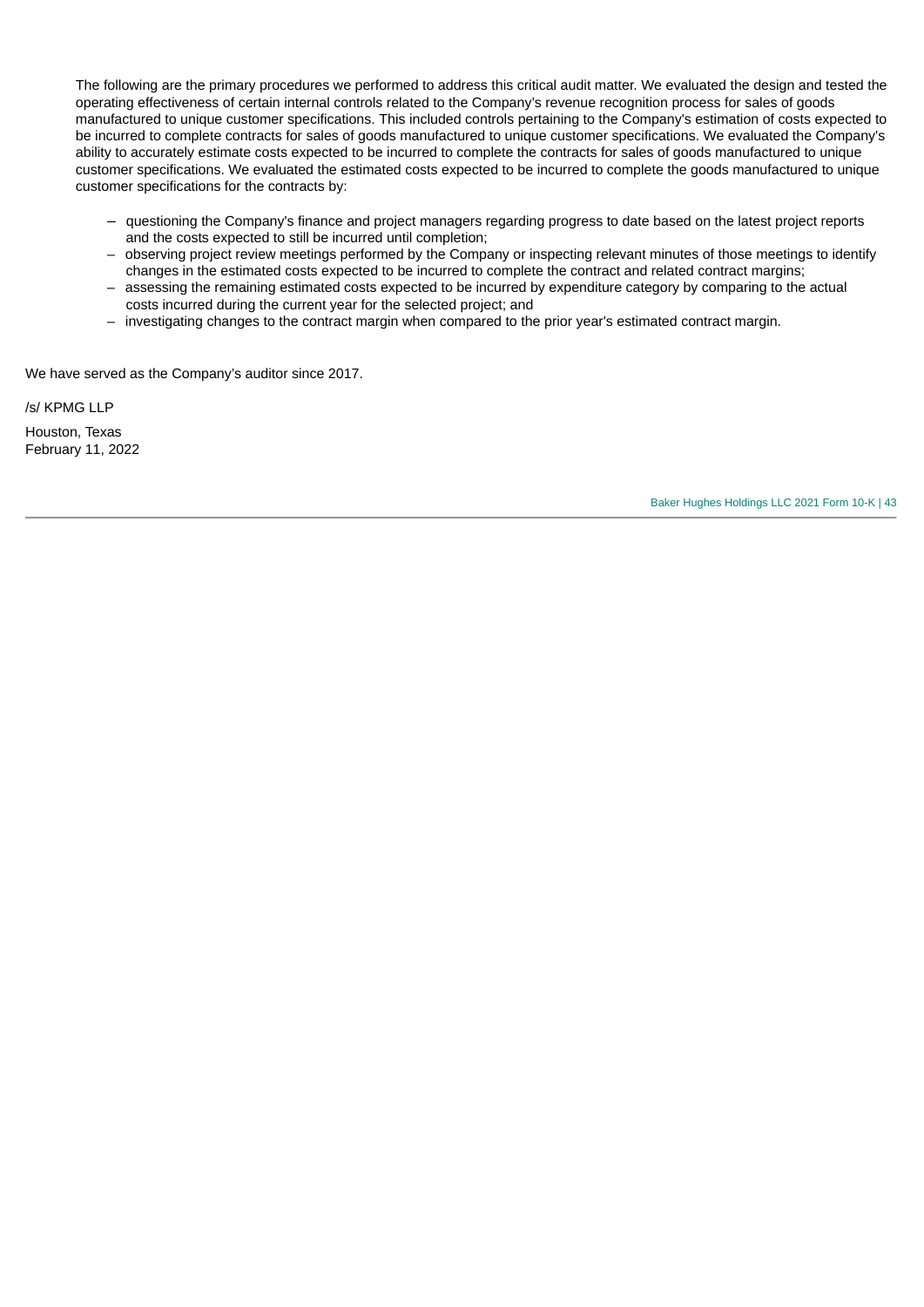The following are the primary procedures we performed to address this critical audit matter. We evaluated the design and tested the operating effectiveness of certain internal controls related to the Company's revenue recognition process for sales of goods manufactured to unique customer specifications. This included controls pertaining to the Company's estimation of costs expected to be incurred to complete contracts for sales of goods manufactured to unique customer specifications. We evaluated the Company's ability to accurately estimate costs expected to be incurred to complete the contracts for sales of goods manufactured to unique customer specifications. We evaluated the estimated costs expected to be incurred to complete the goods manufactured to unique customer specifications for the contracts by:

- questioning the Company's finance and project managers regarding progress to date based on the latest project reports and the costs expected to still be incurred until completion;
- observing project review meetings performed by the Company or inspecting relevant minutes of those meetings to identify changes in the estimated costs expected to be incurred to complete the contract and related contract margins;
- assessing the remaining estimated costs expected to be incurred by expenditure category by comparing to the actual costs incurred during the current year for the selected project; and
- investigating changes to the contract margin when compared to the prior year's estimated contract margin.

We have served as the Company's auditor since 2017.

/s/ KPMG LLP

Houston, Texas
February 11, 2022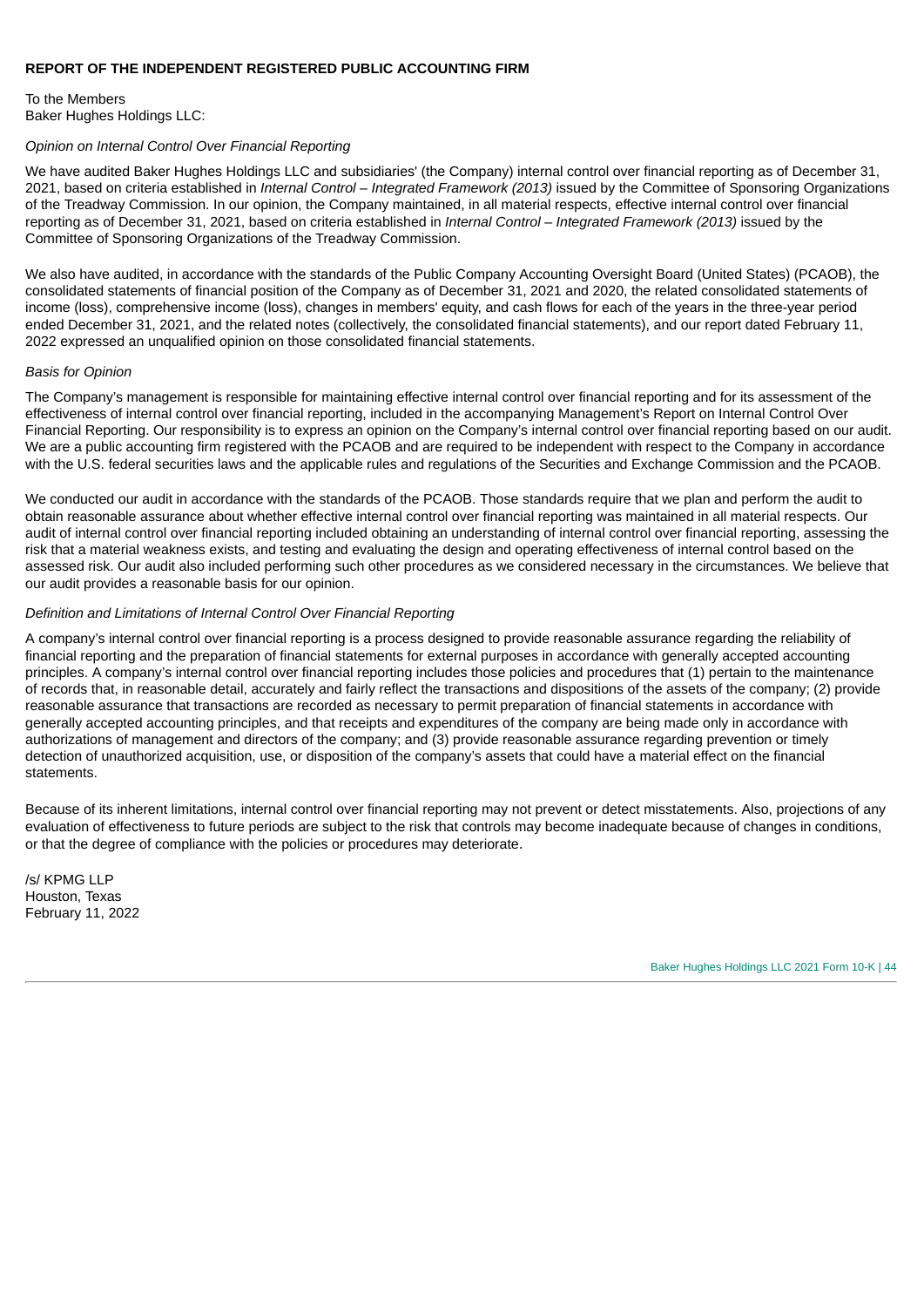**REPORT OF THE INDEPENDENT REGISTERED PUBLIC ACCOUNTING FIRM**

To the Members
Baker Hughes Holdings LLC:

*Opinion on Internal Control Over Financial Reporting*

We have audited Baker Hughes Holdings LLC and subsidiaries' (the Company) internal control over financial reporting as of December 31, 2021, based on criteria established in *Internal Control – Integrated Framework (2013)* issued by the Committee of Sponsoring Organizations of the Treadway Commission. In our opinion, the Company maintained, in all material respects, effective internal control over financial reporting as of December 31, 2021, based on criteria established in *Internal Control – Integrated Framework (2013)* issued by the Committee of Sponsoring Organizations of the Treadway Commission.

We also have audited, in accordance with the standards of the Public Company Accounting Oversight Board (United States) (PCAOB), the consolidated statements of financial position of the Company as of December 31, 2021 and 2020, the related consolidated statements of income (loss), comprehensive income (loss), changes in members' equity, and cash flows for each of the years in the three-year period ended December 31, 2021, and the related notes (collectively, the consolidated financial statements), and our report dated February 11, 2022 expressed an unqualified opinion on those consolidated financial statements.

*Basis for Opinion*

The Company's management is responsible for maintaining effective internal control over financial reporting and for its assessment of the effectiveness of internal control over financial reporting, included in the accompanying Management's Report on Internal Control Over Financial Reporting. Our responsibility is to express an opinion on the Company's internal control over financial reporting based on our audit. We are a public accounting firm registered with the PCAOB and are required to be independent with respect to the Company in accordance with the U.S. federal securities laws and the applicable rules and regulations of the Securities and Exchange Commission and the PCAOB.

We conducted our audit in accordance with the standards of the PCAOB. Those standards require that we plan and perform the audit to obtain reasonable assurance about whether effective internal control over financial reporting was maintained in all material respects. Our audit of internal control over financial reporting included obtaining an understanding of internal control over financial reporting, assessing the risk that a material weakness exists, and testing and evaluating the design and operating effectiveness of internal control based on the assessed risk. Our audit also included performing such other procedures as we considered necessary in the circumstances. We believe that our audit provides a reasonable basis for our opinion.

*Definition and Limitations of Internal Control Over Financial Reporting*

A company's internal control over financial reporting is a process designed to provide reasonable assurance regarding the reliability of financial reporting and the preparation of financial statements for external purposes in accordance with generally accepted accounting principles. A company's internal control over financial reporting includes those policies and procedures that (1) pertain to the maintenance of records that, in reasonable detail, accurately and fairly reflect the transactions and dispositions of the assets of the company; (2) provide reasonable assurance that transactions are recorded as necessary to permit preparation of financial statements in accordance with generally accepted accounting principles, and that receipts and expenditures of the company are being made only in accordance with authorizations of management and directors of the company; and (3) provide reasonable assurance regarding prevention or timely detection of unauthorized acquisition, use, or disposition of the company's assets that could have a material effect on the financial statements.

Because of its inherent limitations, internal control over financial reporting may not prevent or detect misstatements. Also, projections of any evaluation of effectiveness to future periods are subject to the risk that controls may become inadequate because of changes in conditions, or that the degree of compliance with the policies or procedures may deteriorate.

/s/ KPMG LLP
Houston, Texas
February 11, 2022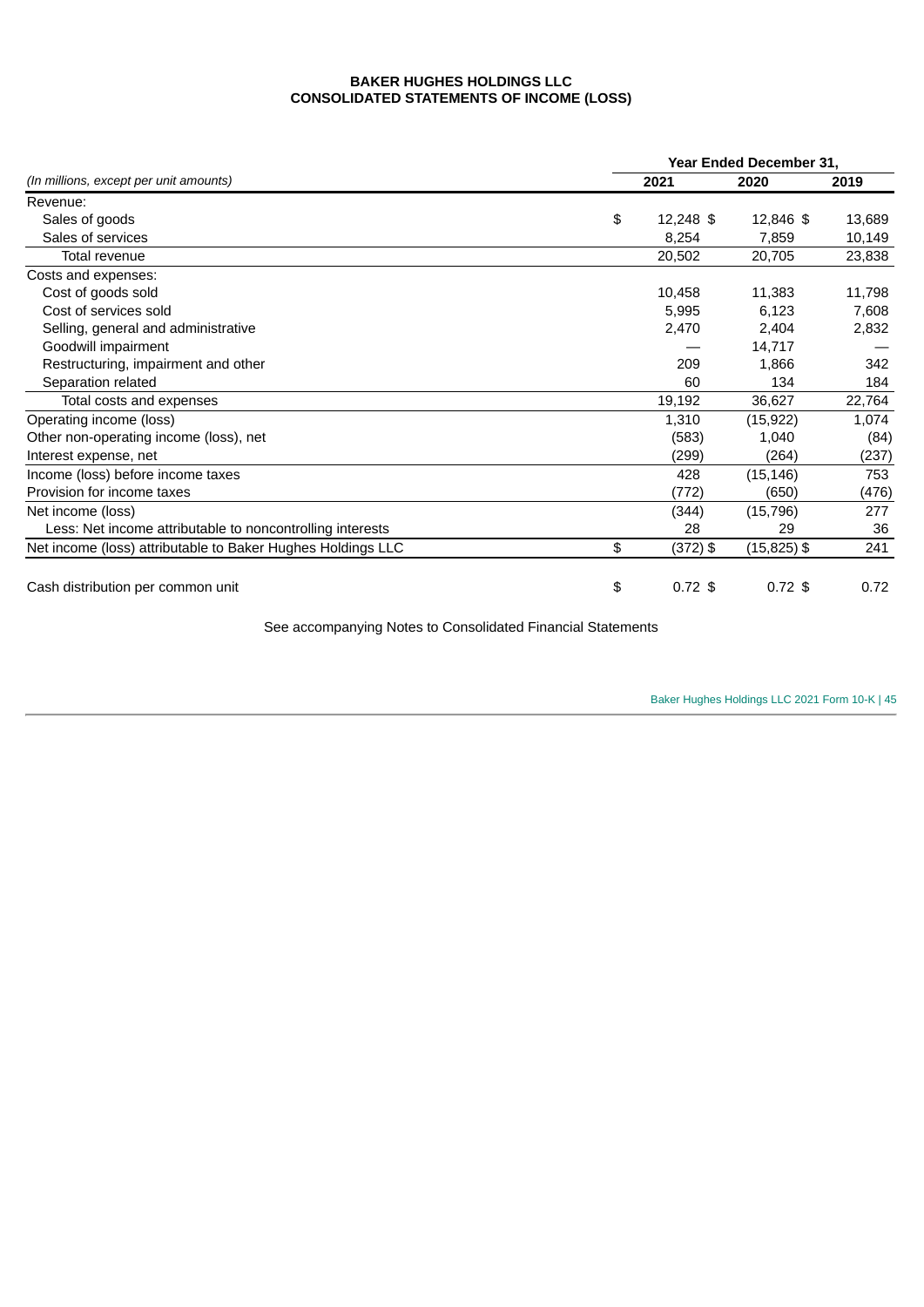**BAKER HUGHES HOLDINGS LLC**
**CONSOLIDATED STATEMENTS OF INCOME (LOSS)**

| | Year Ended December 31, | | |
|---|---|---|---|
| *(In millions, except per unit amounts)* | 2021 | 2020 | 2019 |
| Revenue: | | | |
| Sales of goods | $ 12,248 | $ 12,846 | $ 13,689 |
| Sales of services | 8,254 | 7,859 | 10,149 |
| Total revenue | 20,502 | 20,705 | 23,838 |
| Costs and expenses: | | | |
| Cost of goods sold | 10,458 | 11,383 | 11,798 |
| Cost of services sold | 5,995 | 6,123 | 7,608 |
| Selling, general and administrative | 2,470 | 2,404 | 2,832 |
| Goodwill impairment | — | 14,717 | — |
| Restructuring, impairment and other | 209 | 1,866 | 342 |
| Separation related | 60 | 134 | 184 |
| Total costs and expenses | 19,192 | 36,627 | 22,764 |
| Operating income (loss) | 1,310 | (15,922) | 1,074 |
| Other non-operating income (loss), net | (583) | 1,040 | (84) |
| Interest expense, net | (299) | (264) | (237) |
| Income (loss) before income taxes | 428 | (15,146) | 753 |
| Provision for income taxes | (772) | (650) | (476) |
| Net income (loss) | (344) | (15,796) | 277 |
| Less: Net income attributable to noncontrolling interests | 28 | 29 | 36 |
| Net income (loss) attributable to Baker Hughes Holdings LLC | $ (372) | $ (15,825) | $ 241 |
| | | | |
| Cash distribution per common unit | $ 0.72 | $ 0.72 | $ 0.72 |

See accompanying Notes to Consolidated Financial Statements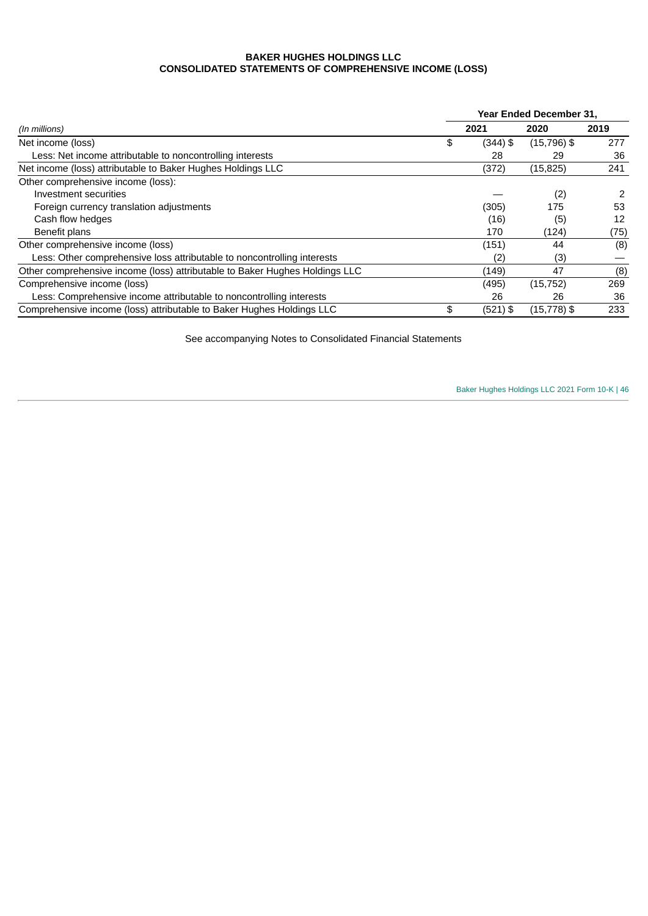**BAKER HUGHES HOLDINGS LLC**
**CONSOLIDATED STATEMENTS OF COMPREHENSIVE INCOME (LOSS)**

| | Year Ended December 31, | | |
|---|---|---|---|
| *(In millions)* | 2021 | 2020 | 2019 |
| Net income (loss) | $ (344) | $ (15,796) | $ 277 |
| Less: Net income attributable to noncontrolling interests | 28 | 29 | 36 |
| Net income (loss) attributable to Baker Hughes Holdings LLC | (372) | (15,825) | 241 |
| Other comprehensive income (loss): | | | |
| Investment securities | — | (2) | 2 |
| Foreign currency translation adjustments | (305) | 175 | 53 |
| Cash flow hedges | (16) | (5) | 12 |
| Benefit plans | 170 | (124) | (75) |
| Other comprehensive income (loss) | (151) | 44 | (8) |
| Less: Other comprehensive loss attributable to noncontrolling interests | (2) | (3) | — |
| Other comprehensive income (loss) attributable to Baker Hughes Holdings LLC | (149) | 47 | (8) |
| Comprehensive income (loss) | (495) | (15,752) | 269 |
| Less: Comprehensive income attributable to noncontrolling interests | 26 | 26 | 36 |
| Comprehensive income (loss) attributable to Baker Hughes Holdings LLC | $ (521) | $ (15,778) | $ 233 |

See accompanying Notes to Consolidated Financial Statements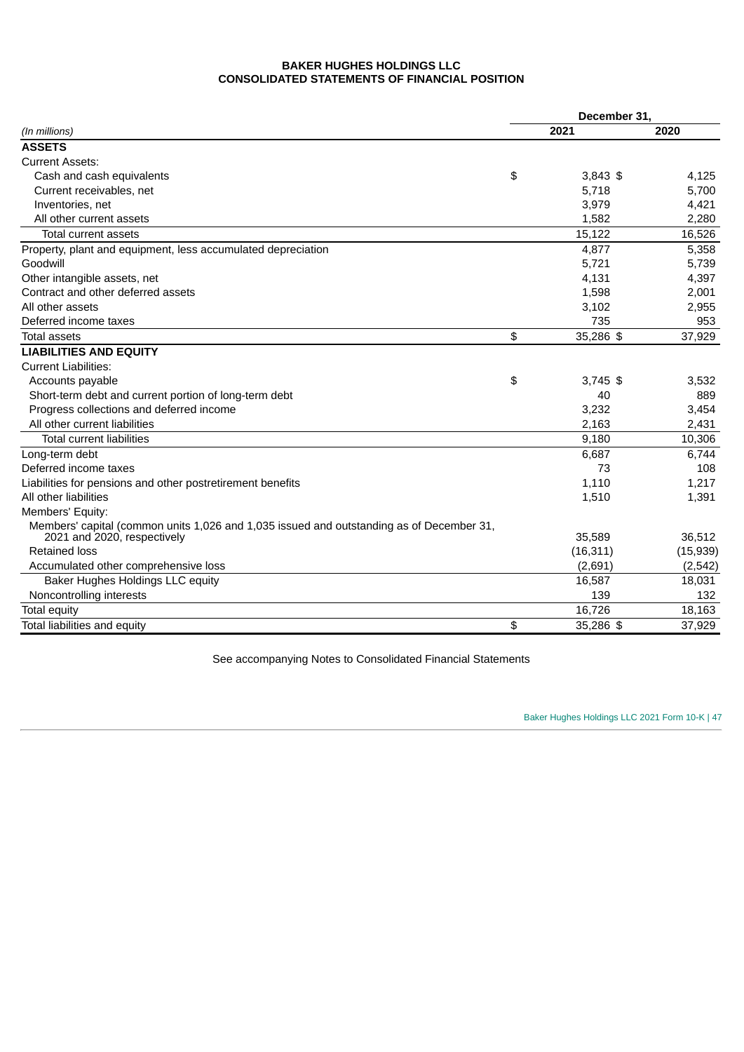**BAKER HUGHES HOLDINGS LLC**
**CONSOLIDATED STATEMENTS OF FINANCIAL POSITION**

| *(In millions)* | December 31, 2021 | 2020 |
|---|---|---|
| **ASSETS** | | |
| Current Assets: | | |
| Cash and cash equivalents | $ 3,843 | $ 4,125 |
| Current receivables, net | 5,718 | 5,700 |
| Inventories, net | 3,979 | 4,421 |
| All other current assets | 1,582 | 2,280 |
| Total current assets | 15,122 | 16,526 |
| Property, plant and equipment, less accumulated depreciation | 4,877 | 5,358 |
| Goodwill | 5,721 | 5,739 |
| Other intangible assets, net | 4,131 | 4,397 |
| Contract and other deferred assets | 1,598 | 2,001 |
| All other assets | 3,102 | 2,955 |
| Deferred income taxes | 735 | 953 |
| Total assets | $ 35,286 | $ 37,929 |
| **LIABILITIES AND EQUITY** | | |
| Current Liabilities: | | |
| Accounts payable | $ 3,745 | $ 3,532 |
| Short-term debt and current portion of long-term debt | 40 | 889 |
| Progress collections and deferred income | 3,232 | 3,454 |
| All other current liabilities | 2,163 | 2,431 |
| Total current liabilities | 9,180 | 10,306 |
| Long-term debt | 6,687 | 6,744 |
| Deferred income taxes | 73 | 108 |
| Liabilities for pensions and other postretirement benefits | 1,110 | 1,217 |
| All other liabilities | 1,510 | 1,391 |
| Members' Equity: | | |
| Members' capital (common units 1,026 and 1,035 issued and outstanding as of December 31, 2021 and 2020, respectively | 35,589 | 36,512 |
| Retained loss | (16,311) | (15,939) |
| Accumulated other comprehensive loss | (2,691) | (2,542) |
| Baker Hughes Holdings LLC equity | 16,587 | 18,031 |
| Noncontrolling interests | 139 | 132 |
| Total equity | 16,726 | 18,163 |
| Total liabilities and equity | $ 35,286 | $ 37,929 |

See accompanying Notes to Consolidated Financial Statements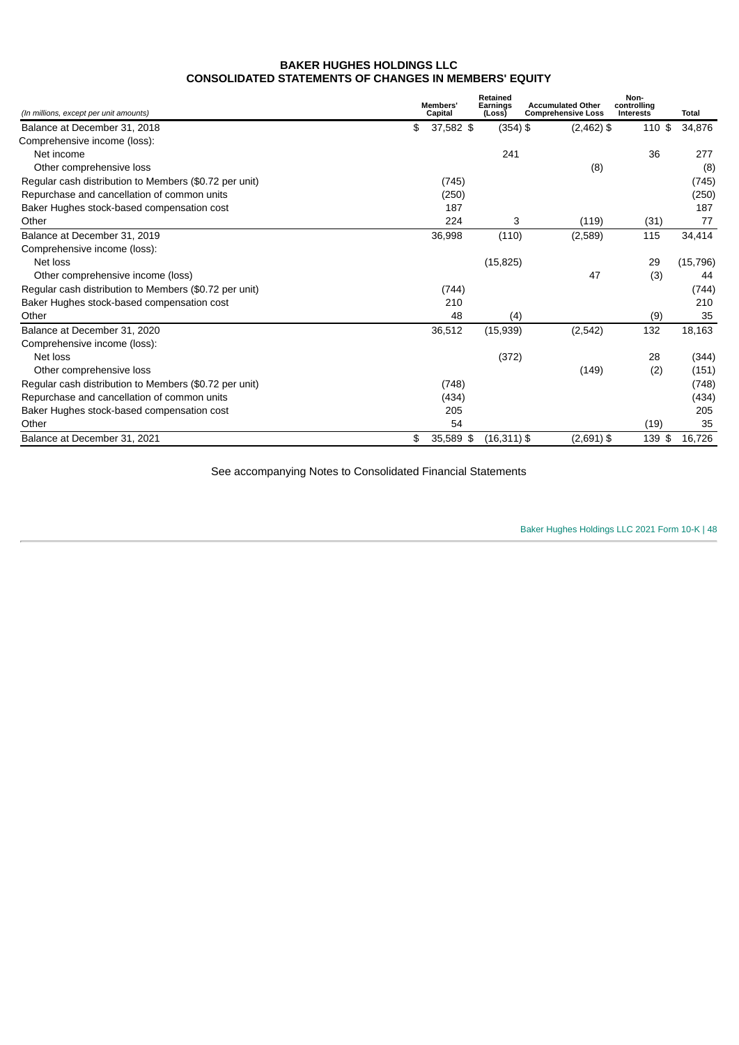# BAKER HUGHES HOLDINGS LLC
# CONSOLIDATED STATEMENTS OF CHANGES IN MEMBERS' EQUITY

| *(In millions, except per unit amounts)* | Members' Capital | Retained Earnings (Loss) | Accumulated Other Comprehensive Loss | Non-controlling Interests | Total |
|---|---|---|---|---|---|
| Balance at December 31, 2018 | $ 37,582 | $ (354) | $ (2,462) | $ 110 | $ 34,876 |
| Comprehensive income (loss): | | | | | |
| Net income | | 241 | | 36 | 277 |
| Other comprehensive loss | | | (8) | | (8) |
| Regular cash distribution to Members ($0.72 per unit) | (745) | | | | (745) |
| Repurchase and cancellation of common units | (250) | | | | (250) |
| Baker Hughes stock-based compensation cost | 187 | | | | 187 |
| Other | 224 | 3 | (119) | (31) | 77 |
| Balance at December 31, 2019 | 36,998 | (110) | (2,589) | 115 | 34,414 |
| Comprehensive income (loss): | | | | | |
| Net loss | | (15,825) | | 29 | (15,796) |
| Other comprehensive income (loss) | | | 47 | (3) | 44 |
| Regular cash distribution to Members ($0.72 per unit) | (744) | | | | (744) |
| Baker Hughes stock-based compensation cost | 210 | | | | 210 |
| Other | 48 | (4) | | (9) | 35 |
| Balance at December 31, 2020 | 36,512 | (15,939) | (2,542) | 132 | 18,163 |
| Comprehensive income (loss): | | | | | |
| Net loss | | (372) | | 28 | (344) |
| Other comprehensive loss | | | (149) | (2) | (151) |
| Regular cash distribution to Members ($0.72 per unit) | (748) | | | | (748) |
| Repurchase and cancellation of common units | (434) | | | | (434) |
| Baker Hughes stock-based compensation cost | 205 | | | | 205 |
| Other | 54 | | | (19) | 35 |
| Balance at December 31, 2021 | $ 35,589 | $ (16,311) | $ (2,691) | $ 139 | $ 16,726 |

See accompanying Notes to Consolidated Financial Statements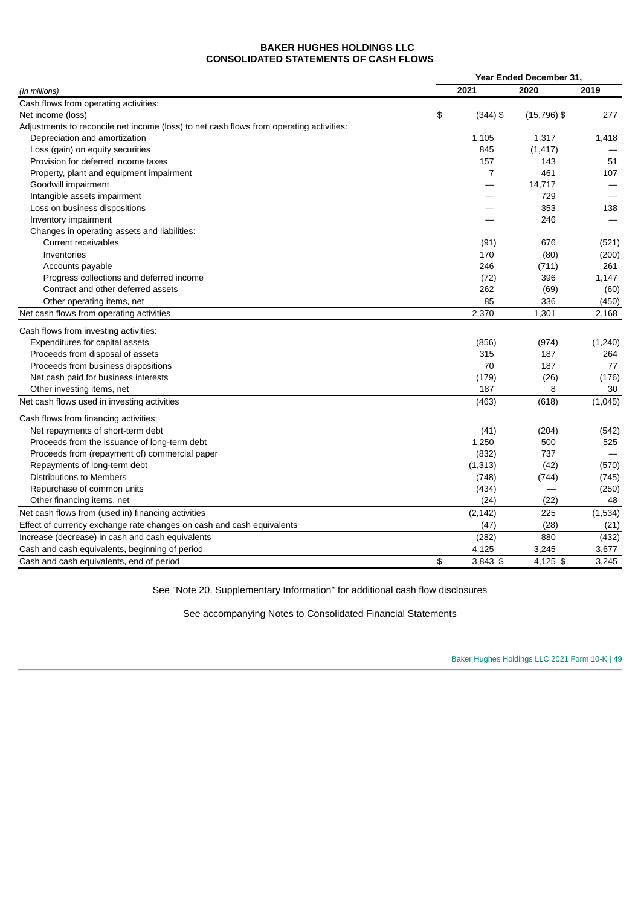# BAKER HUGHES HOLDINGS LLC
# CONSOLIDATED STATEMENTS OF CASH FLOWS

| *(In millions)* | Year Ended December 31, 2021 | 2020 | 2019 |
|---|---|---|---|
| Cash flows from operating activities: | | | |
| Net income (loss) | $ (344) | $ (15,796) | $ 277 |
| Adjustments to reconcile net income (loss) to net cash flows from operating activities: | | | |
| Depreciation and amortization | 1,105 | 1,317 | 1,418 |
| Loss (gain) on equity securities | 845 | (1,417) | — |
| Provision for deferred income taxes | 157 | 143 | 51 |
| Property, plant and equipment impairment | 7 | 461 | 107 |
| Goodwill impairment | — | 14,717 | — |
| Intangible assets impairment | — | 729 | — |
| Loss on business dispositions | — | 353 | 138 |
| Inventory impairment | — | 246 | — |
| Changes in operating assets and liabilities: | | | |
| Current receivables | (91) | 676 | (521) |
| Inventories | 170 | (80) | (200) |
| Accounts payable | 246 | (711) | 261 |
| Progress collections and deferred income | (72) | 396 | 1,147 |
| Contract and other deferred assets | 262 | (69) | (60) |
| Other operating items, net | 85 | 336 | (450) |
| Net cash flows from operating activities | 2,370 | 1,301 | 2,168 |
| Cash flows from investing activities: | | | |
| Expenditures for capital assets | (856) | (974) | (1,240) |
| Proceeds from disposal of assets | 315 | 187 | 264 |
| Proceeds from business dispositions | 70 | 187 | 77 |
| Net cash paid for business interests | (179) | (26) | (176) |
| Other investing items, net | 187 | 8 | 30 |
| Net cash flows used in investing activities | (463) | (618) | (1,045) |
| Cash flows from financing activities: | | | |
| Net repayments of short-term debt | (41) | (204) | (542) |
| Proceeds from the issuance of long-term debt | 1,250 | 500 | 525 |
| Proceeds from (repayment of) commercial paper | (832) | 737 | — |
| Repayments of long-term debt | (1,313) | (42) | (570) |
| Distributions to Members | (748) | (744) | (745) |
| Repurchase of common units | (434) | — | (250) |
| Other financing items, net | (24) | (22) | 48 |
| Net cash flows from (used in) financing activities | (2,142) | 225 | (1,534) |
| Effect of currency exchange rate changes on cash and cash equivalents | (47) | (28) | (21) |
| Increase (decrease) in cash and cash equivalents | (282) | 880 | (432) |
| Cash and cash equivalents, beginning of period | 4,125 | 3,245 | 3,677 |
| Cash and cash equivalents, end of period | $ 3,843 | $ 4,125 | $ 3,245 |

See "Note 20. Supplementary Information" for additional cash flow disclosures

See accompanying Notes to Consolidated Financial Statements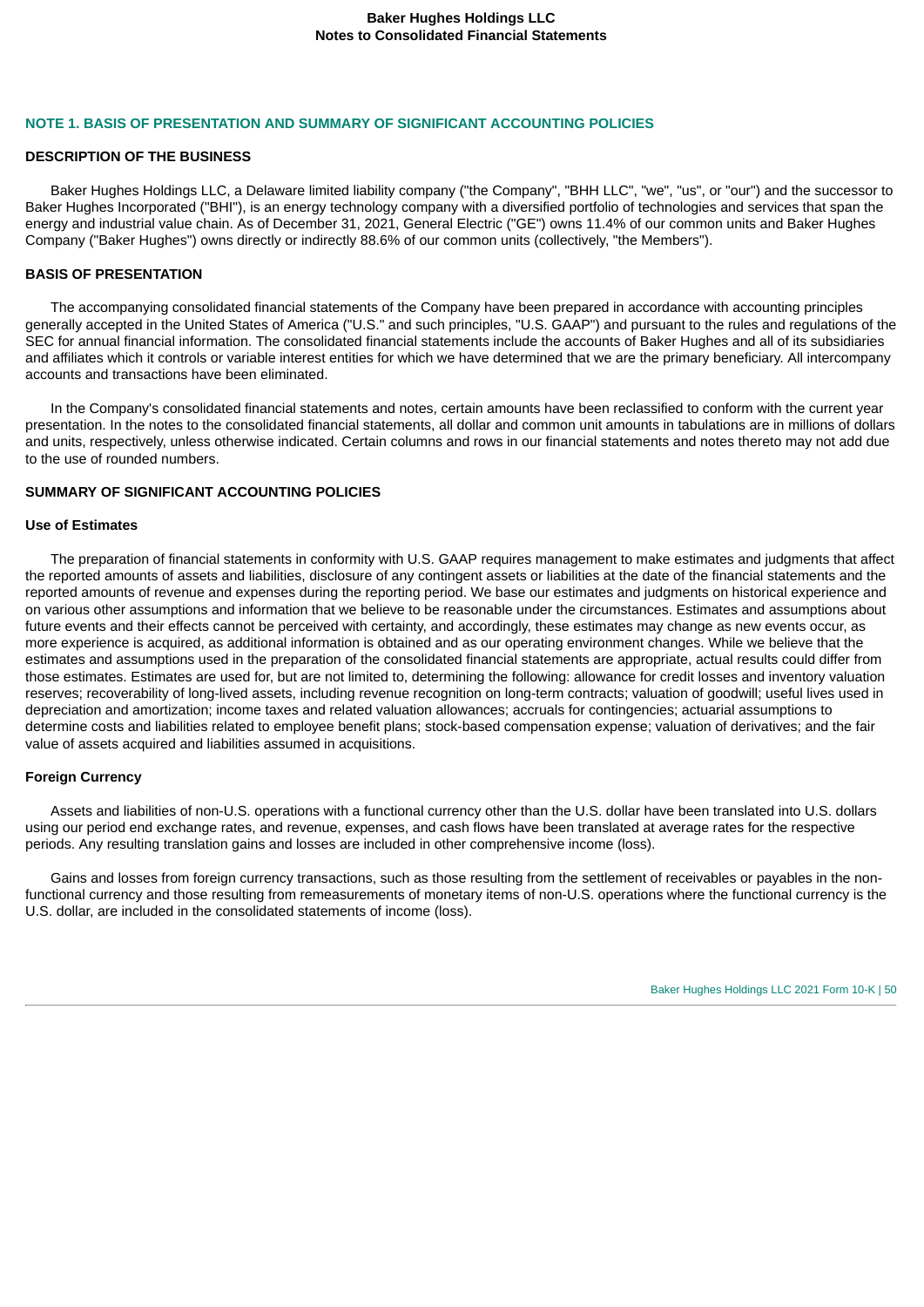## NOTE 1. BASIS OF PRESENTATION AND SUMMARY OF SIGNIFICANT ACCOUNTING POLICIES

### DESCRIPTION OF THE BUSINESS

Baker Hughes Holdings LLC, a Delaware limited liability company ("the Company", "BHH LLC", "we", "us", or "our") and the successor to Baker Hughes Incorporated ("BHI"), is an energy technology company with a diversified portfolio of technologies and services that span the energy and industrial value chain. As of December 31, 2021, General Electric ("GE") owns 11.4% of our common units and Baker Hughes Company ("Baker Hughes") owns directly or indirectly 88.6% of our common units (collectively, "the Members").

### BASIS OF PRESENTATION

The accompanying consolidated financial statements of the Company have been prepared in accordance with accounting principles generally accepted in the United States of America ("U.S." and such principles, "U.S. GAAP") and pursuant to the rules and regulations of the SEC for annual financial information. The consolidated financial statements include the accounts of Baker Hughes and all of its subsidiaries and affiliates which it controls or variable interest entities for which we have determined that we are the primary beneficiary. All intercompany accounts and transactions have been eliminated.

In the Company's consolidated financial statements and notes, certain amounts have been reclassified to conform with the current year presentation. In the notes to the consolidated financial statements, all dollar and common unit amounts in tabulations are in millions of dollars and units, respectively, unless otherwise indicated. Certain columns and rows in our financial statements and notes thereto may not add due to the use of rounded numbers.

### SUMMARY OF SIGNIFICANT ACCOUNTING POLICIES

#### Use of Estimates

The preparation of financial statements in conformity with U.S. GAAP requires management to make estimates and judgments that affect the reported amounts of assets and liabilities, disclosure of any contingent assets or liabilities at the date of the financial statements and the reported amounts of revenue and expenses during the reporting period. We base our estimates and judgments on historical experience and on various other assumptions and information that we believe to be reasonable under the circumstances. Estimates and assumptions about future events and their effects cannot be perceived with certainty, and accordingly, these estimates may change as new events occur, as more experience is acquired, as additional information is obtained and as our operating environment changes. While we believe that the estimates and assumptions used in the preparation of the consolidated financial statements are appropriate, actual results could differ from those estimates. Estimates are used for, but are not limited to, determining the following: allowance for credit losses and inventory valuation reserves; recoverability of long-lived assets, including revenue recognition on long-term contracts; valuation of goodwill; useful lives used in depreciation and amortization; income taxes and related valuation allowances; accruals for contingencies; actuarial assumptions to determine costs and liabilities related to employee benefit plans; stock-based compensation expense; valuation of derivatives; and the fair value of assets acquired and liabilities assumed in acquisitions.

#### Foreign Currency

Assets and liabilities of non-U.S. operations with a functional currency other than the U.S. dollar have been translated into U.S. dollars using our period end exchange rates, and revenue, expenses, and cash flows have been translated at average rates for the respective periods. Any resulting translation gains and losses are included in other comprehensive income (loss).

Gains and losses from foreign currency transactions, such as those resulting from the settlement of receivables or payables in the non-functional currency and those resulting from remeasurements of monetary items of non-U.S. operations where the functional currency is the U.S. dollar, are included in the consolidated statements of income (loss).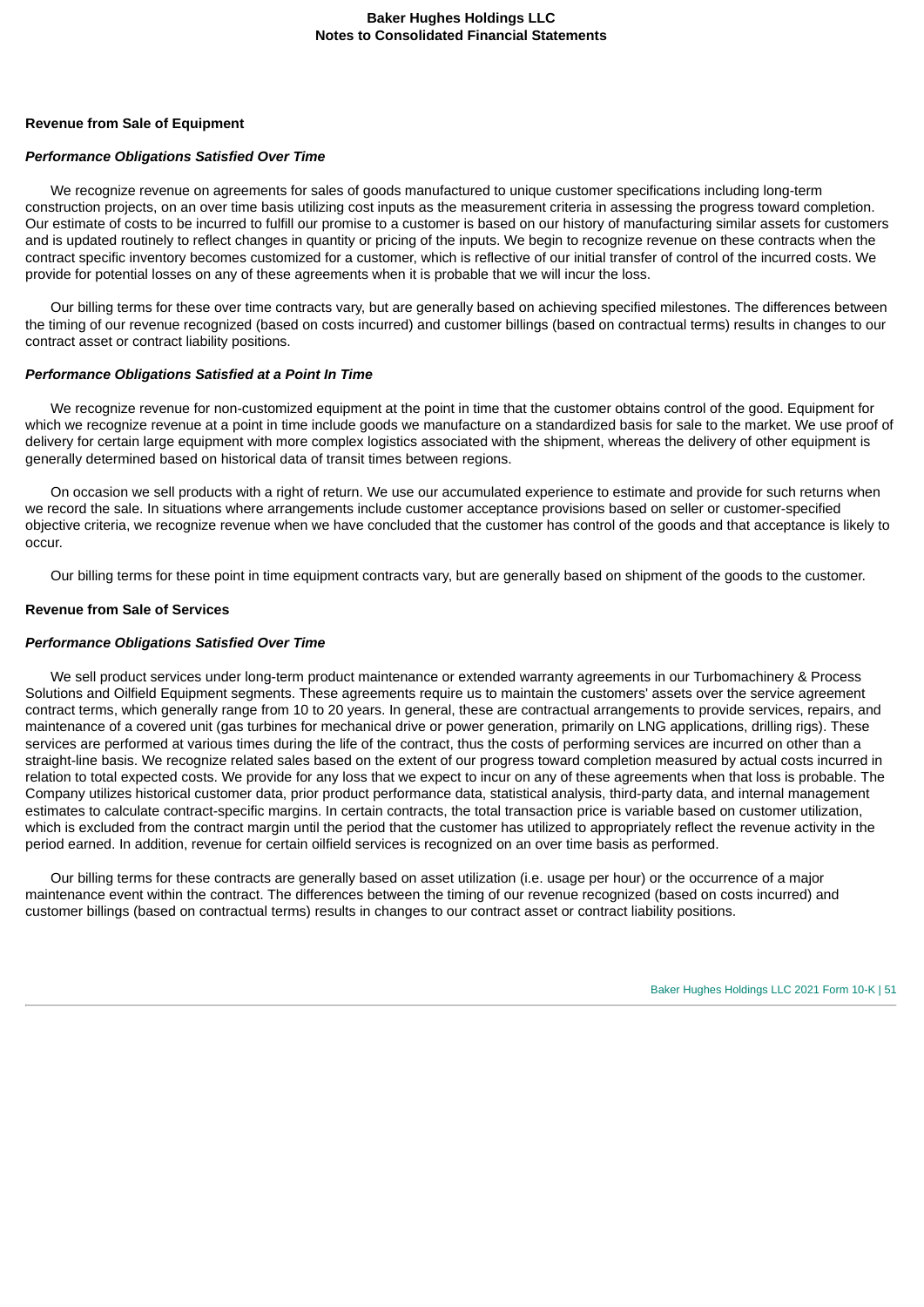**Revenue from Sale of Equipment**

***Performance Obligations Satisfied Over Time***

We recognize revenue on agreements for sales of goods manufactured to unique customer specifications including long-term construction projects, on an over time basis utilizing cost inputs as the measurement criteria in assessing the progress toward completion. Our estimate of costs to be incurred to fulfill our promise to a customer is based on our history of manufacturing similar assets for customers and is updated routinely to reflect changes in quantity or pricing of the inputs. We begin to recognize revenue on these contracts when the contract specific inventory becomes customized for a customer, which is reflective of our initial transfer of control of the incurred costs. We provide for potential losses on any of these agreements when it is probable that we will incur the loss.

Our billing terms for these over time contracts vary, but are generally based on achieving specified milestones. The differences between the timing of our revenue recognized (based on costs incurred) and customer billings (based on contractual terms) results in changes to our contract asset or contract liability positions.

***Performance Obligations Satisfied at a Point In Time***

We recognize revenue for non-customized equipment at the point in time that the customer obtains control of the good. Equipment for which we recognize revenue at a point in time include goods we manufacture on a standardized basis for sale to the market. We use proof of delivery for certain large equipment with more complex logistics associated with the shipment, whereas the delivery of other equipment is generally determined based on historical data of transit times between regions.

On occasion we sell products with a right of return. We use our accumulated experience to estimate and provide for such returns when we record the sale. In situations where arrangements include customer acceptance provisions based on seller or customer-specified objective criteria, we recognize revenue when we have concluded that the customer has control of the goods and that acceptance is likely to occur.

Our billing terms for these point in time equipment contracts vary, but are generally based on shipment of the goods to the customer.

**Revenue from Sale of Services**

***Performance Obligations Satisfied Over Time***

We sell product services under long-term product maintenance or extended warranty agreements in our Turbomachinery & Process Solutions and Oilfield Equipment segments. These agreements require us to maintain the customers' assets over the service agreement contract terms, which generally range from 10 to 20 years. In general, these are contractual arrangements to provide services, repairs, and maintenance of a covered unit (gas turbines for mechanical drive or power generation, primarily on LNG applications, drilling rigs). These services are performed at various times during the life of the contract, thus the costs of performing services are incurred on other than a straight-line basis. We recognize related sales based on the extent of our progress toward completion measured by actual costs incurred in relation to total expected costs. We provide for any loss that we expect to incur on any of these agreements when that loss is probable. The Company utilizes historical customer data, prior product performance data, statistical analysis, third-party data, and internal management estimates to calculate contract-specific margins. In certain contracts, the total transaction price is variable based on customer utilization, which is excluded from the contract margin until the period that the customer has utilized to appropriately reflect the revenue activity in the period earned. In addition, revenue for certain oilfield services is recognized on an over time basis as performed.

Our billing terms for these contracts are generally based on asset utilization (i.e. usage per hour) or the occurrence of a major maintenance event within the contract. The differences between the timing of our revenue recognized (based on costs incurred) and customer billings (based on contractual terms) results in changes to our contract asset or contract liability positions.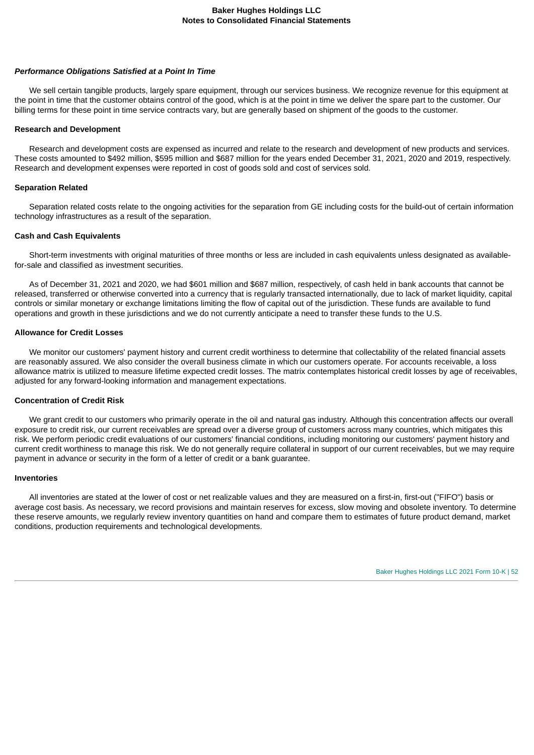***Performance Obligations Satisfied at a Point In Time***

We sell certain tangible products, largely spare equipment, through our services business. We recognize revenue for this equipment at the point in time that the customer obtains control of the good, which is at the point in time we deliver the spare part to the customer. Our billing terms for these point in time service contracts vary, but are generally based on shipment of the goods to the customer.

**Research and Development**

Research and development costs are expensed as incurred and relate to the research and development of new products and services. These costs amounted to $492 million, $595 million and $687 million for the years ended December 31, 2021, 2020 and 2019, respectively. Research and development expenses were reported in cost of goods sold and cost of services sold.

**Separation Related**

Separation related costs relate to the ongoing activities for the separation from GE including costs for the build-out of certain information technology infrastructures as a result of the separation.

**Cash and Cash Equivalents**

Short-term investments with original maturities of three months or less are included in cash equivalents unless designated as available-for-sale and classified as investment securities.

As of December 31, 2021 and 2020, we had $601 million and $687 million, respectively, of cash held in bank accounts that cannot be released, transferred or otherwise converted into a currency that is regularly transacted internationally, due to lack of market liquidity, capital controls or similar monetary or exchange limitations limiting the flow of capital out of the jurisdiction. These funds are available to fund operations and growth in these jurisdictions and we do not currently anticipate a need to transfer these funds to the U.S.

**Allowance for Credit Losses**

We monitor our customers' payment history and current credit worthiness to determine that collectability of the related financial assets are reasonably assured. We also consider the overall business climate in which our customers operate. For accounts receivable, a loss allowance matrix is utilized to measure lifetime expected credit losses. The matrix contemplates historical credit losses by age of receivables, adjusted for any forward-looking information and management expectations.

**Concentration of Credit Risk**

We grant credit to our customers who primarily operate in the oil and natural gas industry. Although this concentration affects our overall exposure to credit risk, our current receivables are spread over a diverse group of customers across many countries, which mitigates this risk. We perform periodic credit evaluations of our customers' financial conditions, including monitoring our customers' payment history and current credit worthiness to manage this risk. We do not generally require collateral in support of our current receivables, but we may require payment in advance or security in the form of a letter of credit or a bank guarantee.

**Inventories**

All inventories are stated at the lower of cost or net realizable values and they are measured on a first-in, first-out ("FIFO") basis or average cost basis. As necessary, we record provisions and maintain reserves for excess, slow moving and obsolete inventory. To determine these reserve amounts, we regularly review inventory quantities on hand and compare them to estimates of future product demand, market conditions, production requirements and technological developments.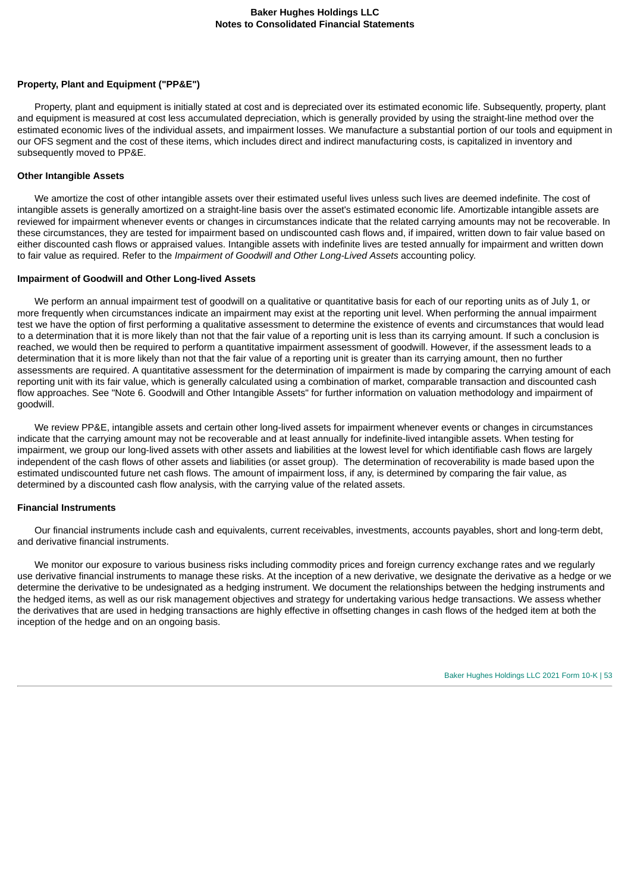**Property, Plant and Equipment ("PP&E")**

Property, plant and equipment is initially stated at cost and is depreciated over its estimated economic life. Subsequently, property, plant and equipment is measured at cost less accumulated depreciation, which is generally provided by using the straight-line method over the estimated economic lives of the individual assets, and impairment losses. We manufacture a substantial portion of our tools and equipment in our OFS segment and the cost of these items, which includes direct and indirect manufacturing costs, is capitalized in inventory and subsequently moved to PP&E.

**Other Intangible Assets**

We amortize the cost of other intangible assets over their estimated useful lives unless such lives are deemed indefinite. The cost of intangible assets is generally amortized on a straight-line basis over the asset's estimated economic life. Amortizable intangible assets are reviewed for impairment whenever events or changes in circumstances indicate that the related carrying amounts may not be recoverable. In these circumstances, they are tested for impairment based on undiscounted cash flows and, if impaired, written down to fair value based on either discounted cash flows or appraised values. Intangible assets with indefinite lives are tested annually for impairment and written down to fair value as required. Refer to the *Impairment of Goodwill and Other Long-Lived Assets* accounting policy.

**Impairment of Goodwill and Other Long-lived Assets**

We perform an annual impairment test of goodwill on a qualitative or quantitative basis for each of our reporting units as of July 1, or more frequently when circumstances indicate an impairment may exist at the reporting unit level. When performing the annual impairment test we have the option of first performing a qualitative assessment to determine the existence of events and circumstances that would lead to a determination that it is more likely than not that the fair value of a reporting unit is less than its carrying amount. If such a conclusion is reached, we would then be required to perform a quantitative impairment assessment of goodwill. However, if the assessment leads to a determination that it is more likely than not that the fair value of a reporting unit is greater than its carrying amount, then no further assessments are required. A quantitative assessment for the determination of impairment is made by comparing the carrying amount of each reporting unit with its fair value, which is generally calculated using a combination of market, comparable transaction and discounted cash flow approaches. See "Note 6. Goodwill and Other Intangible Assets" for further information on valuation methodology and impairment of goodwill.

We review PP&E, intangible assets and certain other long-lived assets for impairment whenever events or changes in circumstances indicate that the carrying amount may not be recoverable and at least annually for indefinite-lived intangible assets. When testing for impairment, we group our long-lived assets with other assets and liabilities at the lowest level for which identifiable cash flows are largely independent of the cash flows of other assets and liabilities (or asset group). The determination of recoverability is made based upon the estimated undiscounted future net cash flows. The amount of impairment loss, if any, is determined by comparing the fair value, as determined by a discounted cash flow analysis, with the carrying value of the related assets.

**Financial Instruments**

Our financial instruments include cash and equivalents, current receivables, investments, accounts payables, short and long-term debt, and derivative financial instruments.

We monitor our exposure to various business risks including commodity prices and foreign currency exchange rates and we regularly use derivative financial instruments to manage these risks. At the inception of a new derivative, we designate the derivative as a hedge or we determine the derivative to be undesignated as a hedging instrument. We document the relationships between the hedging instruments and the hedged items, as well as our risk management objectives and strategy for undertaking various hedge transactions. We assess whether the derivatives that are used in hedging transactions are highly effective in offsetting changes in cash flows of the hedged item at both the inception of the hedge and on an ongoing basis.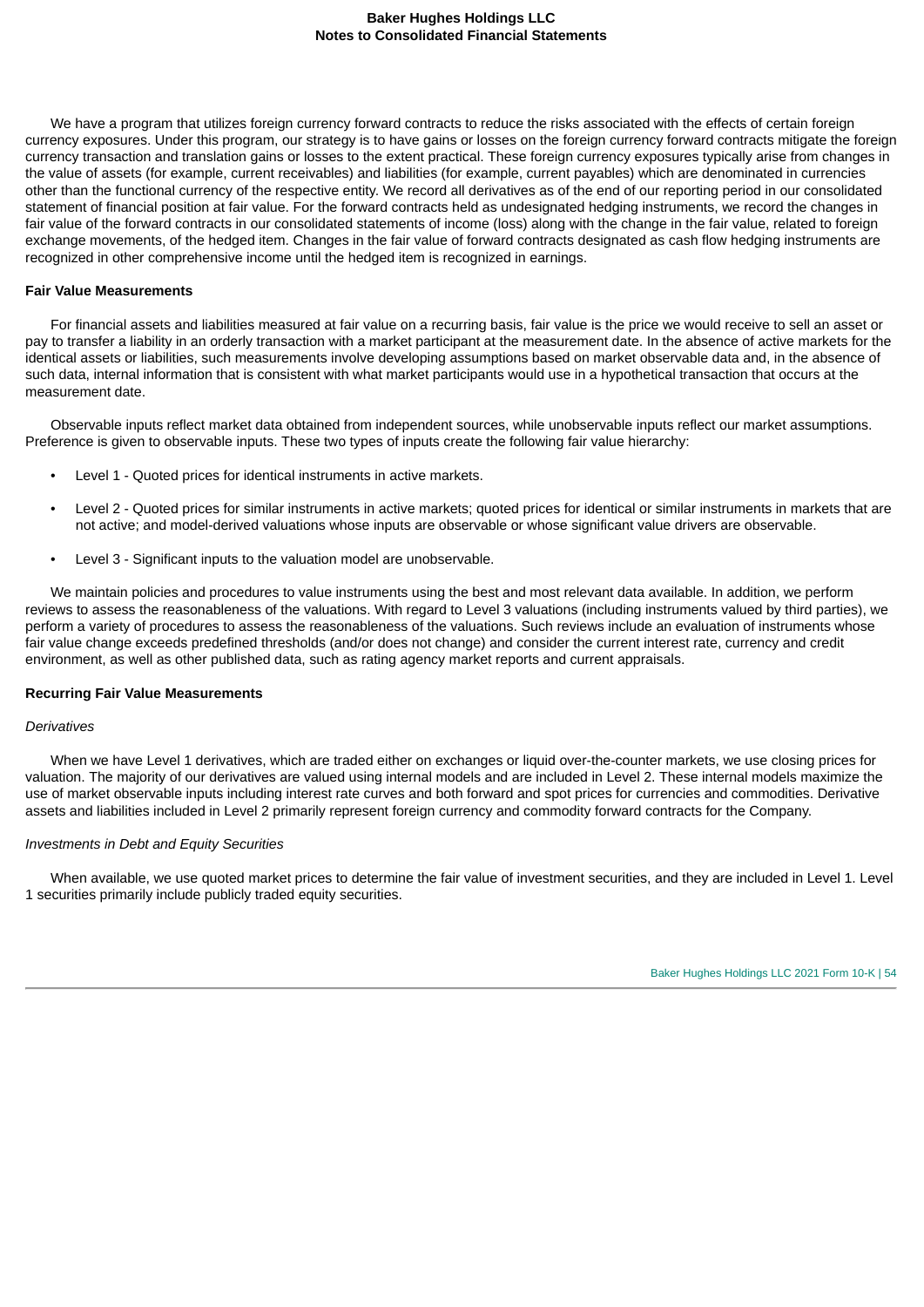We have a program that utilizes foreign currency forward contracts to reduce the risks associated with the effects of certain foreign currency exposures. Under this program, our strategy is to have gains or losses on the foreign currency forward contracts mitigate the foreign currency transaction and translation gains or losses to the extent practical. These foreign currency exposures typically arise from changes in the value of assets (for example, current receivables) and liabilities (for example, current payables) which are denominated in currencies other than the functional currency of the respective entity. We record all derivatives as of the end of our reporting period in our consolidated statement of financial position at fair value. For the forward contracts held as undesignated hedging instruments, we record the changes in fair value of the forward contracts in our consolidated statements of income (loss) along with the change in the fair value, related to foreign exchange movements, of the hedged item. Changes in the fair value of forward contracts designated as cash flow hedging instruments are recognized in other comprehensive income until the hedged item is recognized in earnings.

**Fair Value Measurements**

For financial assets and liabilities measured at fair value on a recurring basis, fair value is the price we would receive to sell an asset or pay to transfer a liability in an orderly transaction with a market participant at the measurement date. In the absence of active markets for the identical assets or liabilities, such measurements involve developing assumptions based on market observable data and, in the absence of such data, internal information that is consistent with what market participants would use in a hypothetical transaction that occurs at the measurement date.

Observable inputs reflect market data obtained from independent sources, while unobservable inputs reflect our market assumptions. Preference is given to observable inputs. These two types of inputs create the following fair value hierarchy:

- Level 1 - Quoted prices for identical instruments in active markets.
- Level 2 - Quoted prices for similar instruments in active markets; quoted prices for identical or similar instruments in markets that are not active; and model-derived valuations whose inputs are observable or whose significant value drivers are observable.
- Level 3 - Significant inputs to the valuation model are unobservable.

We maintain policies and procedures to value instruments using the best and most relevant data available. In addition, we perform reviews to assess the reasonableness of the valuations. With regard to Level 3 valuations (including instruments valued by third parties), we perform a variety of procedures to assess the reasonableness of the valuations. Such reviews include an evaluation of instruments whose fair value change exceeds predefined thresholds (and/or does not change) and consider the current interest rate, currency and credit environment, as well as other published data, such as rating agency market reports and current appraisals.

**Recurring Fair Value Measurements**

*Derivatives*

When we have Level 1 derivatives, which are traded either on exchanges or liquid over-the-counter markets, we use closing prices for valuation. The majority of our derivatives are valued using internal models and are included in Level 2. These internal models maximize the use of market observable inputs including interest rate curves and both forward and spot prices for currencies and commodities. Derivative assets and liabilities included in Level 2 primarily represent foreign currency and commodity forward contracts for the Company.

*Investments in Debt and Equity Securities*

When available, we use quoted market prices to determine the fair value of investment securities, and they are included in Level 1. Level 1 securities primarily include publicly traded equity securities.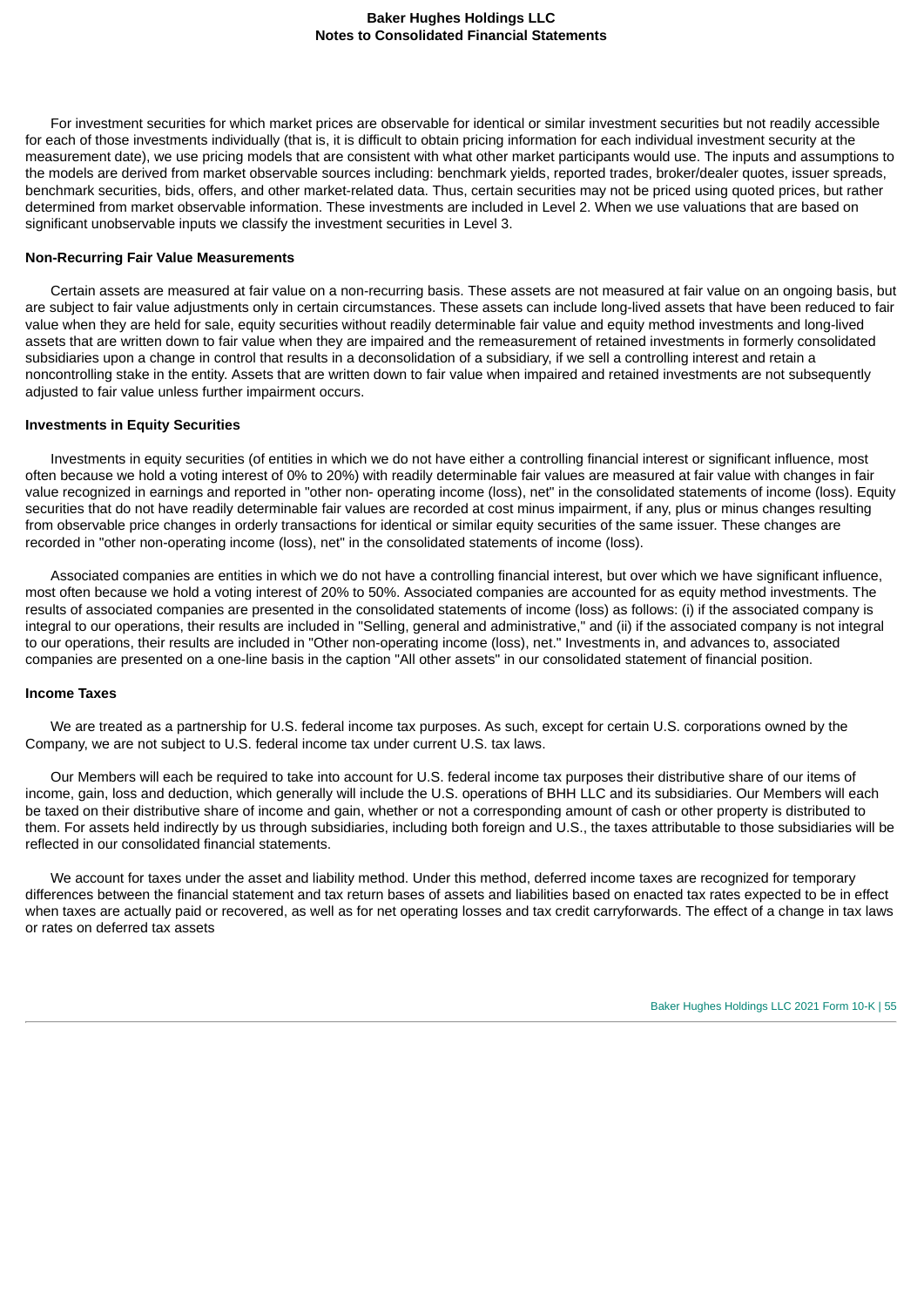For investment securities for which market prices are observable for identical or similar investment securities but not readily accessible for each of those investments individually (that is, it is difficult to obtain pricing information for each individual investment security at the measurement date), we use pricing models that are consistent with what other market participants would use. The inputs and assumptions to the models are derived from market observable sources including: benchmark yields, reported trades, broker/dealer quotes, issuer spreads, benchmark securities, bids, offers, and other market-related data. Thus, certain securities may not be priced using quoted prices, but rather determined from market observable information. These investments are included in Level 2. When we use valuations that are based on significant unobservable inputs we classify the investment securities in Level 3.

### Non-Recurring Fair Value Measurements

Certain assets are measured at fair value on a non-recurring basis. These assets are not measured at fair value on an ongoing basis, but are subject to fair value adjustments only in certain circumstances. These assets can include long-lived assets that have been reduced to fair value when they are held for sale, equity securities without readily determinable fair value and equity method investments and long-lived assets that are written down to fair value when they are impaired and the remeasurement of retained investments in formerly consolidated subsidiaries upon a change in control that results in a deconsolidation of a subsidiary, if we sell a controlling interest and retain a noncontrolling stake in the entity. Assets that are written down to fair value when impaired and retained investments are not subsequently adjusted to fair value unless further impairment occurs.

### Investments in Equity Securities

Investments in equity securities (of entities in which we do not have either a controlling financial interest or significant influence, most often because we hold a voting interest of 0% to 20%) with readily determinable fair values are measured at fair value with changes in fair value recognized in earnings and reported in "other non- operating income (loss), net" in the consolidated statements of income (loss). Equity securities that do not have readily determinable fair values are recorded at cost minus impairment, if any, plus or minus changes resulting from observable price changes in orderly transactions for identical or similar equity securities of the same issuer. These changes are recorded in "other non-operating income (loss), net" in the consolidated statements of income (loss).

Associated companies are entities in which we do not have a controlling financial interest, but over which we have significant influence, most often because we hold a voting interest of 20% to 50%. Associated companies are accounted for as equity method investments. The results of associated companies are presented in the consolidated statements of income (loss) as follows: (i) if the associated company is integral to our operations, their results are included in "Selling, general and administrative," and (ii) if the associated company is not integral to our operations, their results are included in "Other non-operating income (loss), net." Investments in, and advances to, associated companies are presented on a one-line basis in the caption "All other assets" in our consolidated statement of financial position.

### Income Taxes

We are treated as a partnership for U.S. federal income tax purposes. As such, except for certain U.S. corporations owned by the Company, we are not subject to U.S. federal income tax under current U.S. tax laws.

Our Members will each be required to take into account for U.S. federal income tax purposes their distributive share of our items of income, gain, loss and deduction, which generally will include the U.S. operations of BHH LLC and its subsidiaries. Our Members will each be taxed on their distributive share of income and gain, whether or not a corresponding amount of cash or other property is distributed to them. For assets held indirectly by us through subsidiaries, including both foreign and U.S., the taxes attributable to those subsidiaries will be reflected in our consolidated financial statements.

We account for taxes under the asset and liability method. Under this method, deferred income taxes are recognized for temporary differences between the financial statement and tax return bases of assets and liabilities based on enacted tax rates expected to be in effect when taxes are actually paid or recovered, as well as for net operating losses and tax credit carryforwards. The effect of a change in tax laws or rates on deferred tax assets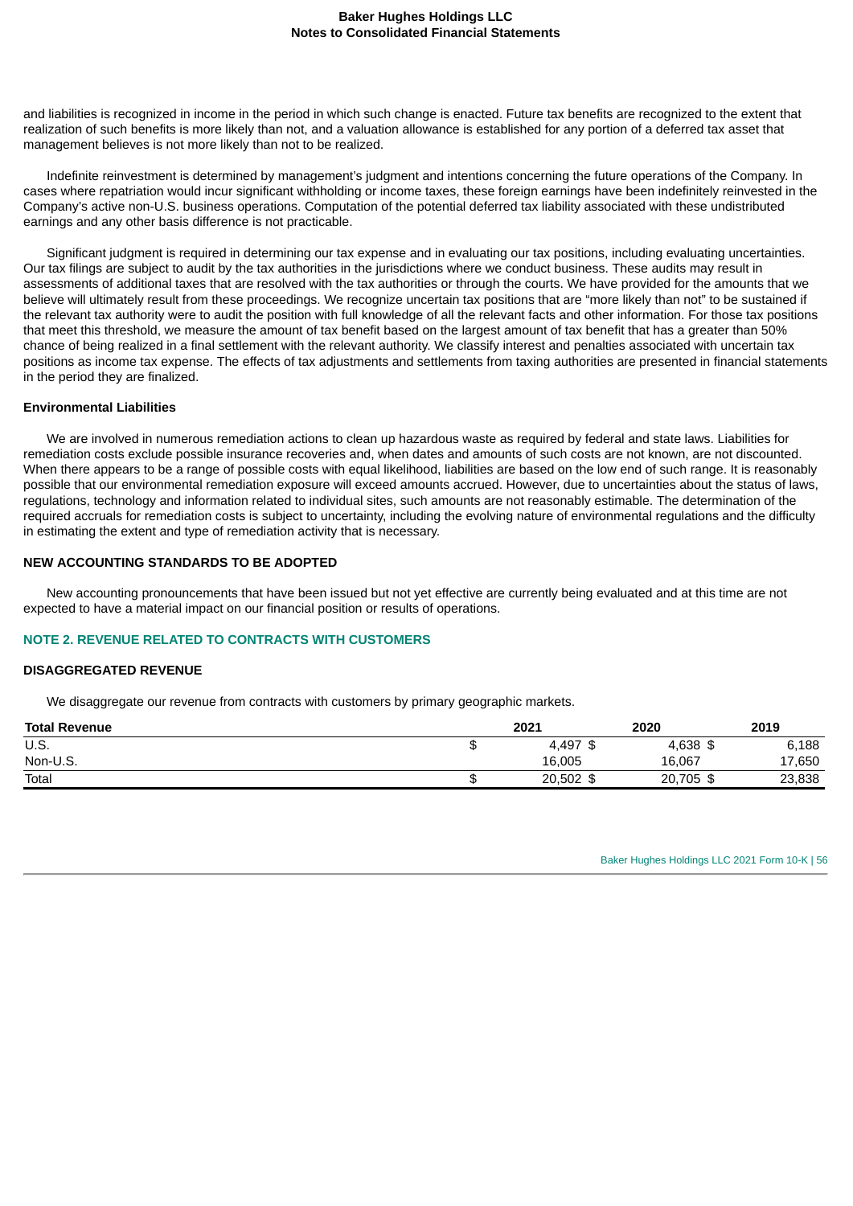and liabilities is recognized in income in the period in which such change is enacted. Future tax benefits are recognized to the extent that realization of such benefits is more likely than not, and a valuation allowance is established for any portion of a deferred tax asset that management believes is not more likely than not to be realized.

Indefinite reinvestment is determined by management's judgment and intentions concerning the future operations of the Company. In cases where repatriation would incur significant withholding or income taxes, these foreign earnings have been indefinitely reinvested in the Company's active non-U.S. business operations. Computation of the potential deferred tax liability associated with these undistributed earnings and any other basis difference is not practicable.

Significant judgment is required in determining our tax expense and in evaluating our tax positions, including evaluating uncertainties. Our tax filings are subject to audit by the tax authorities in the jurisdictions where we conduct business. These audits may result in assessments of additional taxes that are resolved with the tax authorities or through the courts. We have provided for the amounts that we believe will ultimately result from these proceedings. We recognize uncertain tax positions that are "more likely than not" to be sustained if the relevant tax authority were to audit the position with full knowledge of all the relevant facts and other information. For those tax positions that meet this threshold, we measure the amount of tax benefit based on the largest amount of tax benefit that has a greater than 50% chance of being realized in a final settlement with the relevant authority. We classify interest and penalties associated with uncertain tax positions as income tax expense. The effects of tax adjustments and settlements from taxing authorities are presented in financial statements in the period they are finalized.

**Environmental Liabilities**

We are involved in numerous remediation actions to clean up hazardous waste as required by federal and state laws. Liabilities for remediation costs exclude possible insurance recoveries and, when dates and amounts of such costs are not known, are not discounted. When there appears to be a range of possible costs with equal likelihood, liabilities are based on the low end of such range. It is reasonably possible that our environmental remediation exposure will exceed amounts accrued. However, due to uncertainties about the status of laws, regulations, technology and information related to individual sites, such amounts are not reasonably estimable. The determination of the required accruals for remediation costs is subject to uncertainty, including the evolving nature of environmental regulations and the difficulty in estimating the extent and type of remediation activity that is necessary.

## NEW ACCOUNTING STANDARDS TO BE ADOPTED

New accounting pronouncements that have been issued but not yet effective are currently being evaluated and at this time are not expected to have a material impact on our financial position or results of operations.

## NOTE 2. REVENUE RELATED TO CONTRACTS WITH CUSTOMERS

### DISAGGREGATED REVENUE

We disaggregate our revenue from contracts with customers by primary geographic markets.

| Total Revenue | 2021 | 2020 | 2019 |
|---|---|---|---|
| U.S. | $ 4,497 | $ 4,638 | $ 6,188 |
| Non-U.S. | 16,005 | 16,067 | 17,650 |
| Total | $ 20,502 | $ 20,705 | $ 23,838 |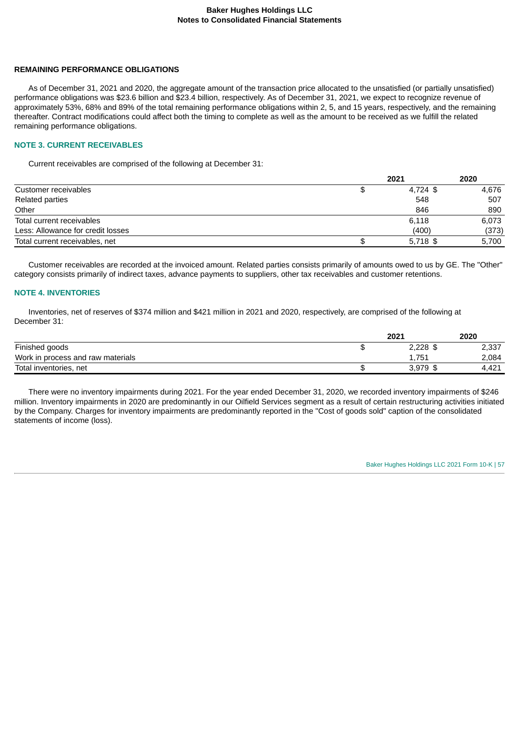#### REMAINING PERFORMANCE OBLIGATIONS

As of December 31, 2021 and 2020, the aggregate amount of the transaction price allocated to the unsatisfied (or partially unsatisfied) performance obligations was $23.6 billion and $23.4 billion, respectively. As of December 31, 2021, we expect to recognize revenue of approximately 53%, 68% and 89% of the total remaining performance obligations within 2, 5, and 15 years, respectively, and the remaining thereafter. Contract modifications could affect both the timing to complete as well as the amount to be received as we fulfill the related remaining performance obligations.

## NOTE 3. CURRENT RECEIVABLES

Current receivables are comprised of the following at December 31:

| | 2021 | 2020 |
|---|---|---|
| Customer receivables | $ 4,724 | $ 4,676 |
| Related parties | 548 | 507 |
| Other | 846 | 890 |
| Total current receivables | 6,118 | 6,073 |
| Less: Allowance for credit losses | (400) | (373) |
| Total current receivables, net | $ 5,718 | $ 5,700 |

Customer receivables are recorded at the invoiced amount. Related parties consists primarily of amounts owed to us by GE. The "Other" category consists primarily of indirect taxes, advance payments to suppliers, other tax receivables and customer retentions.

## NOTE 4. INVENTORIES

Inventories, net of reserves of $374 million and $421 million in 2021 and 2020, respectively, are comprised of the following at December 31:

| | 2021 | 2020 |
|---|---|---|
| Finished goods | $ 2,228 | $ 2,337 |
| Work in process and raw materials | 1,751 | 2,084 |
| Total inventories, net | $ 3,979 | $ 4,421 |

There were no inventory impairments during 2021. For the year ended December 31, 2020, we recorded inventory impairments of $246 million. Inventory impairments in 2020 are predominantly in our Oilfield Services segment as a result of certain restructuring activities initiated by the Company. Charges for inventory impairments are predominantly reported in the "Cost of goods sold" caption of the consolidated statements of income (loss).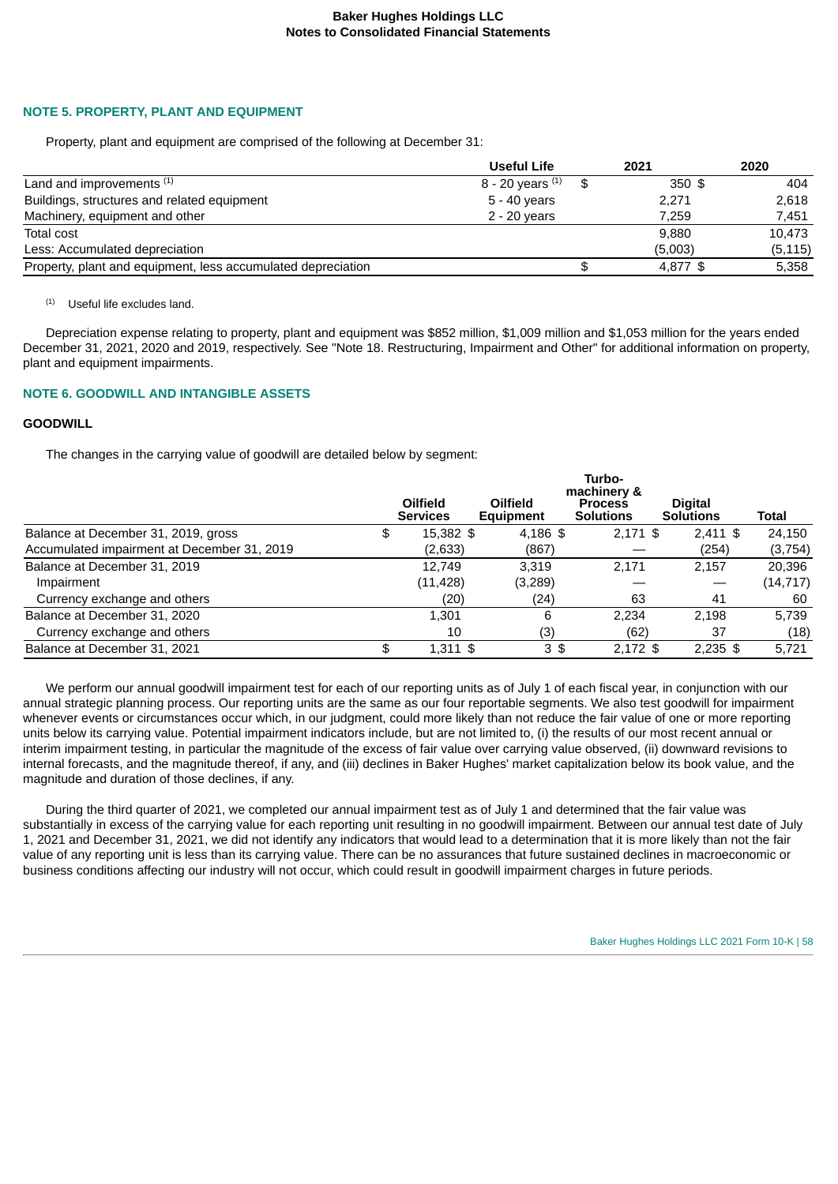**Baker Hughes Holdings LLC**
**Notes to Consolidated Financial Statements**

## NOTE 5. PROPERTY, PLANT AND EQUIPMENT

Property, plant and equipment are comprised of the following at December 31:

| | Useful Life | 2021 | 2020 |
|---|---|---|---|
| Land and improvements [(1)] | 8 - 20 years [(1)] | $ 350 | $ 404 |
| Buildings, structures and related equipment | 5 - 40 years | 2,271 | 2,618 |
| Machinery, equipment and other | 2 - 20 years | 7,259 | 7,451 |
| Total cost | | 9,880 | 10,473 |
| Less: Accumulated depreciation | | (5,003) | (5,115) |
| Property, plant and equipment, less accumulated depreciation | | $ 4,877 | $ 5,358 |

(1) Useful life excludes land.

Depreciation expense relating to property, plant and equipment was $852 million, $1,009 million and $1,053 million for the years ended December 31, 2021, 2020 and 2019, respectively. See "Note 18. Restructuring, Impairment and Other" for additional information on property, plant and equipment impairments.

## NOTE 6. GOODWILL AND INTANGIBLE ASSETS

### GOODWILL

The changes in the carrying value of goodwill are detailed below by segment:

| | Oilfield Services | Oilfield Equipment | Turbo-machinery & Process Solutions | Digital Solutions | Total |
|---|---|---|---|---|---|
| Balance at December 31, 2019, gross | $ 15,382 | $ 4,186 | $ 2,171 | $ 2,411 | $ 24,150 |
| Accumulated impairment at December 31, 2019 | (2,633) | (867) | — | (254) | (3,754) |
| Balance at December 31, 2019 | 12,749 | 3,319 | 2,171 | 2,157 | 20,396 |
| Impairment | (11,428) | (3,289) | — | — | (14,717) |
| Currency exchange and others | (20) | (24) | 63 | 41 | 60 |
| Balance at December 31, 2020 | 1,301 | 6 | 2,234 | 2,198 | 5,739 |
| Currency exchange and others | 10 | (3) | (62) | 37 | (18) |
| Balance at December 31, 2021 | $ 1,311 | $ 3 | $ 2,172 | $ 2,235 | $ 5,721 |

We perform our annual goodwill impairment test for each of our reporting units as of July 1 of each fiscal year, in conjunction with our annual strategic planning process. Our reporting units are the same as our four reportable segments. We also test goodwill for impairment whenever events or circumstances occur which, in our judgment, could more likely than not reduce the fair value of one or more reporting units below its carrying value. Potential impairment indicators include, but are not limited to, (i) the results of our most recent annual or interim impairment testing, in particular the magnitude of the excess of fair value over carrying value observed, (ii) downward revisions to internal forecasts, and the magnitude thereof, if any, and (iii) declines in Baker Hughes' market capitalization below its book value, and the magnitude and duration of those declines, if any.

During the third quarter of 2021, we completed our annual impairment test as of July 1 and determined that the fair value was substantially in excess of the carrying value for each reporting unit resulting in no goodwill impairment. Between our annual test date of July 1, 2021 and December 31, 2021, we did not identify any indicators that would lead to a determination that it is more likely than not the fair value of any reporting unit is less than its carrying value. There can be no assurances that future sustained declines in macroeconomic or business conditions affecting our industry will not occur, which could result in goodwill impairment charges in future periods.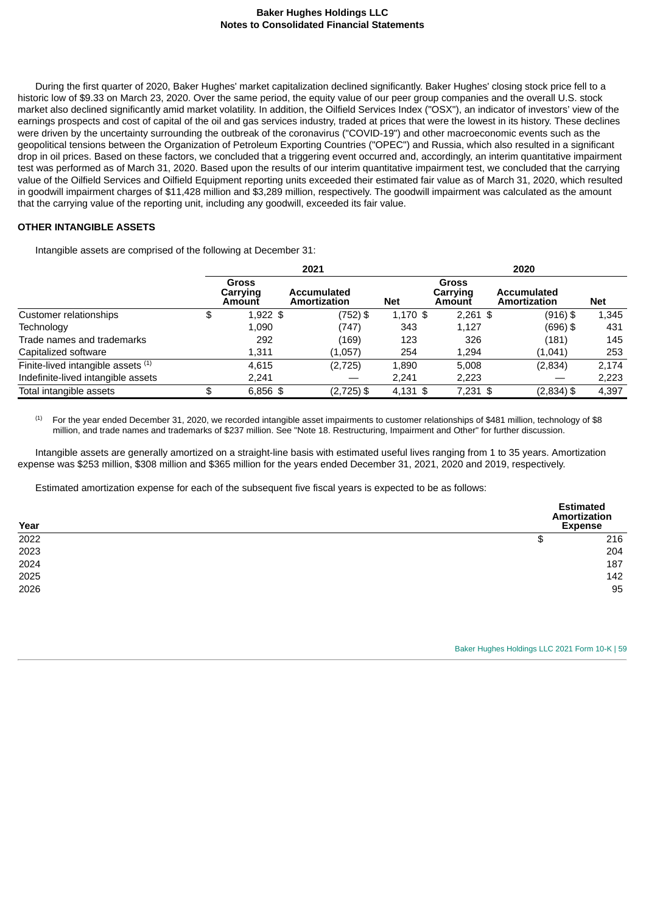During the first quarter of 2020, Baker Hughes' market capitalization declined significantly. Baker Hughes' closing stock price fell to a historic low of $9.33 on March 23, 2020. Over the same period, the equity value of our peer group companies and the overall U.S. stock market also declined significantly amid market volatility. In addition, the Oilfield Services Index ("OSX"), an indicator of investors' view of the earnings prospects and cost of capital of the oil and gas services industry, traded at prices that were the lowest in its history. These declines were driven by the uncertainty surrounding the outbreak of the coronavirus ("COVID-19") and other macroeconomic events such as the geopolitical tensions between the Organization of Petroleum Exporting Countries ("OPEC") and Russia, which also resulted in a significant drop in oil prices. Based on these factors, we concluded that a triggering event occurred and, accordingly, an interim quantitative impairment test was performed as of March 31, 2020. Based upon the results of our interim quantitative impairment test, we concluded that the carrying value of the Oilfield Services and Oilfield Equipment reporting units exceeded their estimated fair value as of March 31, 2020, which resulted in goodwill impairment charges of $11,428 million and $3,289 million, respectively. The goodwill impairment was calculated as the amount that the carrying value of the reporting unit, including any goodwill, exceeded its fair value.

**OTHER INTANGIBLE ASSETS**

Intangible assets are comprised of the following at December 31:

| | 2021 | | | 2020 | | |
|---|---|---|---|---|---|---|
| | Gross Carrying Amount | Accumulated Amortization | Net | Gross Carrying Amount | Accumulated Amortization | Net |
| Customer relationships | $ 1,922 | $ (752) | $ 1,170 | $ 2,261 | $ (916) | $ 1,345 |
| Technology | 1,090 | (747) | 343 | 1,127 | (696) | 431 |
| Trade names and trademarks | 292 | (169) | 123 | 326 | (181) | 145 |
| Capitalized software | 1,311 | (1,057) | 254 | 1,294 | (1,041) | 253 |
| Finite-lived intangible assets [(1)] | 4,615 | (2,725) | 1,890 | 5,008 | (2,834) | 2,174 |
| Indefinite-lived intangible assets | 2,241 | — | 2,241 | 2,223 | — | 2,223 |
| Total intangible assets | $ 6,856 | $ (2,725) | $ 4,131 | $ 7,231 | $ (2,834) | $ 4,397 |

(1) For the year ended December 31, 2020, we recorded intangible asset impairments to customer relationships of $481 million, technology of $8 million, and trade names and trademarks of $237 million. See "Note 18. Restructuring, Impairment and Other" for further discussion.

Intangible assets are generally amortized on a straight-line basis with estimated useful lives ranging from 1 to 35 years. Amortization expense was $253 million, $308 million and $365 million for the years ended December 31, 2021, 2020 and 2019, respectively.

Estimated amortization expense for each of the subsequent five fiscal years is expected to be as follows:

| Year | Estimated Amortization Expense |
|---|---|
| 2022 | $ 216 |
| 2023 | 204 |
| 2024 | 187 |
| 2025 | 142 |
| 2026 | 95 |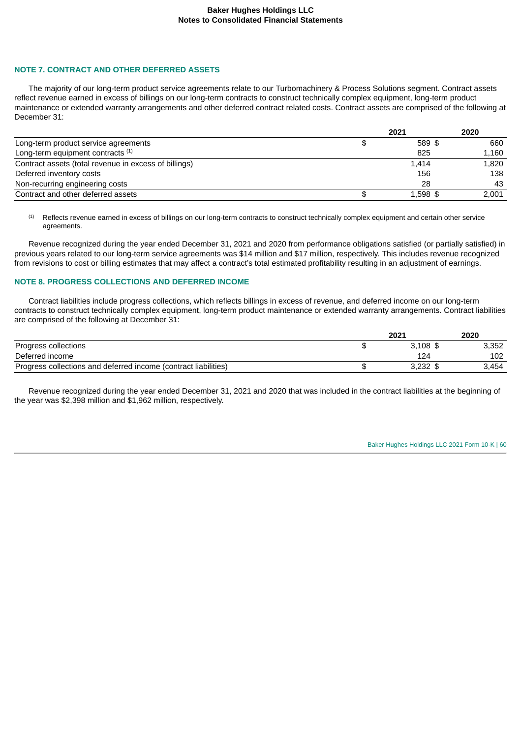## NOTE 7. CONTRACT AND OTHER DEFERRED ASSETS

The majority of our long-term product service agreements relate to our Turbomachinery & Process Solutions segment. Contract assets reflect revenue earned in excess of billings on our long-term contracts to construct technically complex equipment, long-term product maintenance or extended warranty arrangements and other deferred contract related costs. Contract assets are comprised of the following at December 31:

| | 2021 | 2020 |
|---|---|---|
| Long-term product service agreements | $ 589 | $ 660 |
| Long-term equipment contracts [1] | 825 | 1,160 |
| Contract assets (total revenue in excess of billings) | 1,414 | 1,820 |
| Deferred inventory costs | 156 | 138 |
| Non-recurring engineering costs | 28 | 43 |
| Contract and other deferred assets | $ 1,598 | $ 2,001 |

[1] Reflects revenue earned in excess of billings on our long-term contracts to construct technically complex equipment and certain other service agreements.

Revenue recognized during the year ended December 31, 2021 and 2020 from performance obligations satisfied (or partially satisfied) in previous years related to our long-term service agreements was $14 million and $17 million, respectively. This includes revenue recognized from revisions to cost or billing estimates that may affect a contract's total estimated profitability resulting in an adjustment of earnings.

## NOTE 8. PROGRESS COLLECTIONS AND DEFERRED INCOME

Contract liabilities include progress collections, which reflects billings in excess of revenue, and deferred income on our long-term contracts to construct technically complex equipment, long-term product maintenance or extended warranty arrangements. Contract liabilities are comprised of the following at December 31:

| | 2021 | 2020 |
|---|---|---|
| Progress collections | $ 3,108 | $ 3,352 |
| Deferred income | 124 | 102 |
| Progress collections and deferred income (contract liabilities) | $ 3,232 | $ 3,454 |

Revenue recognized during the year ended December 31, 2021 and 2020 that was included in the contract liabilities at the beginning of the year was $2,398 million and $1,962 million, respectively.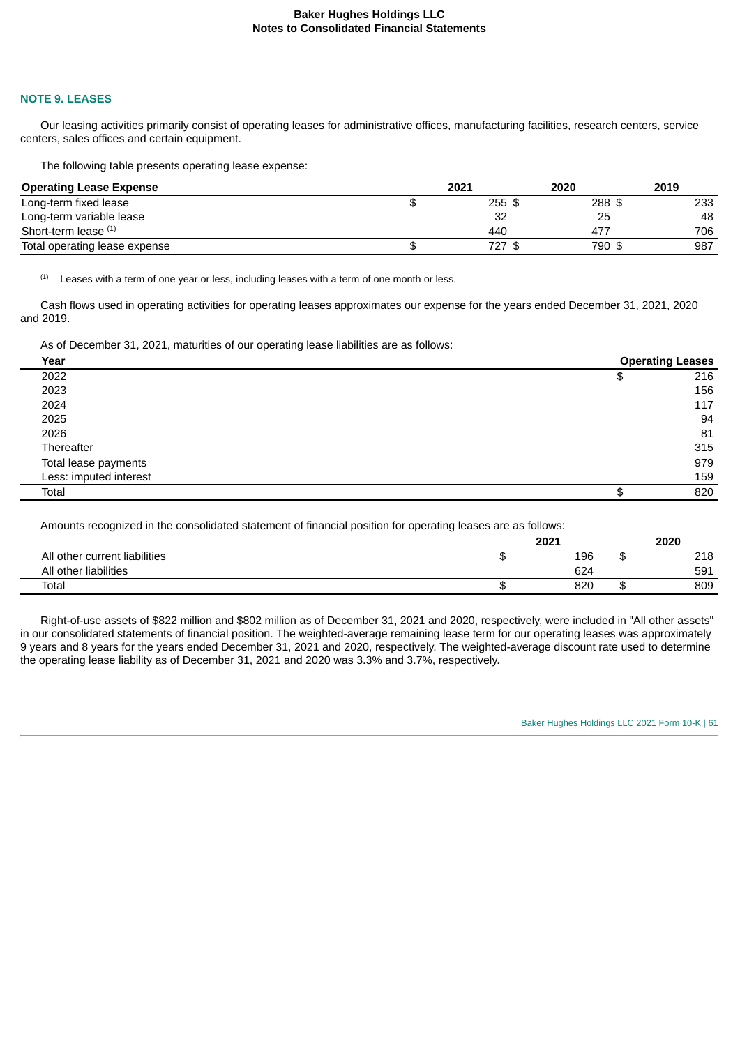## NOTE 9. LEASES

Our leasing activities primarily consist of operating leases for administrative offices, manufacturing facilities, research centers, service centers, sales offices and certain equipment.

The following table presents operating lease expense:

| Operating Lease Expense | 2021 | 2020 | 2019 |
|---|---|---|---|
| Long-term fixed lease | $ 255 | $ 288 | $ 233 |
| Long-term variable lease | 32 | 25 | 48 |
| Short-term lease [1] | 440 | 477 | 706 |
| Total operating lease expense | $ 727 | $ 790 | $ 987 |

[1] Leases with a term of one year or less, including leases with a term of one month or less.

Cash flows used in operating activities for operating leases approximates our expense for the years ended December 31, 2021, 2020 and 2019.

As of December 31, 2021, maturities of our operating lease liabilities are as follows:

| Year | Operating Leases |
|---|---|
| 2022 | $ 216 |
| 2023 | 156 |
| 2024 | 117 |
| 2025 | 94 |
| 2026 | 81 |
| Thereafter | 315 |
| Total lease payments | 979 |
| Less: imputed interest | 159 |
| Total | $ 820 |

Amounts recognized in the consolidated statement of financial position for operating leases are as follows:

| | 2021 | 2020 |
|---|---|---|
| All other current liabilities | $ 196 | $ 218 |
| All other liabilities | 624 | 591 |
| Total | $ 820 | $ 809 |

Right-of-use assets of $822 million and $802 million as of December 31, 2021 and 2020, respectively, were included in "All other assets" in our consolidated statements of financial position. The weighted-average remaining lease term for our operating leases was approximately 9 years and 8 years for the years ended December 31, 2021 and 2020, respectively. The weighted-average discount rate used to determine the operating lease liability as of December 31, 2021 and 2020 was 3.3% and 3.7%, respectively.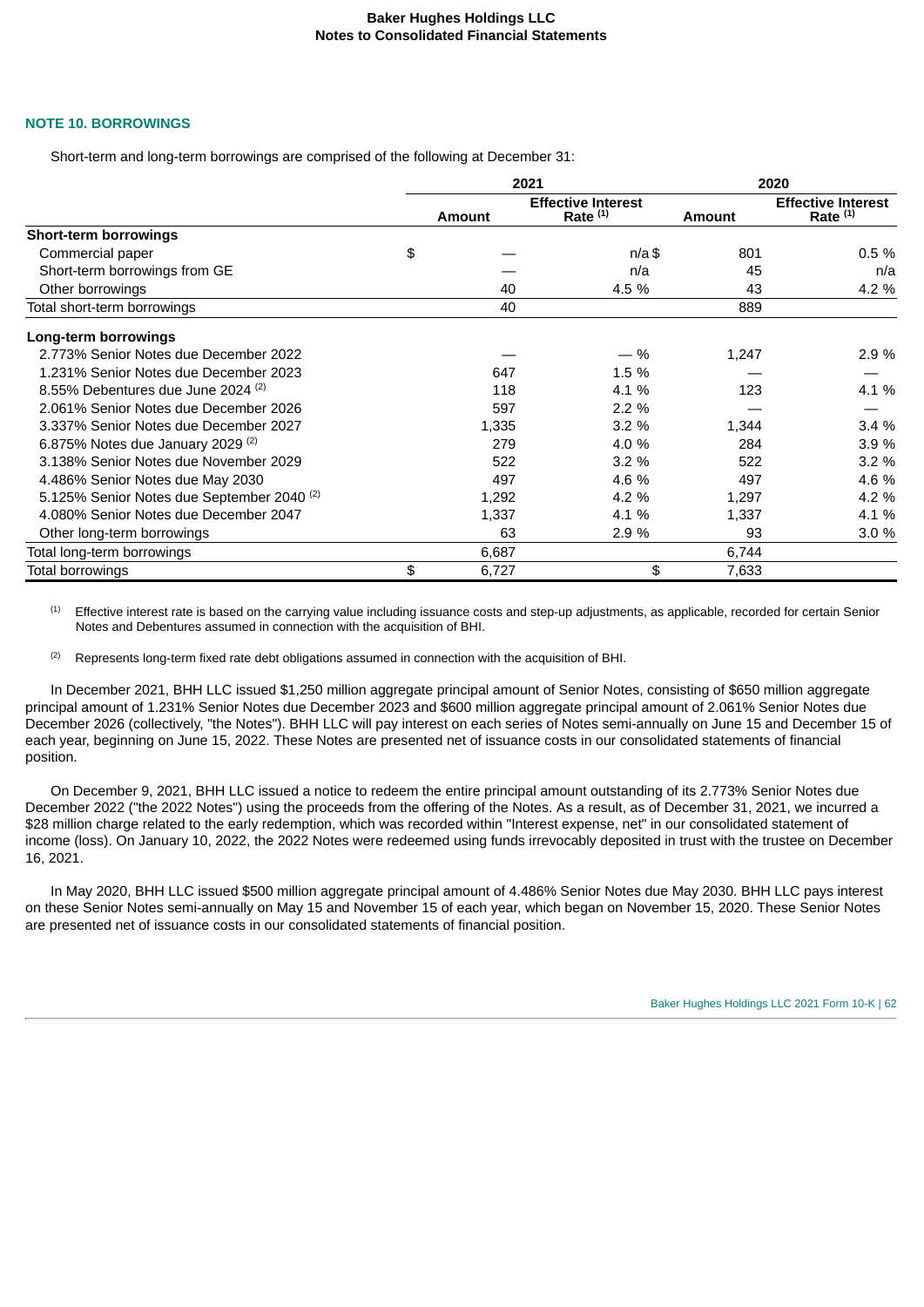## NOTE 10. BORROWINGS

Short-term and long-term borrowings are comprised of the following at December 31:

| | 2021 | | 2020 | |
|---|---|---|---|---|
| | Amount | Effective Interest Rate [1] | Amount | Effective Interest Rate [1] |
| **Short-term borrowings** | | | | |
| Commercial paper | $ — | n/a | $ 801 | 0.5 % |
| Short-term borrowings from GE | — | n/a | 45 | n/a |
| Other borrowings | 40 | 4.5 % | 43 | 4.2 % |
| Total short-term borrowings | 40 | | 889 | |
| **Long-term borrowings** | | | | |
| 2.773% Senior Notes due December 2022 | — | — % | 1,247 | 2.9 % |
| 1.231% Senior Notes due December 2023 | 647 | 1.5 % | — | — |
| 8.55% Debentures due June 2024 [2] | 118 | 4.1 % | 123 | 4.1 % |
| 2.061% Senior Notes due December 2026 | 597 | 2.2 % | — | — |
| 3.337% Senior Notes due December 2027 | 1,335 | 3.2 % | 1,344 | 3.4 % |
| 6.875% Notes due January 2029 [2] | 279 | 4.0 % | 284 | 3.9 % |
| 3.138% Senior Notes due November 2029 | 522 | 3.2 % | 522 | 3.2 % |
| 4.486% Senior Notes due May 2030 | 497 | 4.6 % | 497 | 4.6 % |
| 5.125% Senior Notes due September 2040 [2] | 1,292 | 4.2 % | 1,297 | 4.2 % |
| 4.080% Senior Notes due December 2047 | 1,337 | 4.1 % | 1,337 | 4.1 % |
| Other long-term borrowings | 63 | 2.9 % | 93 | 3.0 % |
| Total long-term borrowings | 6,687 | | 6,744 | |
| Total borrowings | $ 6,727 | | $ 7,633 | |

[1] Effective interest rate is based on the carrying value including issuance costs and step-up adjustments, as applicable, recorded for certain Senior Notes and Debentures assumed in connection with the acquisition of BHI.

[2] Represents long-term fixed rate debt obligations assumed in connection with the acquisition of BHI.

In December 2021, BHH LLC issued $1,250 million aggregate principal amount of Senior Notes, consisting of $650 million aggregate principal amount of 1.231% Senior Notes due December 2023 and $600 million aggregate principal amount of 2.061% Senior Notes due December 2026 (collectively, "the Notes"). BHH LLC will pay interest on each series of Notes semi-annually on June 15 and December 15 of each year, beginning on June 15, 2022. These Notes are presented net of issuance costs in our consolidated statements of financial position.

On December 9, 2021, BHH LLC issued a notice to redeem the entire principal amount outstanding of its 2.773% Senior Notes due December 2022 ("the 2022 Notes") using the proceeds from the offering of the Notes. As a result, as of December 31, 2021, we incurred a $28 million charge related to the early redemption, which was recorded within "Interest expense, net" in our consolidated statement of income (loss). On January 10, 2022, the 2022 Notes were redeemed using funds irrevocably deposited in trust with the trustee on December 16, 2021.

In May 2020, BHH LLC issued $500 million aggregate principal amount of 4.486% Senior Notes due May 2030. BHH LLC pays interest on these Senior Notes semi-annually on May 15 and November 15 of each year, which began on November 15, 2020. These Senior Notes are presented net of issuance costs in our consolidated statements of financial position.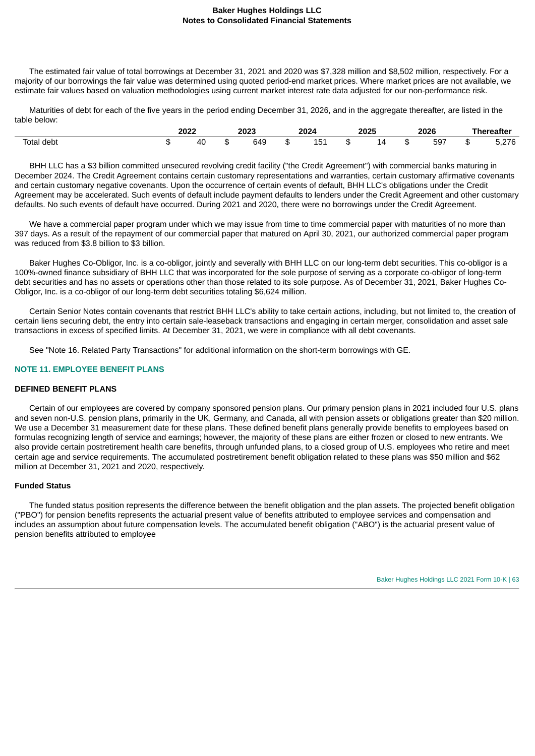The estimated fair value of total borrowings at December 31, 2021 and 2020 was $7,328 million and $8,502 million, respectively. For a majority of our borrowings the fair value was determined using quoted period-end market prices. Where market prices are not available, we estimate fair values based on valuation methodologies using current market interest rate data adjusted for our non-performance risk.

Maturities of debt for each of the five years in the period ending December 31, 2026, and in the aggregate thereafter, are listed in the table below:

| | 2022 | 2023 | 2024 | 2025 | 2026 | Thereafter |
|---|---|---|---|---|---|---|
| Total debt | $ 40 | $ 649 | $ 151 | $ 14 | $ 597 | $ 5,276 |

BHH LLC has a $3 billion committed unsecured revolving credit facility ("the Credit Agreement") with commercial banks maturing in December 2024. The Credit Agreement contains certain customary representations and warranties, certain customary affirmative covenants and certain customary negative covenants. Upon the occurrence of certain events of default, BHH LLC's obligations under the Credit Agreement may be accelerated. Such events of default include payment defaults to lenders under the Credit Agreement and other customary defaults. No such events of default have occurred. During 2021 and 2020, there were no borrowings under the Credit Agreement.

We have a commercial paper program under which we may issue from time to time commercial paper with maturities of no more than 397 days. As a result of the repayment of our commercial paper that matured on April 30, 2021, our authorized commercial paper program was reduced from $3.8 billion to $3 billion.

Baker Hughes Co-Obligor, Inc. is a co-obligor, jointly and severally with BHH LLC on our long-term debt securities. This co-obligor is a 100%-owned finance subsidiary of BHH LLC that was incorporated for the sole purpose of serving as a corporate co-obligor of long-term debt securities and has no assets or operations other than those related to its sole purpose. As of December 31, 2021, Baker Hughes Co-Obligor, Inc. is a co-obligor of our long-term debt securities totaling $6,624 million.

Certain Senior Notes contain covenants that restrict BHH LLC's ability to take certain actions, including, but not limited to, the creation of certain liens securing debt, the entry into certain sale-leaseback transactions and engaging in certain merger, consolidation and asset sale transactions in excess of specified limits. At December 31, 2021, we were in compliance with all debt covenants.

See "Note 16. Related Party Transactions" for additional information on the short-term borrowings with GE.

## NOTE 11. EMPLOYEE BENEFIT PLANS

### DEFINED BENEFIT PLANS

Certain of our employees are covered by company sponsored pension plans. Our primary pension plans in 2021 included four U.S. plans and seven non-U.S. pension plans, primarily in the UK, Germany, and Canada, all with pension assets or obligations greater than $20 million. We use a December 31 measurement date for these plans. These defined benefit plans generally provide benefits to employees based on formulas recognizing length of service and earnings; however, the majority of these plans are either frozen or closed to new entrants. We also provide certain postretirement health care benefits, through unfunded plans, to a closed group of U.S. employees who retire and meet certain age and service requirements. The accumulated postretirement benefit obligation related to these plans was $50 million and $62 million at December 31, 2021 and 2020, respectively.

### Funded Status

The funded status position represents the difference between the benefit obligation and the plan assets. The projected benefit obligation ("PBO") for pension benefits represents the actuarial present value of benefits attributed to employee services and compensation and includes an assumption about future compensation levels. The accumulated benefit obligation ("ABO") is the actuarial present value of pension benefits attributed to employee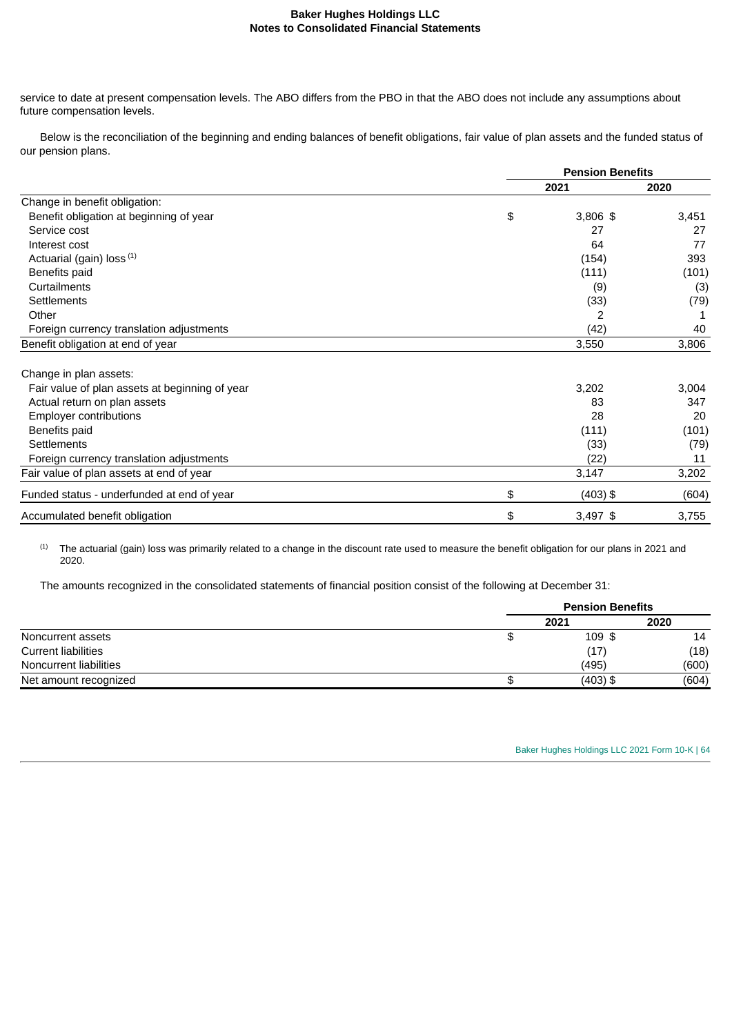service to date at present compensation levels. The ABO differs from the PBO in that the ABO does not include any assumptions about future compensation levels.

Below is the reconciliation of the beginning and ending balances of benefit obligations, fair value of plan assets and the funded status of our pension plans.

| | Pension Benefits | |
|---|---|---|
| | 2021 | 2020 |
| Change in benefit obligation: | | |
| Benefit obligation at beginning of year | $ 3,806 | $ 3,451 |
| Service cost | 27 | 27 |
| Interest cost | 64 | 77 |
| Actuarial (gain) loss [(1)] | (154) | 393 |
| Benefits paid | (111) | (101) |
| Curtailments | (9) | (3) |
| Settlements | (33) | (79) |
| Other | 2 | 1 |
| Foreign currency translation adjustments | (42) | 40 |
| Benefit obligation at end of year | 3,550 | 3,806 |
| | | |
| Change in plan assets: | | |
| Fair value of plan assets at beginning of year | 3,202 | 3,004 |
| Actual return on plan assets | 83 | 347 |
| Employer contributions | 28 | 20 |
| Benefits paid | (111) | (101) |
| Settlements | (33) | (79) |
| Foreign currency translation adjustments | (22) | 11 |
| Fair value of plan assets at end of year | 3,147 | 3,202 |
| Funded status - underfunded at end of year | $ (403) | $ (604) |
| Accumulated benefit obligation | $ 3,497 | $ 3,755 |

(1) The actuarial (gain) loss was primarily related to a change in the discount rate used to measure the benefit obligation for our plans in 2021 and 2020.

The amounts recognized in the consolidated statements of financial position consist of the following at December 31:

| | Pension Benefits | |
|---|---|---|
| | 2021 | 2020 |
| Noncurrent assets | $ 109 | $ 14 |
| Current liabilities | (17) | (18) |
| Noncurrent liabilities | (495) | (600) |
| Net amount recognized | $ (403) | $ (604) |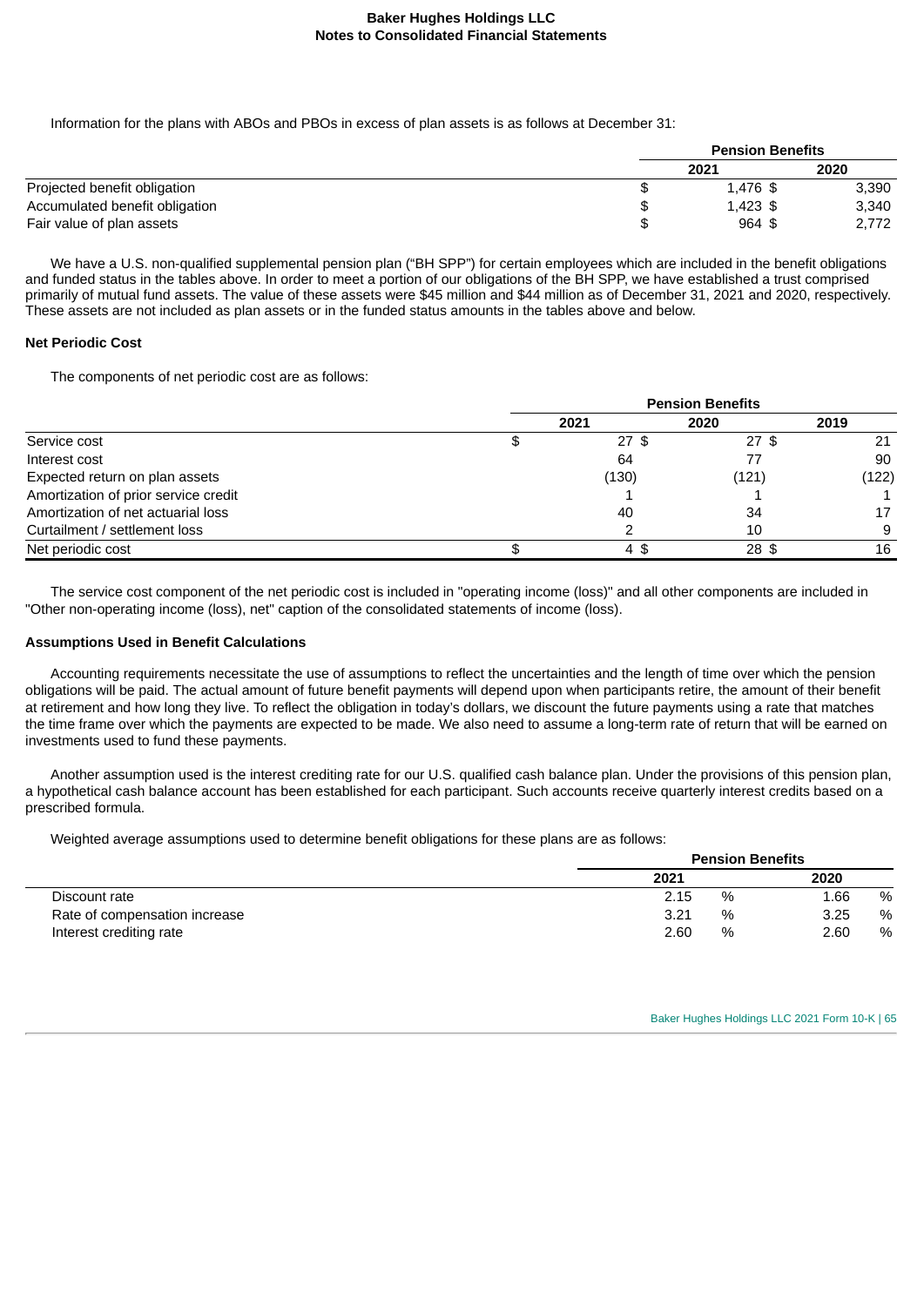Information for the plans with ABOs and PBOs in excess of plan assets is as follows at December 31:

| | Pension Benefits | |
|---|---|---|
| | 2021 | 2020 |
| Projected benefit obligation | $ 1,476 | $ 3,390 |
| Accumulated benefit obligation | $ 1,423 | $ 3,340 |
| Fair value of plan assets | $ 964 | $ 2,772 |

We have a U.S. non-qualified supplemental pension plan ("BH SPP") for certain employees which are included in the benefit obligations and funded status in the tables above. In order to meet a portion of our obligations of the BH SPP, we have established a trust comprised primarily of mutual fund assets. The value of these assets were $45 million and $44 million as of December 31, 2021 and 2020, respectively. These assets are not included as plan assets or in the funded status amounts in the tables above and below.

**Net Periodic Cost**

The components of net periodic cost are as follows:

| | Pension Benefits | | |
|---|---|---|---|
| | 2021 | 2020 | 2019 |
| Service cost | $ 27 | $ 27 | $ 21 |
| Interest cost | 64 | 77 | 90 |
| Expected return on plan assets | (130) | (121) | (122) |
| Amortization of prior service credit | 1 | 1 | 1 |
| Amortization of net actuarial loss | 40 | 34 | 17 |
| Curtailment / settlement loss | 2 | 10 | 9 |
| Net periodic cost | $ 4 | $ 28 | $ 16 |

The service cost component of the net periodic cost is included in "operating income (loss)" and all other components are included in "Other non-operating income (loss), net" caption of the consolidated statements of income (loss).

**Assumptions Used in Benefit Calculations**

Accounting requirements necessitate the use of assumptions to reflect the uncertainties and the length of time over which the pension obligations will be paid. The actual amount of future benefit payments will depend upon when participants retire, the amount of their benefit at retirement and how long they live. To reflect the obligation in today's dollars, we discount the future payments using a rate that matches the time frame over which the payments are expected to be made. We also need to assume a long-term rate of return that will be earned on investments used to fund these payments.

Another assumption used is the interest crediting rate for our U.S. qualified cash balance plan. Under the provisions of this pension plan, a hypothetical cash balance account has been established for each participant. Such accounts receive quarterly interest credits based on a prescribed formula.

Weighted average assumptions used to determine benefit obligations for these plans are as follows:

| | Pension Benefits | |
|---|---|---|
| | 2021 | 2020 |
| Discount rate | 2.15 % | 1.66 % |
| Rate of compensation increase | 3.21 % | 3.25 % |
| Interest crediting rate | 2.60 % | 2.60 % |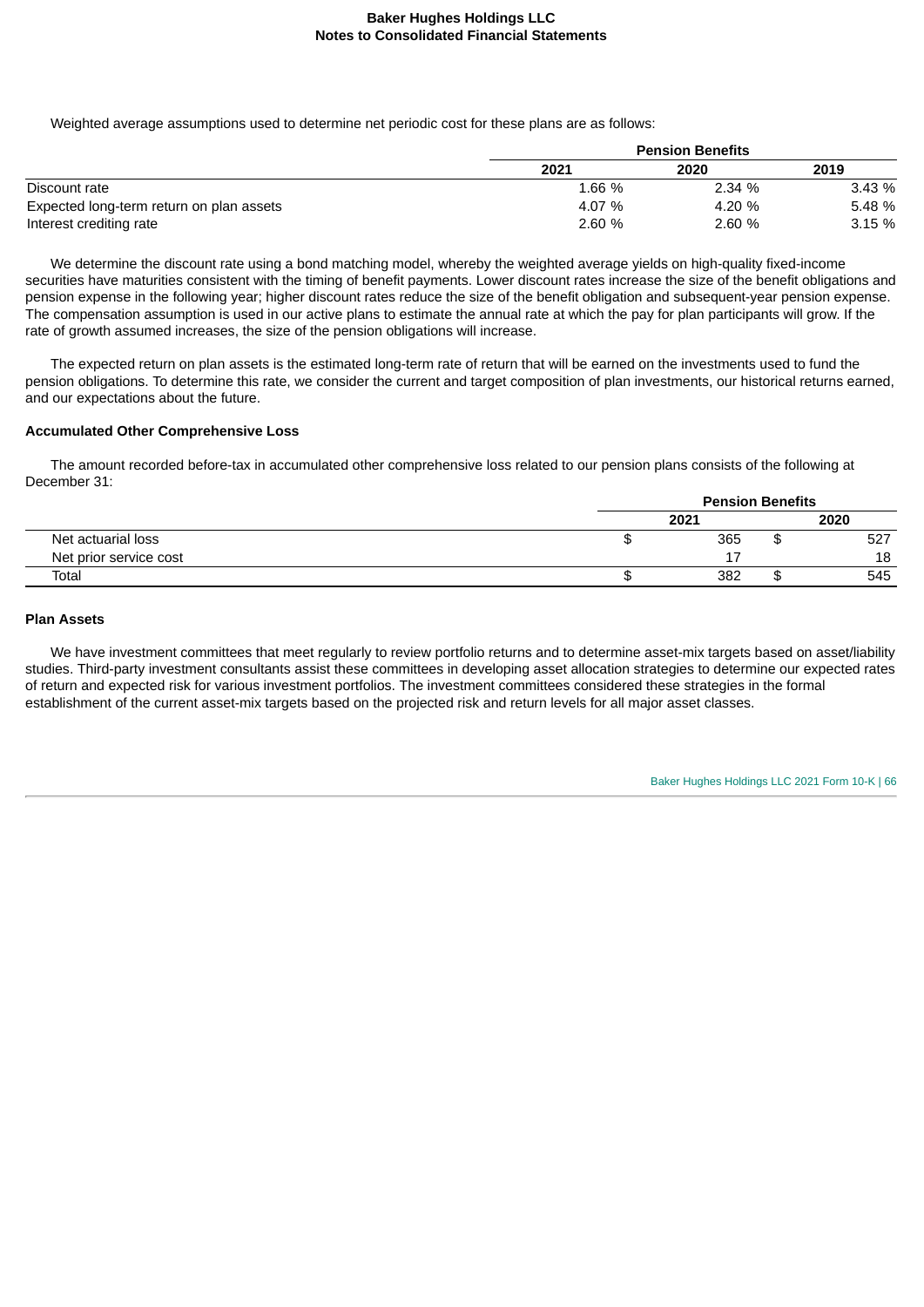Weighted average assumptions used to determine net periodic cost for these plans are as follows:

| | Pension Benefits | | |
|---|---|---|---|
| | 2021 | 2020 | 2019 |
| Discount rate | 1.66 % | 2.34 % | 3.43 % |
| Expected long-term return on plan assets | 4.07 % | 4.20 % | 5.48 % |
| Interest crediting rate | 2.60 % | 2.60 % | 3.15 % |

We determine the discount rate using a bond matching model, whereby the weighted average yields on high-quality fixed-income securities have maturities consistent with the timing of benefit payments. Lower discount rates increase the size of the benefit obligations and pension expense in the following year; higher discount rates reduce the size of the benefit obligation and subsequent-year pension expense. The compensation assumption is used in our active plans to estimate the annual rate at which the pay for plan participants will grow. If the rate of growth assumed increases, the size of the pension obligations will increase.

The expected return on plan assets is the estimated long-term rate of return that will be earned on the investments used to fund the pension obligations. To determine this rate, we consider the current and target composition of plan investments, our historical returns earned, and our expectations about the future.

### Accumulated Other Comprehensive Loss

The amount recorded before-tax in accumulated other comprehensive loss related to our pension plans consists of the following at December 31:

| | Pension Benefits | |
|---|---|---|
| | 2021 | 2020 |
| Net actuarial loss | $ 365 | $ 527 |
| Net prior service cost | 17 | 18 |
| Total | $ 382 | $ 545 |

### Plan Assets

We have investment committees that meet regularly to review portfolio returns and to determine asset-mix targets based on asset/liability studies. Third-party investment consultants assist these committees in developing asset allocation strategies to determine our expected rates of return and expected risk for various investment portfolios. The investment committees considered these strategies in the formal establishment of the current asset-mix targets based on the projected risk and return levels for all major asset classes.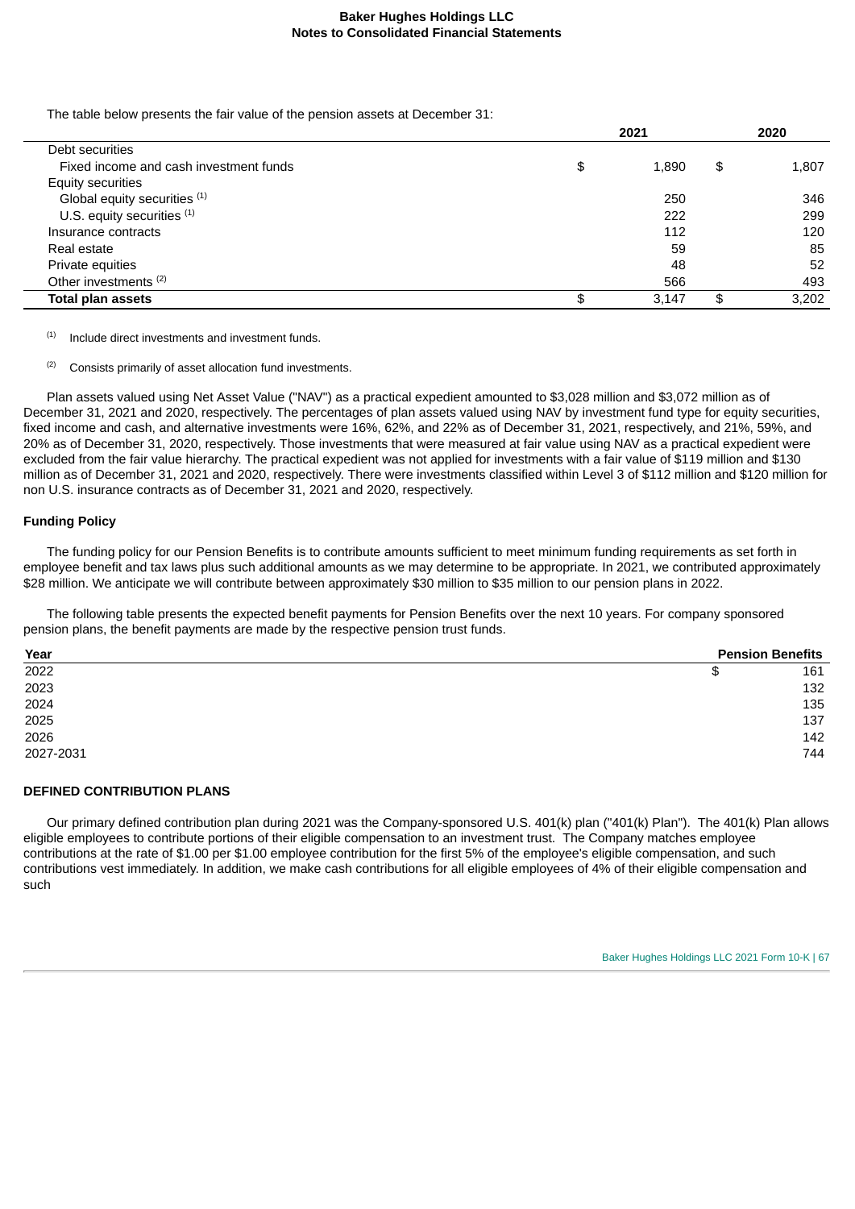The table below presents the fair value of the pension assets at December 31:

| | 2021 | 2020 |
|---|---|---|
| Debt securities | | |
| Fixed income and cash investment funds | $ 1,890 | $ 1,807 |
| Equity securities | | |
| Global equity securities [(1)] | 250 | 346 |
| U.S. equity securities [(1)] | 222 | 299 |
| Insurance contracts | 112 | 120 |
| Real estate | 59 | 85 |
| Private equities | 48 | 52 |
| Other investments [(2)] | 566 | 493 |
| **Total plan assets** | $ 3,147 | $ 3,202 |

(1) Include direct investments and investment funds.

(2) Consists primarily of asset allocation fund investments.

Plan assets valued using Net Asset Value ("NAV") as a practical expedient amounted to $3,028 million and $3,072 million as of December 31, 2021 and 2020, respectively. The percentages of plan assets valued using NAV by investment fund type for equity securities, fixed income and cash, and alternative investments were 16%, 62%, and 22% as of December 31, 2021, respectively, and 21%, 59%, and 20% as of December 31, 2020, respectively. Those investments that were measured at fair value using NAV as a practical expedient were excluded from the fair value hierarchy. The practical expedient was not applied for investments with a fair value of $119 million and $130 million as of December 31, 2021 and 2020, respectively. There were investments classified within Level 3 of $112 million and $120 million for non U.S. insurance contracts as of December 31, 2021 and 2020, respectively.

**Funding Policy**

The funding policy for our Pension Benefits is to contribute amounts sufficient to meet minimum funding requirements as set forth in employee benefit and tax laws plus such additional amounts as we may determine to be appropriate. In 2021, we contributed approximately $28 million. We anticipate we will contribute between approximately $30 million to $35 million to our pension plans in 2022.

The following table presents the expected benefit payments for Pension Benefits over the next 10 years. For company sponsored pension plans, the benefit payments are made by the respective pension trust funds.

| Year | Pension Benefits |
|---|---|
| 2022 | $ 161 |
| 2023 | 132 |
| 2024 | 135 |
| 2025 | 137 |
| 2026 | 142 |
| 2027-2031 | 744 |

**DEFINED CONTRIBUTION PLANS**

Our primary defined contribution plan during 2021 was the Company-sponsored U.S. 401(k) plan ("401(k) Plan"). The 401(k) Plan allows eligible employees to contribute portions of their eligible compensation to an investment trust. The Company matches employee contributions at the rate of $1.00 per $1.00 employee contribution for the first 5% of the employee's eligible compensation, and such contributions vest immediately. In addition, we make cash contributions for all eligible employees of 4% of their eligible compensation and such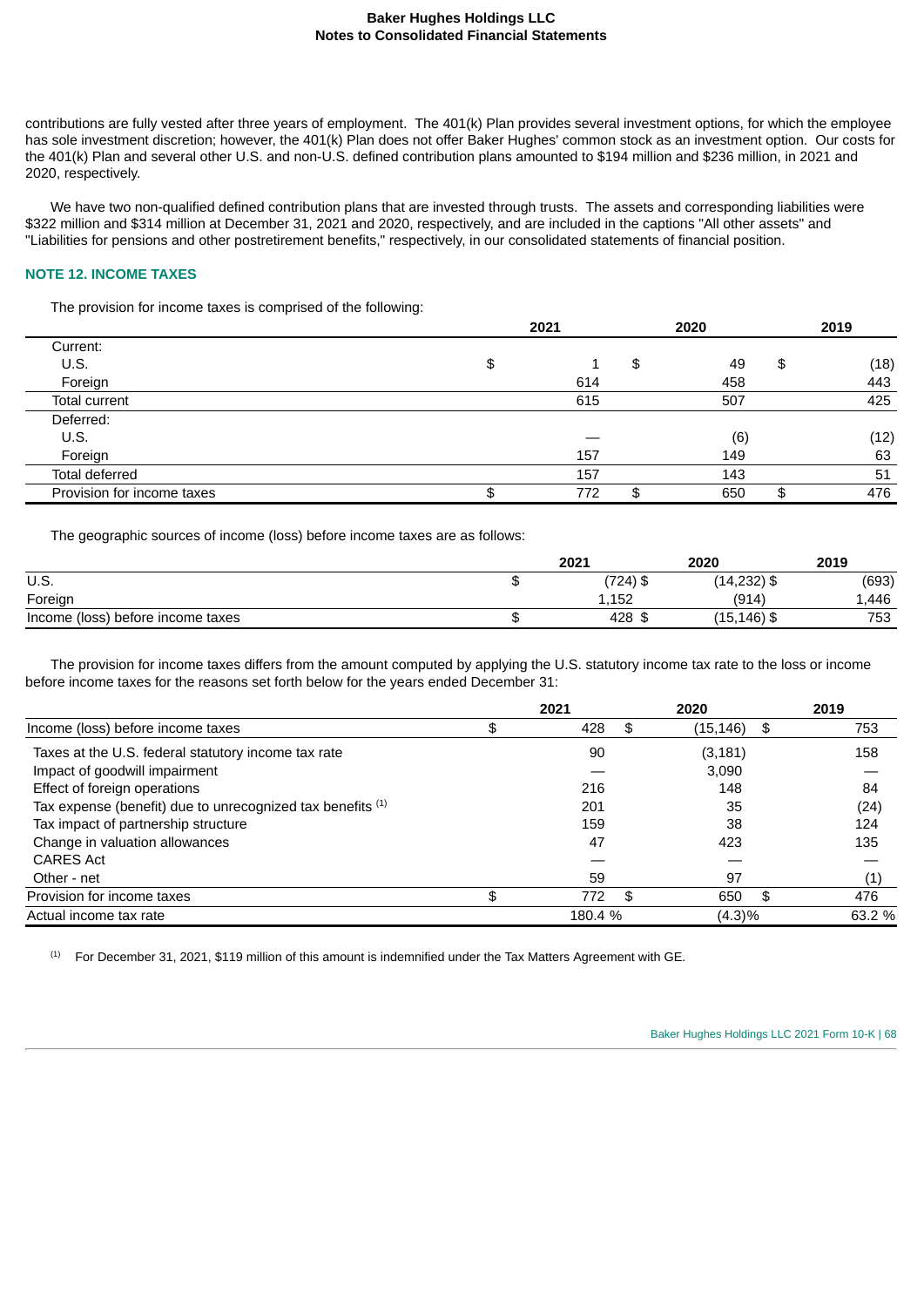contributions are fully vested after three years of employment. The 401(k) Plan provides several investment options, for which the employee has sole investment discretion; however, the 401(k) Plan does not offer Baker Hughes' common stock as an investment option. Our costs for the 401(k) Plan and several other U.S. and non-U.S. defined contribution plans amounted to $194 million and $236 million, in 2021 and 2020, respectively.

We have two non-qualified defined contribution plans that are invested through trusts. The assets and corresponding liabilities were $322 million and $314 million at December 31, 2021 and 2020, respectively, and are included in the captions "All other assets" and "Liabilities for pensions and other postretirement benefits," respectively, in our consolidated statements of financial position.

## NOTE 12. INCOME TAXES

The provision for income taxes is comprised of the following:

| | 2021 | 2020 | 2019 |
|---|---|---|---|
| Current: | | | |
| U.S. | $ 1 | $ 49 | $ (18) |
| Foreign | 614 | 458 | 443 |
| Total current | 615 | 507 | 425 |
| Deferred: | | | |
| U.S. | — | (6) | (12) |
| Foreign | 157 | 149 | 63 |
| Total deferred | 157 | 143 | 51 |
| Provision for income taxes | $ 772 | $ 650 | $ 476 |

The geographic sources of income (loss) before income taxes are as follows:

| | 2021 | 2020 | 2019 |
|---|---|---|---|
| U.S. | $ (724) | $ (14,232) | $ (693) |
| Foreign | 1,152 | (914) | 1,446 |
| Income (loss) before income taxes | $ 428 | $ (15,146) | $ 753 |

The provision for income taxes differs from the amount computed by applying the U.S. statutory income tax rate to the loss or income before income taxes for the reasons set forth below for the years ended December 31:

| | 2021 | 2020 | 2019 |
|---|---|---|---|
| Income (loss) before income taxes | $ 428 | $ (15,146) | $ 753 |
| Taxes at the U.S. federal statutory income tax rate | 90 | (3,181) | 158 |
| Impact of goodwill impairment | — | 3,090 | — |
| Effect of foreign operations | 216 | 148 | 84 |
| Tax expense (benefit) due to unrecognized tax benefits [1] | 201 | 35 | (24) |
| Tax impact of partnership structure | 159 | 38 | 124 |
| Change in valuation allowances | 47 | 423 | 135 |
| CARES Act | — | — | — |
| Other - net | 59 | 97 | (1) |
| Provision for income taxes | $ 772 | $ 650 | $ 476 |
| Actual income tax rate | 180.4 % | (4.3)% | 63.2 % |

[1] For December 31, 2021, $119 million of this amount is indemnified under the Tax Matters Agreement with GE.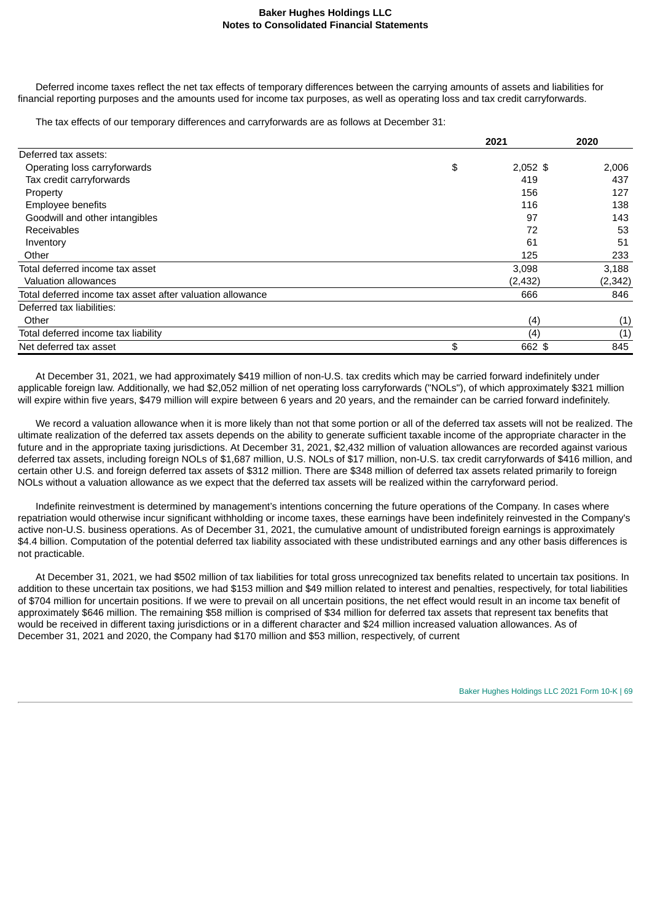Deferred income taxes reflect the net tax effects of temporary differences between the carrying amounts of assets and liabilities for financial reporting purposes and the amounts used for income tax purposes, as well as operating loss and tax credit carryforwards.

The tax effects of our temporary differences and carryforwards are as follows at December 31:

| | 2021 | 2020 |
|---|---|---|
| Deferred tax assets: | | |
| Operating loss carryforwards | $ 2,052 | $ 2,006 |
| Tax credit carryforwards | 419 | 437 |
| Property | 156 | 127 |
| Employee benefits | 116 | 138 |
| Goodwill and other intangibles | 97 | 143 |
| Receivables | 72 | 53 |
| Inventory | 61 | 51 |
| Other | 125 | 233 |
| Total deferred income tax asset | 3,098 | 3,188 |
| Valuation allowances | (2,432) | (2,342) |
| Total deferred income tax asset after valuation allowance | 666 | 846 |
| Deferred tax liabilities: | | |
| Other | (4) | (1) |
| Total deferred income tax liability | (4) | (1) |
| Net deferred tax asset | $ 662 | $ 845 |

At December 31, 2021, we had approximately $419 million of non-U.S. tax credits which may be carried forward indefinitely under applicable foreign law. Additionally, we had $2,052 million of net operating loss carryforwards ("NOLs"), of which approximately $321 million will expire within five years, $479 million will expire between 6 years and 20 years, and the remainder can be carried forward indefinitely.

We record a valuation allowance when it is more likely than not that some portion or all of the deferred tax assets will not be realized. The ultimate realization of the deferred tax assets depends on the ability to generate sufficient taxable income of the appropriate character in the future and in the appropriate taxing jurisdictions. At December 31, 2021, $2,432 million of valuation allowances are recorded against various deferred tax assets, including foreign NOLs of $1,687 million, U.S. NOLs of $17 million, non-U.S. tax credit carryforwards of $416 million, and certain other U.S. and foreign deferred tax assets of $312 million. There are $348 million of deferred tax assets related primarily to foreign NOLs without a valuation allowance as we expect that the deferred tax assets will be realized within the carryforward period.

Indefinite reinvestment is determined by management's intentions concerning the future operations of the Company. In cases where repatriation would otherwise incur significant withholding or income taxes, these earnings have been indefinitely reinvested in the Company's active non-U.S. business operations. As of December 31, 2021, the cumulative amount of undistributed foreign earnings is approximately $4.4 billion. Computation of the potential deferred tax liability associated with these undistributed earnings and any other basis differences is not practicable.

At December 31, 2021, we had $502 million of tax liabilities for total gross unrecognized tax benefits related to uncertain tax positions. In addition to these uncertain tax positions, we had $153 million and $49 million related to interest and penalties, respectively, for total liabilities of $704 million for uncertain positions. If we were to prevail on all uncertain positions, the net effect would result in an income tax benefit of approximately $646 million. The remaining $58 million is comprised of $34 million for deferred tax assets that represent tax benefits that would be received in different taxing jurisdictions or in a different character and $24 million increased valuation allowances. As of December 31, 2021 and 2020, the Company had $170 million and $53 million, respectively, of current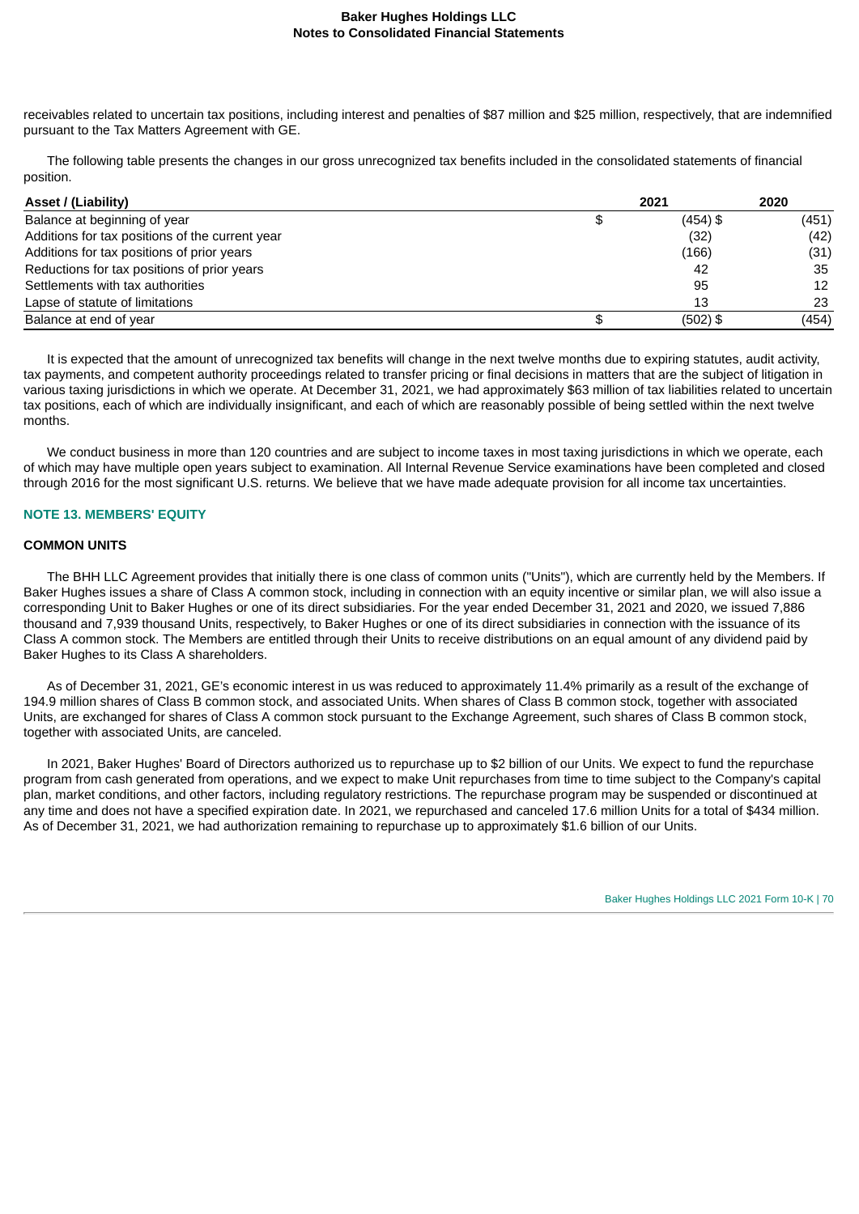receivables related to uncertain tax positions, including interest and penalties of $87 million and $25 million, respectively, that are indemnified pursuant to the Tax Matters Agreement with GE.

The following table presents the changes in our gross unrecognized tax benefits included in the consolidated statements of financial position.

| Asset / (Liability) | 2021 | 2020 |
|---|---|---|
| Balance at beginning of year | $ (454) | $ (451) |
| Additions for tax positions of the current year | (32) | (42) |
| Additions for tax positions of prior years | (166) | (31) |
| Reductions for tax positions of prior years | 42 | 35 |
| Settlements with tax authorities | 95 | 12 |
| Lapse of statute of limitations | 13 | 23 |
| Balance at end of year | $ (502) | $ (454) |

It is expected that the amount of unrecognized tax benefits will change in the next twelve months due to expiring statutes, audit activity, tax payments, and competent authority proceedings related to transfer pricing or final decisions in matters that are the subject of litigation in various taxing jurisdictions in which we operate. At December 31, 2021, we had approximately $63 million of tax liabilities related to uncertain tax positions, each of which are individually insignificant, and each of which are reasonably possible of being settled within the next twelve months.

We conduct business in more than 120 countries and are subject to income taxes in most taxing jurisdictions in which we operate, each of which may have multiple open years subject to examination. All Internal Revenue Service examinations have been completed and closed through 2016 for the most significant U.S. returns. We believe that we have made adequate provision for all income tax uncertainties.

## NOTE 13. MEMBERS' EQUITY

### COMMON UNITS

The BHH LLC Agreement provides that initially there is one class of common units ("Units"), which are currently held by the Members. If Baker Hughes issues a share of Class A common stock, including in connection with an equity incentive or similar plan, we will also issue a corresponding Unit to Baker Hughes or one of its direct subsidiaries. For the year ended December 31, 2021 and 2020, we issued 7,886 thousand and 7,939 thousand Units, respectively, to Baker Hughes or one of its direct subsidiaries in connection with the issuance of its Class A common stock. The Members are entitled through their Units to receive distributions on an equal amount of any dividend paid by Baker Hughes to its Class A shareholders.

As of December 31, 2021, GE's economic interest in us was reduced to approximately 11.4% primarily as a result of the exchange of 194.9 million shares of Class B common stock, and associated Units. When shares of Class B common stock, together with associated Units, are exchanged for shares of Class A common stock pursuant to the Exchange Agreement, such shares of Class B common stock, together with associated Units, are canceled.

In 2021, Baker Hughes' Board of Directors authorized us to repurchase up to $2 billion of our Units. We expect to fund the repurchase program from cash generated from operations, and we expect to make Unit repurchases from time to time subject to the Company's capital plan, market conditions, and other factors, including regulatory restrictions. The repurchase program may be suspended or discontinued at any time and does not have a specified expiration date. In 2021, we repurchased and canceled 17.6 million Units for a total of $434 million. As of December 31, 2021, we had authorization remaining to repurchase up to approximately $1.6 billion of our Units.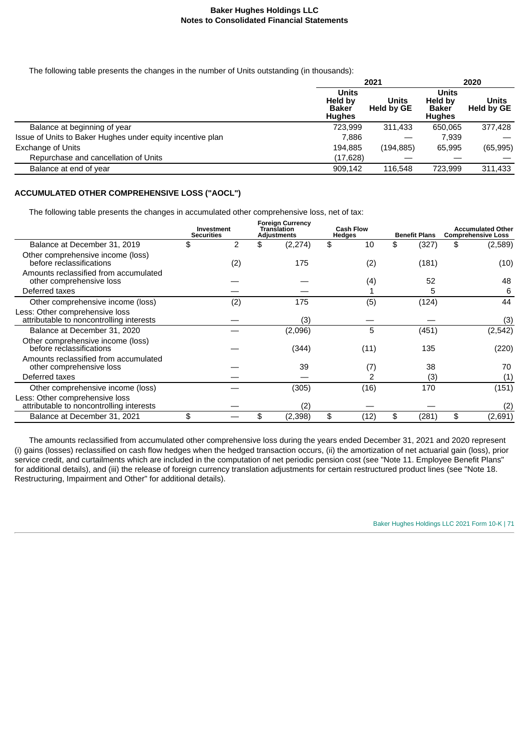The following table presents the changes in the number of Units outstanding (in thousands):

| | 2021 | | 2020 | |
|---|---|---|---|---|
| | Units Held by Baker Hughes | Units Held by GE | Units Held by Baker Hughes | Units Held by GE |
| Balance at beginning of year | 723,999 | 311,433 | 650,065 | 377,428 |
| Issue of Units to Baker Hughes under equity incentive plan | 7,886 | — | 7,939 | — |
| Exchange of Units | 194,885 | (194,885) | 65,995 | (65,995) |
| Repurchase and cancellation of Units | (17,628) | — | — | — |
| Balance at end of year | 909,142 | 116,548 | 723,999 | 311,433 |

### ACCUMULATED OTHER COMPREHENSIVE LOSS ("AOCL")

The following table presents the changes in accumulated other comprehensive loss, net of tax:

| | Investment Securities | Foreign Currency Translation Adjustments | Cash Flow Hedges | Benefit Plans | Accumulated Other Comprehensive Loss |
|---|---|---|---|---|---|
| Balance at December 31, 2019 | $ 2 | $ (2,274) | $ 10 | $ (327) | $ (2,589) |
| Other comprehensive income (loss) before reclassifications | (2) | 175 | (2) | (181) | (10) |
| Amounts reclassified from accumulated other comprehensive loss | — | — | (4) | 52 | 48 |
| Deferred taxes | — | — | 1 | 5 | 6 |
| Other comprehensive income (loss) | (2) | 175 | (5) | (124) | 44 |
| Less: Other comprehensive loss attributable to noncontrolling interests | — | (3) | — | — | (3) |
| Balance at December 31, 2020 | — | (2,096) | 5 | (451) | (2,542) |
| Other comprehensive income (loss) before reclassifications | — | (344) | (11) | 135 | (220) |
| Amounts reclassified from accumulated other comprehensive loss | — | 39 | (7) | 38 | 70 |
| Deferred taxes | — | — | 2 | (3) | (1) |
| Other comprehensive income (loss) | — | (305) | (16) | 170 | (151) |
| Less: Other comprehensive loss attributable to noncontrolling interests | — | (2) | — | — | (2) |
| Balance at December 31, 2021 | $ — | $ (2,398) | $ (12) | $ (281) | $ (2,691) |

The amounts reclassified from accumulated other comprehensive loss during the years ended December 31, 2021 and 2020 represent (i) gains (losses) reclassified on cash flow hedges when the hedged transaction occurs, (ii) the amortization of net actuarial gain (loss), prior service credit, and curtailments which are included in the computation of net periodic pension cost (see "Note 11. Employee Benefit Plans" for additional details), and (iii) the release of foreign currency translation adjustments for certain restructured product lines (see "Note 18. Restructuring, Impairment and Other" for additional details).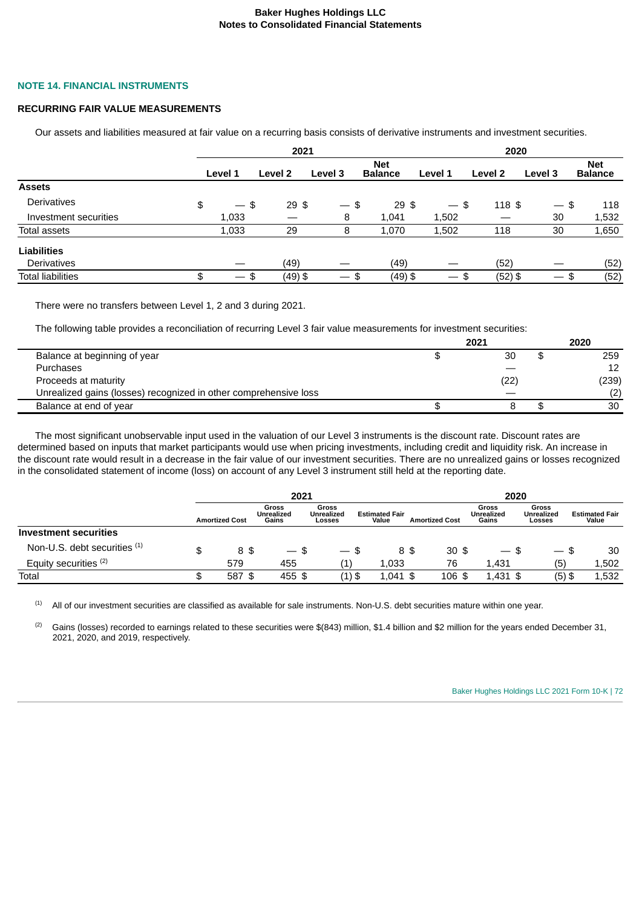## NOTE 14. FINANCIAL INSTRUMENTS

### RECURRING FAIR VALUE MEASUREMENTS

Our assets and liabilities measured at fair value on a recurring basis consists of derivative instruments and investment securities.

| | 2021 | | | | 2020 | | | |
|---|---|---|---|---|---|---|---|---|
| | Level 1 | Level 2 | Level 3 | Net Balance | Level 1 | Level 2 | Level 3 | Net Balance |
| **Assets** | | | | | | | | |
| Derivatives | $ — | $ 29 | $ — | $ 29 | $ — | $ 118 | $ — | $ 118 |
| Investment securities | 1,033 | — | 8 | 1,041 | 1,502 | — | 30 | 1,532 |
| Total assets | 1,033 | 29 | 8 | 1,070 | 1,502 | 118 | 30 | 1,650 |
| **Liabilities** | | | | | | | | |
| Derivatives | — | (49) | — | (49) | — | (52) | — | (52) |
| Total liabilities | $ — | $ (49) | $ — | $ (49) | $ — | $ (52) | $ — | $ (52) |

There were no transfers between Level 1, 2 and 3 during 2021.

The following table provides a reconciliation of recurring Level 3 fair value measurements for investment securities:

| | 2021 | 2020 |
|---|---|---|
| Balance at beginning of year | $ 30 | $ 259 |
| Purchases | — | 12 |
| Proceeds at maturity | (22) | (239) |
| Unrealized gains (losses) recognized in other comprehensive loss | — | (2) |
| Balance at end of year | $ 8 | $ 30 |

The most significant unobservable input used in the valuation of our Level 3 instruments is the discount rate. Discount rates are determined based on inputs that market participants would use when pricing investments, including credit and liquidity risk. An increase in the discount rate would result in a decrease in the fair value of our investment securities. There are no unrealized gains or losses recognized in the consolidated statement of income (loss) on account of any Level 3 instrument still held at the reporting date.

| | 2021 | | | | 2020 | | | |
|---|---|---|---|---|---|---|---|---|
| | Amortized Cost | Gross Unrealized Gains | Gross Unrealized Losses | Estimated Fair Value | Amortized Cost | Gross Unrealized Gains | Gross Unrealized Losses | Estimated Fair Value |
| **Investment securities** | | | | | | | | |
| Non-U.S. debt securities [(1)] | $ 8 | $ — | $ — | $ 8 | $ 30 | $ — | $ — | $ 30 |
| Equity securities [(2)] | 579 | 455 | (1) | 1,033 | 76 | 1,431 | (5) | 1,502 |
| Total | $ 587 | $ 455 | $ (1) | $ 1,041 | $ 106 | $ 1,431 | $ (5) | $ 1,532 |

(1) All of our investment securities are classified as available for sale instruments. Non-U.S. debt securities mature within one year.

(2) Gains (losses) recorded to earnings related to these securities were $(843) million, $1.4 billion and $2 million for the years ended December 31, 2021, 2020, and 2019, respectively.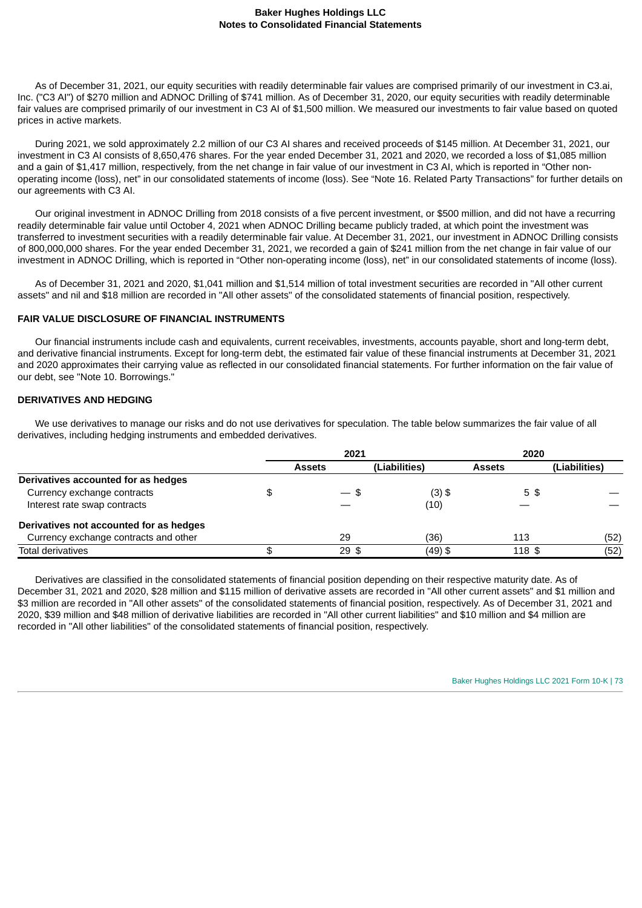As of December 31, 2021, our equity securities with readily determinable fair values are comprised primarily of our investment in C3.ai, Inc. ("C3 AI") of $270 million and ADNOC Drilling of $741 million. As of December 31, 2020, our equity securities with readily determinable fair values are comprised primarily of our investment in C3 AI of $1,500 million. We measured our investments to fair value based on quoted prices in active markets.

During 2021, we sold approximately 2.2 million of our C3 AI shares and received proceeds of $145 million. At December 31, 2021, our investment in C3 AI consists of 8,650,476 shares. For the year ended December 31, 2021 and 2020, we recorded a loss of $1,085 million and a gain of $1,417 million, respectively, from the net change in fair value of our investment in C3 AI, which is reported in “Other non-operating income (loss), net” in our consolidated statements of income (loss). See “Note 16. Related Party Transactions” for further details on our agreements with C3 AI.

Our original investment in ADNOC Drilling from 2018 consists of a five percent investment, or $500 million, and did not have a recurring readily determinable fair value until October 4, 2021 when ADNOC Drilling became publicly traded, at which point the investment was transferred to investment securities with a readily determinable fair value. At December 31, 2021, our investment in ADNOC Drilling consists of 800,000,000 shares. For the year ended December 31, 2021, we recorded a gain of $241 million from the net change in fair value of our investment in ADNOC Drilling, which is reported in “Other non-operating income (loss), net” in our consolidated statements of income (loss).

As of December 31, 2021 and 2020, $1,041 million and $1,514 million of total investment securities are recorded in "All other current assets" and nil and $18 million are recorded in "All other assets" of the consolidated statements of financial position, respectively.

## FAIR VALUE DISCLOSURE OF FINANCIAL INSTRUMENTS

Our financial instruments include cash and equivalents, current receivables, investments, accounts payable, short and long-term debt, and derivative financial instruments. Except for long-term debt, the estimated fair value of these financial instruments at December 31, 2021 and 2020 approximates their carrying value as reflected in our consolidated financial statements. For further information on the fair value of our debt, see "Note 10. Borrowings."

## DERIVATIVES AND HEDGING

We use derivatives to manage our risks and do not use derivatives for speculation. The table below summarizes the fair value of all derivatives, including hedging instruments and embedded derivatives.

| | 2021 | | 2020 | |
|---|---|---|---|---|
| | **Assets** | **(Liabilities)** | **Assets** | **(Liabilities)** |
| **Derivatives accounted for as hedges** | | | | |
| Currency exchange contracts | $ — | $ (3) | $ 5 | $ — |
| Interest rate swap contracts | — | (10) | — | — |
| **Derivatives not accounted for as hedges** | | | | |
| Currency exchange contracts and other | 29 | (36) | 113 | (52) |
| Total derivatives | $ 29 | $ (49) | $ 118 | $ (52) |

Derivatives are classified in the consolidated statements of financial position depending on their respective maturity date. As of December 31, 2021 and 2020, $28 million and $115 million of derivative assets are recorded in "All other current assets" and $1 million and $3 million are recorded in "All other assets" of the consolidated statements of financial position, respectively. As of December 31, 2021 and 2020, $39 million and $48 million of derivative liabilities are recorded in "All other current liabilities" and $10 million and $4 million are recorded in "All other liabilities" of the consolidated statements of financial position, respectively.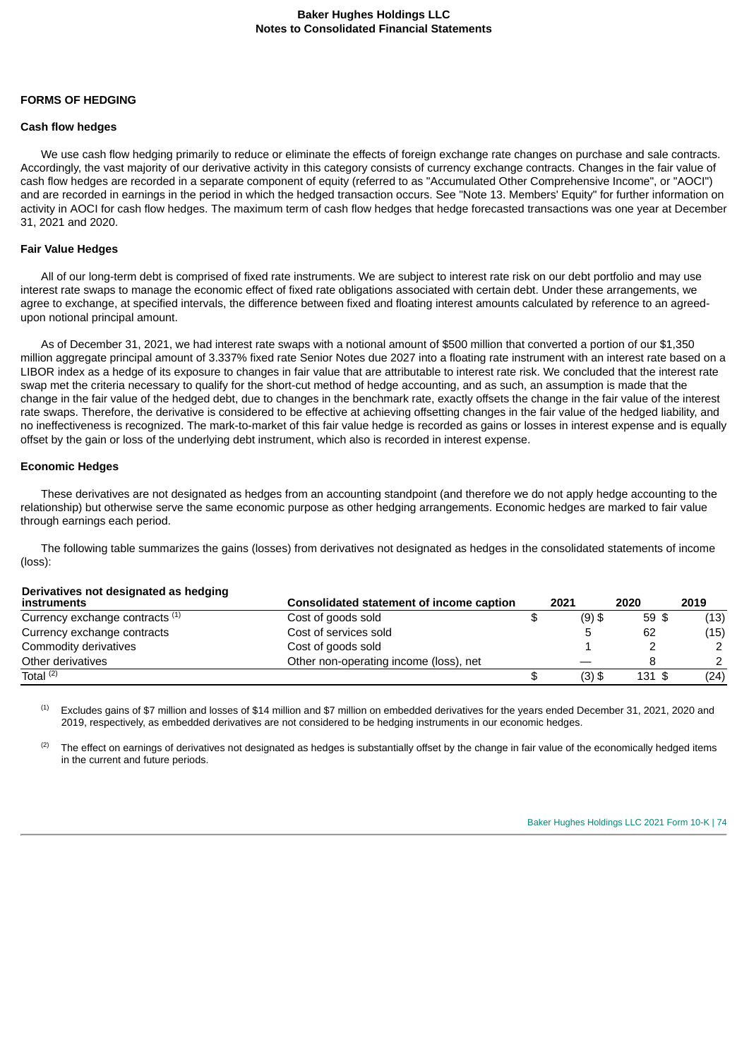## FORMS OF HEDGING

### Cash flow hedges

We use cash flow hedging primarily to reduce or eliminate the effects of foreign exchange rate changes on purchase and sale contracts. Accordingly, the vast majority of our derivative activity in this category consists of currency exchange contracts. Changes in the fair value of cash flow hedges are recorded in a separate component of equity (referred to as "Accumulated Other Comprehensive Income", or "AOCI") and are recorded in earnings in the period in which the hedged transaction occurs. See "Note 13. Members' Equity" for further information on activity in AOCI for cash flow hedges. The maximum term of cash flow hedges that hedge forecasted transactions was one year at December 31, 2021 and 2020.

### Fair Value Hedges

All of our long-term debt is comprised of fixed rate instruments. We are subject to interest rate risk on our debt portfolio and may use interest rate swaps to manage the economic effect of fixed rate obligations associated with certain debt. Under these arrangements, we agree to exchange, at specified intervals, the difference between fixed and floating interest amounts calculated by reference to an agreed-upon notional principal amount.

As of December 31, 2021, we had interest rate swaps with a notional amount of $500 million that converted a portion of our $1,350 million aggregate principal amount of 3.337% fixed rate Senior Notes due 2027 into a floating rate instrument with an interest rate based on a LIBOR index as a hedge of its exposure to changes in fair value that are attributable to interest rate risk. We concluded that the interest rate swap met the criteria necessary to qualify for the short-cut method of hedge accounting, and as such, an assumption is made that the change in the fair value of the hedged debt, due to changes in the benchmark rate, exactly offsets the change in the fair value of the interest rate swaps. Therefore, the derivative is considered to be effective at achieving offsetting changes in the fair value of the hedged liability, and no ineffectiveness is recognized. The mark-to-market of this fair value hedge is recorded as gains or losses in interest expense and is equally offset by the gain or loss of the underlying debt instrument, which also is recorded in interest expense.

### Economic Hedges

These derivatives are not designated as hedges from an accounting standpoint (and therefore we do not apply hedge accounting to the relationship) but otherwise serve the same economic purpose as other hedging arrangements. Economic hedges are marked to fair value through earnings each period.

The following table summarizes the gains (losses) from derivatives not designated as hedges in the consolidated statements of income (loss):

| Derivatives not designated as hedging instruments | Consolidated statement of income caption | 2021 | 2020 | 2019 |
|---|---|---|---|---|
| Currency exchange contracts [1] | Cost of goods sold | $ (9) | $ 59 | $ (13) |
| Currency exchange contracts | Cost of services sold | 5 | 62 | (15) |
| Commodity derivatives | Cost of goods sold | 1 | 2 | 2 |
| Other derivatives | Other non-operating income (loss), net | — | 8 | 2 |
| Total [2] | | $ (3) | $ 131 | $ (24) |

[1] Excludes gains of $7 million and losses of $14 million and $7 million on embedded derivatives for the years ended December 31, 2021, 2020 and 2019, respectively, as embedded derivatives are not considered to be hedging instruments in our economic hedges.

[2] The effect on earnings of derivatives not designated as hedges is substantially offset by the change in fair value of the economically hedged items in the current and future periods.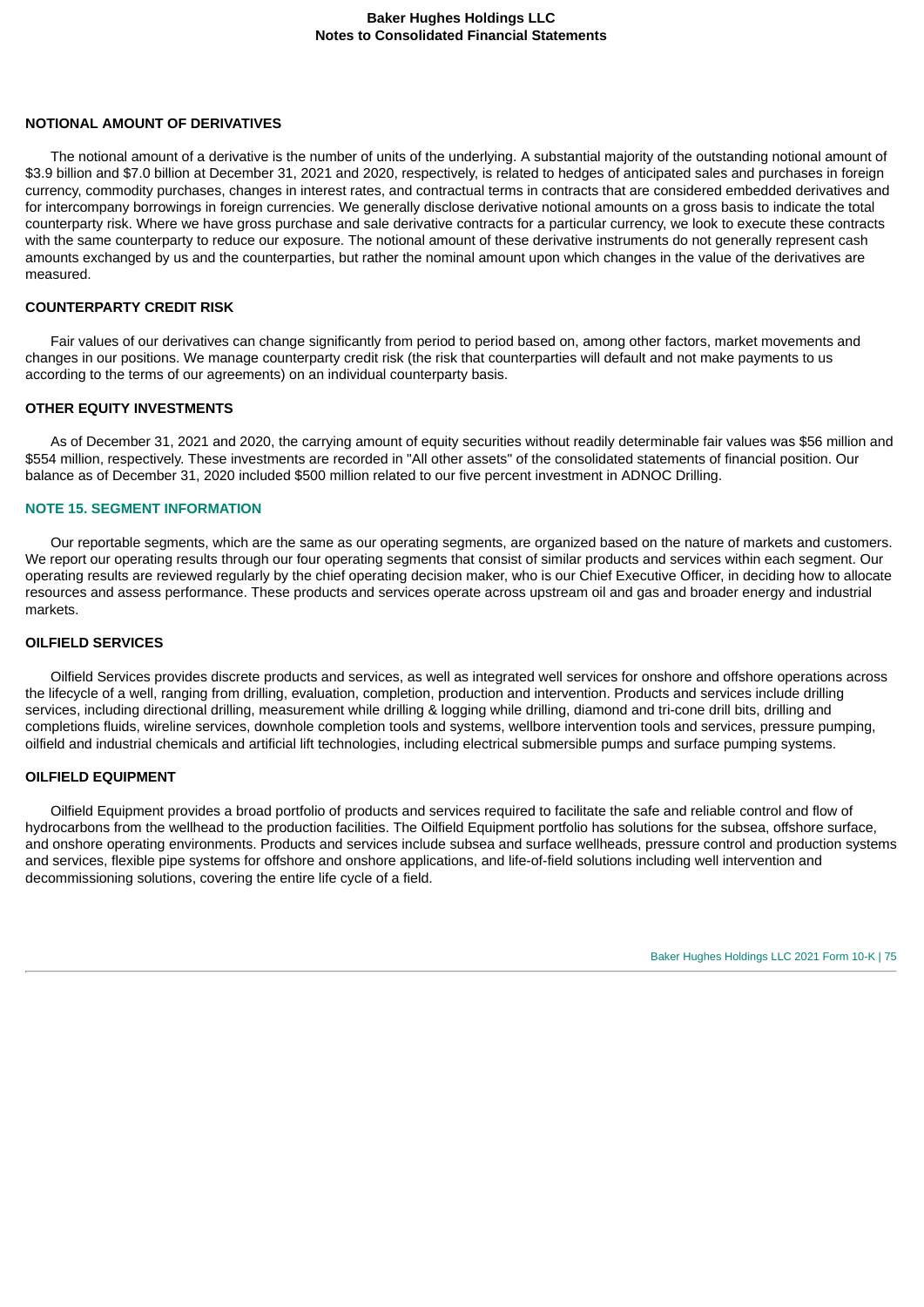#### NOTIONAL AMOUNT OF DERIVATIVES

The notional amount of a derivative is the number of units of the underlying. A substantial majority of the outstanding notional amount of $3.9 billion and $7.0 billion at December 31, 2021 and 2020, respectively, is related to hedges of anticipated sales and purchases in foreign currency, commodity purchases, changes in interest rates, and contractual terms in contracts that are considered embedded derivatives and for intercompany borrowings in foreign currencies. We generally disclose derivative notional amounts on a gross basis to indicate the total counterparty risk. Where we have gross purchase and sale derivative contracts for a particular currency, we look to execute these contracts with the same counterparty to reduce our exposure. The notional amount of these derivative instruments do not generally represent cash amounts exchanged by us and the counterparties, but rather the nominal amount upon which changes in the value of the derivatives are measured.

#### COUNTERPARTY CREDIT RISK

Fair values of our derivatives can change significantly from period to period based on, among other factors, market movements and changes in our positions. We manage counterparty credit risk (the risk that counterparties will default and not make payments to us according to the terms of our agreements) on an individual counterparty basis.

#### OTHER EQUITY INVESTMENTS

As of December 31, 2021 and 2020, the carrying amount of equity securities without readily determinable fair values was $56 million and $554 million, respectively. These investments are recorded in "All other assets" of the consolidated statements of financial position. Our balance as of December 31, 2020 included $500 million related to our five percent investment in ADNOC Drilling.

## NOTE 15. SEGMENT INFORMATION

Our reportable segments, which are the same as our operating segments, are organized based on the nature of markets and customers. We report our operating results through our four operating segments that consist of similar products and services within each segment. Our operating results are reviewed regularly by the chief operating decision maker, who is our Chief Executive Officer, in deciding how to allocate resources and assess performance. These products and services operate across upstream oil and gas and broader energy and industrial markets.

#### OILFIELD SERVICES

Oilfield Services provides discrete products and services, as well as integrated well services for onshore and offshore operations across the lifecycle of a well, ranging from drilling, evaluation, completion, production and intervention. Products and services include drilling services, including directional drilling, measurement while drilling & logging while drilling, diamond and tri-cone drill bits, drilling and completions fluids, wireline services, downhole completion tools and systems, wellbore intervention tools and services, pressure pumping, oilfield and industrial chemicals and artificial lift technologies, including electrical submersible pumps and surface pumping systems.

#### OILFIELD EQUIPMENT

Oilfield Equipment provides a broad portfolio of products and services required to facilitate the safe and reliable control and flow of hydrocarbons from the wellhead to the production facilities. The Oilfield Equipment portfolio has solutions for the subsea, offshore surface, and onshore operating environments. Products and services include subsea and surface wellheads, pressure control and production systems and services, flexible pipe systems for offshore and onshore applications, and life-of-field solutions including well intervention and decommissioning solutions, covering the entire life cycle of a field.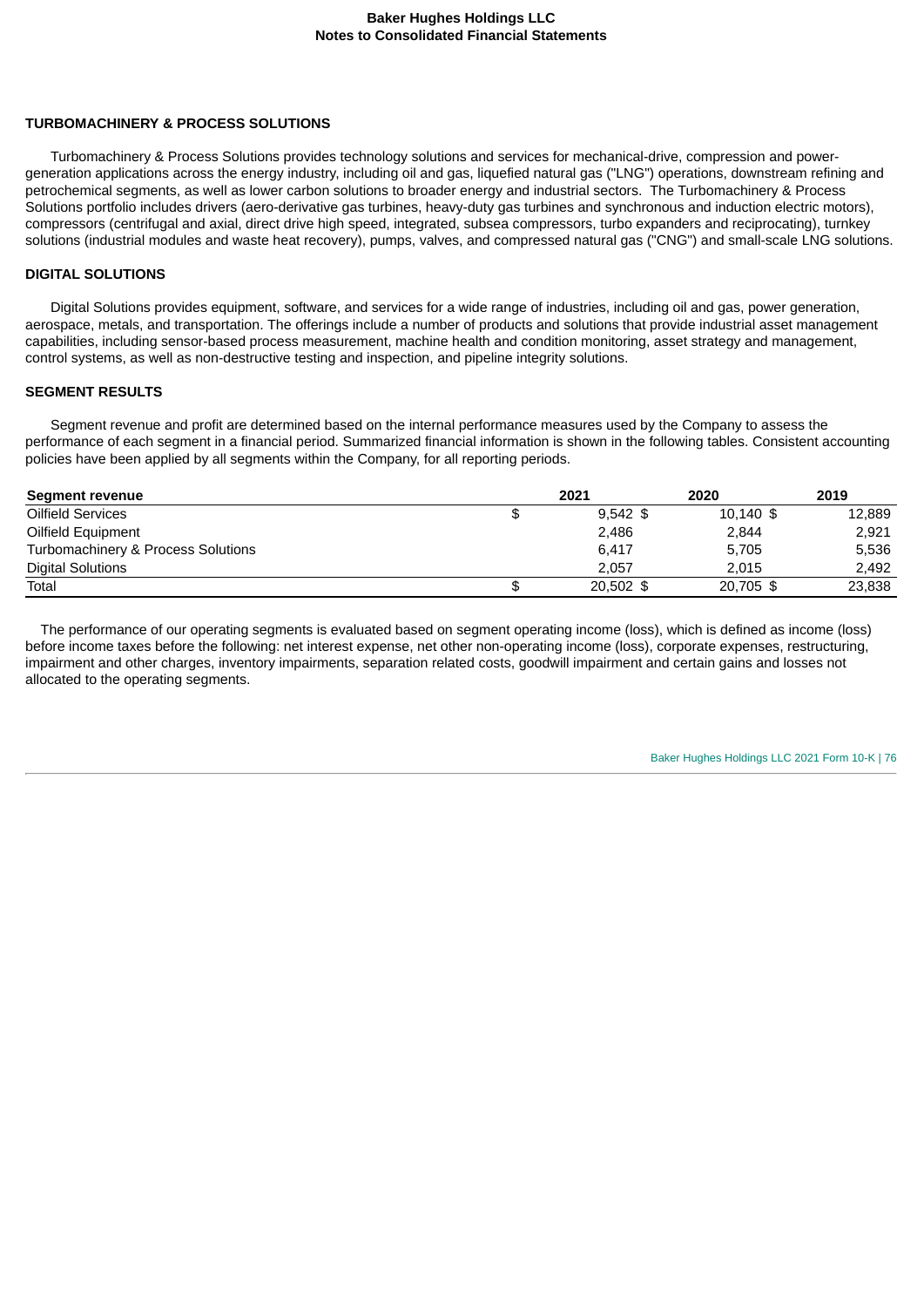### TURBOMACHINERY & PROCESS SOLUTIONS

Turbomachinery & Process Solutions provides technology solutions and services for mechanical-drive, compression and power-generation applications across the energy industry, including oil and gas, liquefied natural gas ("LNG") operations, downstream refining and petrochemical segments, as well as lower carbon solutions to broader energy and industrial sectors. The Turbomachinery & Process Solutions portfolio includes drivers (aero-derivative gas turbines, heavy-duty gas turbines and synchronous and induction electric motors), compressors (centrifugal and axial, direct drive high speed, integrated, subsea compressors, turbo expanders and reciprocating), turnkey solutions (industrial modules and waste heat recovery), pumps, valves, and compressed natural gas ("CNG") and small-scale LNG solutions.

### DIGITAL SOLUTIONS

Digital Solutions provides equipment, software, and services for a wide range of industries, including oil and gas, power generation, aerospace, metals, and transportation. The offerings include a number of products and solutions that provide industrial asset management capabilities, including sensor-based process measurement, machine health and condition monitoring, asset strategy and management, control systems, as well as non-destructive testing and inspection, and pipeline integrity solutions.

### SEGMENT RESULTS

Segment revenue and profit are determined based on the internal performance measures used by the Company to assess the performance of each segment in a financial period. Summarized financial information is shown in the following tables. Consistent accounting policies have been applied by all segments within the Company, for all reporting periods.

| Segment revenue | 2021 | 2020 | 2019 |
|---|---|---|---|
| Oilfield Services | $ 9,542 | $ 10,140 | $ 12,889 |
| Oilfield Equipment | 2,486 | 2,844 | 2,921 |
| Turbomachinery & Process Solutions | 6,417 | 5,705 | 5,536 |
| Digital Solutions | 2,057 | 2,015 | 2,492 |
| Total | $ 20,502 | $ 20,705 | $ 23,838 |

The performance of our operating segments is evaluated based on segment operating income (loss), which is defined as income (loss) before income taxes before the following: net interest expense, net other non-operating income (loss), corporate expenses, restructuring, impairment and other charges, inventory impairments, separation related costs, goodwill impairment and certain gains and losses not allocated to the operating segments.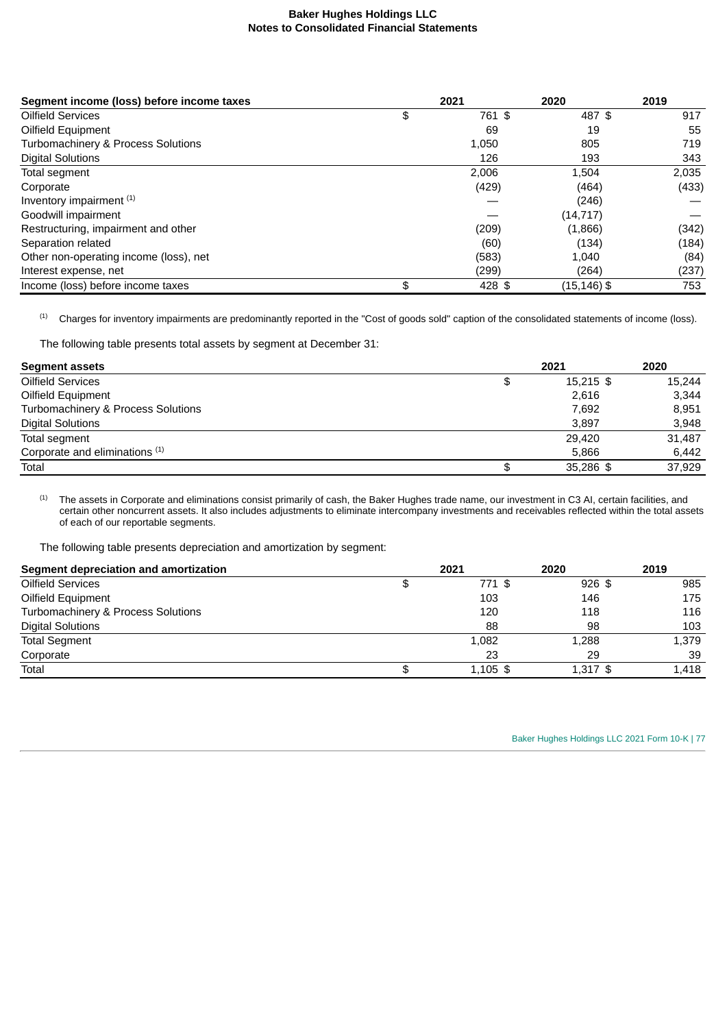| Segment income (loss) before income taxes | 2021 | 2020 | 2019 |
|---|---|---|---|
| Oilfield Services | $ 761 | $ 487 | $ 917 |
| Oilfield Equipment | 69 | 19 | 55 |
| Turbomachinery & Process Solutions | 1,050 | 805 | 719 |
| Digital Solutions | 126 | 193 | 343 |
| Total segment | 2,006 | 1,504 | 2,035 |
| Corporate | (429) | (464) | (433) |
| Inventory impairment [1] | — | (246) | — |
| Goodwill impairment | — | (14,717) | — |
| Restructuring, impairment and other | (209) | (1,866) | (342) |
| Separation related | (60) | (134) | (184) |
| Other non-operating income (loss), net | (583) | 1,040 | (84) |
| Interest expense, net | (299) | (264) | (237) |
| Income (loss) before income taxes | $ 428 | $ (15,146) | $ 753 |

[1] Charges for inventory impairments are predominantly reported in the "Cost of goods sold" caption of the consolidated statements of income (loss).

The following table presents total assets by segment at December 31:

| Segment assets | 2021 | 2020 |
|---|---|---|
| Oilfield Services | $ 15,215 | $ 15,244 |
| Oilfield Equipment | 2,616 | 3,344 |
| Turbomachinery & Process Solutions | 7,692 | 8,951 |
| Digital Solutions | 3,897 | 3,948 |
| Total segment | 29,420 | 31,487 |
| Corporate and eliminations [1] | 5,866 | 6,442 |
| Total | $ 35,286 | $ 37,929 |

[1] The assets in Corporate and eliminations consist primarily of cash, the Baker Hughes trade name, our investment in C3 AI, certain facilities, and certain other noncurrent assets. It also includes adjustments to eliminate intercompany investments and receivables reflected within the total assets of each of our reportable segments.

The following table presents depreciation and amortization by segment:

| Segment depreciation and amortization | 2021 | 2020 | 2019 |
|---|---|---|---|
| Oilfield Services | $ 771 | $ 926 | $ 985 |
| Oilfield Equipment | 103 | 146 | 175 |
| Turbomachinery & Process Solutions | 120 | 118 | 116 |
| Digital Solutions | 88 | 98 | 103 |
| Total Segment | 1,082 | 1,288 | 1,379 |
| Corporate | 23 | 29 | 39 |
| Total | $ 1,105 | $ 1,317 | $ 1,418 |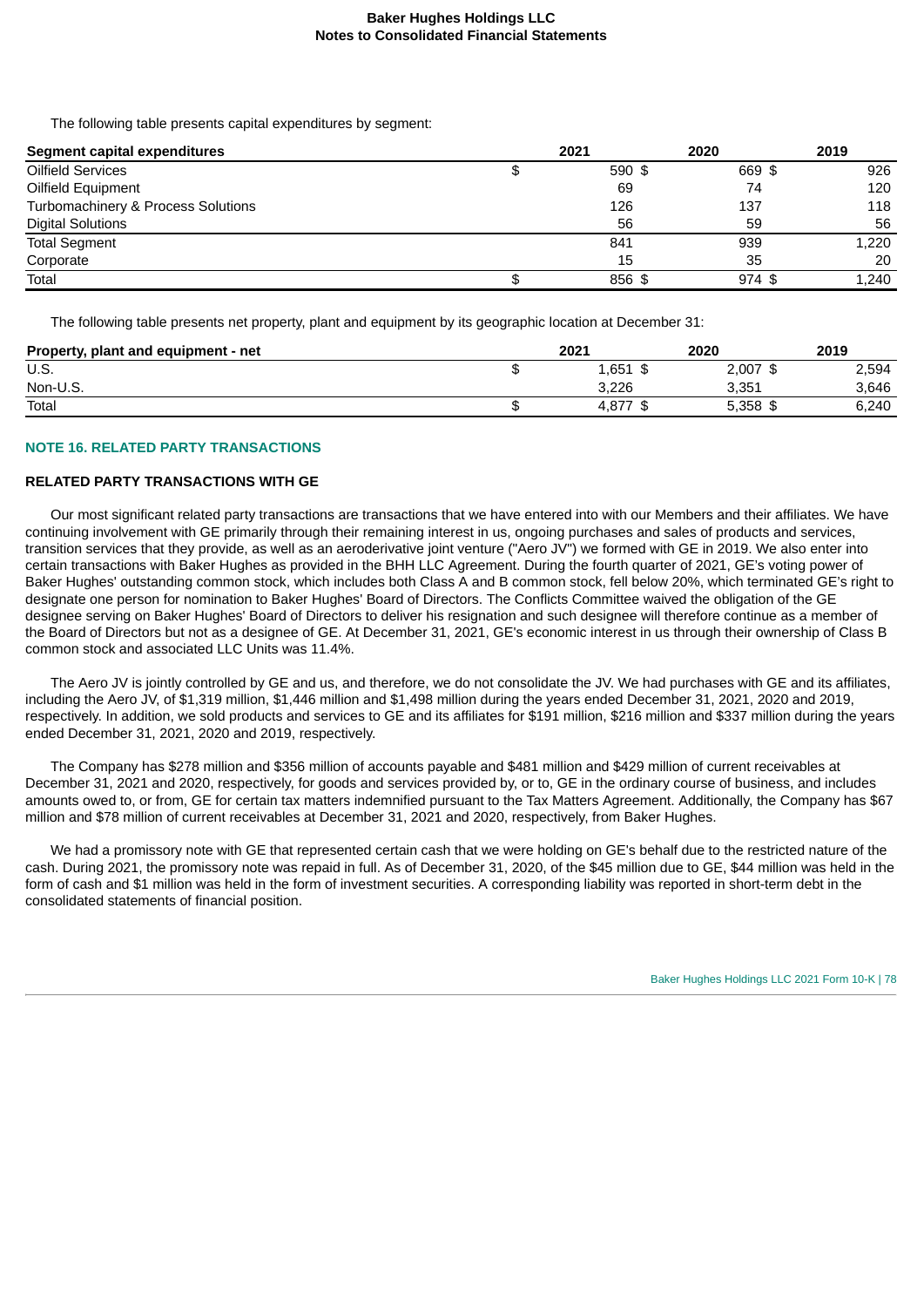The following table presents capital expenditures by segment:

| Segment capital expenditures | 2021 | 2020 | 2019 |
|---|---|---|---|
| Oilfield Services | $ 590 | $ 669 | $ 926 |
| Oilfield Equipment | 69 | 74 | 120 |
| Turbomachinery & Process Solutions | 126 | 137 | 118 |
| Digital Solutions | 56 | 59 | 56 |
| Total Segment | 841 | 939 | 1,220 |
| Corporate | 15 | 35 | 20 |
| Total | $ 856 | $ 974 | $ 1,240 |

The following table presents net property, plant and equipment by its geographic location at December 31:

| Property, plant and equipment - net | 2021 | 2020 | 2019 |
|---|---|---|---|
| U.S. | $ 1,651 | $ 2,007 | $ 2,594 |
| Non-U.S. | 3,226 | 3,351 | 3,646 |
| Total | $ 4,877 | $ 5,358 | $ 6,240 |

## NOTE 16. RELATED PARTY TRANSACTIONS

### RELATED PARTY TRANSACTIONS WITH GE

Our most significant related party transactions are transactions that we have entered into with our Members and their affiliates. We have continuing involvement with GE primarily through their remaining interest in us, ongoing purchases and sales of products and services, transition services that they provide, as well as an aeroderivative joint venture ("Aero JV") we formed with GE in 2019. We also enter into certain transactions with Baker Hughes as provided in the BHH LLC Agreement. During the fourth quarter of 2021, GE's voting power of Baker Hughes' outstanding common stock, which includes both Class A and B common stock, fell below 20%, which terminated GE's right to designate one person for nomination to Baker Hughes' Board of Directors. The Conflicts Committee waived the obligation of the GE designee serving on Baker Hughes' Board of Directors to deliver his resignation and such designee will therefore continue as a member of the Board of Directors but not as a designee of GE. At December 31, 2021, GE's economic interest in us through their ownership of Class B common stock and associated LLC Units was 11.4%.

The Aero JV is jointly controlled by GE and us, and therefore, we do not consolidate the JV. We had purchases with GE and its affiliates, including the Aero JV, of $1,319 million, $1,446 million and $1,498 million during the years ended December 31, 2021, 2020 and 2019, respectively. In addition, we sold products and services to GE and its affiliates for $191 million, $216 million and $337 million during the years ended December 31, 2021, 2020 and 2019, respectively.

The Company has $278 million and $356 million of accounts payable and $481 million and $429 million of current receivables at December 31, 2021 and 2020, respectively, for goods and services provided by, or to, GE in the ordinary course of business, and includes amounts owed to, or from, GE for certain tax matters indemnified pursuant to the Tax Matters Agreement. Additionally, the Company has $67 million and $78 million of current receivables at December 31, 2021 and 2020, respectively, from Baker Hughes.

We had a promissory note with GE that represented certain cash that we were holding on GE's behalf due to the restricted nature of the cash. During 2021, the promissory note was repaid in full. As of December 31, 2020, of the $45 million due to GE, $44 million was held in the form of cash and $1 million was held in the form of investment securities. A corresponding liability was reported in short-term debt in the consolidated statements of financial position.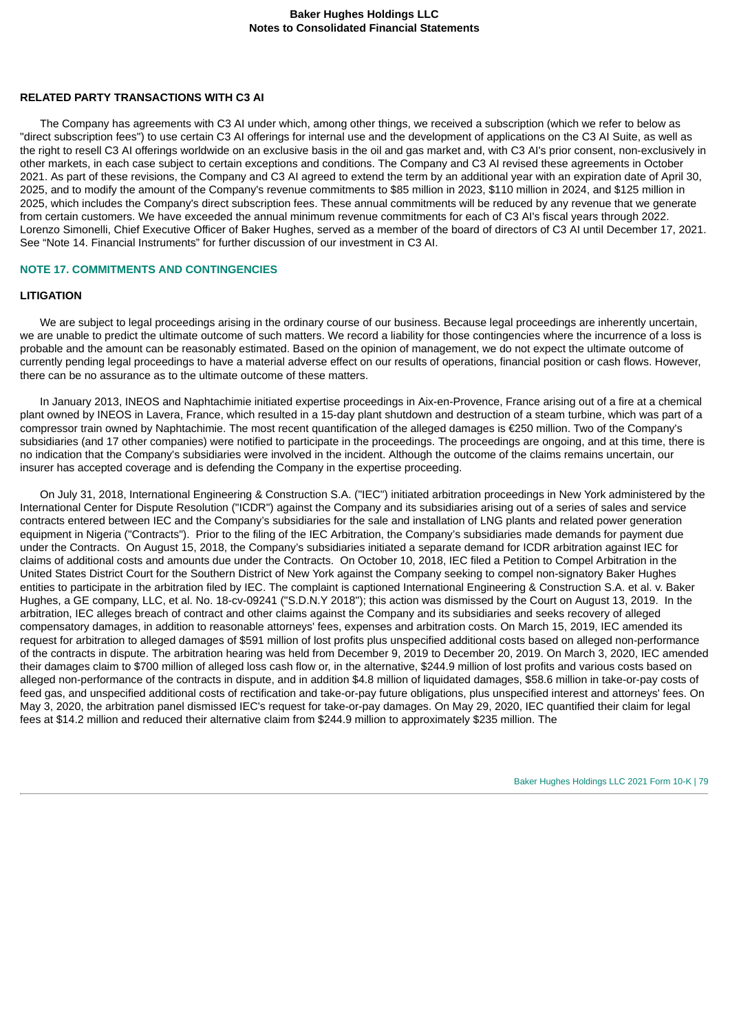**RELATED PARTY TRANSACTIONS WITH C3 AI**

The Company has agreements with C3 AI under which, among other things, we received a subscription (which we refer to below as "direct subscription fees") to use certain C3 AI offerings for internal use and the development of applications on the C3 AI Suite, as well as the right to resell C3 AI offerings worldwide on an exclusive basis in the oil and gas market and, with C3 AI's prior consent, non-exclusively in other markets, in each case subject to certain exceptions and conditions. The Company and C3 AI revised these agreements in October 2021. As part of these revisions, the Company and C3 AI agreed to extend the term by an additional year with an expiration date of April 30, 2025, and to modify the amount of the Company's revenue commitments to $85 million in 2023, $110 million in 2024, and $125 million in 2025, which includes the Company's direct subscription fees. These annual commitments will be reduced by any revenue that we generate from certain customers. We have exceeded the annual minimum revenue commitments for each of C3 AI's fiscal years through 2022. Lorenzo Simonelli, Chief Executive Officer of Baker Hughes, served as a member of the board of directors of C3 AI until December 17, 2021. See "Note 14. Financial Instruments" for further discussion of our investment in C3 AI.

## NOTE 17. COMMITMENTS AND CONTINGENCIES

**LITIGATION**

We are subject to legal proceedings arising in the ordinary course of our business. Because legal proceedings are inherently uncertain, we are unable to predict the ultimate outcome of such matters. We record a liability for those contingencies where the incurrence of a loss is probable and the amount can be reasonably estimated. Based on the opinion of management, we do not expect the ultimate outcome of currently pending legal proceedings to have a material adverse effect on our results of operations, financial position or cash flows. However, there can be no assurance as to the ultimate outcome of these matters.

In January 2013, INEOS and Naphtachimie initiated expertise proceedings in Aix-en-Provence, France arising out of a fire at a chemical plant owned by INEOS in Lavera, France, which resulted in a 15-day plant shutdown and destruction of a steam turbine, which was part of a compressor train owned by Naphtachimie. The most recent quantification of the alleged damages is €250 million. Two of the Company's subsidiaries (and 17 other companies) were notified to participate in the proceedings. The proceedings are ongoing, and at this time, there is no indication that the Company's subsidiaries were involved in the incident. Although the outcome of the claims remains uncertain, our insurer has accepted coverage and is defending the Company in the expertise proceeding.

On July 31, 2018, International Engineering & Construction S.A. ("IEC") initiated arbitration proceedings in New York administered by the International Center for Dispute Resolution ("ICDR") against the Company and its subsidiaries arising out of a series of sales and service contracts entered between IEC and the Company's subsidiaries for the sale and installation of LNG plants and related power generation equipment in Nigeria ("Contracts"). Prior to the filing of the IEC Arbitration, the Company's subsidiaries made demands for payment due under the Contracts. On August 15, 2018, the Company's subsidiaries initiated a separate demand for ICDR arbitration against IEC for claims of additional costs and amounts due under the Contracts. On October 10, 2018, IEC filed a Petition to Compel Arbitration in the United States District Court for the Southern District of New York against the Company seeking to compel non-signatory Baker Hughes entities to participate in the arbitration filed by IEC. The complaint is captioned International Engineering & Construction S.A. et al. v. Baker Hughes, a GE company, LLC, et al. No. 18-cv-09241 ("S.D.N.Y 2018"); this action was dismissed by the Court on August 13, 2019. In the arbitration, IEC alleges breach of contract and other claims against the Company and its subsidiaries and seeks recovery of alleged compensatory damages, in addition to reasonable attorneys' fees, expenses and arbitration costs. On March 15, 2019, IEC amended its request for arbitration to alleged damages of $591 million of lost profits plus unspecified additional costs based on alleged non-performance of the contracts in dispute. The arbitration hearing was held from December 9, 2019 to December 20, 2019. On March 3, 2020, IEC amended their damages claim to $700 million of alleged loss cash flow or, in the alternative, $244.9 million of lost profits and various costs based on alleged non-performance of the contracts in dispute, and in addition $4.8 million of liquidated damages, $58.6 million in take-or-pay costs of feed gas, and unspecified additional costs of rectification and take-or-pay future obligations, plus unspecified interest and attorneys' fees. On May 3, 2020, the arbitration panel dismissed IEC's request for take-or-pay damages. On May 29, 2020, IEC quantified their claim for legal fees at $14.2 million and reduced their alternative claim from $244.9 million to approximately $235 million. The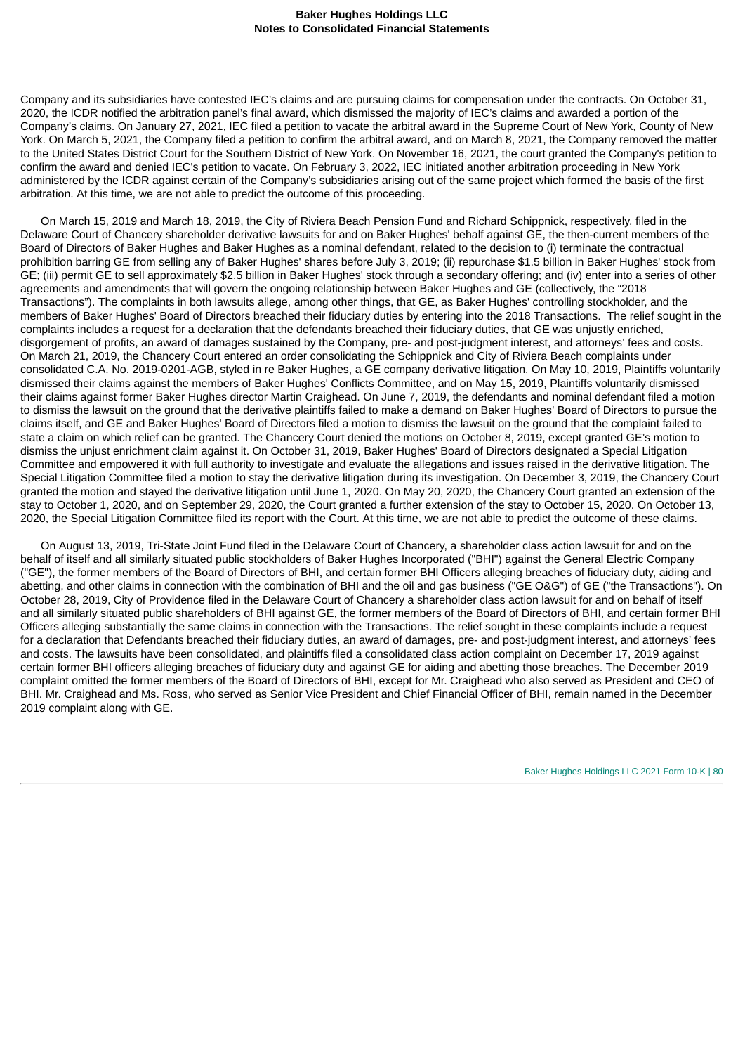Company and its subsidiaries have contested IEC's claims and are pursuing claims for compensation under the contracts. On October 31, 2020, the ICDR notified the arbitration panel's final award, which dismissed the majority of IEC's claims and awarded a portion of the Company's claims. On January 27, 2021, IEC filed a petition to vacate the arbitral award in the Supreme Court of New York, County of New York. On March 5, 2021, the Company filed a petition to confirm the arbitral award, and on March 8, 2021, the Company removed the matter to the United States District Court for the Southern District of New York. On November 16, 2021, the court granted the Company's petition to confirm the award and denied IEC's petition to vacate. On February 3, 2022, IEC initiated another arbitration proceeding in New York administered by the ICDR against certain of the Company's subsidiaries arising out of the same project which formed the basis of the first arbitration. At this time, we are not able to predict the outcome of this proceeding.

On March 15, 2019 and March 18, 2019, the City of Riviera Beach Pension Fund and Richard Schippnick, respectively, filed in the Delaware Court of Chancery shareholder derivative lawsuits for and on Baker Hughes' behalf against GE, the then-current members of the Board of Directors of Baker Hughes and Baker Hughes as a nominal defendant, related to the decision to (i) terminate the contractual prohibition barring GE from selling any of Baker Hughes' shares before July 3, 2019; (ii) repurchase $1.5 billion in Baker Hughes' stock from GE; (iii) permit GE to sell approximately $2.5 billion in Baker Hughes' stock through a secondary offering; and (iv) enter into a series of other agreements and amendments that will govern the ongoing relationship between Baker Hughes and GE (collectively, the "2018 Transactions"). The complaints in both lawsuits allege, among other things, that GE, as Baker Hughes' controlling stockholder, and the members of Baker Hughes' Board of Directors breached their fiduciary duties by entering into the 2018 Transactions. The relief sought in the complaints includes a request for a declaration that the defendants breached their fiduciary duties, that GE was unjustly enriched, disgorgement of profits, an award of damages sustained by the Company, pre- and post-judgment interest, and attorneys' fees and costs. On March 21, 2019, the Chancery Court entered an order consolidating the Schippnick and City of Riviera Beach complaints under consolidated C.A. No. 2019-0201-AGB, styled in re Baker Hughes, a GE company derivative litigation. On May 10, 2019, Plaintiffs voluntarily dismissed their claims against the members of Baker Hughes' Conflicts Committee, and on May 15, 2019, Plaintiffs voluntarily dismissed their claims against former Baker Hughes director Martin Craighead. On June 7, 2019, the defendants and nominal defendant filed a motion to dismiss the lawsuit on the ground that the derivative plaintiffs failed to make a demand on Baker Hughes' Board of Directors to pursue the claims itself, and GE and Baker Hughes' Board of Directors filed a motion to dismiss the lawsuit on the ground that the complaint failed to state a claim on which relief can be granted. The Chancery Court denied the motions on October 8, 2019, except granted GE's motion to dismiss the unjust enrichment claim against it. On October 31, 2019, Baker Hughes' Board of Directors designated a Special Litigation Committee and empowered it with full authority to investigate and evaluate the allegations and issues raised in the derivative litigation. The Special Litigation Committee filed a motion to stay the derivative litigation during its investigation. On December 3, 2019, the Chancery Court granted the motion and stayed the derivative litigation until June 1, 2020. On May 20, 2020, the Chancery Court granted an extension of the stay to October 1, 2020, and on September 29, 2020, the Court granted a further extension of the stay to October 15, 2020. On October 13, 2020, the Special Litigation Committee filed its report with the Court. At this time, we are not able to predict the outcome of these claims.

On August 13, 2019, Tri-State Joint Fund filed in the Delaware Court of Chancery, a shareholder class action lawsuit for and on the behalf of itself and all similarly situated public stockholders of Baker Hughes Incorporated ("BHI") against the General Electric Company ("GE"), the former members of the Board of Directors of BHI, and certain former BHI Officers alleging breaches of fiduciary duty, aiding and abetting, and other claims in connection with the combination of BHI and the oil and gas business ("GE O&G") of GE ("the Transactions"). On October 28, 2019, City of Providence filed in the Delaware Court of Chancery a shareholder class action lawsuit for and on behalf of itself and all similarly situated public shareholders of BHI against GE, the former members of the Board of Directors of BHI, and certain former BHI Officers alleging substantially the same claims in connection with the Transactions. The relief sought in these complaints include a request for a declaration that Defendants breached their fiduciary duties, an award of damages, pre- and post-judgment interest, and attorneys' fees and costs. The lawsuits have been consolidated, and plaintiffs filed a consolidated class action complaint on December 17, 2019 against certain former BHI officers alleging breaches of fiduciary duty and against GE for aiding and abetting those breaches. The December 2019 complaint omitted the former members of the Board of Directors of BHI, except for Mr. Craighead who also served as President and CEO of BHI. Mr. Craighead and Ms. Ross, who served as Senior Vice President and Chief Financial Officer of BHI, remain named in the December 2019 complaint along with GE.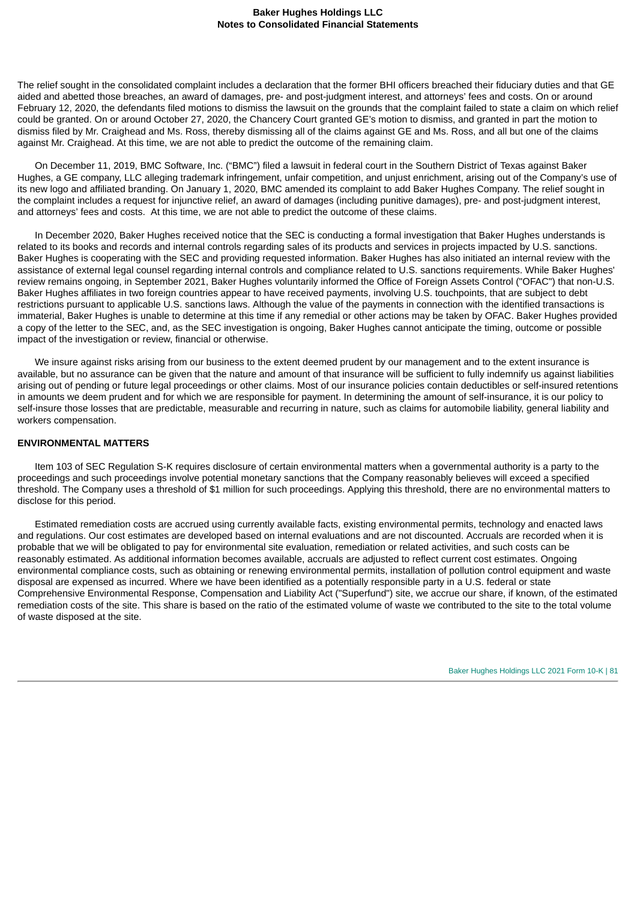The relief sought in the consolidated complaint includes a declaration that the former BHI officers breached their fiduciary duties and that GE aided and abetted those breaches, an award of damages, pre- and post-judgment interest, and attorneys' fees and costs. On or around February 12, 2020, the defendants filed motions to dismiss the lawsuit on the grounds that the complaint failed to state a claim on which relief could be granted. On or around October 27, 2020, the Chancery Court granted GE's motion to dismiss, and granted in part the motion to dismiss filed by Mr. Craighead and Ms. Ross, thereby dismissing all of the claims against GE and Ms. Ross, and all but one of the claims against Mr. Craighead. At this time, we are not able to predict the outcome of the remaining claim.

On December 11, 2019, BMC Software, Inc. ("BMC") filed a lawsuit in federal court in the Southern District of Texas against Baker Hughes, a GE company, LLC alleging trademark infringement, unfair competition, and unjust enrichment, arising out of the Company's use of its new logo and affiliated branding. On January 1, 2020, BMC amended its complaint to add Baker Hughes Company. The relief sought in the complaint includes a request for injunctive relief, an award of damages (including punitive damages), pre- and post-judgment interest, and attorneys' fees and costs. At this time, we are not able to predict the outcome of these claims.

In December 2020, Baker Hughes received notice that the SEC is conducting a formal investigation that Baker Hughes understands is related to its books and records and internal controls regarding sales of its products and services in projects impacted by U.S. sanctions. Baker Hughes is cooperating with the SEC and providing requested information. Baker Hughes has also initiated an internal review with the assistance of external legal counsel regarding internal controls and compliance related to U.S. sanctions requirements. While Baker Hughes' review remains ongoing, in September 2021, Baker Hughes voluntarily informed the Office of Foreign Assets Control ("OFAC") that non-U.S. Baker Hughes affiliates in two foreign countries appear to have received payments, involving U.S. touchpoints, that are subject to debt restrictions pursuant to applicable U.S. sanctions laws. Although the value of the payments in connection with the identified transactions is immaterial, Baker Hughes is unable to determine at this time if any remedial or other actions may be taken by OFAC. Baker Hughes provided a copy of the letter to the SEC, and, as the SEC investigation is ongoing, Baker Hughes cannot anticipate the timing, outcome or possible impact of the investigation or review, financial or otherwise.

We insure against risks arising from our business to the extent deemed prudent by our management and to the extent insurance is available, but no assurance can be given that the nature and amount of that insurance will be sufficient to fully indemnify us against liabilities arising out of pending or future legal proceedings or other claims. Most of our insurance policies contain deductibles or self-insured retentions in amounts we deem prudent and for which we are responsible for payment. In determining the amount of self-insurance, it is our policy to self-insure those losses that are predictable, measurable and recurring in nature, such as claims for automobile liability, general liability and workers compensation.

## ENVIRONMENTAL MATTERS

Item 103 of SEC Regulation S-K requires disclosure of certain environmental matters when a governmental authority is a party to the proceedings and such proceedings involve potential monetary sanctions that the Company reasonably believes will exceed a specified threshold. The Company uses a threshold of $1 million for such proceedings. Applying this threshold, there are no environmental matters to disclose for this period.

Estimated remediation costs are accrued using currently available facts, existing environmental permits, technology and enacted laws and regulations. Our cost estimates are developed based on internal evaluations and are not discounted. Accruals are recorded when it is probable that we will be obligated to pay for environmental site evaluation, remediation or related activities, and such costs can be reasonably estimated. As additional information becomes available, accruals are adjusted to reflect current cost estimates. Ongoing environmental compliance costs, such as obtaining or renewing environmental permits, installation of pollution control equipment and waste disposal are expensed as incurred. Where we have been identified as a potentially responsible party in a U.S. federal or state Comprehensive Environmental Response, Compensation and Liability Act ("Superfund") site, we accrue our share, if known, of the estimated remediation costs of the site. This share is based on the ratio of the estimated volume of waste we contributed to the site to the total volume of waste disposed at the site.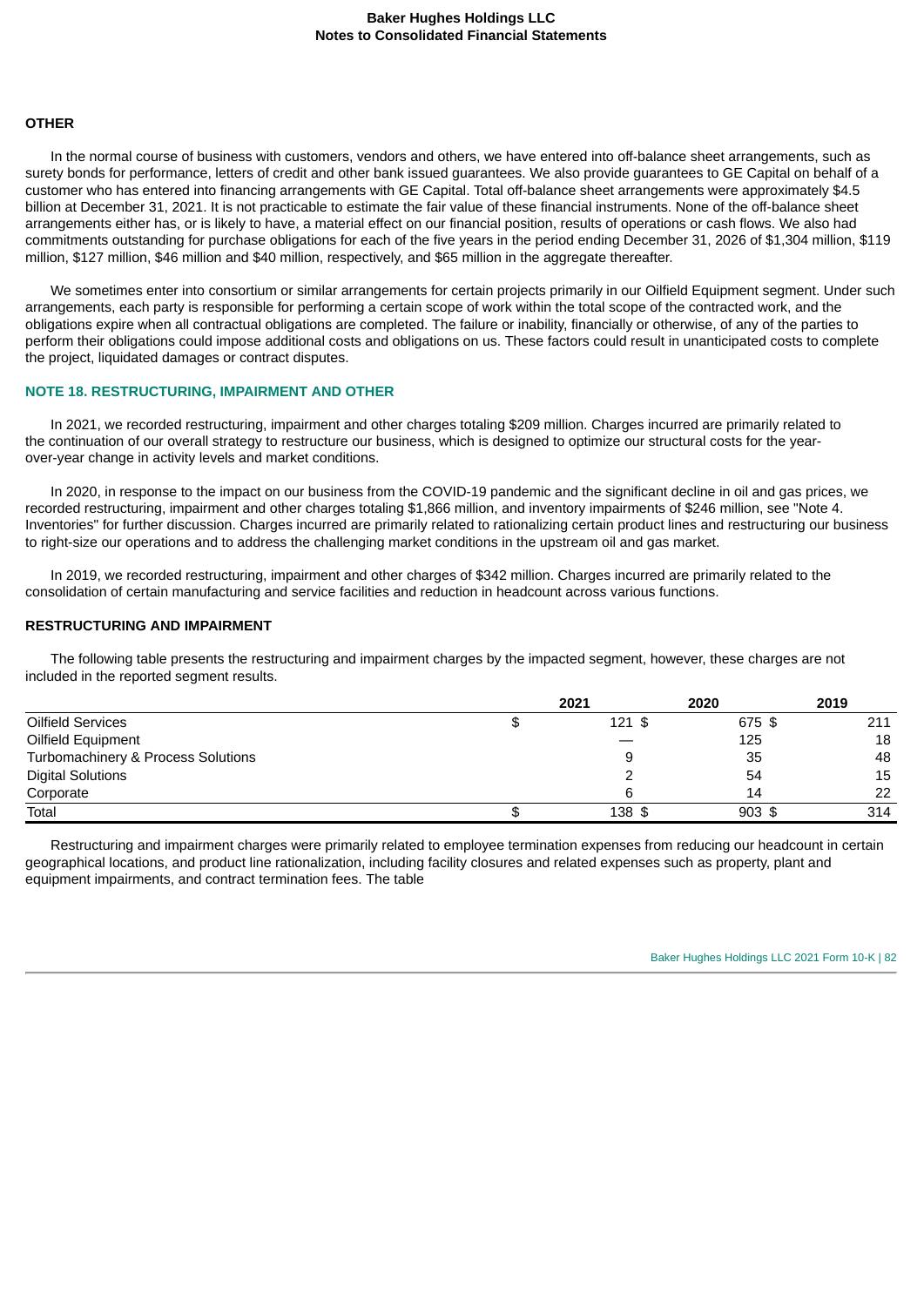### OTHER

In the normal course of business with customers, vendors and others, we have entered into off-balance sheet arrangements, such as surety bonds for performance, letters of credit and other bank issued guarantees. We also provide guarantees to GE Capital on behalf of a customer who has entered into financing arrangements with GE Capital. Total off-balance sheet arrangements were approximately $4.5 billion at December 31, 2021. It is not practicable to estimate the fair value of these financial instruments. None of the off-balance sheet arrangements either has, or is likely to have, a material effect on our financial position, results of operations or cash flows. We also had commitments outstanding for purchase obligations for each of the five years in the period ending December 31, 2026 of $1,304 million, $119 million, $127 million, $46 million and $40 million, respectively, and $65 million in the aggregate thereafter.

We sometimes enter into consortium or similar arrangements for certain projects primarily in our Oilfield Equipment segment. Under such arrangements, each party is responsible for performing a certain scope of work within the total scope of the contracted work, and the obligations expire when all contractual obligations are completed. The failure or inability, financially or otherwise, of any of the parties to perform their obligations could impose additional costs and obligations on us. These factors could result in unanticipated costs to complete the project, liquidated damages or contract disputes.

## NOTE 18. RESTRUCTURING, IMPAIRMENT AND OTHER

In 2021, we recorded restructuring, impairment and other charges totaling $209 million. Charges incurred are primarily related to the continuation of our overall strategy to restructure our business, which is designed to optimize our structural costs for the year-over-year change in activity levels and market conditions.

In 2020, in response to the impact on our business from the COVID-19 pandemic and the significant decline in oil and gas prices, we recorded restructuring, impairment and other charges totaling $1,866 million, and inventory impairments of $246 million, see "Note 4. Inventories" for further discussion. Charges incurred are primarily related to rationalizing certain product lines and restructuring our business to right-size our operations and to address the challenging market conditions in the upstream oil and gas market.

In 2019, we recorded restructuring, impairment and other charges of $342 million. Charges incurred are primarily related to the consolidation of certain manufacturing and service facilities and reduction in headcount across various functions.

### RESTRUCTURING AND IMPAIRMENT

The following table presents the restructuring and impairment charges by the impacted segment, however, these charges are not included in the reported segment results.

| | 2021 | 2020 | 2019 |
|---|---|---|---|
| Oilfield Services | $ 121 | $ 675 | $ 211 |
| Oilfield Equipment | — | 125 | 18 |
| Turbomachinery & Process Solutions | 9 | 35 | 48 |
| Digital Solutions | 2 | 54 | 15 |
| Corporate | 6 | 14 | 22 |
| Total | $ 138 | $ 903 | $ 314 |

Restructuring and impairment charges were primarily related to employee termination expenses from reducing our headcount in certain geographical locations, and product line rationalization, including facility closures and related expenses such as property, plant and equipment impairments, and contract termination fees. The table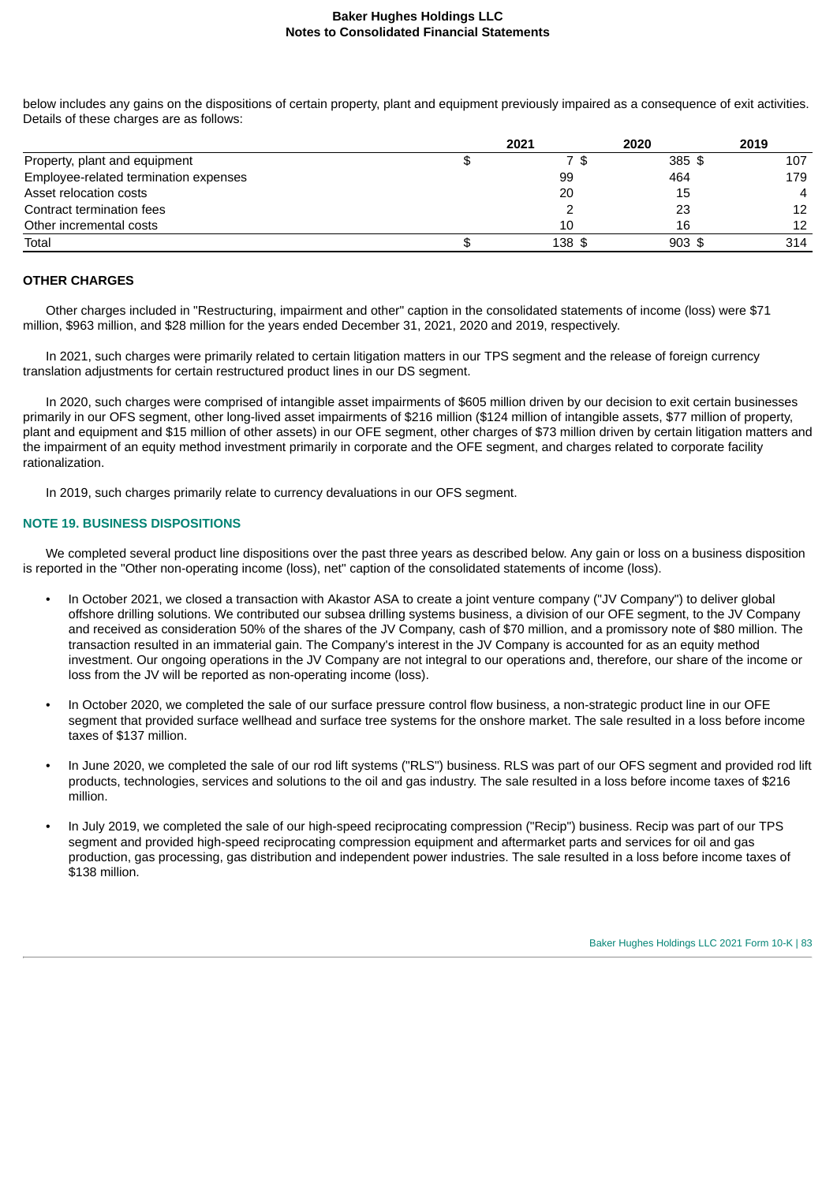below includes any gains on the dispositions of certain property, plant and equipment previously impaired as a consequence of exit activities. Details of these charges are as follows:

| | 2021 | 2020 | 2019 |
|---|---|---|---|
| Property, plant and equipment | $ 7 | $ 385 | $ 107 |
| Employee-related termination expenses | 99 | 464 | 179 |
| Asset relocation costs | 20 | 15 | 4 |
| Contract termination fees | 2 | 23 | 12 |
| Other incremental costs | 10 | 16 | 12 |
| Total | $ 138 | $ 903 | $ 314 |

**OTHER CHARGES**

Other charges included in "Restructuring, impairment and other" caption in the consolidated statements of income (loss) were $71 million, $963 million, and $28 million for the years ended December 31, 2021, 2020 and 2019, respectively.

In 2021, such charges were primarily related to certain litigation matters in our TPS segment and the release of foreign currency translation adjustments for certain restructured product lines in our DS segment.

In 2020, such charges were comprised of intangible asset impairments of $605 million driven by our decision to exit certain businesses primarily in our OFS segment, other long-lived asset impairments of $216 million ($124 million of intangible assets, $77 million of property, plant and equipment and $15 million of other assets) in our OFE segment, other charges of $73 million driven by certain litigation matters and the impairment of an equity method investment primarily in corporate and the OFE segment, and charges related to corporate facility rationalization.

In 2019, such charges primarily relate to currency devaluations in our OFS segment.

## NOTE 19. BUSINESS DISPOSITIONS

We completed several product line dispositions over the past three years as described below. Any gain or loss on a business disposition is reported in the "Other non-operating income (loss), net" caption of the consolidated statements of income (loss).

- In October 2021, we closed a transaction with Akastor ASA to create a joint venture company ("JV Company") to deliver global offshore drilling solutions. We contributed our subsea drilling systems business, a division of our OFE segment, to the JV Company and received as consideration 50% of the shares of the JV Company, cash of $70 million, and a promissory note of $80 million. The transaction resulted in an immaterial gain. The Company's interest in the JV Company is accounted for as an equity method investment. Our ongoing operations in the JV Company are not integral to our operations and, therefore, our share of the income or loss from the JV will be reported as non-operating income (loss).

- In October 2020, we completed the sale of our surface pressure control flow business, a non-strategic product line in our OFE segment that provided surface wellhead and surface tree systems for the onshore market. The sale resulted in a loss before income taxes of $137 million.

- In June 2020, we completed the sale of our rod lift systems ("RLS") business. RLS was part of our OFS segment and provided rod lift products, technologies, services and solutions to the oil and gas industry. The sale resulted in a loss before income taxes of $216 million.

- In July 2019, we completed the sale of our high-speed reciprocating compression ("Recip") business. Recip was part of our TPS segment and provided high-speed reciprocating compression equipment and aftermarket parts and services for oil and gas production, gas processing, gas distribution and independent power industries. The sale resulted in a loss before income taxes of $138 million.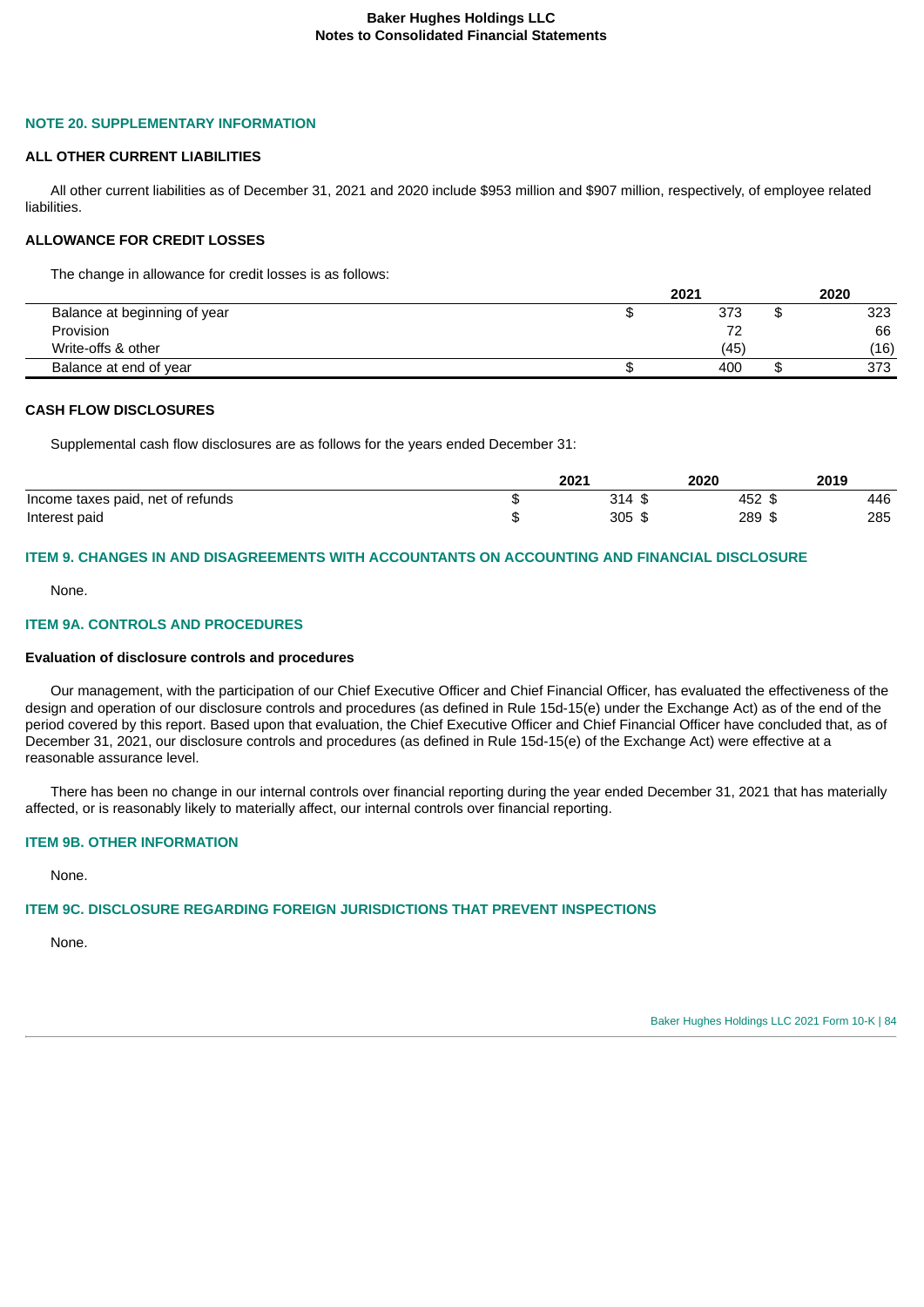## NOTE 20. SUPPLEMENTARY INFORMATION

### ALL OTHER CURRENT LIABILITIES

All other current liabilities as of December 31, 2021 and 2020 include $953 million and $907 million, respectively, of employee related liabilities.

### ALLOWANCE FOR CREDIT LOSSES

The change in allowance for credit losses is as follows:

| | 2021 | 2020 |
|---|---|---|
| Balance at beginning of year | $ 373 | $ 323 |
| Provision | 72 | 66 |
| Write-offs & other | (45) | (16) |
| Balance at end of year | $ 400 | $ 373 |

### CASH FLOW DISCLOSURES

Supplemental cash flow disclosures are as follows for the years ended December 31:

| | 2021 | 2020 | 2019 |
|---|---|---|---|
| Income taxes paid, net of refunds | $ 314 | $ 452 | $ 446 |
| Interest paid | $ 305 | $ 289 | $ 285 |

## ITEM 9. CHANGES IN AND DISAGREEMENTS WITH ACCOUNTANTS ON ACCOUNTING AND FINANCIAL DISCLOSURE

None.

## ITEM 9A. CONTROLS AND PROCEDURES

### Evaluation of disclosure controls and procedures

Our management, with the participation of our Chief Executive Officer and Chief Financial Officer, has evaluated the effectiveness of the design and operation of our disclosure controls and procedures (as defined in Rule 15d-15(e) under the Exchange Act) as of the end of the period covered by this report. Based upon that evaluation, the Chief Executive Officer and Chief Financial Officer have concluded that, as of December 31, 2021, our disclosure controls and procedures (as defined in Rule 15d-15(e) of the Exchange Act) were effective at a reasonable assurance level.

There has been no change in our internal controls over financial reporting during the year ended December 31, 2021 that has materially affected, or is reasonably likely to materially affect, our internal controls over financial reporting.

## ITEM 9B. OTHER INFORMATION

None.

## ITEM 9C. DISCLOSURE REGARDING FOREIGN JURISDICTIONS THAT PREVENT INSPECTIONS

None.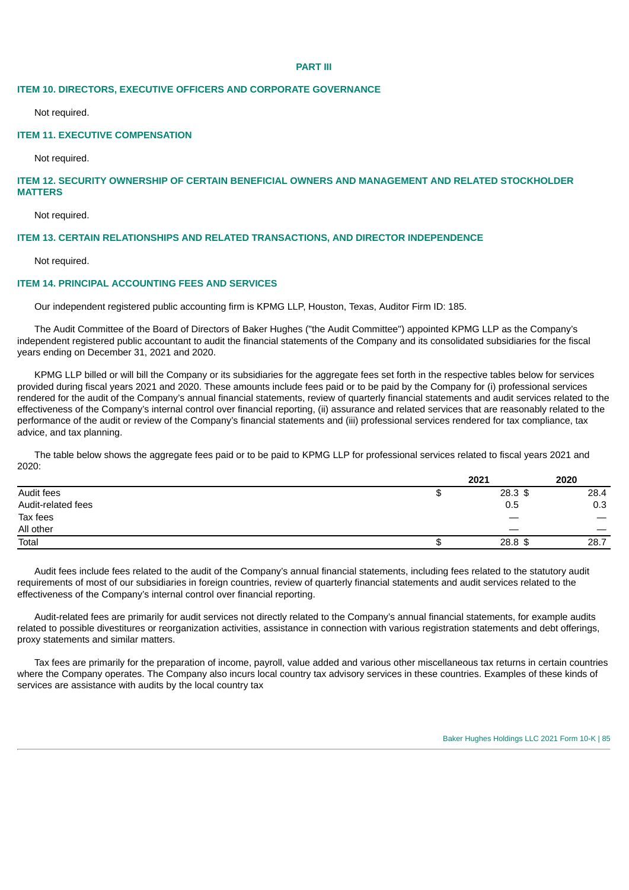## PART III

### ITEM 10. DIRECTORS, EXECUTIVE OFFICERS AND CORPORATE GOVERNANCE

Not required.

### ITEM 11. EXECUTIVE COMPENSATION

Not required.

### ITEM 12. SECURITY OWNERSHIP OF CERTAIN BENEFICIAL OWNERS AND MANAGEMENT AND RELATED STOCKHOLDER MATTERS

Not required.

### ITEM 13. CERTAIN RELATIONSHIPS AND RELATED TRANSACTIONS, AND DIRECTOR INDEPENDENCE

Not required.

### ITEM 14. PRINCIPAL ACCOUNTING FEES AND SERVICES

Our independent registered public accounting firm is KPMG LLP, Houston, Texas, Auditor Firm ID: 185.

The Audit Committee of the Board of Directors of Baker Hughes ("the Audit Committee") appointed KPMG LLP as the Company's independent registered public accountant to audit the financial statements of the Company and its consolidated subsidiaries for the fiscal years ending on December 31, 2021 and 2020.

KPMG LLP billed or will bill the Company or its subsidiaries for the aggregate fees set forth in the respective tables below for services provided during fiscal years 2021 and 2020. These amounts include fees paid or to be paid by the Company for (i) professional services rendered for the audit of the Company's annual financial statements, review of quarterly financial statements and audit services related to the effectiveness of the Company's internal control over financial reporting, (ii) assurance and related services that are reasonably related to the performance of the audit or review of the Company's financial statements and (iii) professional services rendered for tax compliance, tax advice, and tax planning.

The table below shows the aggregate fees paid or to be paid to KPMG LLP for professional services related to fiscal years 2021 and 2020:

| | 2021 | 2020 |
|---|---|---|
| Audit fees | $ 28.3 | $ 28.4 |
| Audit-related fees | 0.5 | 0.3 |
| Tax fees | — | — |
| All other | — | — |
| Total | $ 28.8 | $ 28.7 |

Audit fees include fees related to the audit of the Company's annual financial statements, including fees related to the statutory audit requirements of most of our subsidiaries in foreign countries, review of quarterly financial statements and audit services related to the effectiveness of the Company's internal control over financial reporting.

Audit-related fees are primarily for audit services not directly related to the Company's annual financial statements, for example audits related to possible divestitures or reorganization activities, assistance in connection with various registration statements and debt offerings, proxy statements and similar matters.

Tax fees are primarily for the preparation of income, payroll, value added and various other miscellaneous tax returns in certain countries where the Company operates. The Company also incurs local country tax advisory services in these countries. Examples of these kinds of services are assistance with audits by the local country tax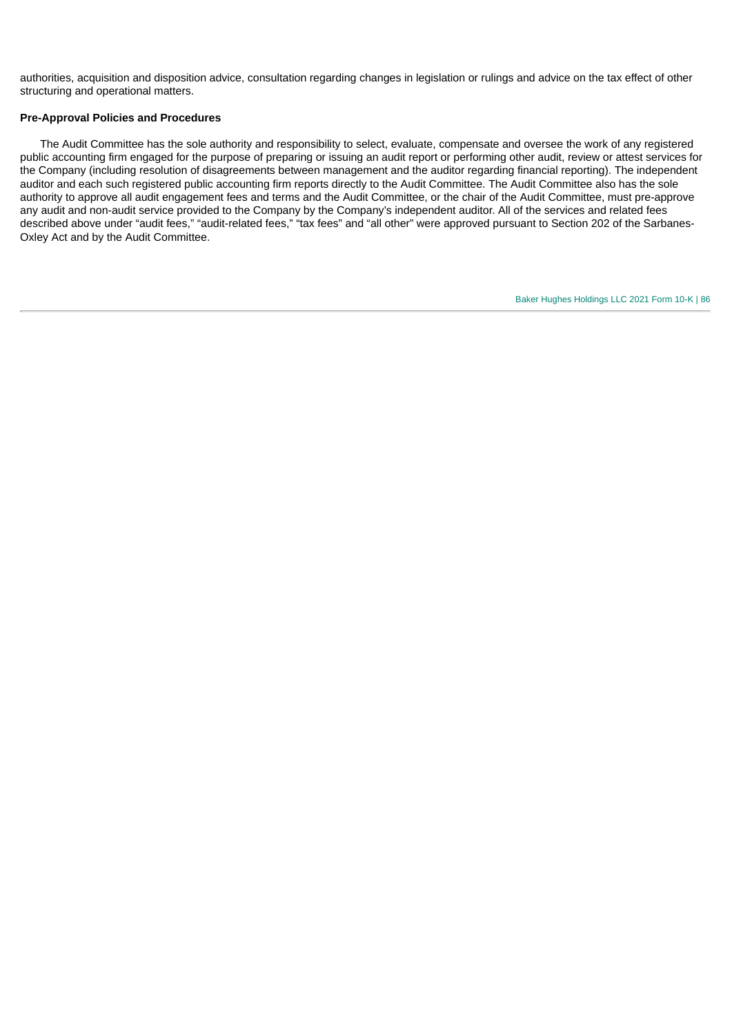authorities, acquisition and disposition advice, consultation regarding changes in legislation or rulings and advice on the tax effect of other structuring and operational matters.

**Pre-Approval Policies and Procedures**

The Audit Committee has the sole authority and responsibility to select, evaluate, compensate and oversee the work of any registered public accounting firm engaged for the purpose of preparing or issuing an audit report or performing other audit, review or attest services for the Company (including resolution of disagreements between management and the auditor regarding financial reporting). The independent auditor and each such registered public accounting firm reports directly to the Audit Committee. The Audit Committee also has the sole authority to approve all audit engagement fees and terms and the Audit Committee, or the chair of the Audit Committee, must pre-approve any audit and non-audit service provided to the Company by the Company's independent auditor. All of the services and related fees described above under "audit fees," "audit-related fees," "tax fees" and "all other" were approved pursuant to Section 202 of the Sarbanes-Oxley Act and by the Audit Committee.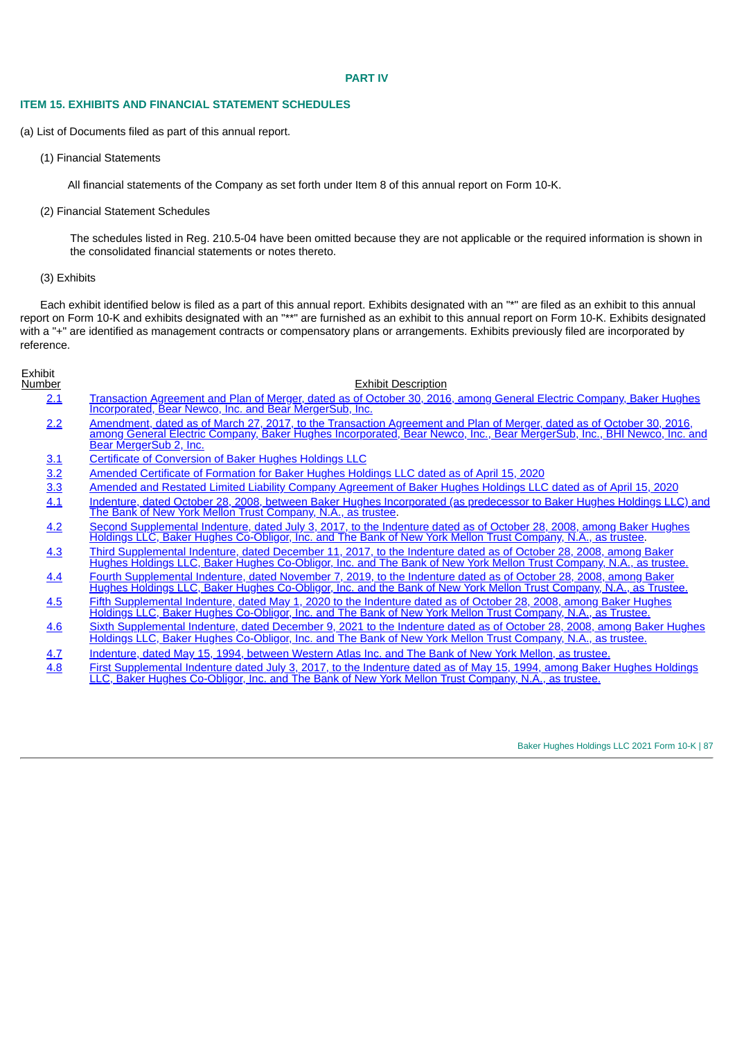## PART IV

### ITEM 15. EXHIBITS AND FINANCIAL STATEMENT SCHEDULES

(a) List of Documents filed as part of this annual report.

(1) Financial Statements

All financial statements of the Company as set forth under Item 8 of this annual report on Form 10-K.

(2) Financial Statement Schedules

The schedules listed in Reg. 210.5-04 have been omitted because they are not applicable or the required information is shown in the consolidated financial statements or notes thereto.

(3) Exhibits

Each exhibit identified below is filed as a part of this annual report. Exhibits designated with an "*" are filed as an exhibit to this annual report on Form 10-K and exhibits designated with an "**" are furnished as an exhibit to this annual report on Form 10-K. Exhibits designated with a "+" are identified as management contracts or compensatory plans or arrangements. Exhibits previously filed are incorporated by reference.

| Exhibit Number | Exhibit Description |
|---|---|
| 2.1 | Transaction Agreement and Plan of Merger, dated as of October 30, 2016, among General Electric Company, Baker Hughes Incorporated, Bear Newco, Inc. and Bear MergerSub, Inc. |
| 2.2 | Amendment, dated as of March 27, 2017, to the Transaction Agreement and Plan of Merger, dated as of October 30, 2016, among General Electric Company, Baker Hughes Incorporated, Bear Newco, Inc., Bear MergerSub, Inc., BHI Newco, Inc. and Bear MergerSub 2, Inc. |
| 3.1 | Certificate of Conversion of Baker Hughes Holdings LLC |
| 3.2 | Amended Certificate of Formation for Baker Hughes Holdings LLC dated as of April 15, 2020 |
| 3.3 | Amended and Restated Limited Liability Company Agreement of Baker Hughes Holdings LLC dated as of April 15, 2020 |
| 4.1 | Indenture, dated October 28, 2008, between Baker Hughes Incorporated (as predecessor to Baker Hughes Holdings LLC) and The Bank of New York Mellon Trust Company, N.A., as trustee. |
| 4.2 | Second Supplemental Indenture, dated July 3, 2017, to the Indenture dated as of October 28, 2008, among Baker Hughes Holdings LLC, Baker Hughes Co-Obligor, Inc. and The Bank of New York Mellon Trust Company, N.A., as trustee. |
| 4.3 | Third Supplemental Indenture, dated December 11, 2017, to the Indenture dated as of October 28, 2008, among Baker Hughes Holdings LLC, Baker Hughes Co-Obligor, Inc. and The Bank of New York Mellon Trust Company, N.A., as trustee. |
| 4.4 | Fourth Supplemental Indenture, dated November 7, 2019, to the Indenture dated as of October 28, 2008, among Baker Hughes Holdings LLC, Baker Hughes Co-Obligor, Inc. and the Bank of New York Mellon Trust Company, N.A., as Trustee. |
| 4.5 | Fifth Supplemental Indenture, dated May 1, 2020 to the Indenture dated as of October 28, 2008, among Baker Hughes Holdings LLC, Baker Hughes Co-Obligor, Inc. and The Bank of New York Mellon Trust Company, N.A., as Trustee. |
| 4.6 | Sixth Supplemental Indenture, dated December 9, 2021 to the Indenture dated as of October 28, 2008, among Baker Hughes Holdings LLC, Baker Hughes Co-Obligor, Inc. and The Bank of New York Mellon Trust Company, N.A., as trustee. |
| 4.7 | Indenture, dated May 15, 1994, between Western Atlas Inc. and The Bank of New York Mellon, as trustee. |
| 4.8 | First Supplemental Indenture dated July 3, 2017, to the Indenture dated as of May 15, 1994, among Baker Hughes Holdings LLC, Baker Hughes Co-Obligor, Inc. and The Bank of New York Mellon Trust Company, N.A., as trustee. |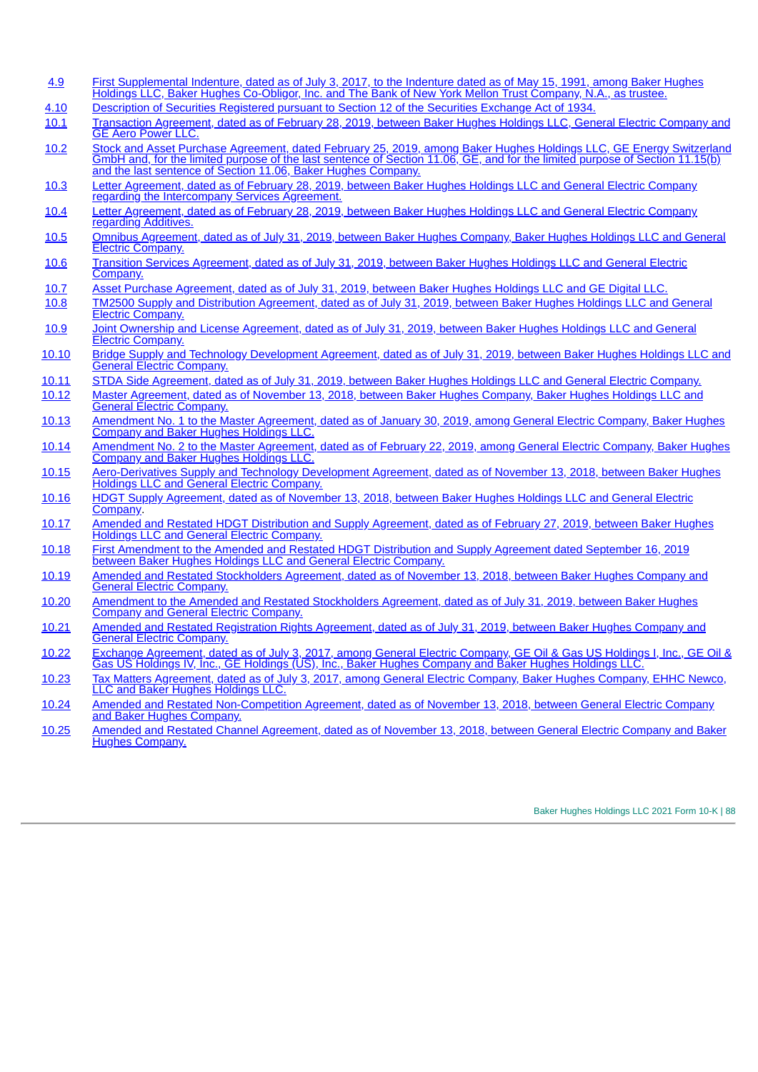| | |
|---|---|
| 4.9 | First Supplemental Indenture, dated as of July 3, 2017, to the Indenture dated as of May 15, 1991, among Baker Hughes Holdings LLC, Baker Hughes Co-Obligor, Inc. and The Bank of New York Mellon Trust Company, N.A., as trustee. |
| 4.10 | Description of Securities Registered pursuant to Section 12 of the Securities Exchange Act of 1934. |
| 10.1 | Transaction Agreement, dated as of February 28, 2019, between Baker Hughes Holdings LLC, General Electric Company and GE Aero Power LLC. |
| 10.2 | Stock and Asset Purchase Agreement, dated February 25, 2019, among Baker Hughes Holdings LLC, GE Energy Switzerland GmbH and, for the limited purpose of the last sentence of Section 11.06, GE, and for the limited purpose of Section 11.15(b) and the last sentence of Section 11.06, Baker Hughes Company. |
| 10.3 | Letter Agreement, dated as of February 28, 2019, between Baker Hughes Holdings LLC and General Electric Company regarding the Intercompany Services Agreement. |
| 10.4 | Letter Agreement, dated as of February 28, 2019, between Baker Hughes Holdings LLC and General Electric Company regarding Additives. |
| 10.5 | Omnibus Agreement, dated as of July 31, 2019, between Baker Hughes Company, Baker Hughes Holdings LLC and General Electric Company. |
| 10.6 | Transition Services Agreement, dated as of July 31, 2019, between Baker Hughes Holdings LLC and General Electric Company. |
| 10.7 | Asset Purchase Agreement, dated as of July 31, 2019, between Baker Hughes Holdings LLC and GE Digital LLC. |
| 10.8 | TM2500 Supply and Distribution Agreement, dated as of July 31, 2019, between Baker Hughes Holdings LLC and General Electric Company. |
| 10.9 | Joint Ownership and License Agreement, dated as of July 31, 2019, between Baker Hughes Holdings LLC and General Electric Company. |
| 10.10 | Bridge Supply and Technology Development Agreement, dated as of July 31, 2019, between Baker Hughes Holdings LLC and General Electric Company. |
| 10.11 | STDA Side Agreement, dated as of July 31, 2019, between Baker Hughes Holdings LLC and General Electric Company. |
| 10.12 | Master Agreement, dated as of November 13, 2018, between Baker Hughes Company, Baker Hughes Holdings LLC and General Electric Company. |
| 10.13 | Amendment No. 1 to the Master Agreement, dated as of January 30, 2019, among General Electric Company, Baker Hughes Company and Baker Hughes Holdings LLC. |
| 10.14 | Amendment No. 2 to the Master Agreement, dated as of February 22, 2019, among General Electric Company, Baker Hughes Company and Baker Hughes Holdings LLC. |
| 10.15 | Aero-Derivatives Supply and Technology Development Agreement, dated as of November 13, 2018, between Baker Hughes Holdings LLC and General Electric Company. |
| 10.16 | HDGT Supply Agreement, dated as of November 13, 2018, between Baker Hughes Holdings LLC and General Electric Company. |
| 10.17 | Amended and Restated HDGT Distribution and Supply Agreement, dated as of February 27, 2019, between Baker Hughes Holdings LLC and General Electric Company. |
| 10.18 | First Amendment to the Amended and Restated HDGT Distribution and Supply Agreement dated September 16, 2019 between Baker Hughes Holdings LLC and General Electric Company. |
| 10.19 | Amended and Restated Stockholders Agreement, dated as of November 13, 2018, between Baker Hughes Company and General Electric Company. |
| 10.20 | Amendment to the Amended and Restated Stockholders Agreement, dated as of July 31, 2019, between Baker Hughes Company and General Electric Company. |
| 10.21 | Amended and Restated Registration Rights Agreement, dated as of July 31, 2019, between Baker Hughes Company and General Electric Company. |
| 10.22 | Exchange Agreement, dated as of July 3, 2017, among General Electric Company, GE Oil & Gas US Holdings I, Inc., GE Oil & Gas US Holdings IV, Inc., GE Holdings (US), Inc., Baker Hughes Company and Baker Hughes Holdings LLC. |
| 10.23 | Tax Matters Agreement, dated as of July 3, 2017, among General Electric Company, Baker Hughes Company, EHHC Newco, LLC and Baker Hughes Holdings LLC. |
| 10.24 | Amended and Restated Non-Competition Agreement, dated as of November 13, 2018, between General Electric Company and Baker Hughes Company. |
| 10.25 | Amended and Restated Channel Agreement, dated as of November 13, 2018, between General Electric Company and Baker Hughes Company. |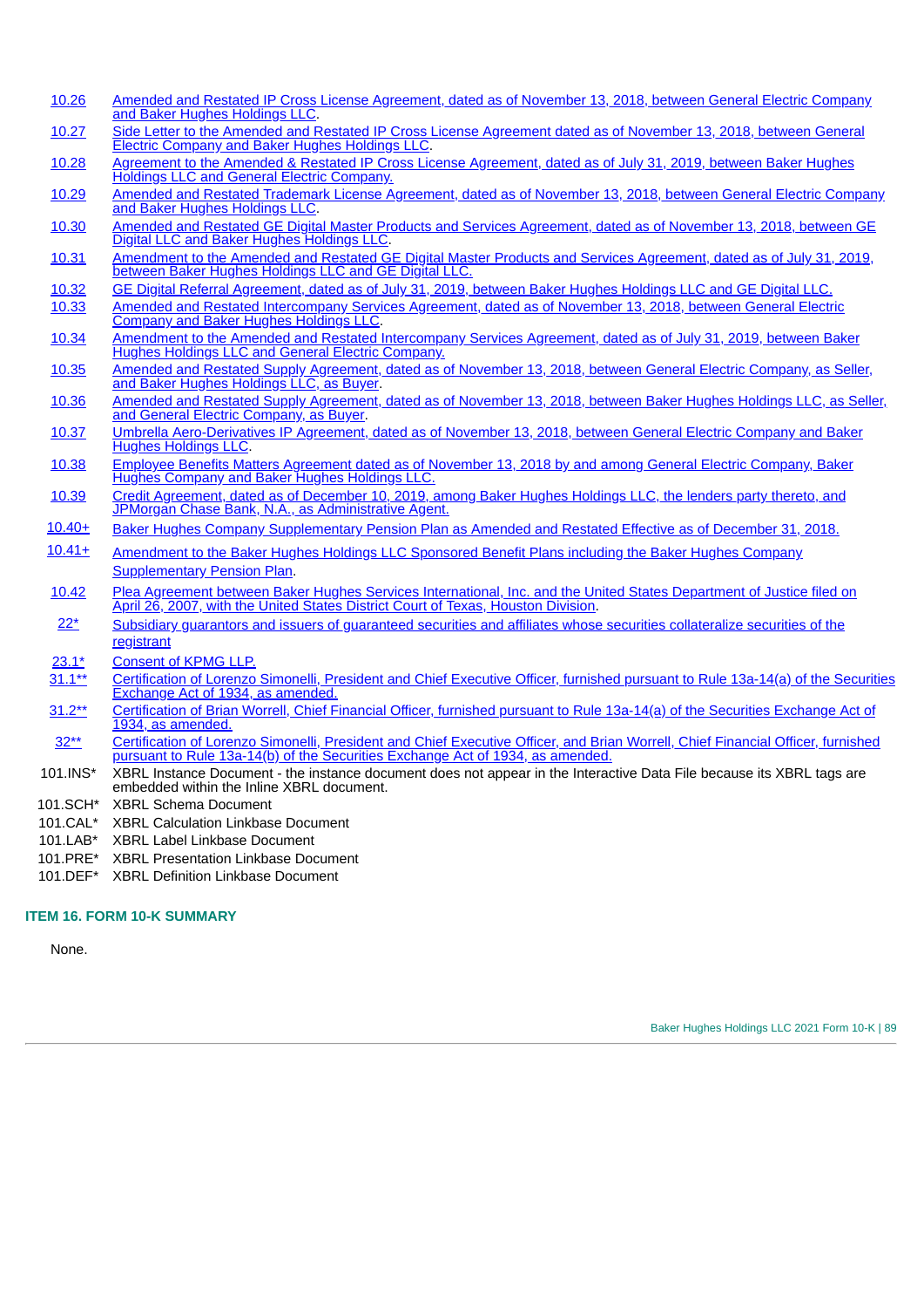| | |
|---|---|
| 10.26 | Amended and Restated IP Cross License Agreement, dated as of November 13, 2018, between General Electric Company and Baker Hughes Holdings LLC. |
| 10.27 | Side Letter to the Amended and Restated IP Cross License Agreement dated as of November 13, 2018, between General Electric Company and Baker Hughes Holdings LLC. |
| 10.28 | Agreement to the Amended & Restated IP Cross License Agreement, dated as of July 31, 2019, between Baker Hughes Holdings LLC and General Electric Company. |
| 10.29 | Amended and Restated Trademark License Agreement, dated as of November 13, 2018, between General Electric Company and Baker Hughes Holdings LLC. |
| 10.30 | Amended and Restated GE Digital Master Products and Services Agreement, dated as of November 13, 2018, between GE Digital LLC and Baker Hughes Holdings LLC. |
| 10.31 | Amendment to the Amended and Restated GE Digital Master Products and Services Agreement, dated as of July 31, 2019, between Baker Hughes Holdings LLC and GE Digital LLC. |
| 10.32 | GE Digital Referral Agreement, dated as of July 31, 2019, between Baker Hughes Holdings LLC and GE Digital LLC. |
| 10.33 | Amended and Restated Intercompany Services Agreement, dated as of November 13, 2018, between General Electric Company and Baker Hughes Holdings LLC. |
| 10.34 | Amendment to the Amended and Restated Intercompany Services Agreement, dated as of July 31, 2019, between Baker Hughes Holdings LLC and General Electric Company. |
| 10.35 | Amended and Restated Supply Agreement, dated as of November 13, 2018, between General Electric Company, as Seller, and Baker Hughes Holdings LLC, as Buyer. |
| 10.36 | Amended and Restated Supply Agreement, dated as of November 13, 2018, between Baker Hughes Holdings LLC, as Seller, and General Electric Company, as Buyer. |
| 10.37 | Umbrella Aero-Derivatives IP Agreement, dated as of November 13, 2018, between General Electric Company and Baker Hughes Holdings LLC. |
| 10.38 | Employee Benefits Matters Agreement dated as of November 13, 2018 by and among General Electric Company, Baker Hughes Company and Baker Hughes Holdings LLC. |
| 10.39 | Credit Agreement, dated as of December 10, 2019, among Baker Hughes Holdings LLC, the lenders party thereto, and JPMorgan Chase Bank, N.A., as Administrative Agent. |
| 10.40+ | Baker Hughes Company Supplementary Pension Plan as Amended and Restated Effective as of December 31, 2018. |
| 10.41+ | Amendment to the Baker Hughes Holdings LLC Sponsored Benefit Plans including the Baker Hughes Company Supplementary Pension Plan. |
| 10.42 | Plea Agreement between Baker Hughes Services International, Inc. and the United States Department of Justice filed on April 26, 2007, with the United States District Court of Texas, Houston Division. |
| 22* | Subsidiary guarantors and issuers of guaranteed securities and affiliates whose securities collateralize securities of the registrant |
| 23.1* | Consent of KPMG LLP. |
| 31.1** | Certification of Lorenzo Simonelli, President and Chief Executive Officer, furnished pursuant to Rule 13a-14(a) of the Securities Exchange Act of 1934, as amended. |
| 31.2** | Certification of Brian Worrell, Chief Financial Officer, furnished pursuant to Rule 13a-14(a) of the Securities Exchange Act of 1934, as amended. |
| 32** | Certification of Lorenzo Simonelli, President and Chief Executive Officer, and Brian Worrell, Chief Financial Officer, furnished pursuant to Rule 13a-14(b) of the Securities Exchange Act of 1934, as amended. |
| 101.INS* | XBRL Instance Document - the instance document does not appear in the Interactive Data File because its XBRL tags are embedded within the Inline XBRL document. |
| 101.SCH* | XBRL Schema Document |
| 101.CAL* | XBRL Calculation Linkbase Document |
| 101.LAB* | XBRL Label Linkbase Document |
| 101.PRE* | XBRL Presentation Linkbase Document |
| 101.DEF* | XBRL Definition Linkbase Document |

## ITEM 16. FORM 10-K SUMMARY

None.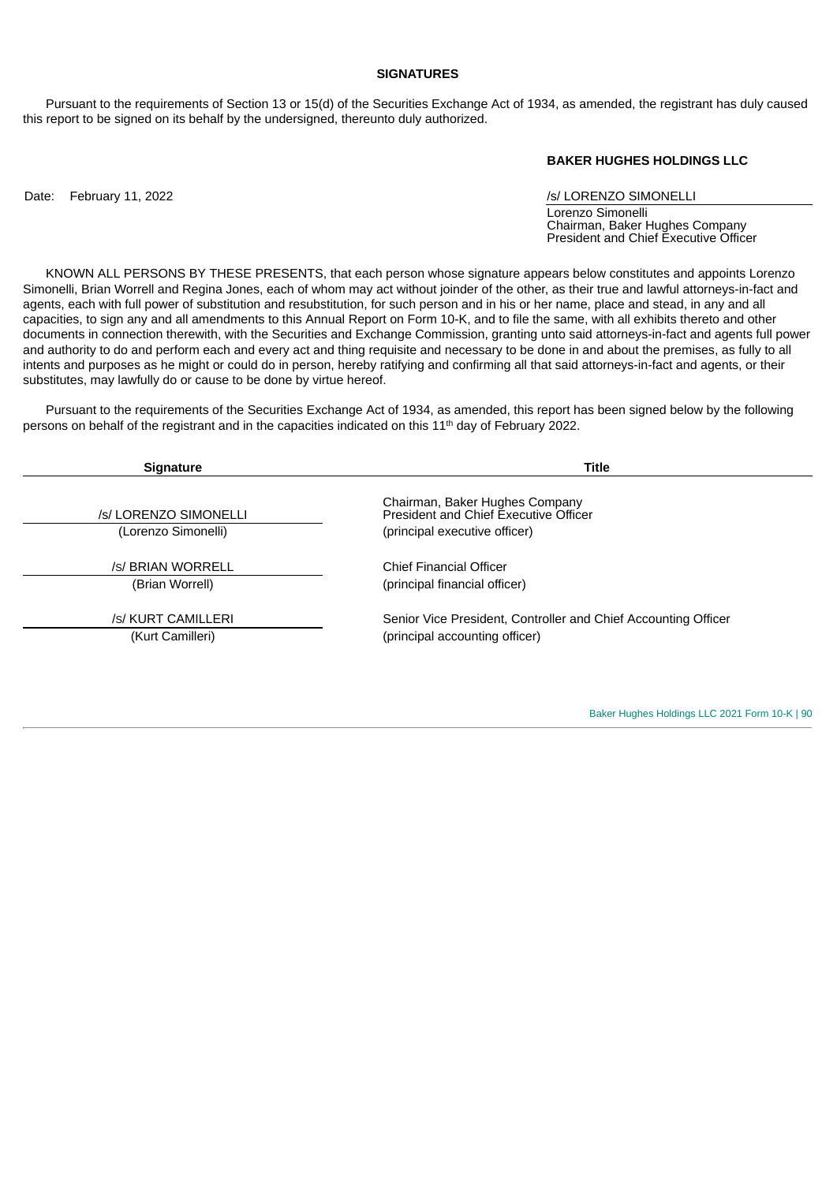## SIGNATURES

Pursuant to the requirements of Section 13 or 15(d) of the Securities Exchange Act of 1934, as amended, the registrant has duly caused this report to be signed on its behalf by the undersigned, thereunto duly authorized.

**BAKER HUGHES HOLDINGS LLC**

Date: February 11, 2022

/s/ LORENZO SIMONELLI
Lorenzo Simonelli
Chairman, Baker Hughes Company
President and Chief Executive Officer

KNOWN ALL PERSONS BY THESE PRESENTS, that each person whose signature appears below constitutes and appoints Lorenzo Simonelli, Brian Worrell and Regina Jones, each of whom may act without joinder of the other, as their true and lawful attorneys-in-fact and agents, each with full power of substitution and resubstitution, for such person and in his or her name, place and stead, in any and all capacities, to sign any and all amendments to this Annual Report on Form 10-K, and to file the same, with all exhibits thereto and other documents in connection therewith, with the Securities and Exchange Commission, granting unto said attorneys-in-fact and agents full power and authority to do and perform each and every act and thing requisite and necessary to be done in and about the premises, as fully to all intents and purposes as he might or could do in person, hereby ratifying and confirming all that said attorneys-in-fact and agents, or their substitutes, may lawfully do or cause to be done by virtue hereof.

Pursuant to the requirements of the Securities Exchange Act of 1934, as amended, this report has been signed below by the following persons on behalf of the registrant and in the capacities indicated on this 11th day of February 2022.

| Signature | Title |
|---|---|
| /s/ LORENZO SIMONELLI<br>(Lorenzo Simonelli) | Chairman, Baker Hughes Company<br>President and Chief Executive Officer<br>(principal executive officer) |
| /s/ BRIAN WORRELL<br>(Brian Worrell) | Chief Financial Officer<br>(principal financial officer) |
| /s/ KURT CAMILLERI<br>(Kurt Camilleri) | Senior Vice President, Controller and Chief Accounting Officer<br>(principal accounting officer) |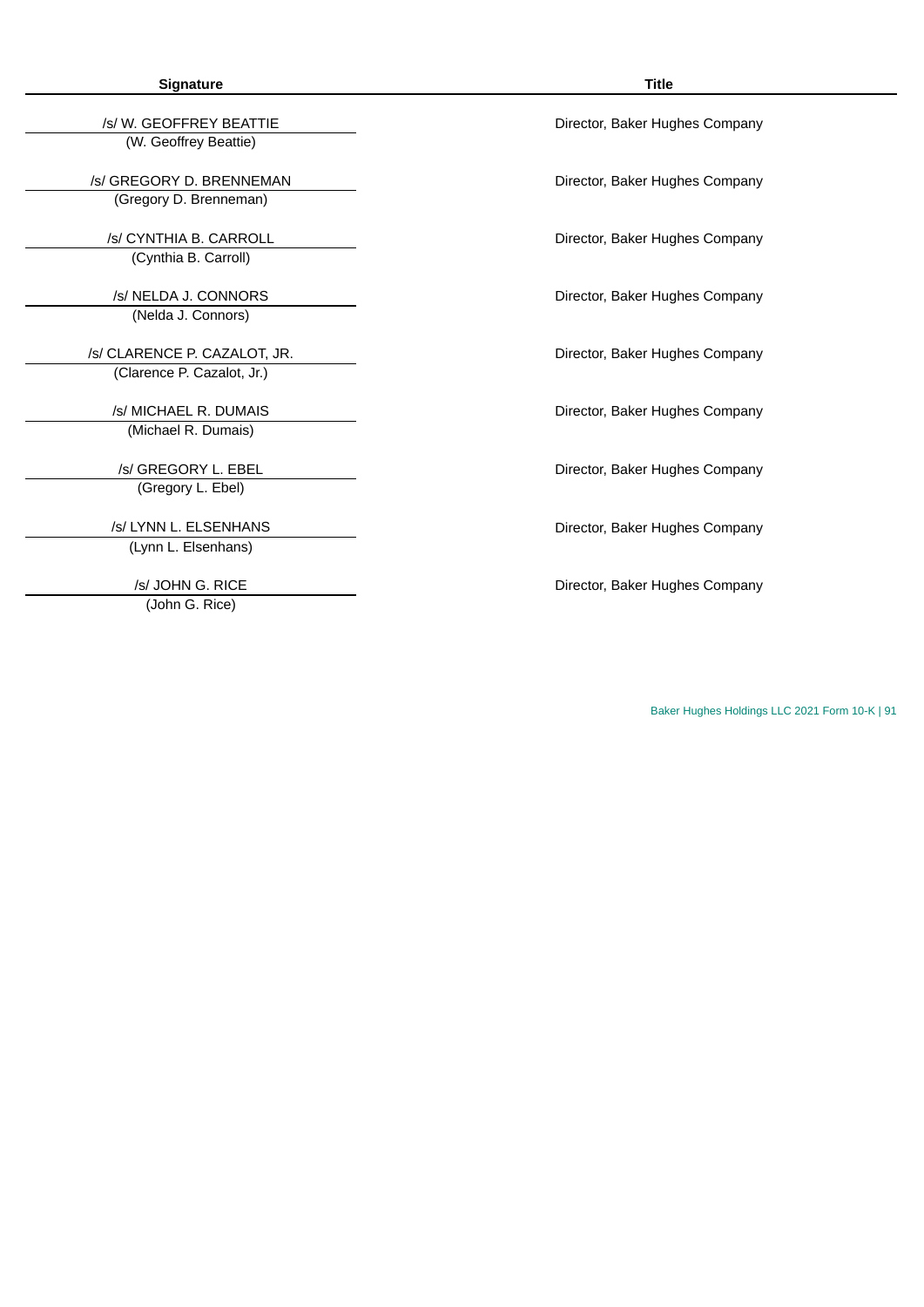| Signature | Title |
|---|---|
| /s/ W. GEOFFREY BEATTIE<br>(W. Geoffrey Beattie) | Director, Baker Hughes Company |
| /s/ GREGORY D. BRENNEMAN<br>(Gregory D. Brenneman) | Director, Baker Hughes Company |
| /s/ CYNTHIA B. CARROLL<br>(Cynthia B. Carroll) | Director, Baker Hughes Company |
| /s/ NELDA J. CONNORS<br>(Nelda J. Connors) | Director, Baker Hughes Company |
| /s/ CLARENCE P. CAZALOT, JR.<br>(Clarence P. Cazalot, Jr.) | Director, Baker Hughes Company |
| /s/ MICHAEL R. DUMAIS<br>(Michael R. Dumais) | Director, Baker Hughes Company |
| /s/ GREGORY L. EBEL<br>(Gregory L. Ebel) | Director, Baker Hughes Company |
| /s/ LYNN L. ELSENHANS<br>(Lynn L. Elsenhans) | Director, Baker Hughes Company |
| /s/ JOHN G. RICE<br>(John G. Rice) | Director, Baker Hughes Company |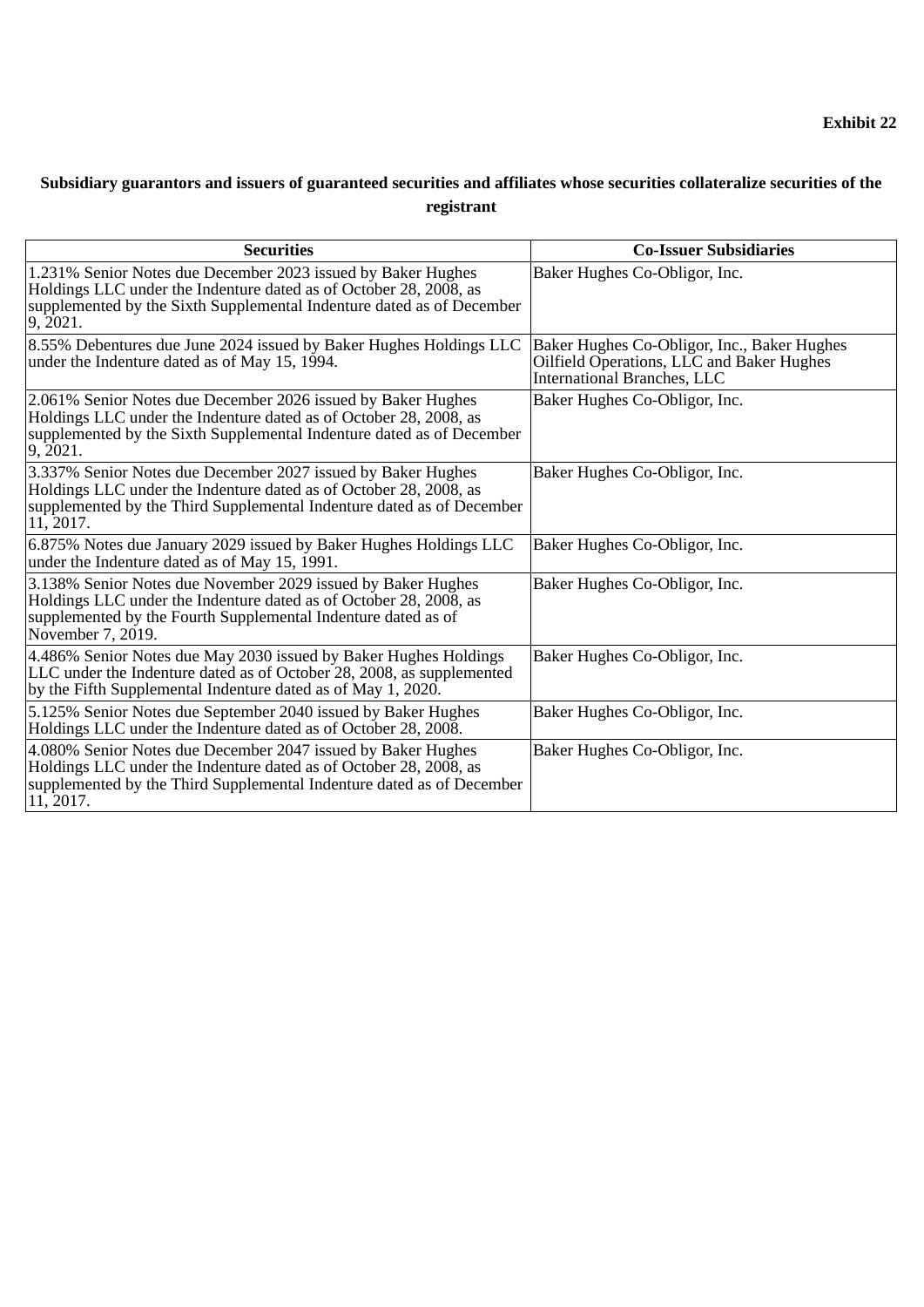**Exhibit 22**

**Subsidiary guarantors and issuers of guaranteed securities and affiliates whose securities collateralize securities of the registrant**

| Securities | Co-Issuer Subsidiaries |
|---|---|
| 1.231% Senior Notes due December 2023 issued by Baker Hughes Holdings LLC under the Indenture dated as of October 28, 2008, as supplemented by the Sixth Supplemental Indenture dated as of December 9, 2021. | Baker Hughes Co-Obligor, Inc. |
| 8.55% Debentures due June 2024 issued by Baker Hughes Holdings LLC under the Indenture dated as of May 15, 1994. | Baker Hughes Co-Obligor, Inc., Baker Hughes Oilfield Operations, LLC and Baker Hughes International Branches, LLC |
| 2.061% Senior Notes due December 2026 issued by Baker Hughes Holdings LLC under the Indenture dated as of October 28, 2008, as supplemented by the Sixth Supplemental Indenture dated as of December 9, 2021. | Baker Hughes Co-Obligor, Inc. |
| 3.337% Senior Notes due December 2027 issued by Baker Hughes Holdings LLC under the Indenture dated as of October 28, 2008, as supplemented by the Third Supplemental Indenture dated as of December 11, 2017. | Baker Hughes Co-Obligor, Inc. |
| 6.875% Notes due January 2029 issued by Baker Hughes Holdings LLC under the Indenture dated as of May 15, 1991. | Baker Hughes Co-Obligor, Inc. |
| 3.138% Senior Notes due November 2029 issued by Baker Hughes Holdings LLC under the Indenture dated as of October 28, 2008, as supplemented by the Fourth Supplemental Indenture dated as of November 7, 2019. | Baker Hughes Co-Obligor, Inc. |
| 4.486% Senior Notes May 2030 issued by Baker Hughes Holdings LLC under the Indenture dated as of October 28, 2008, as supplemented by the Fifth Supplemental Indenture dated as of May 1, 2020. | Baker Hughes Co-Obligor, Inc. |
| 5.125% Senior Notes due September 2040 issued by Baker Hughes Holdings LLC under the Indenture dated as of October 28, 2008. | Baker Hughes Co-Obligor, Inc. |
| 4.080% Senior Notes due December 2047 issued by Baker Hughes Holdings LLC under the Indenture dated as of October 28, 2008, as supplemented by the Third Supplemental Indenture dated as of December 11, 2017. | Baker Hughes Co-Obligor, Inc. |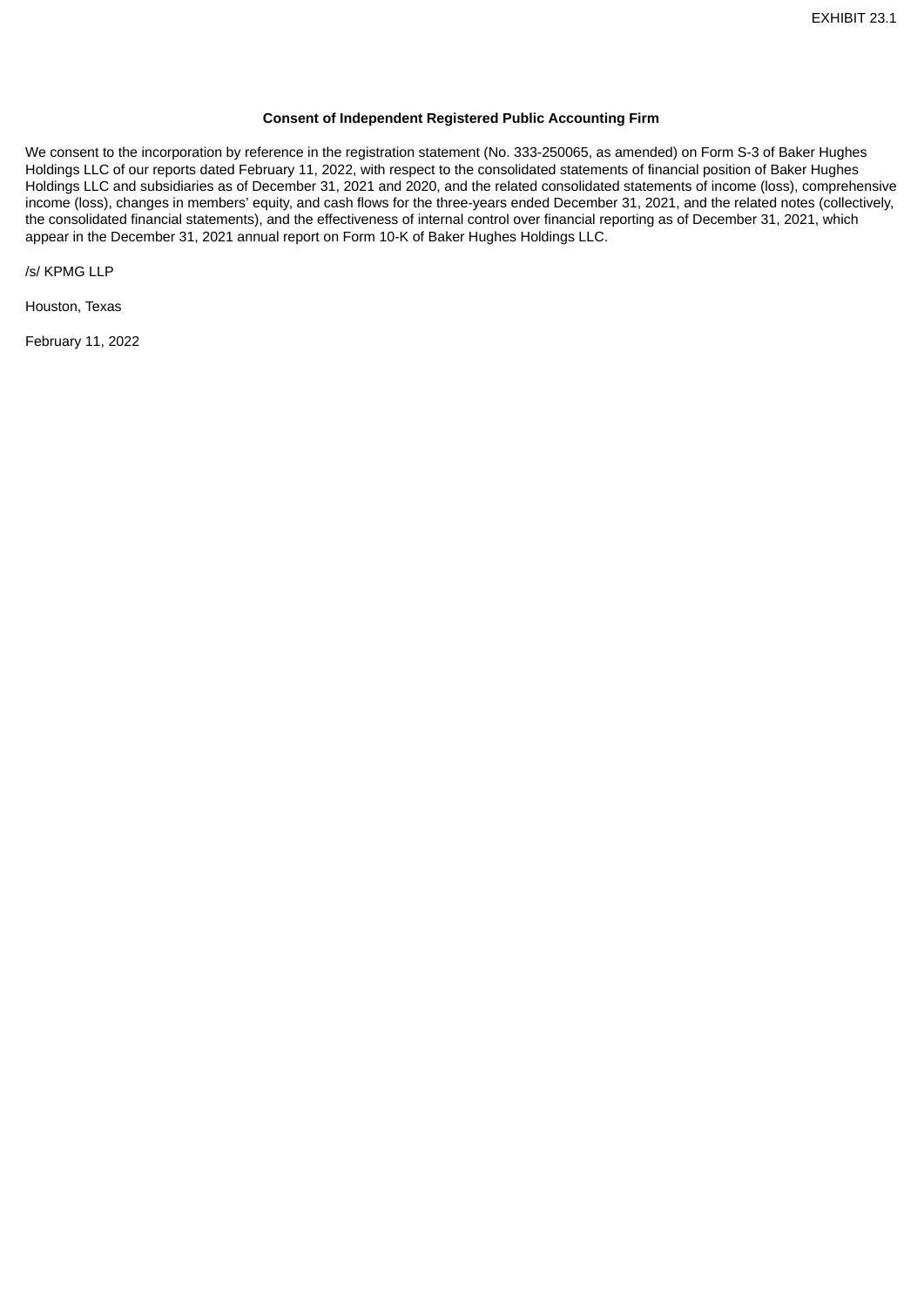EXHIBIT 23.1

**Consent of Independent Registered Public Accounting Firm**

We consent to the incorporation by reference in the registration statement (No. 333-250065, as amended) on Form S-3 of Baker Hughes Holdings LLC of our reports dated February 11, 2022, with respect to the consolidated statements of financial position of Baker Hughes Holdings LLC and subsidiaries as of December 31, 2021 and 2020, and the related consolidated statements of income (loss), comprehensive income (loss), changes in members' equity, and cash flows for the three-years ended December 31, 2021, and the related notes (collectively, the consolidated financial statements), and the effectiveness of internal control over financial reporting as of December 31, 2021, which appear in the December 31, 2021 annual report on Form 10-K of Baker Hughes Holdings LLC.

/s/ KPMG LLP

Houston, Texas

February 11, 2022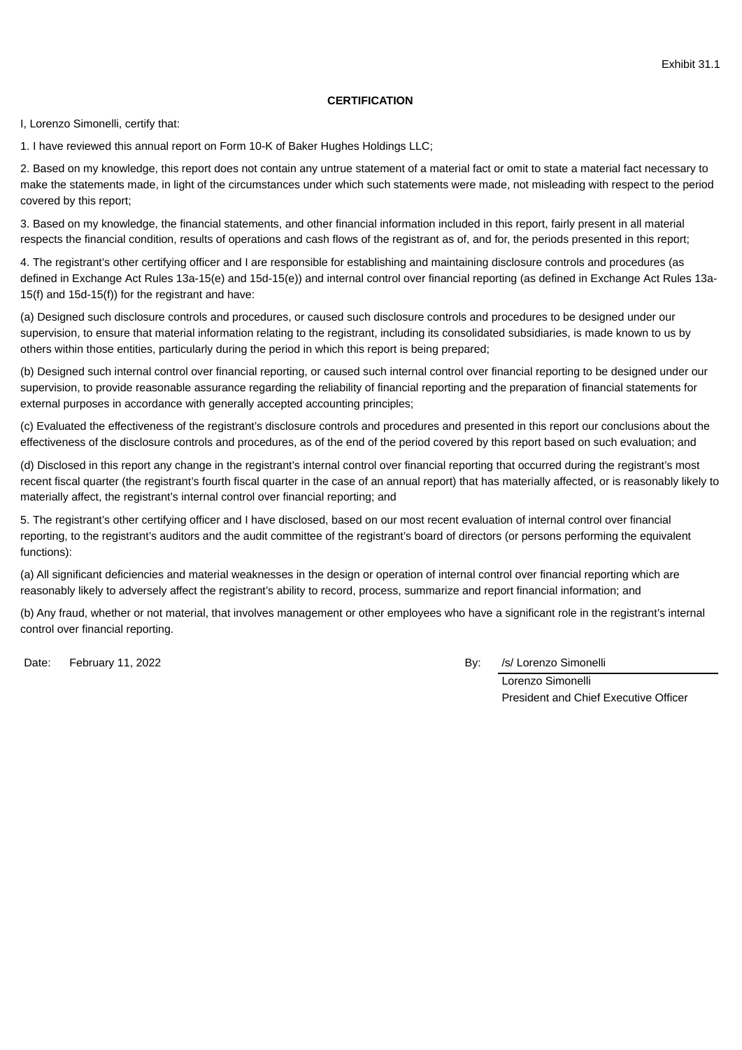Exhibit 31.1

**CERTIFICATION**

I, Lorenzo Simonelli, certify that:

1. I have reviewed this annual report on Form 10-K of Baker Hughes Holdings LLC;

2. Based on my knowledge, this report does not contain any untrue statement of a material fact or omit to state a material fact necessary to make the statements made, in light of the circumstances under which such statements were made, not misleading with respect to the period covered by this report;

3. Based on my knowledge, the financial statements, and other financial information included in this report, fairly present in all material respects the financial condition, results of operations and cash flows of the registrant as of, and for, the periods presented in this report;

4. The registrant's other certifying officer and I are responsible for establishing and maintaining disclosure controls and procedures (as defined in Exchange Act Rules 13a-15(e) and 15d-15(e)) and internal control over financial reporting (as defined in Exchange Act Rules 13a-15(f) and 15d-15(f)) for the registrant and have:

(a) Designed such disclosure controls and procedures, or caused such disclosure controls and procedures to be designed under our supervision, to ensure that material information relating to the registrant, including its consolidated subsidiaries, is made known to us by others within those entities, particularly during the period in which this report is being prepared;

(b) Designed such internal control over financial reporting, or caused such internal control over financial reporting to be designed under our supervision, to provide reasonable assurance regarding the reliability of financial reporting and the preparation of financial statements for external purposes in accordance with generally accepted accounting principles;

(c) Evaluated the effectiveness of the registrant's disclosure controls and procedures and presented in this report our conclusions about the effectiveness of the disclosure controls and procedures, as of the end of the period covered by this report based on such evaluation; and

(d) Disclosed in this report any change in the registrant's internal control over financial reporting that occurred during the registrant's most recent fiscal quarter (the registrant's fourth fiscal quarter in the case of an annual report) that has materially affected, or is reasonably likely to materially affect, the registrant's internal control over financial reporting; and

5. The registrant's other certifying officer and I have disclosed, based on our most recent evaluation of internal control over financial reporting, to the registrant's auditors and the audit committee of the registrant's board of directors (or persons performing the equivalent functions):

(a) All significant deficiencies and material weaknesses in the design or operation of internal control over financial reporting which are reasonably likely to adversely affect the registrant's ability to record, process, summarize and report financial information; and

(b) Any fraud, whether or not material, that involves management or other employees who have a significant role in the registrant's internal control over financial reporting.

Date: February 11, 2022

By: /s/ Lorenzo Simonelli

Lorenzo Simonelli

President and Chief Executive Officer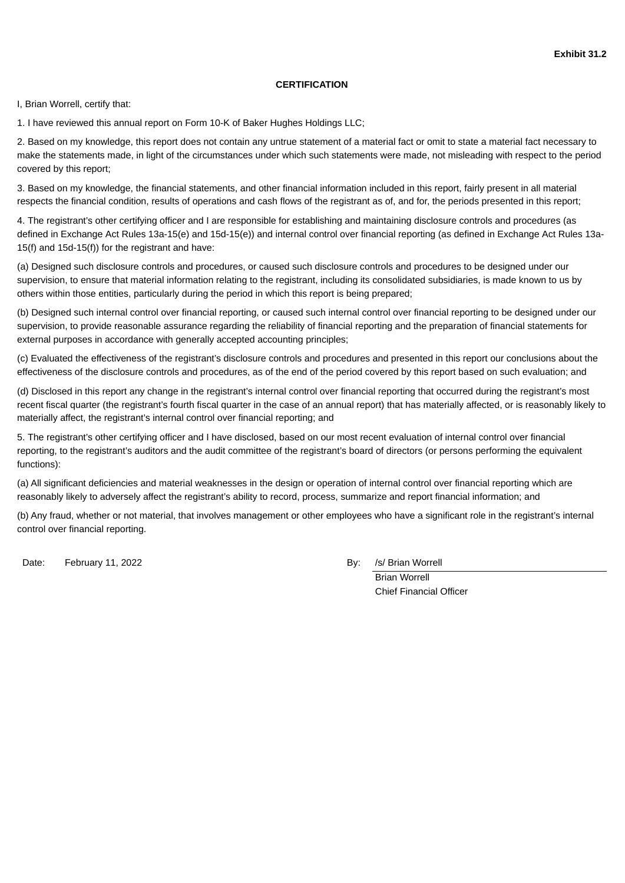**Exhibit 31.2**

**CERTIFICATION**

I, Brian Worrell, certify that:

1. I have reviewed this annual report on Form 10-K of Baker Hughes Holdings LLC;

2. Based on my knowledge, this report does not contain any untrue statement of a material fact or omit to state a material fact necessary to make the statements made, in light of the circumstances under which such statements were made, not misleading with respect to the period covered by this report;

3. Based on my knowledge, the financial statements, and other financial information included in this report, fairly present in all material respects the financial condition, results of operations and cash flows of the registrant as of, and for, the periods presented in this report;

4. The registrant's other certifying officer and I are responsible for establishing and maintaining disclosure controls and procedures (as defined in Exchange Act Rules 13a-15(e) and 15d-15(e)) and internal control over financial reporting (as defined in Exchange Act Rules 13a-15(f) and 15d-15(f)) for the registrant and have:

(a) Designed such disclosure controls and procedures, or caused such disclosure controls and procedures to be designed under our supervision, to ensure that material information relating to the registrant, including its consolidated subsidiaries, is made known to us by others within those entities, particularly during the period in which this report is being prepared;

(b) Designed such internal control over financial reporting, or caused such internal control over financial reporting to be designed under our supervision, to provide reasonable assurance regarding the reliability of financial reporting and the preparation of financial statements for external purposes in accordance with generally accepted accounting principles;

(c) Evaluated the effectiveness of the registrant's disclosure controls and procedures and presented in this report our conclusions about the effectiveness of the disclosure controls and procedures, as of the end of the period covered by this report based on such evaluation; and

(d) Disclosed in this report any change in the registrant's internal control over financial reporting that occurred during the registrant's most recent fiscal quarter (the registrant's fourth fiscal quarter in the case of an annual report) that has materially affected, or is reasonably likely to materially affect, the registrant's internal control over financial reporting; and

5. The registrant's other certifying officer and I have disclosed, based on our most recent evaluation of internal control over financial reporting, to the registrant's auditors and the audit committee of the registrant's board of directors (or persons performing the equivalent functions):

(a) All significant deficiencies and material weaknesses in the design or operation of internal control over financial reporting which are reasonably likely to adversely affect the registrant's ability to record, process, summarize and report financial information; and

(b) Any fraud, whether or not material, that involves management or other employees who have a significant role in the registrant's internal control over financial reporting.

Date: February 11, 2022

By: /s/ Brian Worrell
Brian Worrell
Chief Financial Officer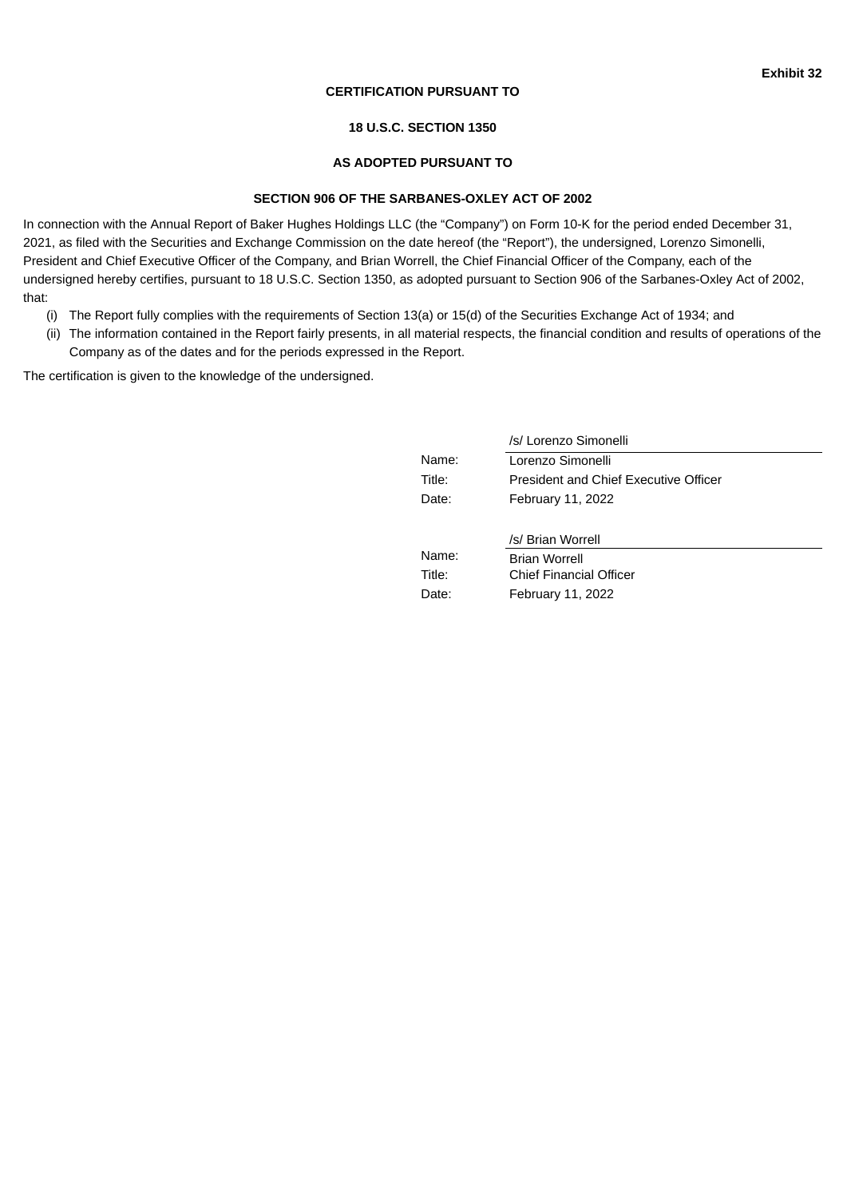**Exhibit 32**

**CERTIFICATION PURSUANT TO**

**18 U.S.C. SECTION 1350**

**AS ADOPTED PURSUANT TO**

**SECTION 906 OF THE SARBANES-OXLEY ACT OF 2002**

In connection with the Annual Report of Baker Hughes Holdings LLC (the “Company”) on Form 10-K for the period ended December 31, 2021, as filed with the Securities and Exchange Commission on the date hereof (the “Report”), the undersigned, Lorenzo Simonelli, President and Chief Executive Officer of the Company, and Brian Worrell, the Chief Financial Officer of the Company, each of the undersigned hereby certifies, pursuant to 18 U.S.C. Section 1350, as adopted pursuant to Section 906 of the Sarbanes-Oxley Act of 2002, that:

(i) The Report fully complies with the requirements of Section 13(a) or 15(d) of the Securities Exchange Act of 1934; and

(ii) The information contained in the Report fairly presents, in all material respects, the financial condition and results of operations of the Company as of the dates and for the periods expressed in the Report.

The certification is given to the knowledge of the undersigned.

| | |
|---|---|
| | /s/ Lorenzo Simonelli |
| Name: | Lorenzo Simonelli |
| Title: | President and Chief Executive Officer |
| Date: | February 11, 2022 |
| | |
| | /s/ Brian Worrell |
| Name: | Brian Worrell |
| Title: | Chief Financial Officer |
| Date: | February 11, 2022 |